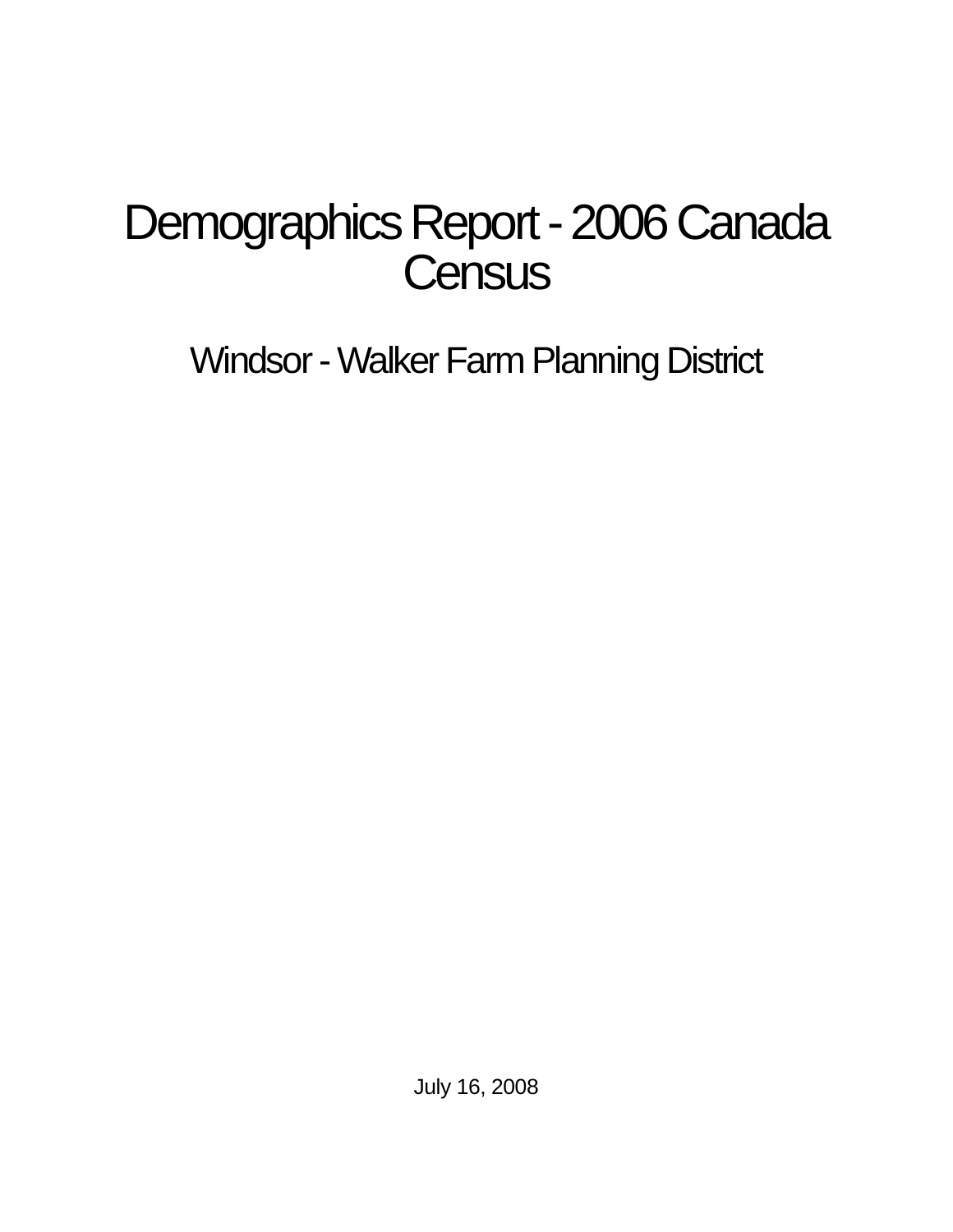# Demographics Report - 2006 Canada Census

## Windsor - Walker Farm Planning District

July 16, 2008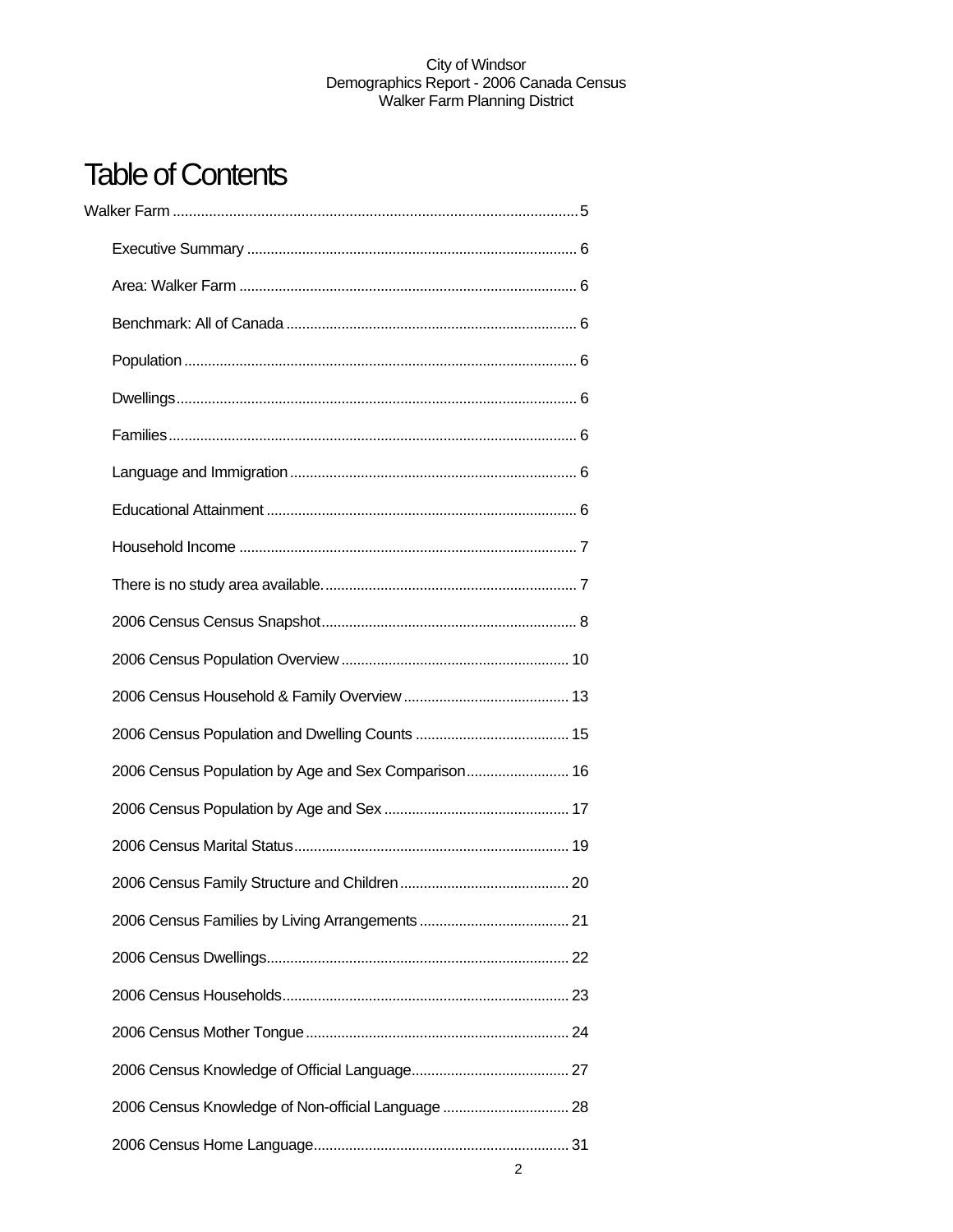# Table of Contents

Walker Farm .......................................................................................................5

- Executive Summary ................................................................................... 6
- Area: Walker Farm ..................................................................................... 6
- Benchmark: All of Canada ......................................................................... 6
- Population ................................................................................................... 6
- Dwellings..................................................................................................... 6
- Families....................................................................................................... 6
- Language and Immigration ........................................................................ 6
- Educational Attainment .............................................................................. 6
- Household Income ..................................................................................... 7
- There is no study area available................................................................ 7
- 2006 Census Census Snapshot................................................................ 8
- 2006 Census Population Overview .......................................................... 10
- 2006 Census Household & Family Overview .......................................... 13
- 2006 Census Population and Dwelling Counts ....................................... 15
- 2006 Census Population by Age and Sex Comparison.......................... 16
- 2006 Census Population by Age and Sex ............................................... 17
- 2006 Census Marital Status..................................................................... 19
- 2006 Census Family Structure and Children ........................................... 20
- 2006 Census Families by Living Arrangements ...................................... 21
- 2006 Census Dwellings............................................................................ 22
- 2006 Census Households........................................................................ 23
- 2006 Census Mother Tongue .................................................................. 24
- 2006 Census Knowledge of Official Language........................................ 27
- 2006 Census Knowledge of Non-official Language ................................ 28
- 2006 Census Home Language................................................................ 31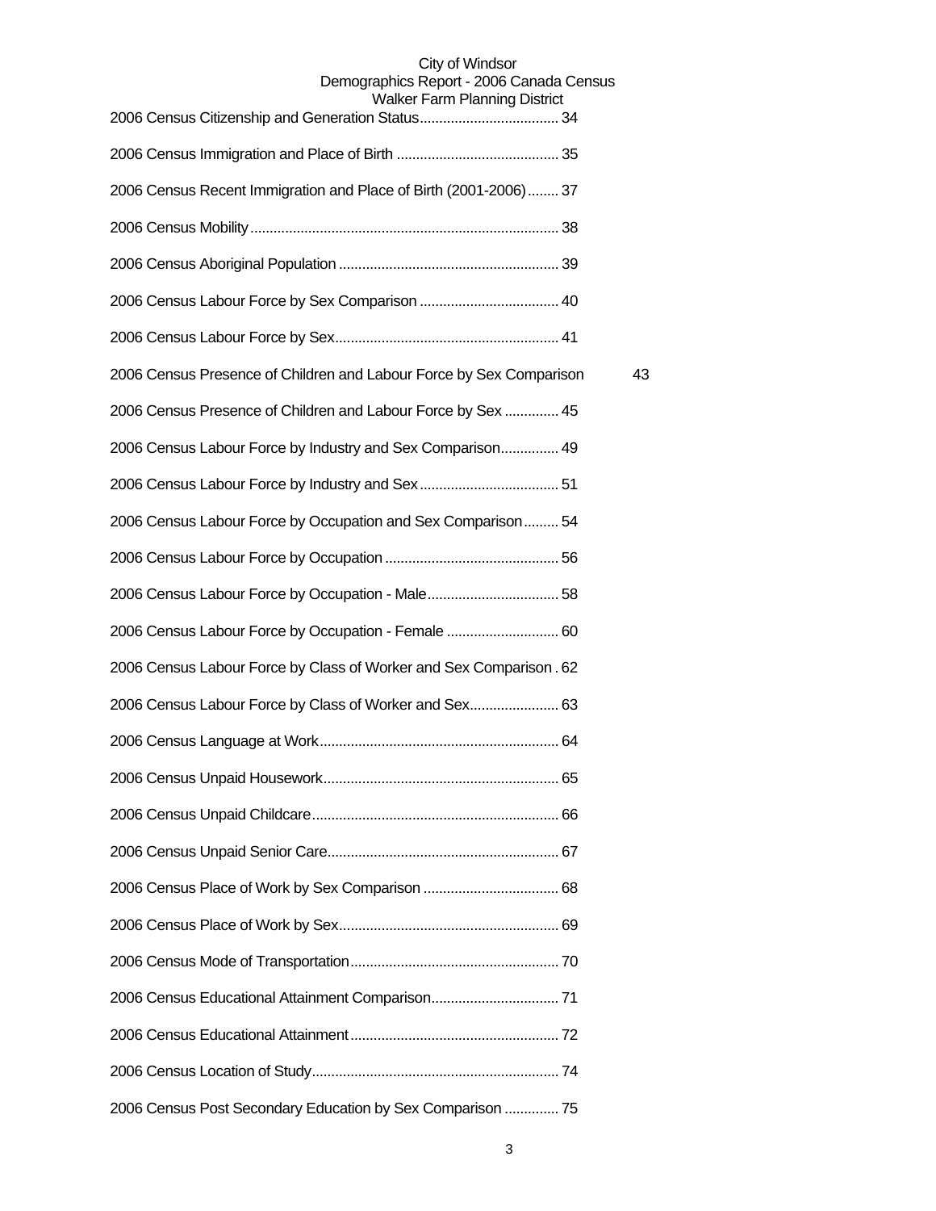2006 Census Citizenship and Generation Status.................................... 34

2006 Census Immigration and Place of Birth .......................................... 35

2006 Census Recent Immigration and Place of Birth (2001-2006)........ 37

2006 Census Mobility............................................................................... 38

2006 Census Aboriginal Population ......................................................... 39

2006 Census Labour Force by Sex Comparison .................................... 40

2006 Census Labour Force by Sex.......................................................... 41

2006 Census Presence of Children and Labour Force by Sex Comparison 43

2006 Census Presence of Children and Labour Force by Sex .............. 45

2006 Census Labour Force by Industry and Sex Comparison............... 49

2006 Census Labour Force by Industry and Sex.................................... 51

2006 Census Labour Force by Occupation and Sex Comparison......... 54

2006 Census Labour Force by Occupation ............................................. 56

2006 Census Labour Force by Occupation - Male.................................. 58

2006 Census Labour Force by Occupation - Female ............................. 60

2006 Census Labour Force by Class of Worker and Sex Comparison . 62

2006 Census Labour Force by Class of Worker and Sex....................... 63

2006 Census Language at Work............................................................. 64

2006 Census Unpaid Housework............................................................. 65

2006 Census Unpaid Childcare............................................................... 66

2006 Census Unpaid Senior Care........................................................... 67

2006 Census Place of Work by Sex Comparison ................................... 68

2006 Census Place of Work by Sex......................................................... 69

2006 Census Mode of Transportation...................................................... 70

2006 Census Educational Attainment Comparison................................. 71

2006 Census Educational Attainment...................................................... 72

2006 Census Location of Study............................................................... 74

2006 Census Post Secondary Education by Sex Comparison .............. 75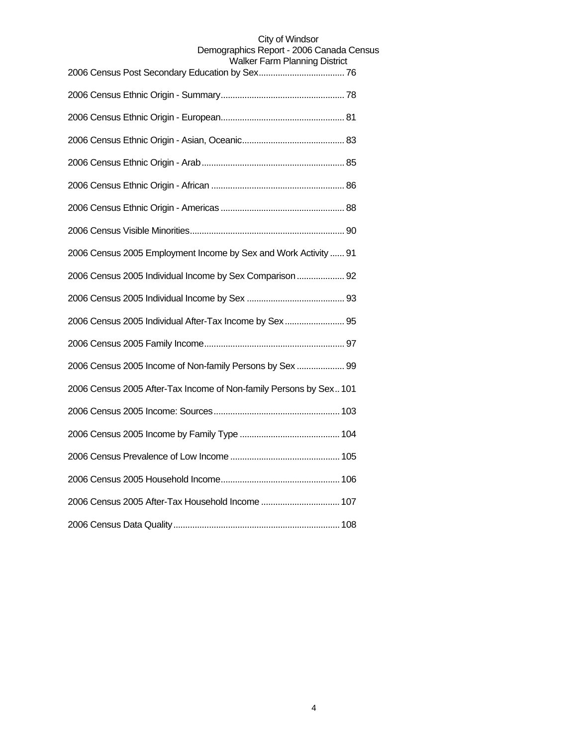2006 Census Post Secondary Education by Sex.................................... 76

2006 Census Ethnic Origin - Summary.................................................... 78

2006 Census Ethnic Origin - European.................................................... 81

2006 Census Ethnic Origin - Asian, Oceanic........................................... 83

2006 Census Ethnic Origin - Arab............................................................ 85

2006 Census Ethnic Origin - African ........................................................ 86

2006 Census Ethnic Origin - Americas .................................................... 88

2006 Census Visible Minorities................................................................. 90

2006 Census 2005 Employment Income by Sex and Work Activity ...... 91

2006 Census 2005 Individual Income by Sex Comparison .................... 92

2006 Census 2005 Individual Income by Sex ......................................... 93

2006 Census 2005 Individual After-Tax Income by Sex ......................... 95

2006 Census 2005 Family Income........................................................... 97

2006 Census 2005 Income of Non-family Persons by Sex .................... 99

2006 Census 2005 After-Tax Income of Non-family Persons by Sex.. 101

2006 Census 2005 Income: Sources..................................................... 103

2006 Census 2005 Income by Family Type .......................................... 104

2006 Census Prevalence of Low Income .............................................. 105

2006 Census 2005 Household Income.................................................. 106

2006 Census 2005 After-Tax Household Income ................................. 107

2006 Census Data Quality...................................................................... 108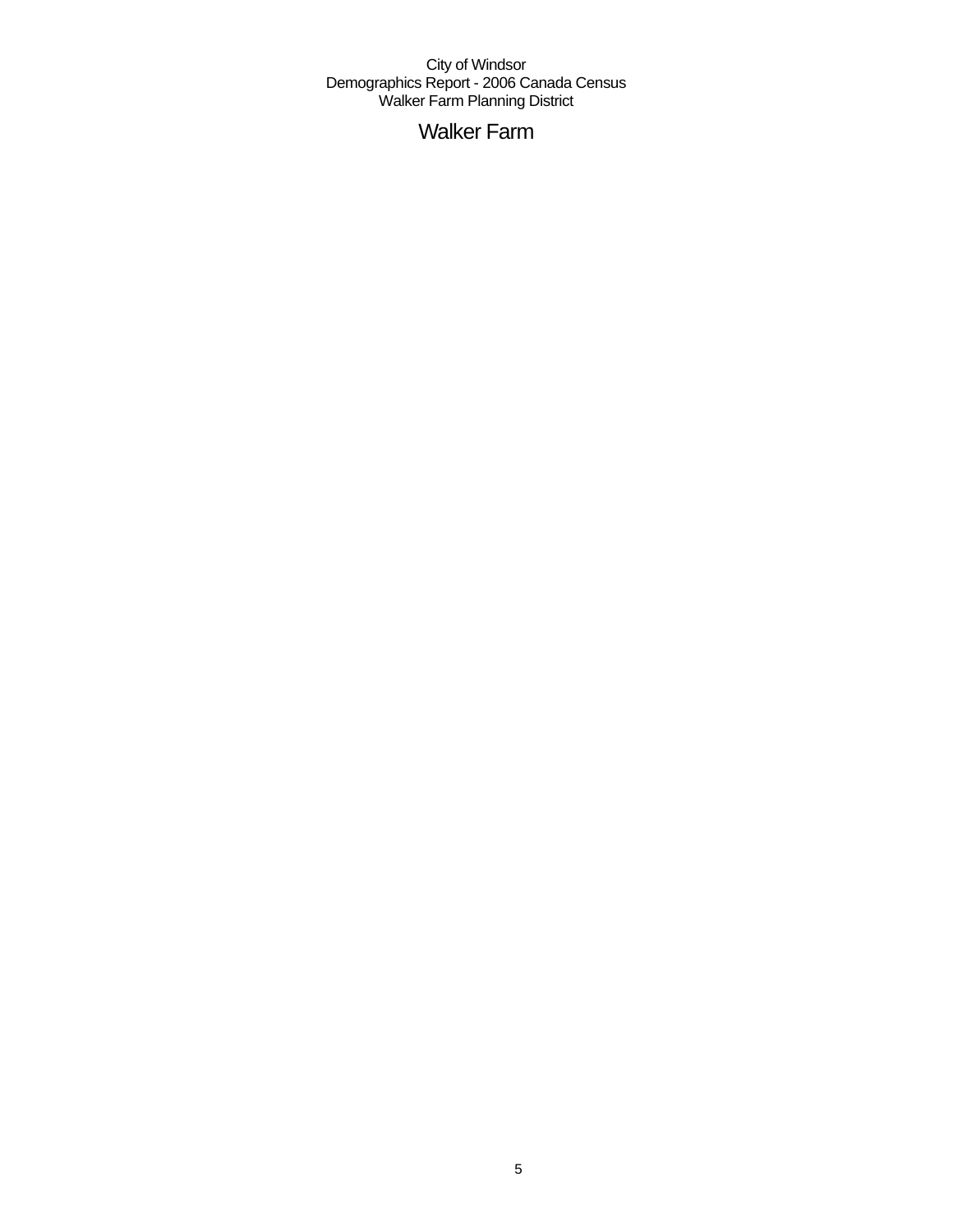City of Windsor
Demographics Report - 2006 Canada Census
Walker Farm Planning District

# Walker Farm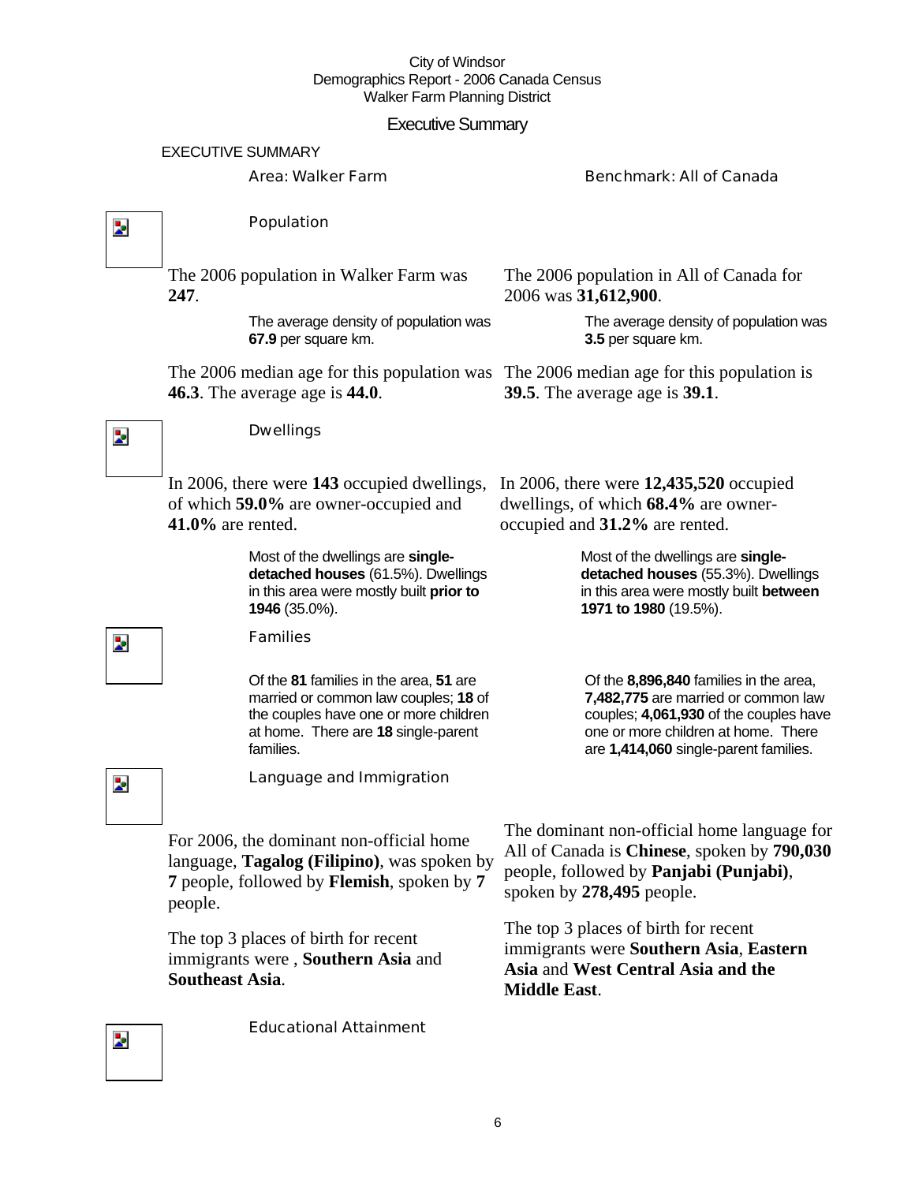City of Windsor
Demographics Report - 2006 Canada Census
Walker Farm Planning District

# Executive Summary

## EXECUTIVE SUMMARY

Area: Walker Farm

Benchmark: All of Canada

### Population

The 2006 population in Walker Farm was **247**.

The average density of population was **67.9** per square km.

The 2006 median age for this population was **46.3**. The average age is **44.0**.

The 2006 population in All of Canada for 2006 was **31,612,900**.

The average density of population was **3.5** per square km.

The 2006 median age for this population is **39.5**. The average age is **39.1**.

### Dwellings

In 2006, there were **143** occupied dwellings, of which **59.0%** are owner-occupied and **41.0%** are rented.

Most of the dwellings are **single-detached houses** (61.5%). Dwellings in this area were mostly built **prior to 1946** (35.0%).

In 2006, there were **12,435,520** occupied dwellings, of which **68.4%** are owner-occupied and **31.2%** are rented.

Most of the dwellings are **single-detached houses** (55.3%). Dwellings in this area were mostly built **between 1971 to 1980** (19.5%).

### Families

Of the **81** families in the area, **51** are married or common law couples; **18** of the couples have one or more children at home. There are **18** single-parent families.

Of the **8,896,840** families in the area, **7,482,775** are married or common law couples; **4,061,930** of the couples have one or more children at home. There are **1,414,060** single-parent families.

### Language and Immigration

For 2006, the dominant non-official home language, **Tagalog (Filipino)**, was spoken by **7** people, followed by **Flemish**, spoken by **7** people.

The top 3 places of birth for recent immigrants were , **Southern Asia** and **Southeast Asia**.

The dominant non-official home language for All of Canada is **Chinese**, spoken by **790,030** people, followed by **Panjabi (Punjabi)**, spoken by **278,495** people.

The top 3 places of birth for recent immigrants were **Southern Asia**, **Eastern Asia** and **West Central Asia and the Middle East**.

### Educational Attainment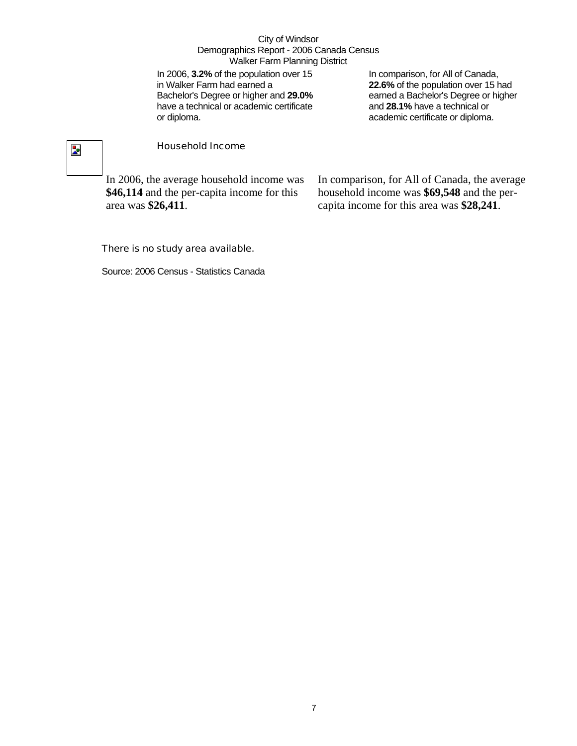City of Windsor
Demographics Report - 2006 Canada Census
Walker Farm Planning District

In 2006, **3.2%** of the population over 15 in Walker Farm had earned a Bachelor's Degree or higher and **29.0%** have a technical or academic certificate or diploma.

In comparison, for All of Canada, **22.6%** of the population over 15 had earned a Bachelor's Degree or higher and **28.1%** have a technical or academic certificate or diploma.

## Household Income

In 2006, the average household income was **$46,114** and the per-capita income for this area was **$26,411**.

In comparison, for All of Canada, the average household income was **$69,548** and the per-capita income for this area was **$28,241**.

There is no study area available.

Source: 2006 Census - Statistics Canada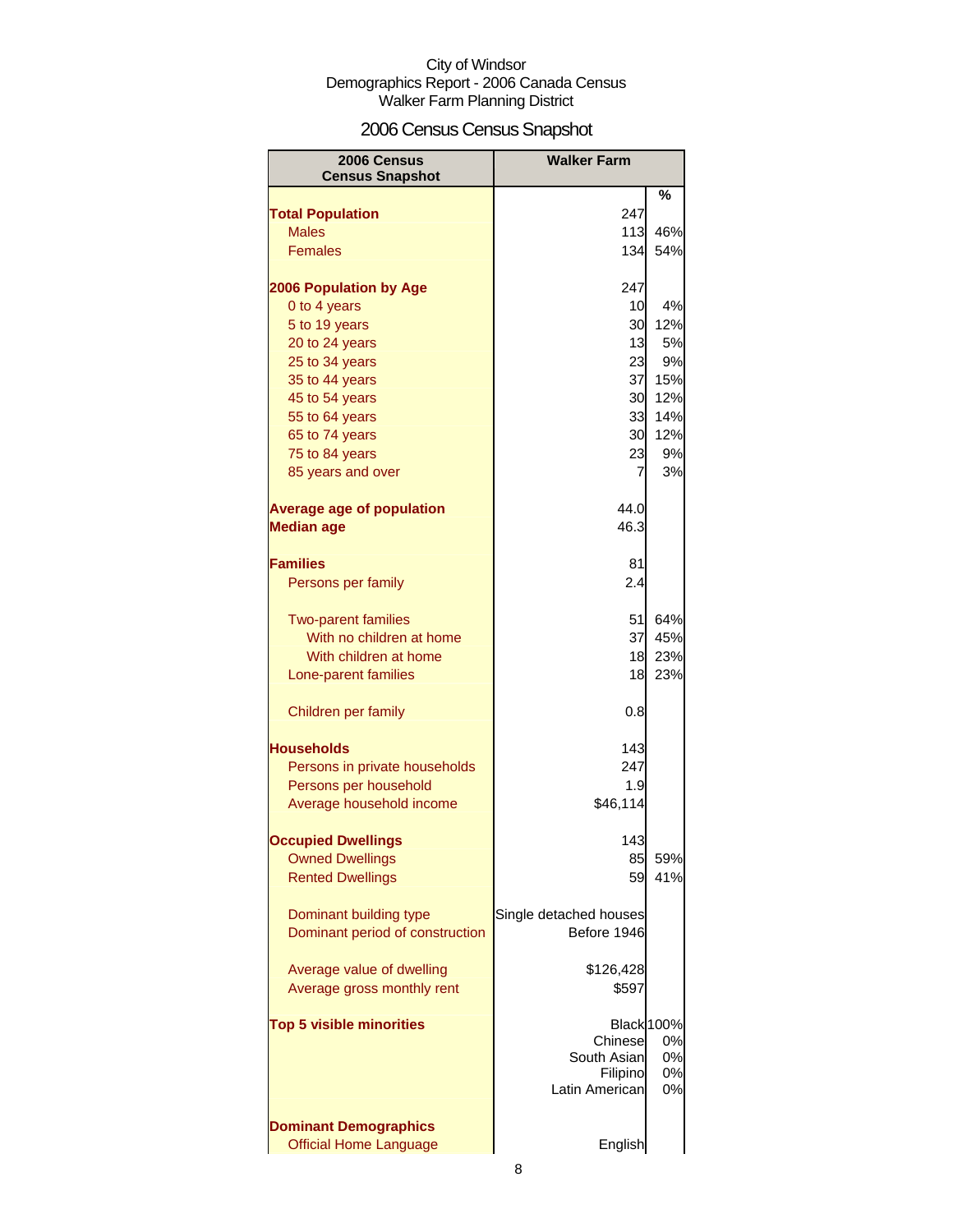City of Windsor
Demographics Report - 2006 Canada Census
Walker Farm Planning District

# 2006 Census Census Snapshot

| 2006 Census Census Snapshot | Walker Farm | |
|---|---|---|
| | | % |
| **Total Population** | 247 | |
| Males | 113 | 46% |
| Females | 134 | 54% |
| | | |
| **2006 Population by Age** | 247 | |
| 0 to 4 years | 10 | 4% |
| 5 to 19 years | 30 | 12% |
| 20 to 24 years | 13 | 5% |
| 25 to 34 years | 23 | 9% |
| 35 to 44 years | 37 | 15% |
| 45 to 54 years | 30 | 12% |
| 55 to 64 years | 33 | 14% |
| 65 to 74 years | 30 | 12% |
| 75 to 84 years | 23 | 9% |
| 85 years and over | 7 | 3% |
| | | |
| **Average age of population** | 44.0 | |
| **Median age** | 46.3 | |
| | | |
| **Families** | 81 | |
| Persons per family | 2.4 | |
| | | |
| Two-parent families | 51 | 64% |
| With no children at home | 37 | 45% |
| With children at home | 18 | 23% |
| Lone-parent families | 18 | 23% |
| | | |
| Children per family | 0.8 | |
| | | |
| **Households** | 143 | |
| Persons in private households | 247 | |
| Persons per household | 1.9 | |
| Average household income | $46,114 | |
| | | |
| **Occupied Dwellings** | 143 | |
| Owned Dwellings | 85 | 59% |
| Rented Dwellings | 59 | 41% |
| | | |
| Dominant building type | Single detached houses | |
| Dominant period of construction | Before 1946 | |
| | | |
| Average value of dwelling | $126,428 | |
| Average gross monthly rent | $597 | |
| | | |
| **Top 5 visible minorities** | Black | 100% |
| | Chinese | 0% |
| | South Asian | 0% |
| | Filipino | 0% |
| | Latin American | 0% |
| | | |
| **Dominant Demographics** | | |
| Official Home Language | English | |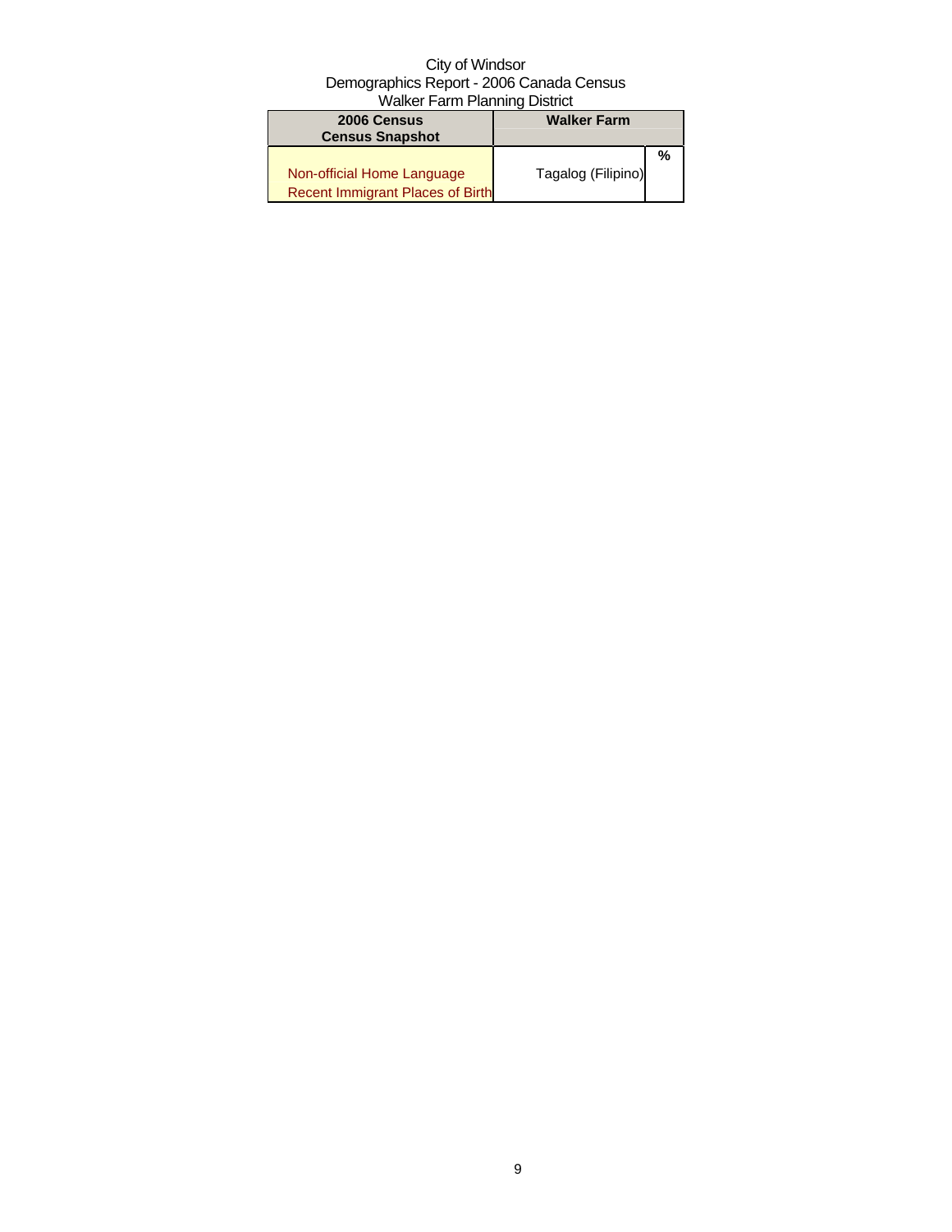City of Windsor
Demographics Report - 2006 Canada Census
Walker Farm Planning District

| 2006 Census<br>Census Snapshot | Walker Farm | |
|---|---|---|
| | | % |
| Non-official Home Language<br>Recent Immigrant Places of Birth | Tagalog (Filipino) | |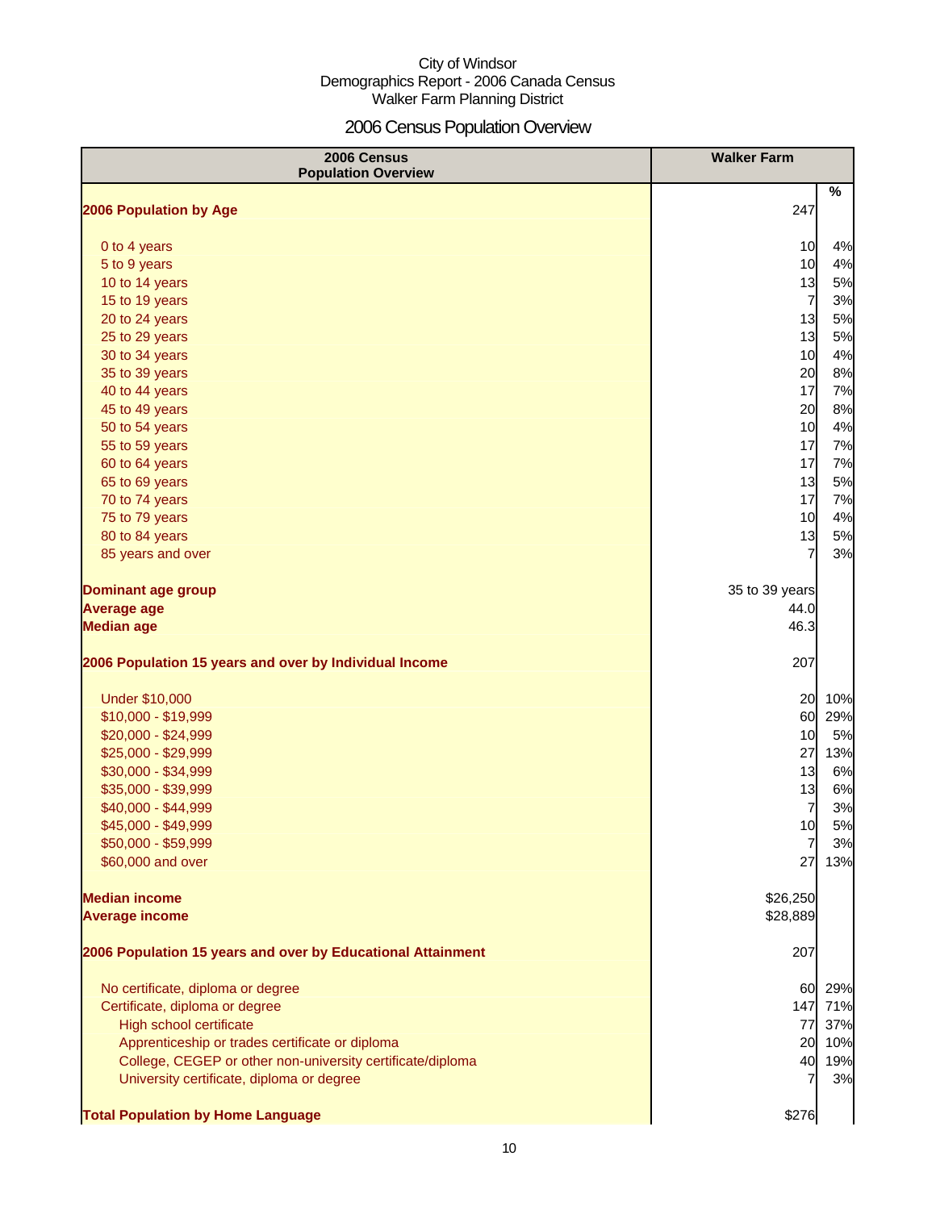City of Windsor
Demographics Report - 2006 Canada Census
Walker Farm Planning District

# 2006 Census Population Overview

| 2006 Census Population Overview | Walker Farm | % |
|---|---|---|
| **2006 Population by Age** | 247 | |
| 0 to 4 years | 10 | 4% |
| 5 to 9 years | 10 | 4% |
| 10 to 14 years | 13 | 5% |
| 15 to 19 years | 7 | 3% |
| 20 to 24 years | 13 | 5% |
| 25 to 29 years | 13 | 5% |
| 30 to 34 years | 10 | 4% |
| 35 to 39 years | 20 | 8% |
| 40 to 44 years | 17 | 7% |
| 45 to 49 years | 20 | 8% |
| 50 to 54 years | 10 | 4% |
| 55 to 59 years | 17 | 7% |
| 60 to 64 years | 17 | 7% |
| 65 to 69 years | 13 | 5% |
| 70 to 74 years | 17 | 7% |
| 75 to 79 years | 10 | 4% |
| 80 to 84 years | 13 | 5% |
| 85 years and over | 7 | 3% |
| **Dominant age group** | 35 to 39 years | |
| **Average age** | 44.0 | |
| **Median age** | 46.3 | |
| **2006 Population 15 years and over by Individual Income** | 207 | |
| Under $10,000 | 20 | 10% |
| $10,000 - $19,999 | 60 | 29% |
| $20,000 - $24,999 | 10 | 5% |
| $25,000 - $29,999 | 27 | 13% |
| $30,000 - $34,999 | 13 | 6% |
| $35,000 - $39,999 | 13 | 6% |
| $40,000 - $44,999 | 7 | 3% |
| $45,000 - $49,999 | 10 | 5% |
| $50,000 - $59,999 | 7 | 3% |
| $60,000 and over | 27 | 13% |
| **Median income** | $26,250 | |
| **Average income** | $28,889 | |
| **2006 Population 15 years and over by Educational Attainment** | 207 | |
| No certificate, diploma or degree | 60 | 29% |
| Certificate, diploma or degree | 147 | 71% |
| High school certificate | 77 | 37% |
| Apprenticeship or trades certificate or diploma | 20 | 10% |
| College, CEGEP or other non-university certificate/diploma | 40 | 19% |
| University certificate, diploma or degree | 7 | 3% |
| **Total Population by Home Language** | $276 | |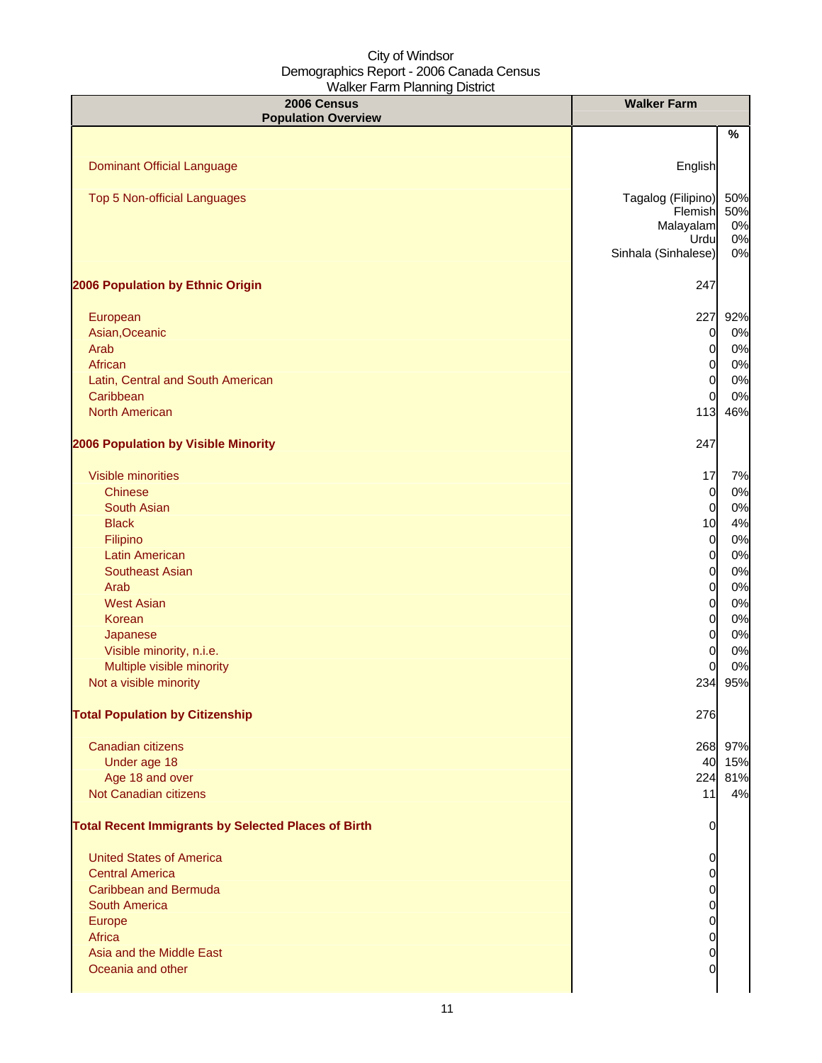City of Windsor
Demographics Report - 2006 Canada Census
Walker Farm Planning District

| 2006 Census<br>Population Overview | Walker Farm | |
|---|---|---|
| | | % |
| Dominant Official Language | English | |
| Top 5 Non-official Languages | Tagalog (Filipino) | 50% |
| | Flemish | 50% |
| | Malayalam | 0% |
| | Urdu | 0% |
| | Sinhala (Sinhalese) | 0% |
| **2006 Population by Ethnic Origin** | 247 | |
| European | 227 | 92% |
| Asian,Oceanic | 0 | 0% |
| Arab | 0 | 0% |
| African | 0 | 0% |
| Latin, Central and South American | 0 | 0% |
| Caribbean | 0 | 0% |
| North American | 113 | 46% |
| **2006 Population by Visible Minority** | 247 | |
| Visible minorities | 17 | 7% |
| Chinese | 0 | 0% |
| South Asian | 0 | 0% |
| Black | 10 | 4% |
| Filipino | 0 | 0% |
| Latin American | 0 | 0% |
| Southeast Asian | 0 | 0% |
| Arab | 0 | 0% |
| West Asian | 0 | 0% |
| Korean | 0 | 0% |
| Japanese | 0 | 0% |
| Visible minority, n.i.e. | 0 | 0% |
| Multiple visible minority | 0 | 0% |
| Not a visible minority | 234 | 95% |
| **Total Population by Citizenship** | 276 | |
| Canadian citizens | 268 | 97% |
| Under age 18 | 40 | 15% |
| Age 18 and over | 224 | 81% |
| Not Canadian citizens | 11 | 4% |
| **Total Recent Immigrants by Selected Places of Birth** | 0 | |
| United States of America | 0 | |
| Central America | 0 | |
| Caribbean and Bermuda | 0 | |
| South America | 0 | |
| Europe | 0 | |
| Africa | 0 | |
| Asia and the Middle East | 0 | |
| Oceania and other | 0 | |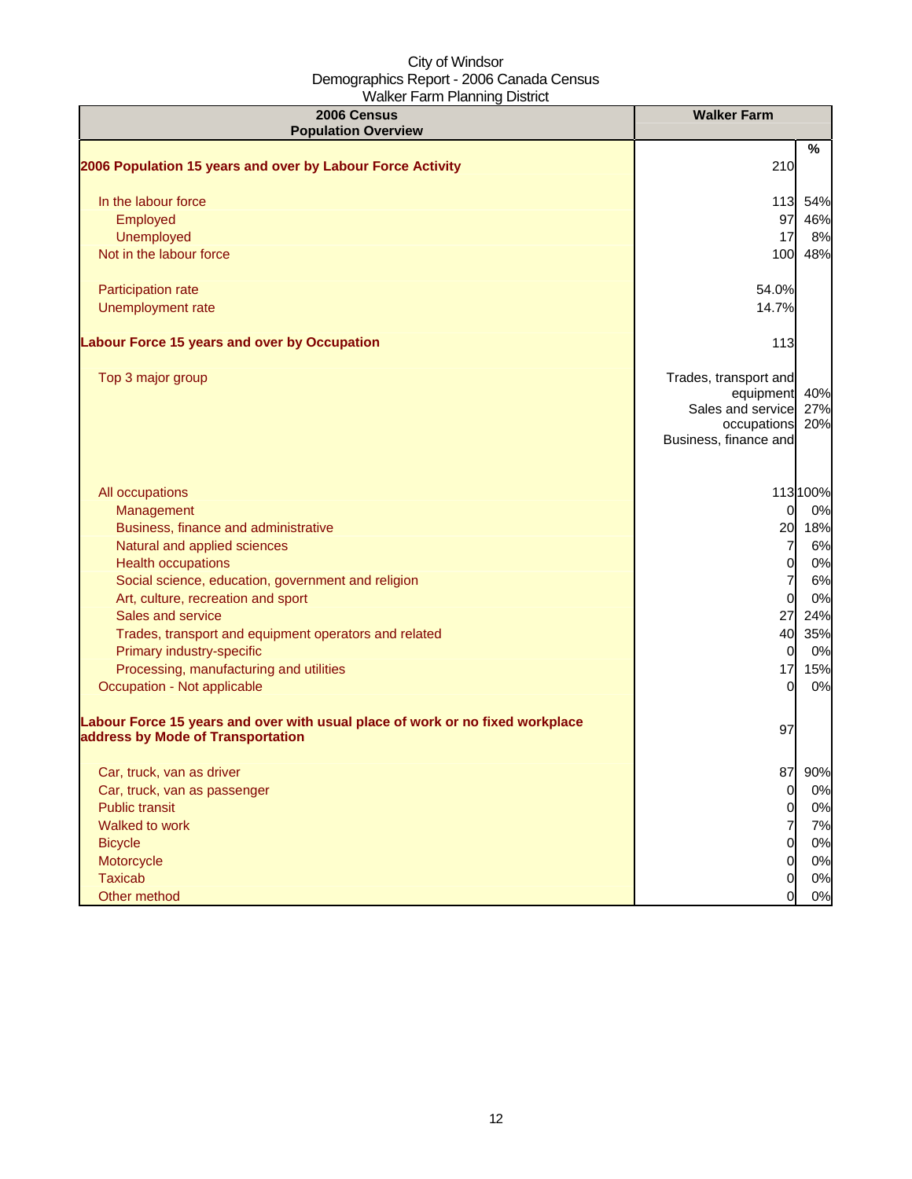City of Windsor
Demographics Report - 2006 Canada Census
Walker Farm Planning District

| 2006 Census Population Overview | Walker Farm | % |
|---|---|---|
| **2006 Population 15 years and over by Labour Force Activity** | 210 | |
| In the labour force | 113 | 54% |
| Employed | 97 | 46% |
| Unemployed | 17 | 8% |
| Not in the labour force | 100 | 48% |
| Participation rate | 54.0% | |
| Unemployment rate | 14.7% | |
| **Labour Force 15 years and over by Occupation** | 113 | |
| Top 3 major group | Trades, transport and equipment | 40% |
| | Sales and service occupations | 27% |
| | Business, finance and | 20% |
| All occupations | 113 | 100% |
| Management | 0 | 0% |
| Business, finance and administrative | 20 | 18% |
| Natural and applied sciences | 7 | 6% |
| Health occupations | 0 | 0% |
| Social science, education, government and religion | 7 | 6% |
| Art, culture, recreation and sport | 0 | 0% |
| Sales and service | 27 | 24% |
| Trades, transport and equipment operators and related | 40 | 35% |
| Primary industry-specific | 0 | 0% |
| Processing, manufacturing and utilities | 17 | 15% |
| Occupation - Not applicable | 0 | 0% |
| **Labour Force 15 years and over with usual place of work or no fixed workplace address by Mode of Transportation** | 97 | |
| Car, truck, van as driver | 87 | 90% |
| Car, truck, van as passenger | 0 | 0% |
| Public transit | 0 | 0% |
| Walked to work | 7 | 7% |
| Bicycle | 0 | 0% |
| Motorcycle | 0 | 0% |
| Taxicab | 0 | 0% |
| Other method | 0 | 0% |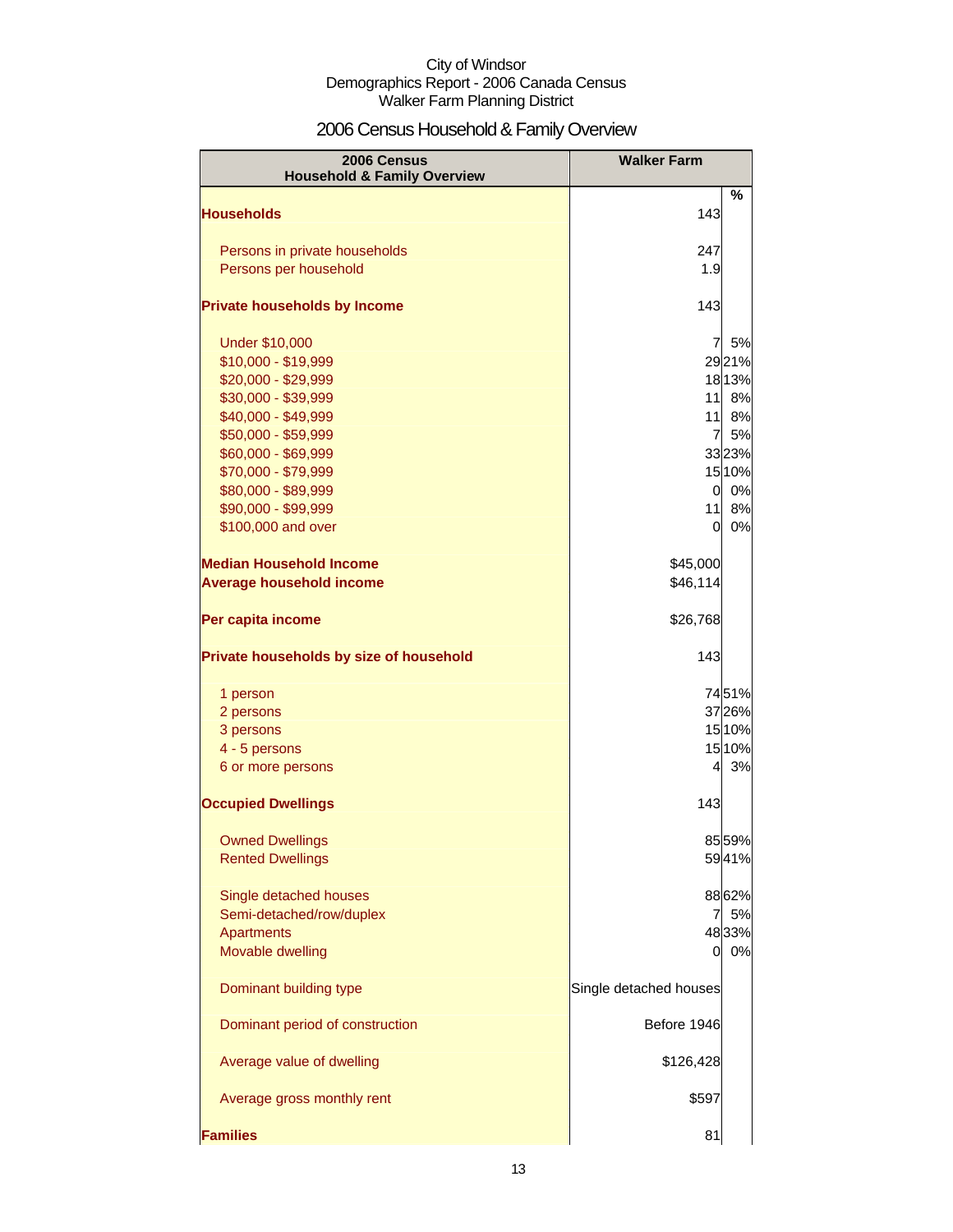City of Windsor
Demographics Report - 2006 Canada Census
Walker Farm Planning District

# 2006 Census Household & Family Overview

| 2006 Census Household & Family Overview | Walker Farm | |
|---|---|---|
| | | % |
| **Households** | 143 | |
| Persons in private households | 247 | |
| Persons per household | 1.9 | |
| **Private households by Income** | 143 | |
| Under $10,000 | 7 | 5% |
| $10,000 - $19,999 | 29 | 21% |
| $20,000 - $29,999 | 18 | 13% |
| $30,000 - $39,999 | 11 | 8% |
| $40,000 - $49,999 | 11 | 8% |
| $50,000 - $59,999 | 7 | 5% |
| $60,000 - $69,999 | 33 | 23% |
| $70,000 - $79,999 | 15 | 10% |
| $80,000 - $89,999 | 0 | 0% |
| $90,000 - $99,999 | 11 | 8% |
| $100,000 and over | 0 | 0% |
| **Median Household Income** | $45,000 | |
| **Average household income** | $46,114 | |
| **Per capita income** | $26,768 | |
| **Private households by size of household** | 143 | |
| 1 person | 74 | 51% |
| 2 persons | 37 | 26% |
| 3 persons | 15 | 10% |
| 4 - 5 persons | 15 | 10% |
| 6 or more persons | 4 | 3% |
| **Occupied Dwellings** | 143 | |
| Owned Dwellings | 85 | 59% |
| Rented Dwellings | 59 | 41% |
| Single detached houses | 88 | 62% |
| Semi-detached/row/duplex | 7 | 5% |
| Apartments | 48 | 33% |
| Movable dwelling | 0 | 0% |
| Dominant building type | Single detached houses | |
| Dominant period of construction | Before 1946 | |
| Average value of dwelling | $126,428 | |
| Average gross monthly rent | $597 | |
| **Families** | 81 | |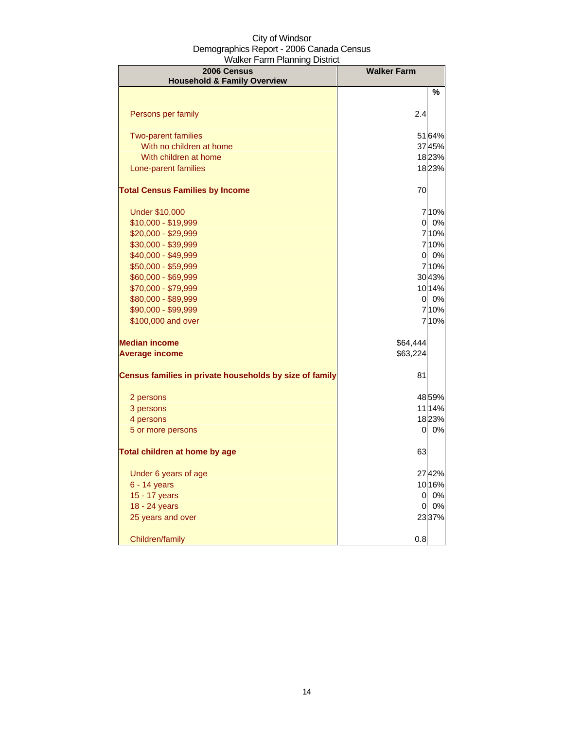City of Windsor
Demographics Report - 2006 Canada Census
Walker Farm Planning District

| 2006 Census Household & Family Overview | Walker Farm | |
|---|---|---|
| | | % |
| Persons per family | 2.4 | |
| Two-parent families | 51 | 64% |
| With no children at home | 37 | 45% |
| With children at home | 18 | 23% |
| Lone-parent families | 18 | 23% |
| **Total Census Families by Income** | 70 | |
| Under $10,000 | 7 | 10% |
| $10,000 - $19,999 | 0 | 0% |
| $20,000 - $29,999 | 7 | 10% |
| $30,000 - $39,999 | 7 | 10% |
| $40,000 - $49,999 | 0 | 0% |
| $50,000 - $59,999 | 7 | 10% |
| $60,000 - $69,999 | 30 | 43% |
| $70,000 - $79,999 | 10 | 14% |
| $80,000 - $89,999 | 0 | 0% |
| $90,000 - $99,999 | 7 | 10% |
| $100,000 and over | 7 | 10% |
| **Median income** | $64,444 | |
| **Average income** | $63,224 | |
| **Census families in private households by size of family** | 81 | |
| 2 persons | 48 | 59% |
| 3 persons | 11 | 14% |
| 4 persons | 18 | 23% |
| 5 or more persons | 0 | 0% |
| **Total children at home by age** | 63 | |
| Under 6 years of age | 27 | 42% |
| 6 - 14 years | 10 | 16% |
| 15 - 17 years | 0 | 0% |
| 18 - 24 years | 0 | 0% |
| 25 years and over | 23 | 37% |
| Children/family | 0.8 | |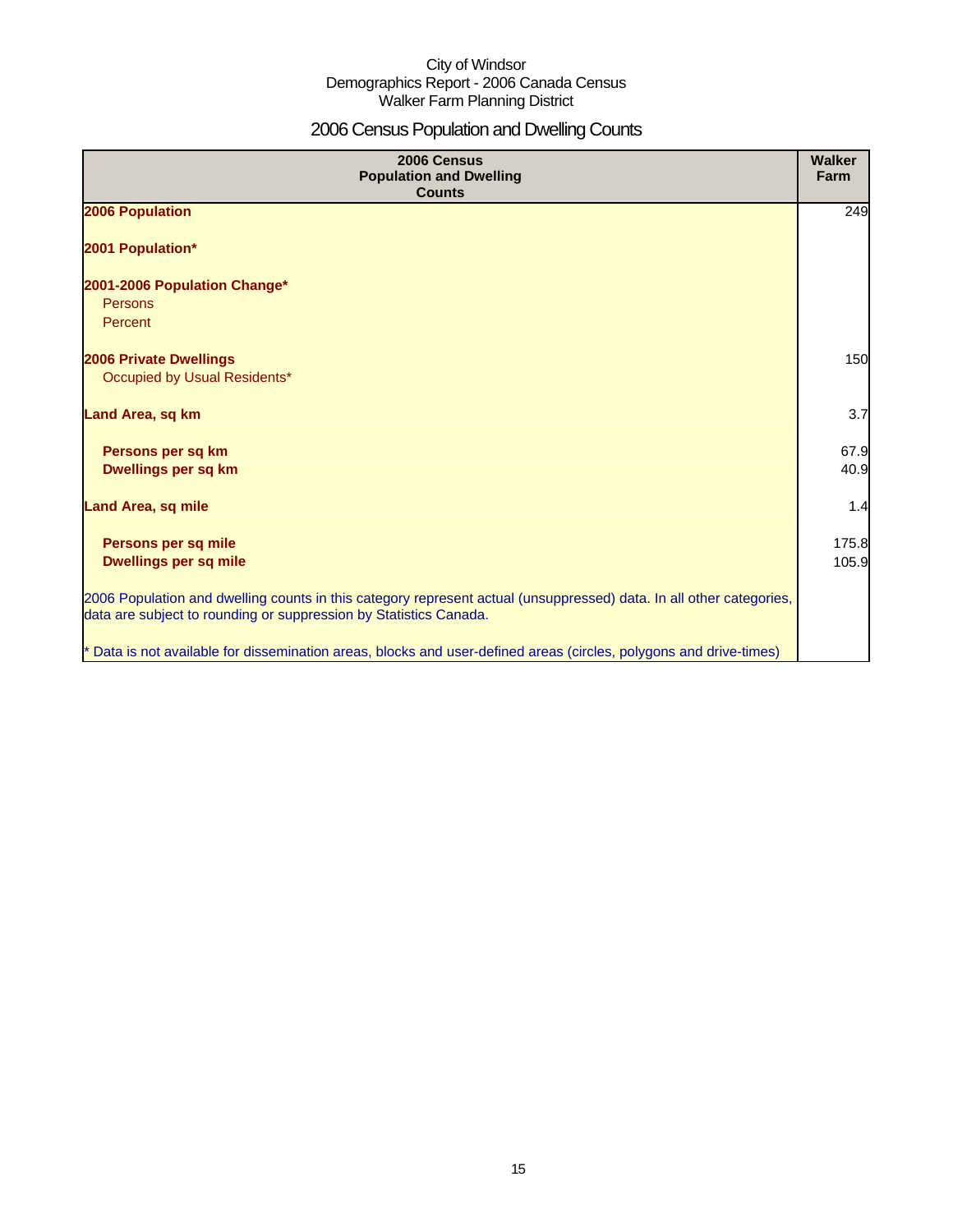City of Windsor
Demographics Report - 2006 Canada Census
Walker Farm Planning District

# 2006 Census Population and Dwelling Counts

| 2006 Census Population and Dwelling Counts | Walker Farm |
|---|---|
| **2006 Population** | 249 |
| **2001 Population*** | |
| **2001-2006 Population Change*** | |
| Persons | |
| Percent | |
| **2006 Private Dwellings** | 150 |
| Occupied by Usual Residents* | |
| **Land Area, sq km** | 3.7 |
| **Persons per sq km** | 67.9 |
| **Dwellings per sq km** | 40.9 |
| **Land Area, sq mile** | 1.4 |
| **Persons per sq mile** | 175.8 |
| **Dwellings per sq mile** | 105.9 |
| 2006 Population and dwelling counts in this category represent actual (unsuppressed) data. In all other categories, data are subject to rounding or suppression by Statistics Canada. | |
| * Data is not available for dissemination areas, blocks and user-defined areas (circles, polygons and drive-times) | |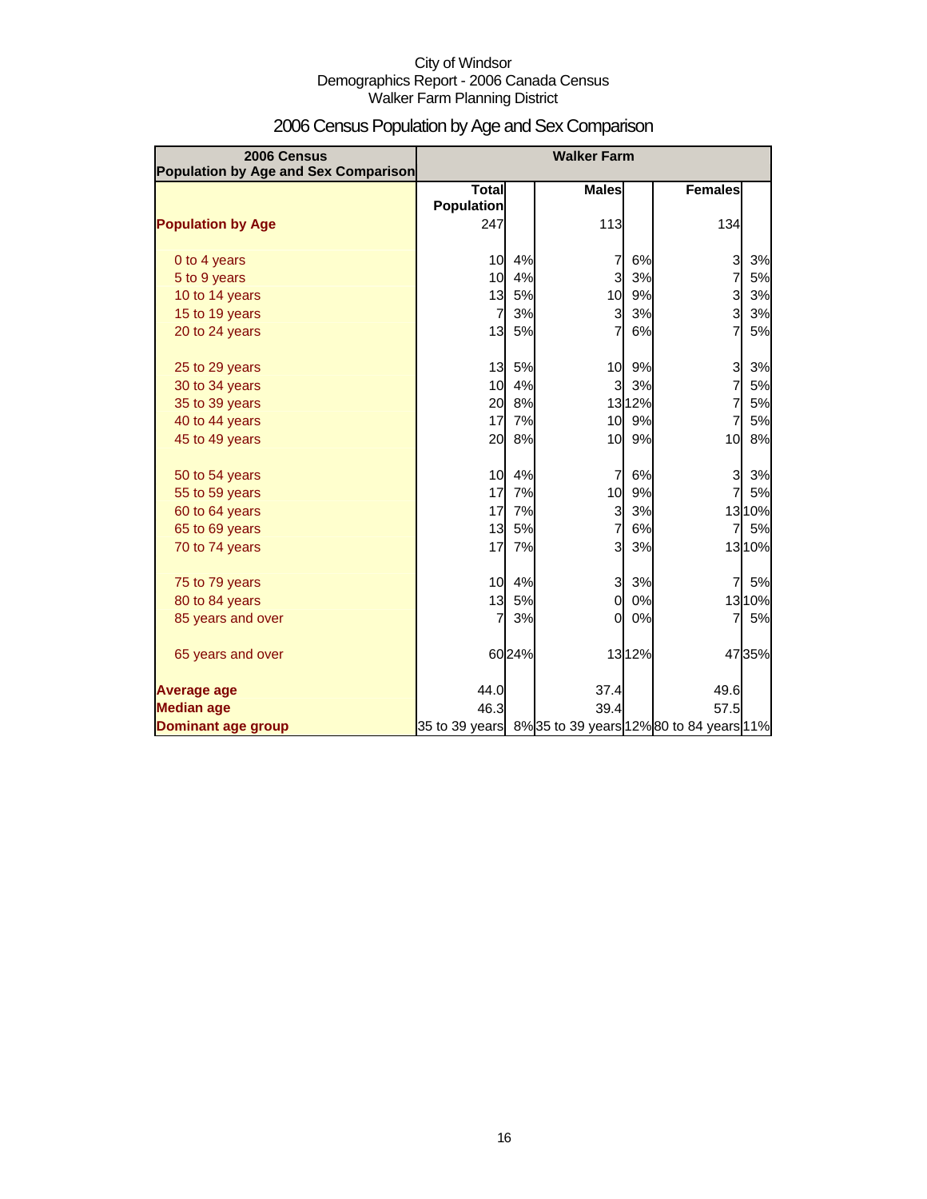City of Windsor
Demographics Report - 2006 Canada Census
Walker Farm Planning District

# 2006 Census Population by Age and Sex Comparison

| 2006 Census Population by Age and Sex Comparison | Walker Farm | | | | | |
|---|---|---|---|---|---|---|
| | Total Population | | Males | | Females | |
| **Population by Age** | 247 | | 113 | | 134 | |
| 0 to 4 years | 10 | 4% | 7 | 6% | 3 | 3% |
| 5 to 9 years | 10 | 4% | 3 | 3% | 7 | 5% |
| 10 to 14 years | 13 | 5% | 10 | 9% | 3 | 3% |
| 15 to 19 years | 7 | 3% | 3 | 3% | 3 | 3% |
| 20 to 24 years | 13 | 5% | 7 | 6% | 7 | 5% |
| 25 to 29 years | 13 | 5% | 10 | 9% | 3 | 3% |
| 30 to 34 years | 10 | 4% | 3 | 3% | 7 | 5% |
| 35 to 39 years | 20 | 8% | 13 | 12% | 7 | 5% |
| 40 to 44 years | 17 | 7% | 10 | 9% | 7 | 5% |
| 45 to 49 years | 20 | 8% | 10 | 9% | 10 | 8% |
| 50 to 54 years | 10 | 4% | 7 | 6% | 3 | 3% |
| 55 to 59 years | 17 | 7% | 10 | 9% | 7 | 5% |
| 60 to 64 years | 17 | 7% | 3 | 3% | 13 | 10% |
| 65 to 69 years | 13 | 5% | 7 | 6% | 7 | 5% |
| 70 to 74 years | 17 | 7% | 3 | 3% | 13 | 10% |
| 75 to 79 years | 10 | 4% | 3 | 3% | 7 | 5% |
| 80 to 84 years | 13 | 5% | 0 | 0% | 13 | 10% |
| 85 years and over | 7 | 3% | 0 | 0% | 7 | 5% |
| 65 years and over | 60 | 24% | 13 | 12% | 47 | 35% |
| **Average age** | 44.0 | | 37.4 | | 49.6 | |
| **Median age** | 46.3 | | 39.4 | | 57.5 | |
| **Dominant age group** | 35 to 39 years | 8% | 35 to 39 years | 12% | 80 to 84 years | 11% |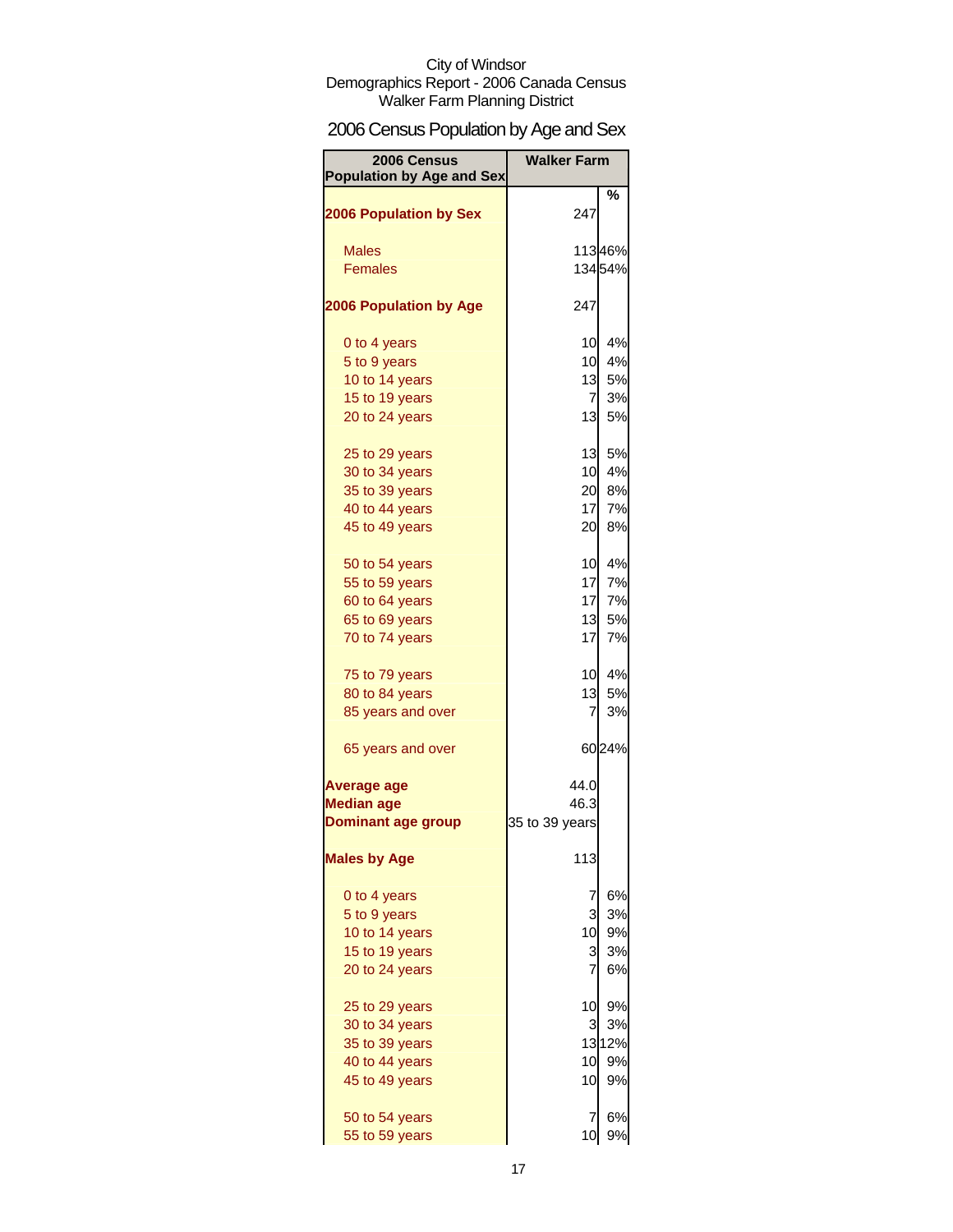City of Windsor
Demographics Report - 2006 Canada Census
Walker Farm Planning District

## 2006 Census Population by Age and Sex

| 2006 Census Population by Age and Sex | Walker Farm | |
|---|---|---|
| | | % |
| **2006 Population by Sex** | 247 | |
| Males | 113 | 46% |
| Females | 134 | 54% |
| **2006 Population by Age** | 247 | |
| 0 to 4 years | 10 | 4% |
| 5 to 9 years | 10 | 4% |
| 10 to 14 years | 13 | 5% |
| 15 to 19 years | 7 | 3% |
| 20 to 24 years | 13 | 5% |
| 25 to 29 years | 13 | 5% |
| 30 to 34 years | 10 | 4% |
| 35 to 39 years | 20 | 8% |
| 40 to 44 years | 17 | 7% |
| 45 to 49 years | 20 | 8% |
| 50 to 54 years | 10 | 4% |
| 55 to 59 years | 17 | 7% |
| 60 to 64 years | 17 | 7% |
| 65 to 69 years | 13 | 5% |
| 70 to 74 years | 17 | 7% |
| 75 to 79 years | 10 | 4% |
| 80 to 84 years | 13 | 5% |
| 85 years and over | 7 | 3% |
| 65 years and over | 60 | 24% |
| **Average age** | 44.0 | |
| **Median age** | 46.3 | |
| **Dominant age group** | 35 to 39 years | |
| **Males by Age** | 113 | |
| 0 to 4 years | 7 | 6% |
| 5 to 9 years | 3 | 3% |
| 10 to 14 years | 10 | 9% |
| 15 to 19 years | 3 | 3% |
| 20 to 24 years | 7 | 6% |
| 25 to 29 years | 10 | 9% |
| 30 to 34 years | 3 | 3% |
| 35 to 39 years | 13 | 12% |
| 40 to 44 years | 10 | 9% |
| 45 to 49 years | 10 | 9% |
| 50 to 54 years | 7 | 6% |
| 55 to 59 years | 10 | 9% |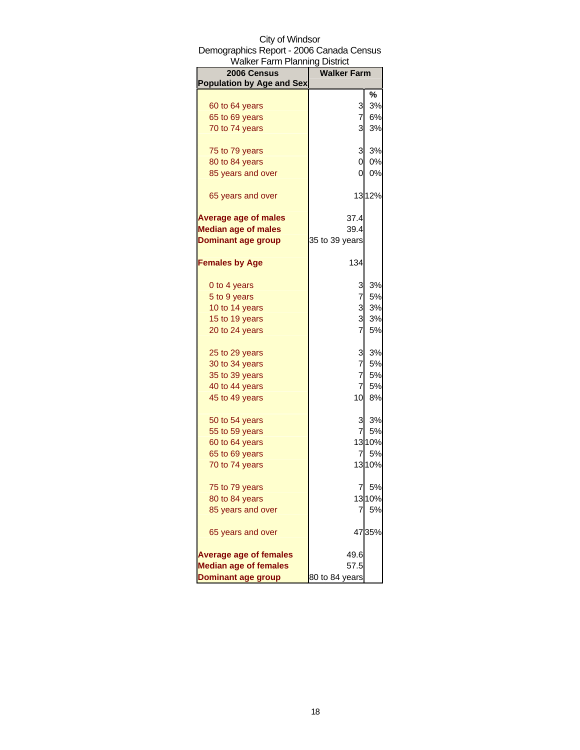City of Windsor
Demographics Report - 2006 Canada Census
Walker Farm Planning District

| 2006 Census Population by Age and Sex | Walker Farm | |
|---|---|---|
| | | % |
| 60 to 64 years | 3 | 3% |
| 65 to 69 years | 7 | 6% |
| 70 to 74 years | 3 | 3% |
| 75 to 79 years | 3 | 3% |
| 80 to 84 years | 0 | 0% |
| 85 years and over | 0 | 0% |
| 65 years and over | 13 | 12% |
| **Average age of males** | 37.4 | |
| **Median age of males** | 39.4 | |
| **Dominant age group** | 35 to 39 years | |
| **Females by Age** | 134 | |
| 0 to 4 years | 3 | 3% |
| 5 to 9 years | 7 | 5% |
| 10 to 14 years | 3 | 3% |
| 15 to 19 years | 3 | 3% |
| 20 to 24 years | 7 | 5% |
| 25 to 29 years | 3 | 3% |
| 30 to 34 years | 7 | 5% |
| 35 to 39 years | 7 | 5% |
| 40 to 44 years | 7 | 5% |
| 45 to 49 years | 10 | 8% |
| 50 to 54 years | 3 | 3% |
| 55 to 59 years | 7 | 5% |
| 60 to 64 years | 13 | 10% |
| 65 to 69 years | 7 | 5% |
| 70 to 74 years | 13 | 10% |
| 75 to 79 years | 7 | 5% |
| 80 to 84 years | 13 | 10% |
| 85 years and over | 7 | 5% |
| 65 years and over | 47 | 35% |
| **Average age of females** | 49.6 | |
| **Median age of females** | 57.5 | |
| **Dominant age group** | 80 to 84 years | |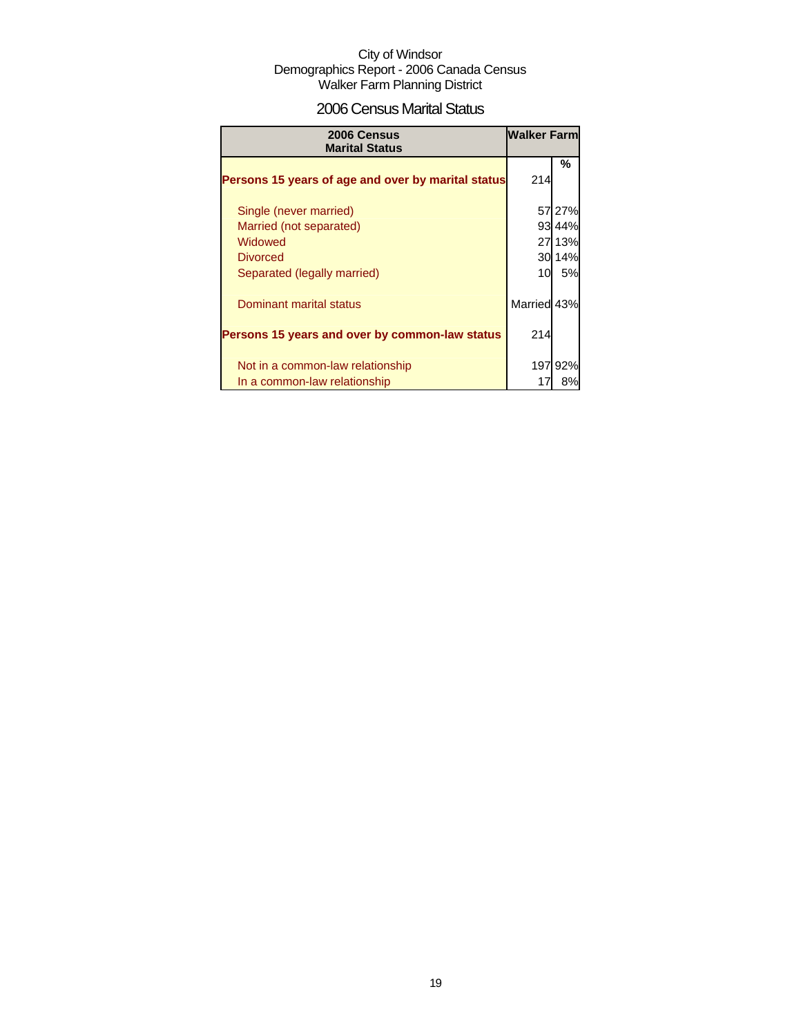City of Windsor
Demographics Report - 2006 Canada Census
Walker Farm Planning District

## 2006 Census Marital Status

| 2006 Census Marital Status | Walker Farm | |
|---|---|---|
| | | % |
| **Persons 15 years of age and over by marital status** | 214 | |
| Single (never married) | 57 | 27% |
| Married (not separated) | 93 | 44% |
| Widowed | 27 | 13% |
| Divorced | 30 | 14% |
| Separated (legally married) | 10 | 5% |
| Dominant marital status | Married | 43% |
| **Persons 15 years and over by common-law status** | 214 | |
| Not in a common-law relationship | 197 | 92% |
| In a common-law relationship | 17 | 8% |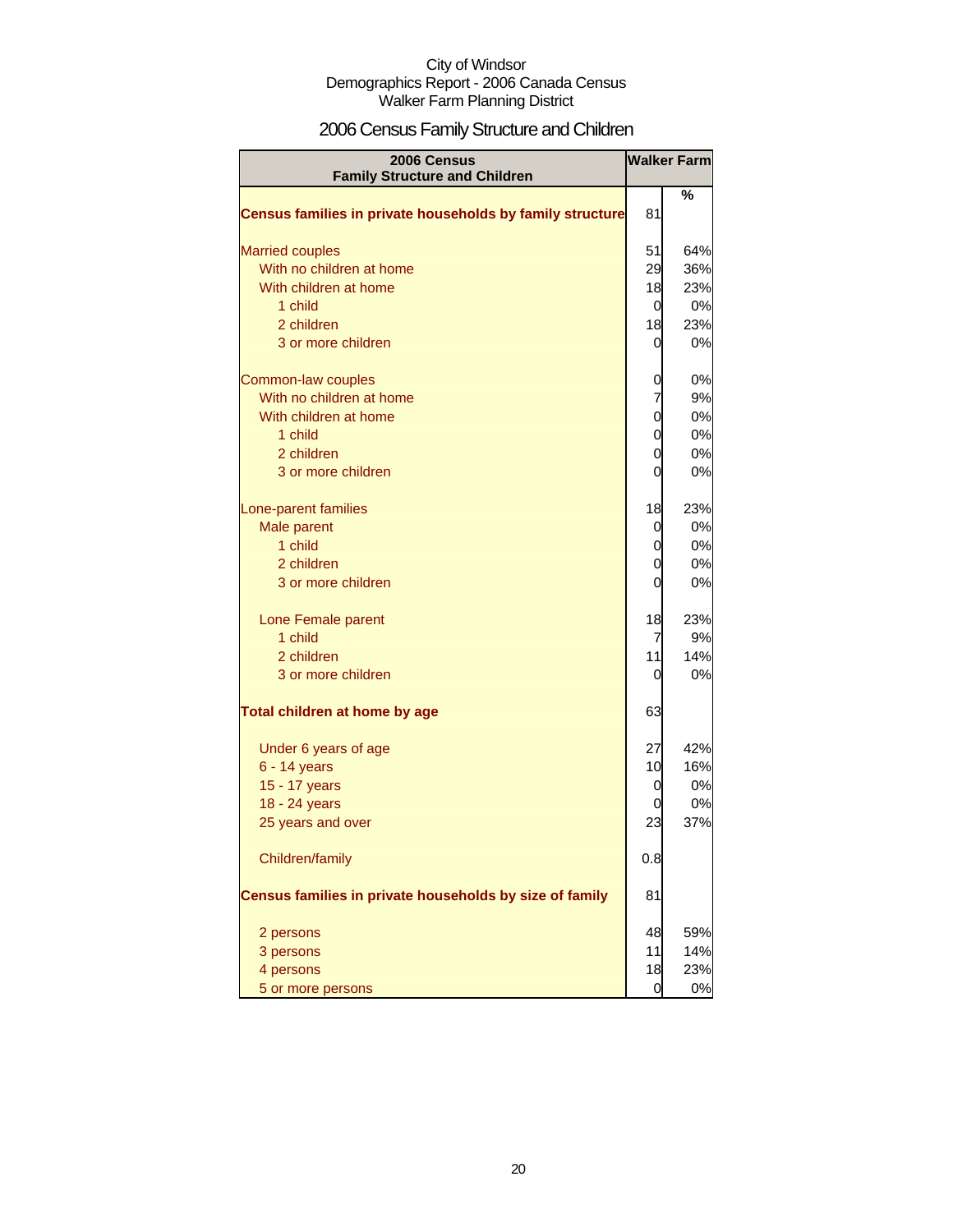City of Windsor
Demographics Report - 2006 Canada Census
Walker Farm Planning District

# 2006 Census Family Structure and Children

| 2006 Census Family Structure and Children | Walker Farm | |
|---|---|---|
| | | % |
| **Census families in private households by family structure** | 81 | |
| Married couples | 51 | 64% |
| With no children at home | 29 | 36% |
| With children at home | 18 | 23% |
| 1 child | 0 | 0% |
| 2 children | 18 | 23% |
| 3 or more children | 0 | 0% |
| Common-law couples | 0 | 0% |
| With no children at home | 7 | 9% |
| With children at home | 0 | 0% |
| 1 child | 0 | 0% |
| 2 children | 0 | 0% |
| 3 or more children | 0 | 0% |
| Lone-parent families | 18 | 23% |
| Male parent | 0 | 0% |
| 1 child | 0 | 0% |
| 2 children | 0 | 0% |
| 3 or more children | 0 | 0% |
| Lone Female parent | 18 | 23% |
| 1 child | 7 | 9% |
| 2 children | 11 | 14% |
| 3 or more children | 0 | 0% |
| **Total children at home by age** | 63 | |
| Under 6 years of age | 27 | 42% |
| 6 - 14 years | 10 | 16% |
| 15 - 17 years | 0 | 0% |
| 18 - 24 years | 0 | 0% |
| 25 years and over | 23 | 37% |
| Children/family | 0.8 | |
| **Census families in private households by size of family** | 81 | |
| 2 persons | 48 | 59% |
| 3 persons | 11 | 14% |
| 4 persons | 18 | 23% |
| 5 or more persons | 0 | 0% |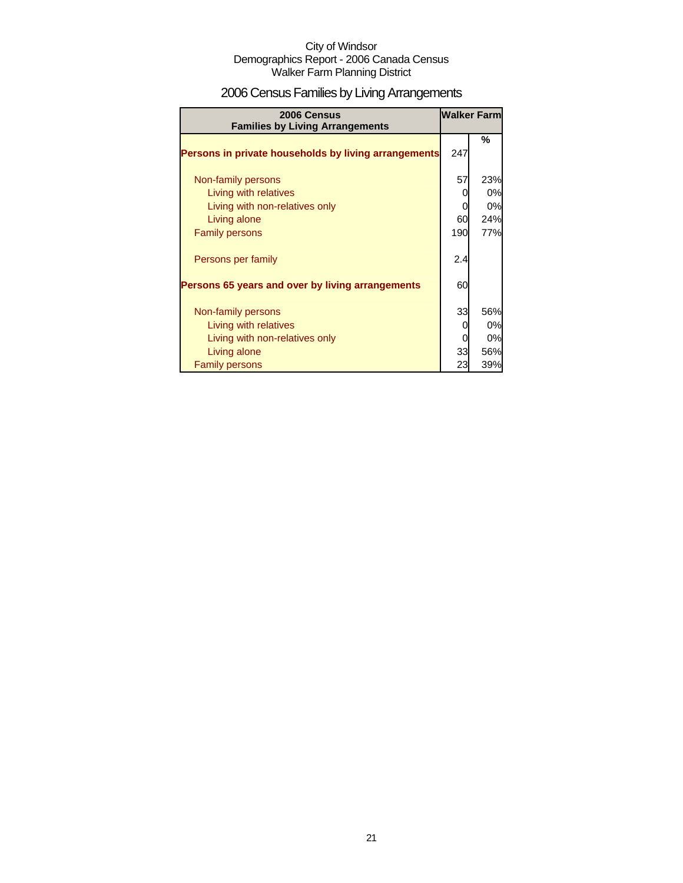City of Windsor
Demographics Report - 2006 Canada Census
Walker Farm Planning District

# 2006 Census Families by Living Arrangements

| 2006 Census Families by Living Arrangements | Walker Farm | |
|---|---|---|
| | | % |
| **Persons in private households by living arrangements** | 247 | |
| Non-family persons | 57 | 23% |
| Living with relatives | 0 | 0% |
| Living with non-relatives only | 0 | 0% |
| Living alone | 60 | 24% |
| Family persons | 190 | 77% |
| Persons per family | 2.4 | |
| **Persons 65 years and over by living arrangements** | 60 | |
| Non-family persons | 33 | 56% |
| Living with relatives | 0 | 0% |
| Living with non-relatives only | 0 | 0% |
| Living alone | 33 | 56% |
| Family persons | 23 | 39% |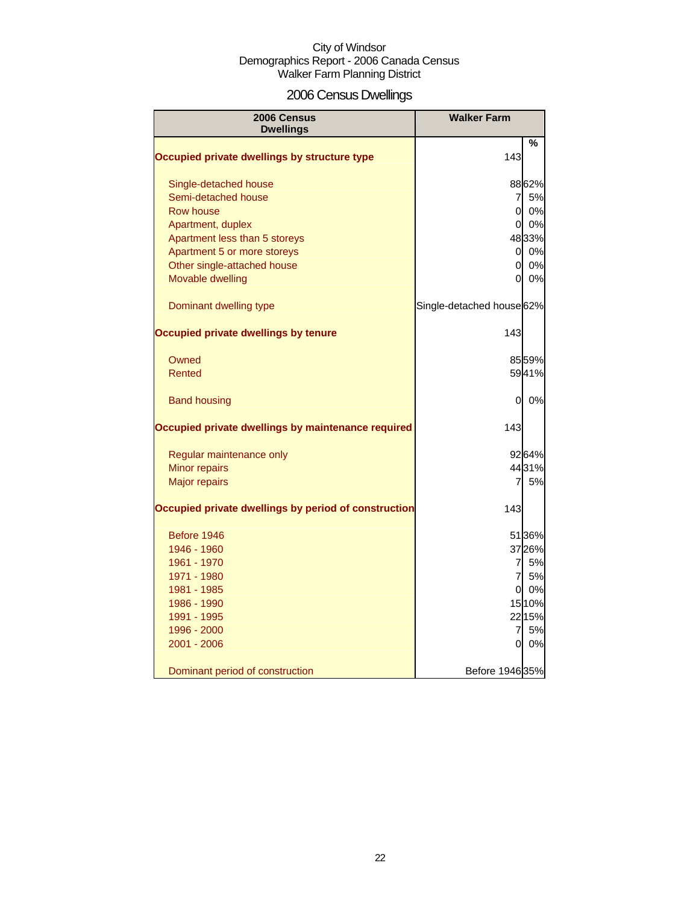City of Windsor
Demographics Report - 2006 Canada Census
Walker Farm Planning District

# 2006 Census Dwellings

| 2006 Census Dwellings | Walker Farm | % |
|---|---|---|
| **Occupied private dwellings by structure type** | 143 | |
| Single-detached house | 88 | 62% |
| Semi-detached house | 7 | 5% |
| Row house | 0 | 0% |
| Apartment, duplex | 0 | 0% |
| Apartment less than 5 storeys | 48 | 33% |
| Apartment 5 or more storeys | 0 | 0% |
| Other single-attached house | 0 | 0% |
| Movable dwelling | 0 | 0% |
| Dominant dwelling type | Single-detached house | 62% |
| **Occupied private dwellings by tenure** | 143 | |
| Owned | 85 | 59% |
| Rented | 59 | 41% |
| Band housing | 0 | 0% |
| **Occupied private dwellings by maintenance required** | 143 | |
| Regular maintenance only | 92 | 64% |
| Minor repairs | 44 | 31% |
| Major repairs | 7 | 5% |
| **Occupied private dwellings by period of construction** | 143 | |
| Before 1946 | 51 | 36% |
| 1946 - 1960 | 37 | 26% |
| 1961 - 1970 | 7 | 5% |
| 1971 - 1980 | 7 | 5% |
| 1981 - 1985 | 0 | 0% |
| 1986 - 1990 | 15 | 10% |
| 1991 - 1995 | 22 | 15% |
| 1996 - 2000 | 7 | 5% |
| 2001 - 2006 | 0 | 0% |
| Dominant period of construction | Before 1946 | 35% |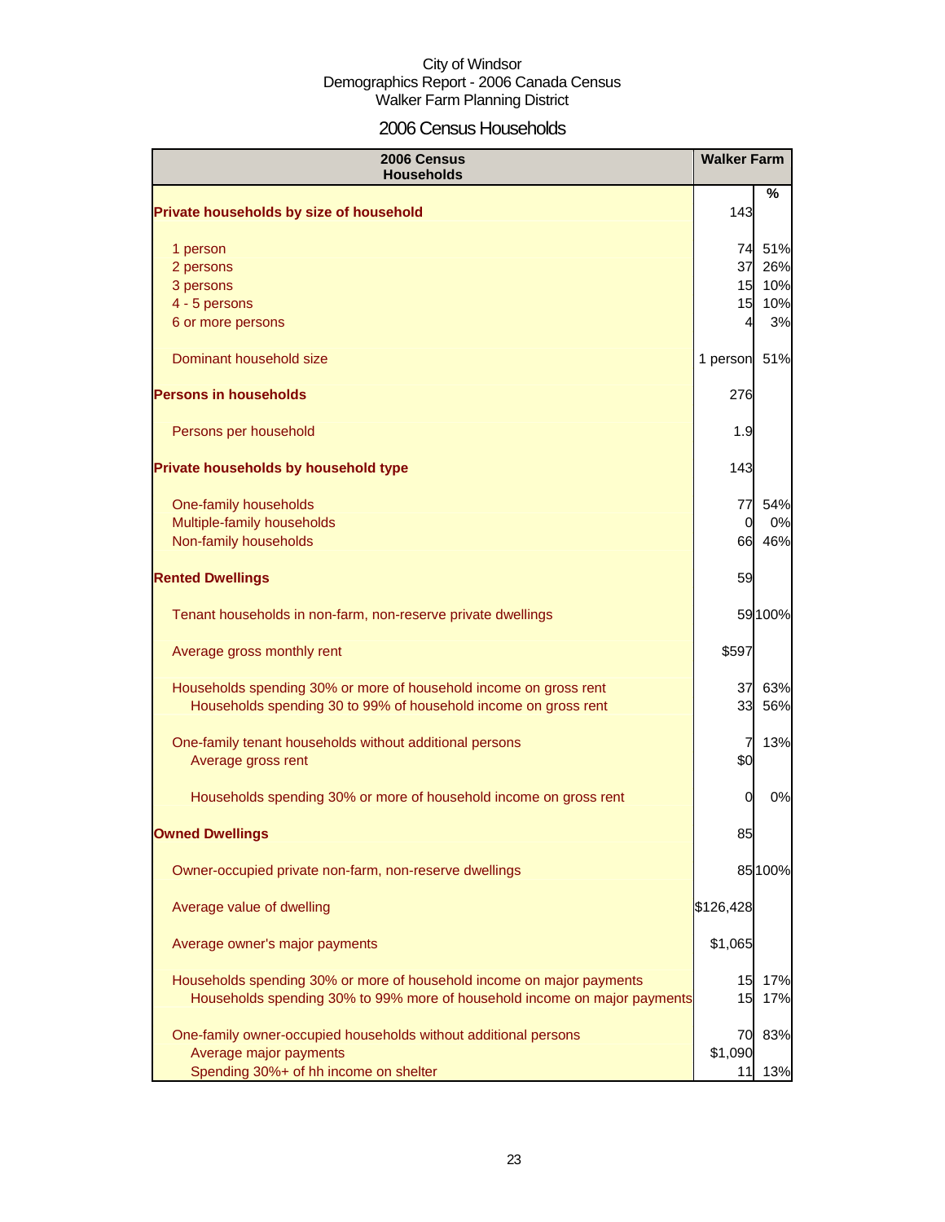City of Windsor
Demographics Report - 2006 Canada Census
Walker Farm Planning District

## 2006 Census Households

| 2006 Census Households | Walker Farm | % |
|---|---|---|
| **Private households by size of household** | 143 | |
| 1 person | 74 | 51% |
| 2 persons | 37 | 26% |
| 3 persons | 15 | 10% |
| 4 - 5 persons | 15 | 10% |
| 6 or more persons | 4 | 3% |
| Dominant household size | 1 person | 51% |
| **Persons in households** | 276 | |
| Persons per household | 1.9 | |
| **Private households by household type** | 143 | |
| One-family households | 77 | 54% |
| Multiple-family households | 0 | 0% |
| Non-family households | 66 | 46% |
| **Rented Dwellings** | 59 | |
| Tenant households in non-farm, non-reserve private dwellings | 59 | 100% |
| Average gross monthly rent | $597 | |
| Households spending 30% or more of household income on gross rent | 37 | 63% |
| Households spending 30 to 99% of household income on gross rent | 33 | 56% |
| One-family tenant households without additional persons | 7 | 13% |
| Average gross rent | $0 | |
| Households spending 30% or more of household income on gross rent | 0 | 0% |
| **Owned Dwellings** | 85 | |
| Owner-occupied private non-farm, non-reserve dwellings | 85 | 100% |
| Average value of dwelling | $126,428 | |
| Average owner's major payments | $1,065 | |
| Households spending 30% or more of household income on major payments | 15 | 17% |
| Households spending 30% to 99% more of household income on major payments | 15 | 17% |
| One-family owner-occupied households without additional persons | 70 | 83% |
| Average major payments | $1,090 | |
| Spending 30%+ of hh income on shelter | 11 | 13% |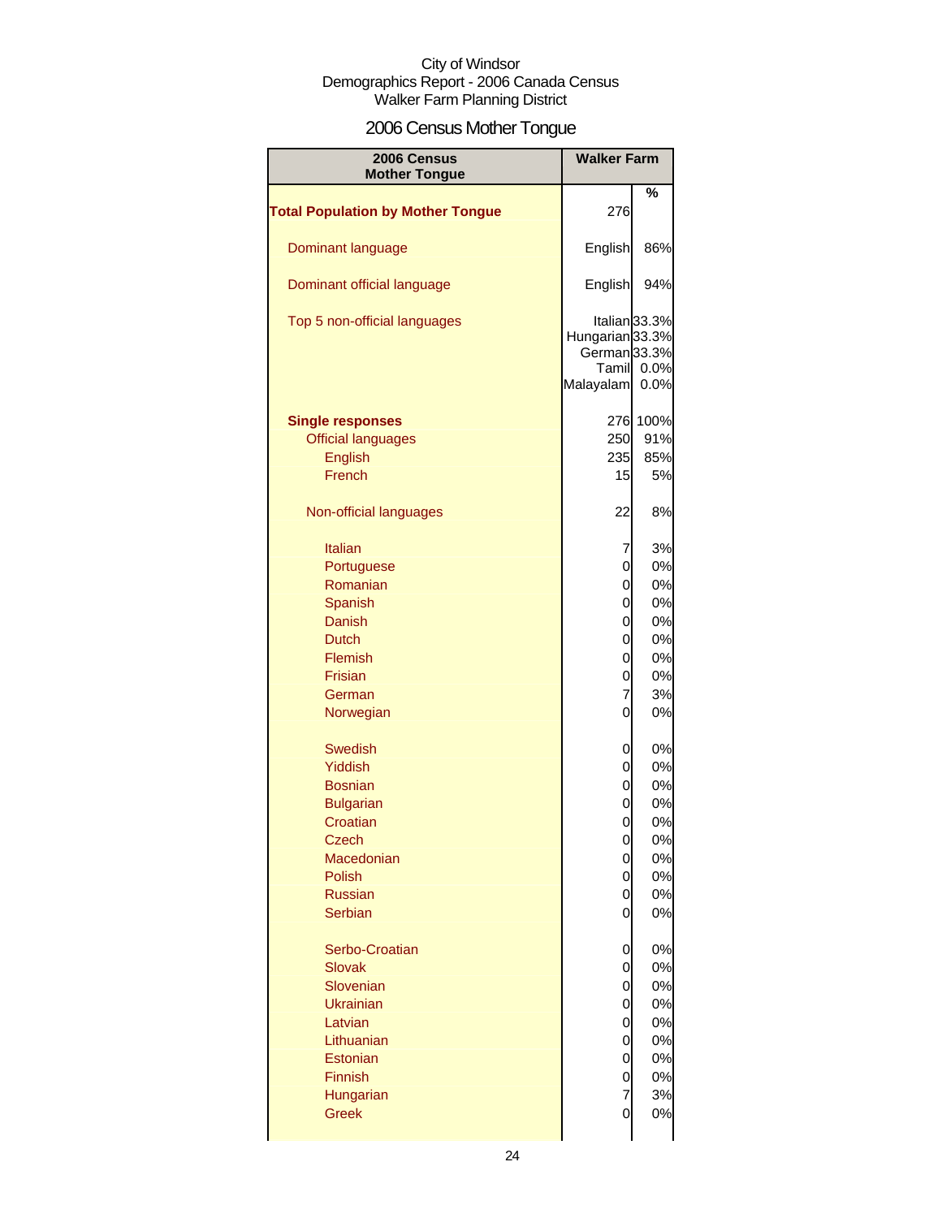City of Windsor
Demographics Report - 2006 Canada Census
Walker Farm Planning District

# 2006 Census Mother Tongue

| 2006 Census Mother Tongue | Walker Farm | |
|---|---|---|
| | | % |
| **Total Population by Mother Tongue** | 276 | |
| Dominant language | English | 86% |
| Dominant official language | English | 94% |
| Top 5 non-official languages | Italian | 33.3% |
| | Hungarian | 33.3% |
| | German | 33.3% |
| | Tamil | 0.0% |
| | Malayalam | 0.0% |
| **Single responses** | 276 | 100% |
| Official languages | 250 | 91% |
| English | 235 | 85% |
| French | 15 | 5% |
| Non-official languages | 22 | 8% |
| Italian | 7 | 3% |
| Portuguese | 0 | 0% |
| Romanian | 0 | 0% |
| Spanish | 0 | 0% |
| Danish | 0 | 0% |
| Dutch | 0 | 0% |
| Flemish | 0 | 0% |
| Frisian | 0 | 0% |
| German | 7 | 3% |
| Norwegian | 0 | 0% |
| Swedish | 0 | 0% |
| Yiddish | 0 | 0% |
| Bosnian | 0 | 0% |
| Bulgarian | 0 | 0% |
| Croatian | 0 | 0% |
| Czech | 0 | 0% |
| Macedonian | 0 | 0% |
| Polish | 0 | 0% |
| Russian | 0 | 0% |
| Serbian | 0 | 0% |
| Serbo-Croatian | 0 | 0% |
| Slovak | 0 | 0% |
| Slovenian | 0 | 0% |
| Ukrainian | 0 | 0% |
| Latvian | 0 | 0% |
| Lithuanian | 0 | 0% |
| Estonian | 0 | 0% |
| Finnish | 0 | 0% |
| Hungarian | 7 | 3% |
| Greek | 0 | 0% |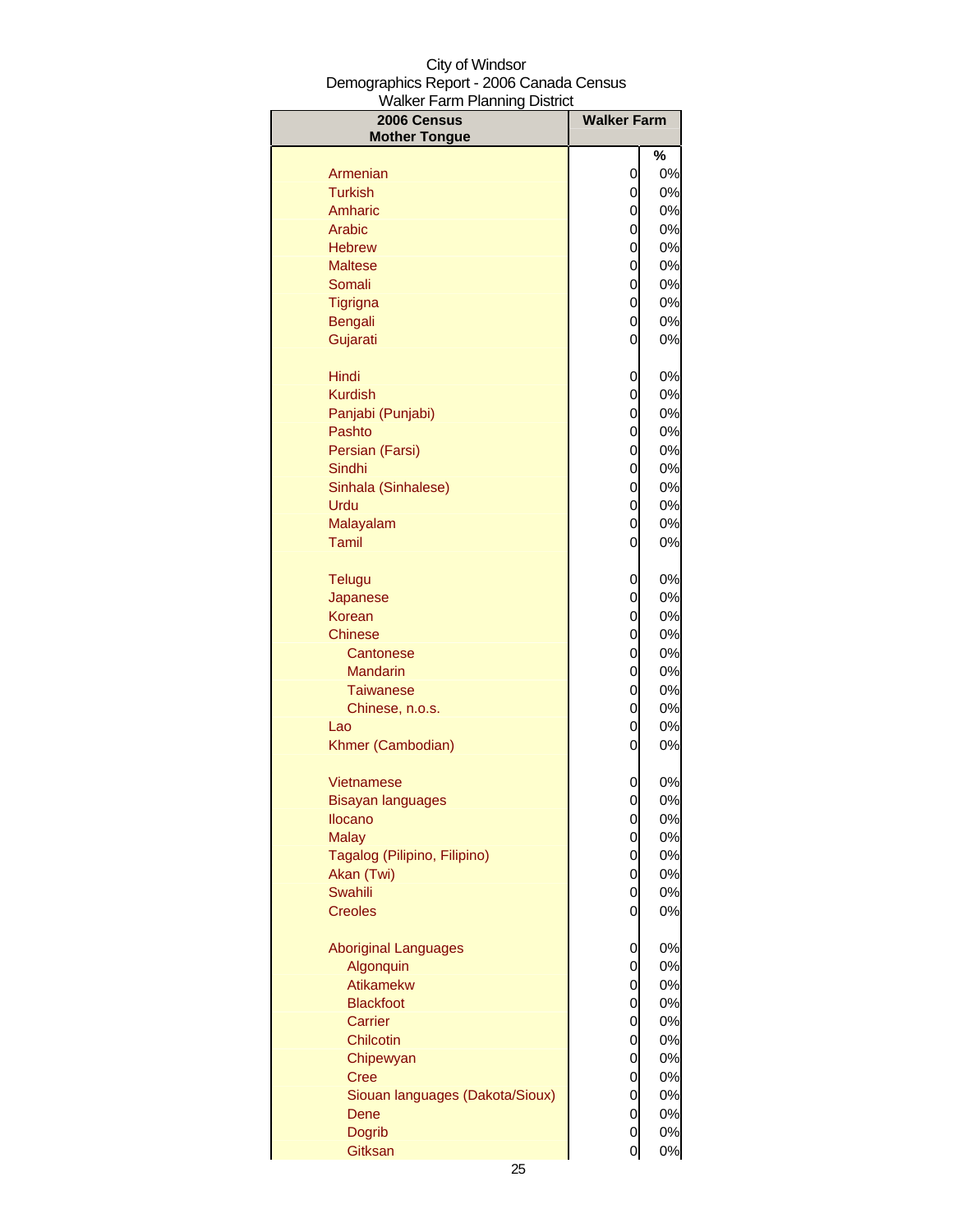City of Windsor
Demographics Report - 2006 Canada Census
Walker Farm Planning District

| 2006 Census Mother Tongue | Walker Farm | |
|---|---|---|
| | | % |
| Armenian | 0 | 0% |
| Turkish | 0 | 0% |
| Amharic | 0 | 0% |
| Arabic | 0 | 0% |
| Hebrew | 0 | 0% |
| Maltese | 0 | 0% |
| Somali | 0 | 0% |
| Tigrigna | 0 | 0% |
| Bengali | 0 | 0% |
| Gujarati | 0 | 0% |
| Hindi | 0 | 0% |
| Kurdish | 0 | 0% |
| Panjabi (Punjabi) | 0 | 0% |
| Pashto | 0 | 0% |
| Persian (Farsi) | 0 | 0% |
| Sindhi | 0 | 0% |
| Sinhala (Sinhalese) | 0 | 0% |
| Urdu | 0 | 0% |
| Malayalam | 0 | 0% |
| Tamil | 0 | 0% |
| Telugu | 0 | 0% |
| Japanese | 0 | 0% |
| Korean | 0 | 0% |
| Chinese | 0 | 0% |
| Cantonese | 0 | 0% |
| Mandarin | 0 | 0% |
| Taiwanese | 0 | 0% |
| Chinese, n.o.s. | 0 | 0% |
| Lao | 0 | 0% |
| Khmer (Cambodian) | 0 | 0% |
| Vietnamese | 0 | 0% |
| Bisayan languages | 0 | 0% |
| Ilocano | 0 | 0% |
| Malay | 0 | 0% |
| Tagalog (Pilipino, Filipino) | 0 | 0% |
| Akan (Twi) | 0 | 0% |
| Swahili | 0 | 0% |
| Creoles | 0 | 0% |
| Aboriginal Languages | 0 | 0% |
| Algonquin | 0 | 0% |
| Atikamekw | 0 | 0% |
| Blackfoot | 0 | 0% |
| Carrier | 0 | 0% |
| Chilcotin | 0 | 0% |
| Chipewyan | 0 | 0% |
| Cree | 0 | 0% |
| Siouan languages (Dakota/Sioux) | 0 | 0% |
| Dene | 0 | 0% |
| Dogrib | 0 | 0% |
| Gitksan | 0 | 0% |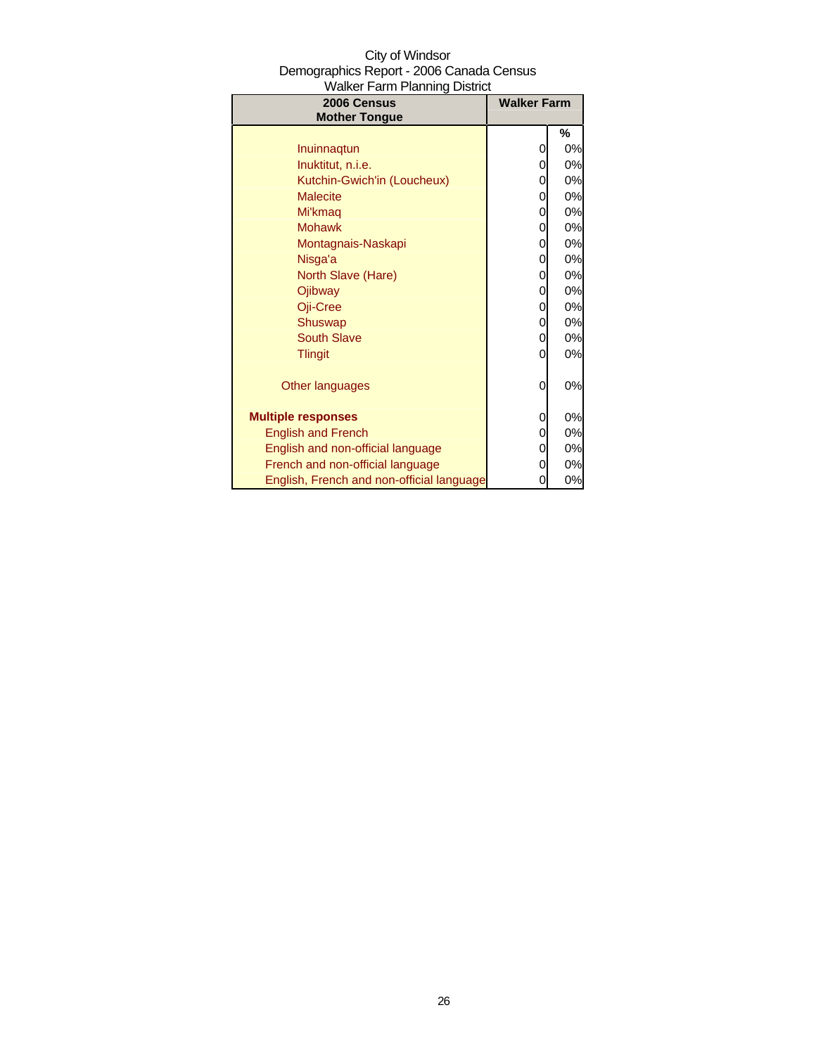City of Windsor
Demographics Report - 2006 Canada Census
Walker Farm Planning District

| 2006 Census Mother Tongue | Walker Farm | |
|---|---|---|
| | | % |
| Inuinnaqtun | 0 | 0% |
| Inuktitut, n.i.e. | 0 | 0% |
| Kutchin-Gwich'in (Loucheux) | 0 | 0% |
| Malecite | 0 | 0% |
| Mi'kmaq | 0 | 0% |
| Mohawk | 0 | 0% |
| Montagnais-Naskapi | 0 | 0% |
| Nisga'a | 0 | 0% |
| North Slave (Hare) | 0 | 0% |
| Ojibway | 0 | 0% |
| Oji-Cree | 0 | 0% |
| Shuswap | 0 | 0% |
| South Slave | 0 | 0% |
| Tlingit | 0 | 0% |
| Other languages | 0 | 0% |
| **Multiple responses** | 0 | 0% |
| English and French | 0 | 0% |
| English and non-official language | 0 | 0% |
| French and non-official language | 0 | 0% |
| English, French and non-official language | 0 | 0% |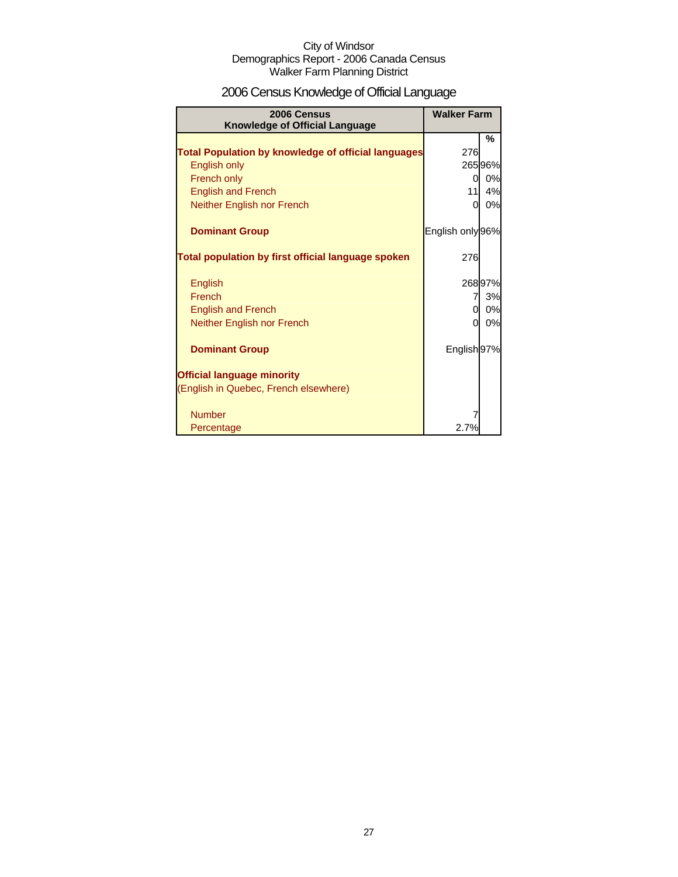City of Windsor
Demographics Report - 2006 Canada Census
Walker Farm Planning District

# 2006 Census Knowledge of Official Language

| 2006 Census Knowledge of Official Language | Walker Farm | |
|---|---|---|
| | | % |
| **Total Population by knowledge of official languages** | 276 | |
| English only | 265 | 96% |
| French only | 0 | 0% |
| English and French | 11 | 4% |
| Neither English nor French | 0 | 0% |
| **Dominant Group** | English only | 96% |
| **Total population by first official language spoken** | 276 | |
| English | 268 | 97% |
| French | 7 | 3% |
| English and French | 0 | 0% |
| Neither English nor French | 0 | 0% |
| **Dominant Group** | English | 97% |
| **Official language minority** (English in Quebec, French elsewhere) | | |
| Number | 7 | |
| Percentage | 2.7% | |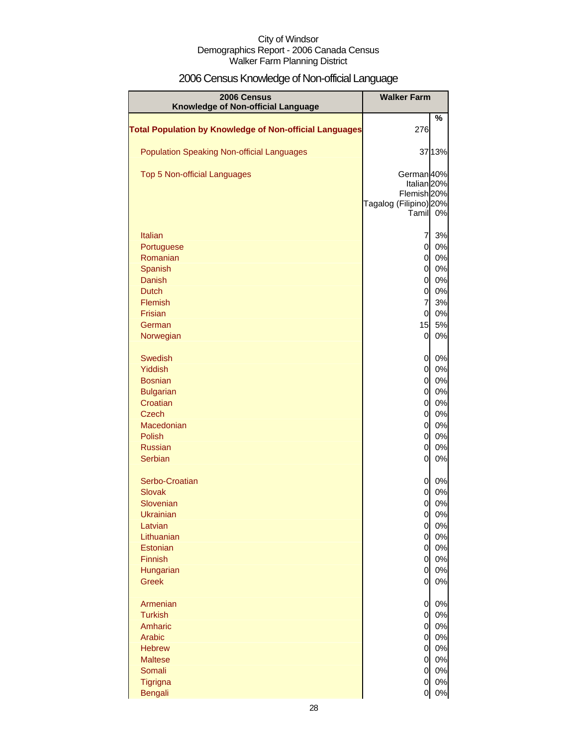City of Windsor
Demographics Report - 2006 Canada Census
Walker Farm Planning District

# 2006 Census Knowledge of Non-official Language

| 2006 Census Knowledge of Non-official Language | Walker Farm | |
|---|---|---|
| | | % |
| **Total Population by Knowledge of Non-official Languages** | 276 | |
| Population Speaking Non-official Languages | 37 | 13% |
| Top 5 Non-official Languages | German | 40% |
| | Italian | 20% |
| | Flemish | 20% |
| | Tagalog (Filipino) | 20% |
| | Tamil | 0% |
| Italian | 7 | 3% |
| Portuguese | 0 | 0% |
| Romanian | 0 | 0% |
| Spanish | 0 | 0% |
| Danish | 0 | 0% |
| Dutch | 0 | 0% |
| Flemish | 7 | 3% |
| Frisian | 0 | 0% |
| German | 15 | 5% |
| Norwegian | 0 | 0% |
| Swedish | 0 | 0% |
| Yiddish | 0 | 0% |
| Bosnian | 0 | 0% |
| Bulgarian | 0 | 0% |
| Croatian | 0 | 0% |
| Czech | 0 | 0% |
| Macedonian | 0 | 0% |
| Polish | 0 | 0% |
| Russian | 0 | 0% |
| Serbian | 0 | 0% |
| Serbo-Croatian | 0 | 0% |
| Slovak | 0 | 0% |
| Slovenian | 0 | 0% |
| Ukrainian | 0 | 0% |
| Latvian | 0 | 0% |
| Lithuanian | 0 | 0% |
| Estonian | 0 | 0% |
| Finnish | 0 | 0% |
| Hungarian | 0 | 0% |
| Greek | 0 | 0% |
| Armenian | 0 | 0% |
| Turkish | 0 | 0% |
| Amharic | 0 | 0% |
| Arabic | 0 | 0% |
| Hebrew | 0 | 0% |
| Maltese | 0 | 0% |
| Somali | 0 | 0% |
| Tigrigna | 0 | 0% |
| Bengali | 0 | 0% |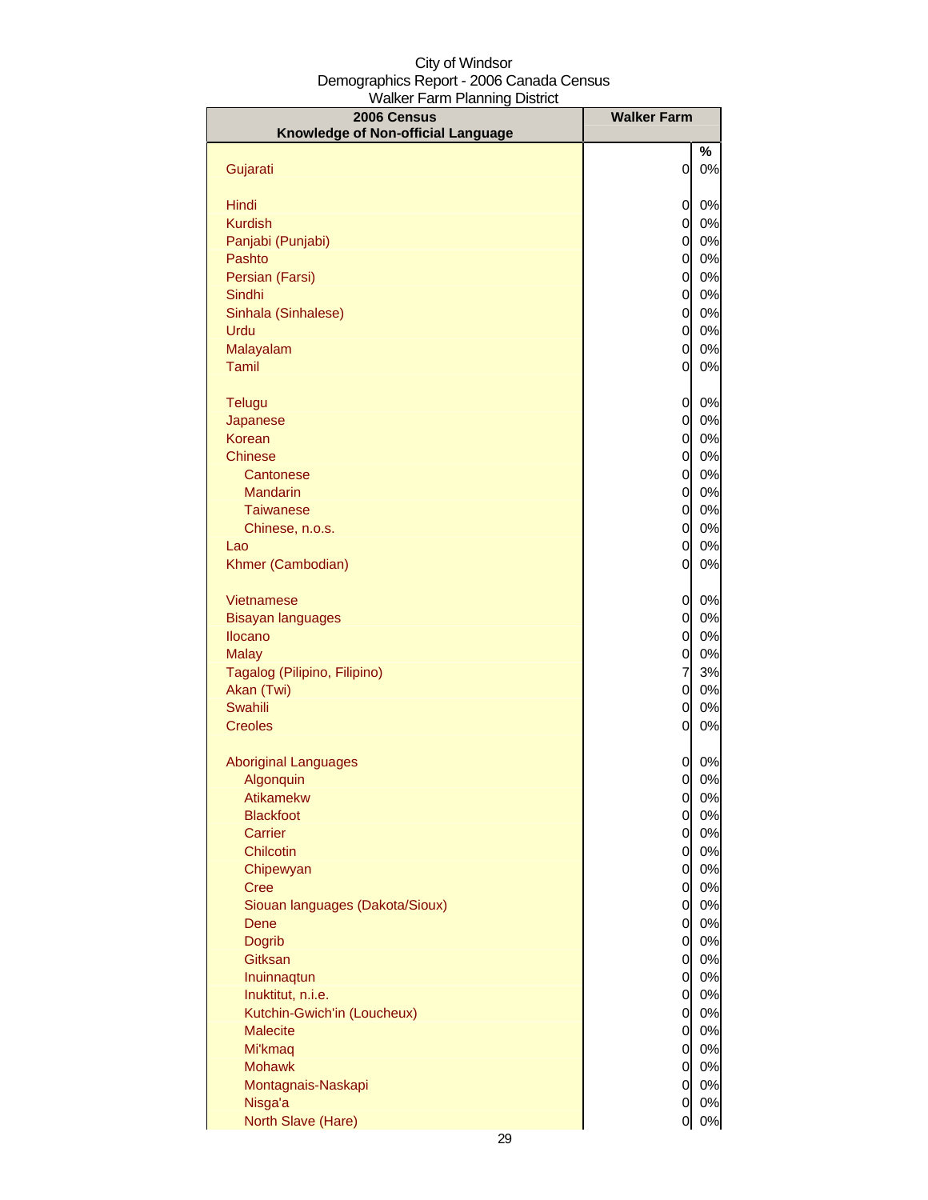City of Windsor
Demographics Report - 2006 Canada Census
Walker Farm Planning District

| 2006 Census<br>Knowledge of Non-official Language | Walker Farm | |
|---|---|---|
| | | % |
| Gujarati | 0 | 0% |
| | | |
| Hindi | 0 | 0% |
| Kurdish | 0 | 0% |
| Panjabi (Punjabi) | 0 | 0% |
| Pashto | 0 | 0% |
| Persian (Farsi) | 0 | 0% |
| Sindhi | 0 | 0% |
| Sinhala (Sinhalese) | 0 | 0% |
| Urdu | 0 | 0% |
| Malayalam | 0 | 0% |
| Tamil | 0 | 0% |
| | | |
| Telugu | 0 | 0% |
| Japanese | 0 | 0% |
| Korean | 0 | 0% |
| Chinese | 0 | 0% |
| Cantonese | 0 | 0% |
| Mandarin | 0 | 0% |
| Taiwanese | 0 | 0% |
| Chinese, n.o.s. | 0 | 0% |
| Lao | 0 | 0% |
| Khmer (Cambodian) | 0 | 0% |
| | | |
| Vietnamese | 0 | 0% |
| Bisayan languages | 0 | 0% |
| Ilocano | 0 | 0% |
| Malay | 0 | 0% |
| Tagalog (Pilipino, Filipino) | 7 | 3% |
| Akan (Twi) | 0 | 0% |
| Swahili | 0 | 0% |
| Creoles | 0 | 0% |
| | | |
| Aboriginal Languages | 0 | 0% |
| Algonquin | 0 | 0% |
| Atikamekw | 0 | 0% |
| Blackfoot | 0 | 0% |
| Carrier | 0 | 0% |
| Chilcotin | 0 | 0% |
| Chipewyan | 0 | 0% |
| Cree | 0 | 0% |
| Siouan languages (Dakota/Sioux) | 0 | 0% |
| Dene | 0 | 0% |
| Dogrib | 0 | 0% |
| Gitksan | 0 | 0% |
| Inuinnaqtun | 0 | 0% |
| Inuktitut, n.i.e. | 0 | 0% |
| Kutchin-Gwich'in (Loucheux) | 0 | 0% |
| Malecite | 0 | 0% |
| Mi'kmaq | 0 | 0% |
| Mohawk | 0 | 0% |
| Montagnais-Naskapi | 0 | 0% |
| Nisga'a | 0 | 0% |
| North Slave (Hare) | 0 | 0% |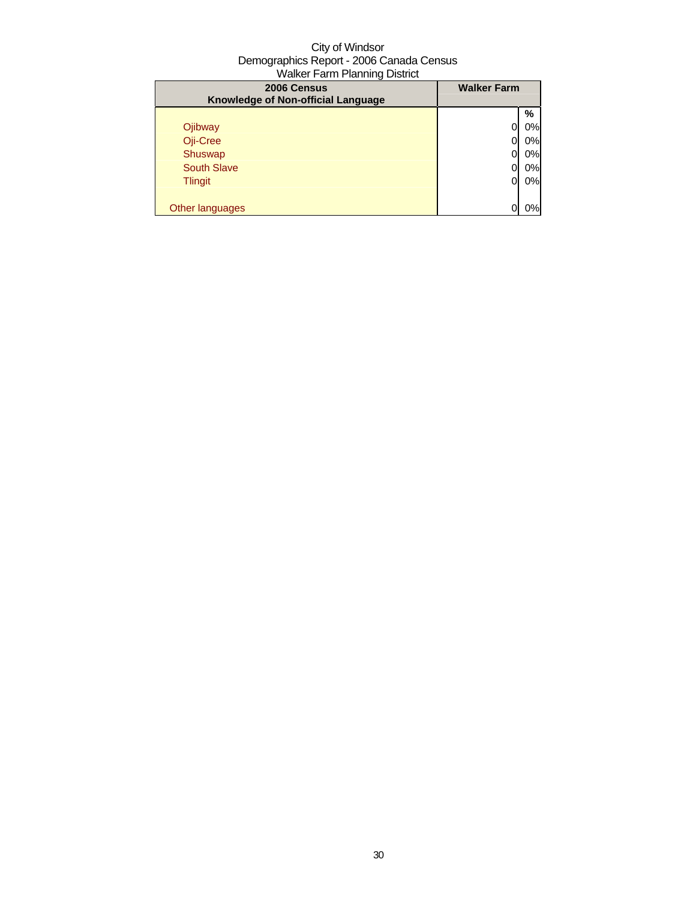City of Windsor
Demographics Report - 2006 Canada Census
Walker Farm Planning District

| 2006 Census Knowledge of Non-official Language | Walker Farm | |
|---|---|---|
| | | % |
| Ojibway | 0 | 0% |
| Oji-Cree | 0 | 0% |
| Shuswap | 0 | 0% |
| South Slave | 0 | 0% |
| Tlingit | 0 | 0% |
| | | |
| Other languages | 0 | 0% |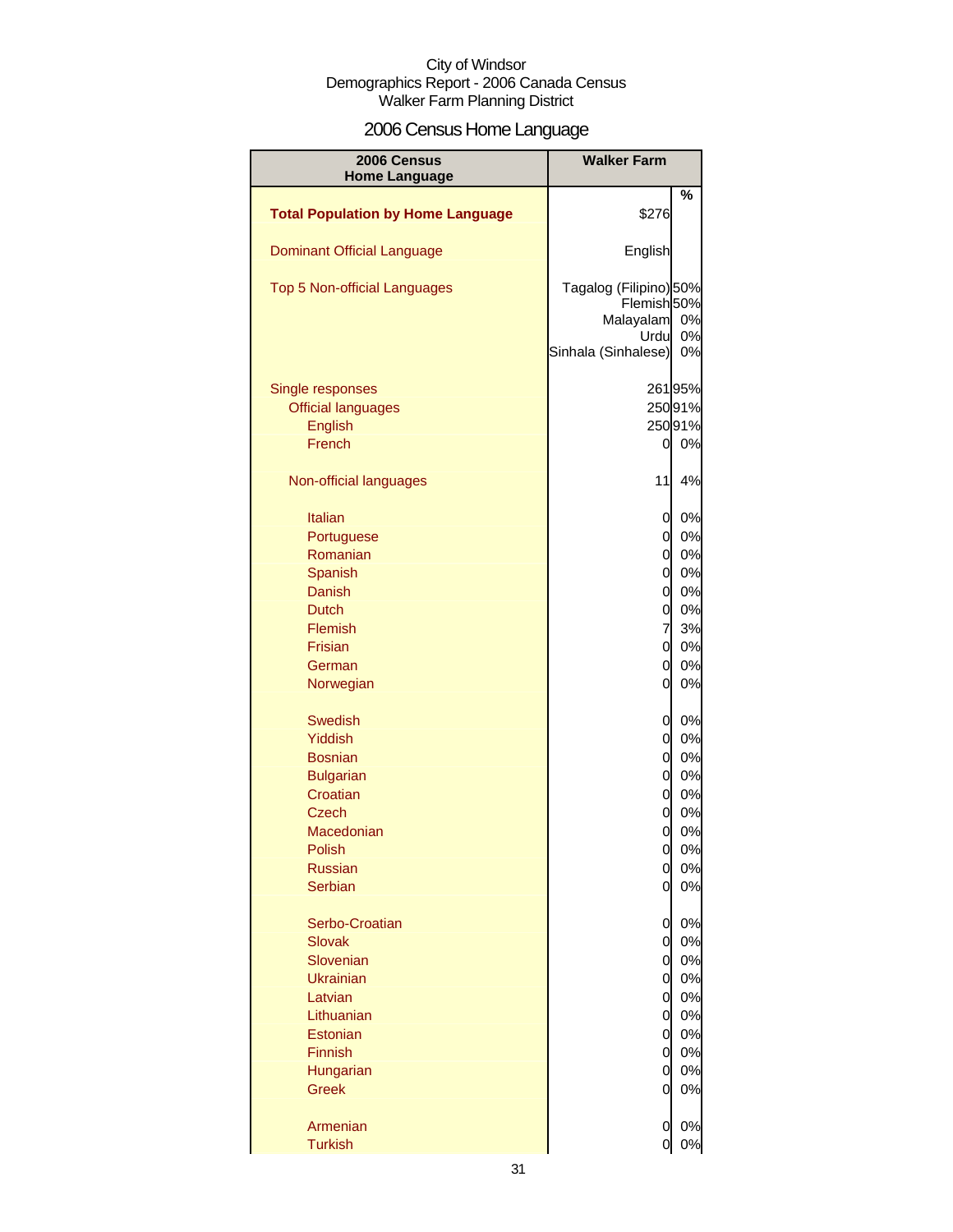City of Windsor
Demographics Report - 2006 Canada Census
Walker Farm Planning District

# 2006 Census Home Language

| 2006 Census Home Language | Walker Farm | % |
|---|---|---|
| **Total Population by Home Language** | $276 | |
| Dominant Official Language | English | |
| Top 5 Non-official Languages | Tagalog (Filipino) | 50% |
| | Flemish | 50% |
| | Malayalam | 0% |
| | Urdu | 0% |
| | Sinhala (Sinhalese) | 0% |
| Single responses | 261 | 95% |
| Official languages | 250 | 91% |
| English | 250 | 91% |
| French | 0 | 0% |
| Non-official languages | 11 | 4% |
| Italian | 0 | 0% |
| Portuguese | 0 | 0% |
| Romanian | 0 | 0% |
| Spanish | 0 | 0% |
| Danish | 0 | 0% |
| Dutch | 0 | 0% |
| Flemish | 7 | 3% |
| Frisian | 0 | 0% |
| German | 0 | 0% |
| Norwegian | 0 | 0% |
| Swedish | 0 | 0% |
| Yiddish | 0 | 0% |
| Bosnian | 0 | 0% |
| Bulgarian | 0 | 0% |
| Croatian | 0 | 0% |
| Czech | 0 | 0% |
| Macedonian | 0 | 0% |
| Polish | 0 | 0% |
| Russian | 0 | 0% |
| Serbian | 0 | 0% |
| Serbo-Croatian | 0 | 0% |
| Slovak | 0 | 0% |
| Slovenian | 0 | 0% |
| Ukrainian | 0 | 0% |
| Latvian | 0 | 0% |
| Lithuanian | 0 | 0% |
| Estonian | 0 | 0% |
| Finnish | 0 | 0% |
| Hungarian | 0 | 0% |
| Greek | 0 | 0% |
| Armenian | 0 | 0% |
| Turkish | 0 | 0% |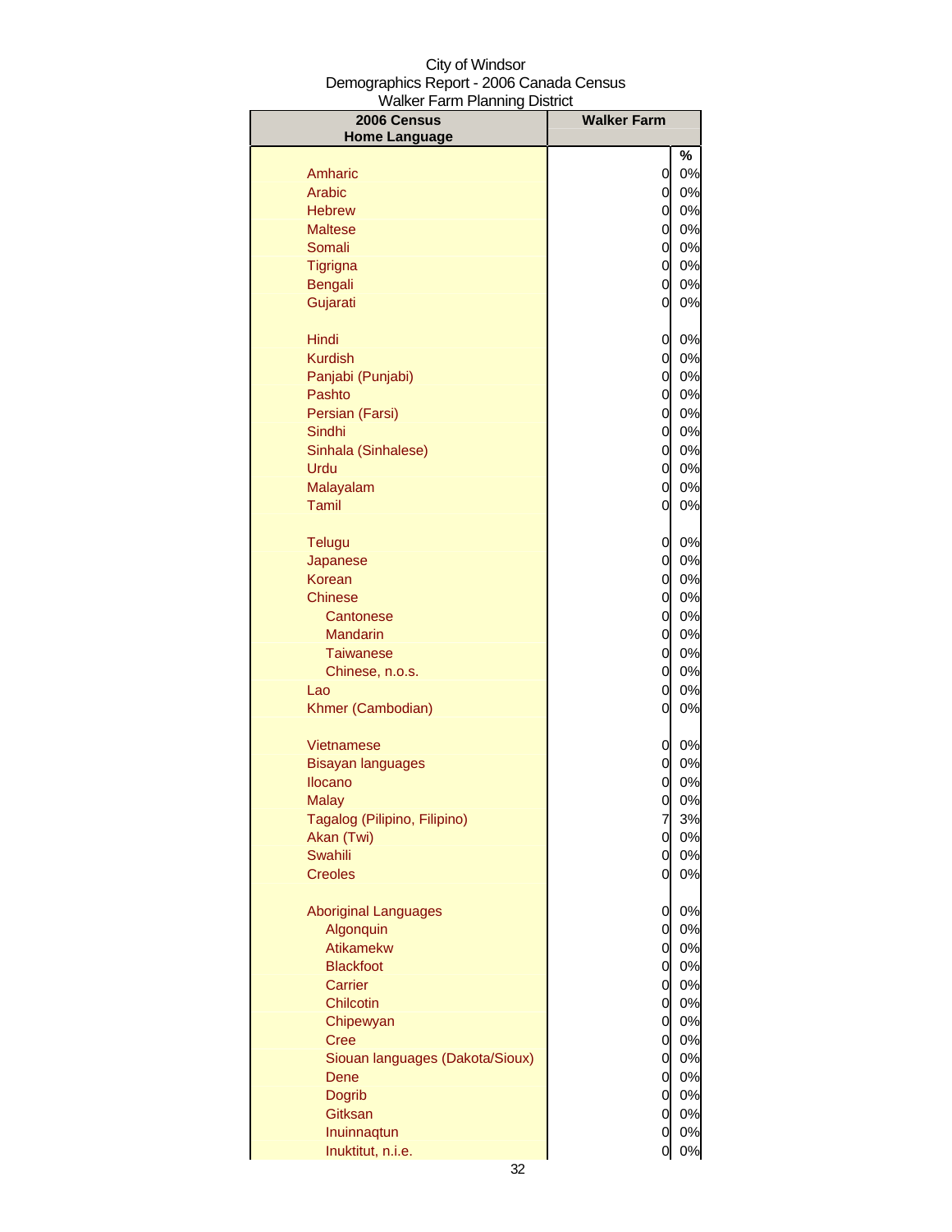City of Windsor
Demographics Report - 2006 Canada Census
Walker Farm Planning District

| 2006 Census Home Language | Walker Farm | % |
|---|---|---|
| Amharic | 0 | 0% |
| Arabic | 0 | 0% |
| Hebrew | 0 | 0% |
| Maltese | 0 | 0% |
| Somali | 0 | 0% |
| Tigrigna | 0 | 0% |
| Bengali | 0 | 0% |
| Gujarati | 0 | 0% |
| Hindi | 0 | 0% |
| Kurdish | 0 | 0% |
| Panjabi (Punjabi) | 0 | 0% |
| Pashto | 0 | 0% |
| Persian (Farsi) | 0 | 0% |
| Sindhi | 0 | 0% |
| Sinhala (Sinhalese) | 0 | 0% |
| Urdu | 0 | 0% |
| Malayalam | 0 | 0% |
| Tamil | 0 | 0% |
| Telugu | 0 | 0% |
| Japanese | 0 | 0% |
| Korean | 0 | 0% |
| Chinese | 0 | 0% |
| Cantonese | 0 | 0% |
| Mandarin | 0 | 0% |
| Taiwanese | 0 | 0% |
| Chinese, n.o.s. | 0 | 0% |
| Lao | 0 | 0% |
| Khmer (Cambodian) | 0 | 0% |
| Vietnamese | 0 | 0% |
| Bisayan languages | 0 | 0% |
| Ilocano | 0 | 0% |
| Malay | 0 | 0% |
| Tagalog (Pilipino, Filipino) | 7 | 3% |
| Akan (Twi) | 0 | 0% |
| Swahili | 0 | 0% |
| Creoles | 0 | 0% |
| Aboriginal Languages | 0 | 0% |
| Algonquin | 0 | 0% |
| Atikamekw | 0 | 0% |
| Blackfoot | 0 | 0% |
| Carrier | 0 | 0% |
| Chilcotin | 0 | 0% |
| Chipewyan | 0 | 0% |
| Cree | 0 | 0% |
| Siouan languages (Dakota/Sioux) | 0 | 0% |
| Dene | 0 | 0% |
| Dogrib | 0 | 0% |
| Gitksan | 0 | 0% |
| Inuinnaqtun | 0 | 0% |
| Inuktitut, n.i.e. | 0 | 0% |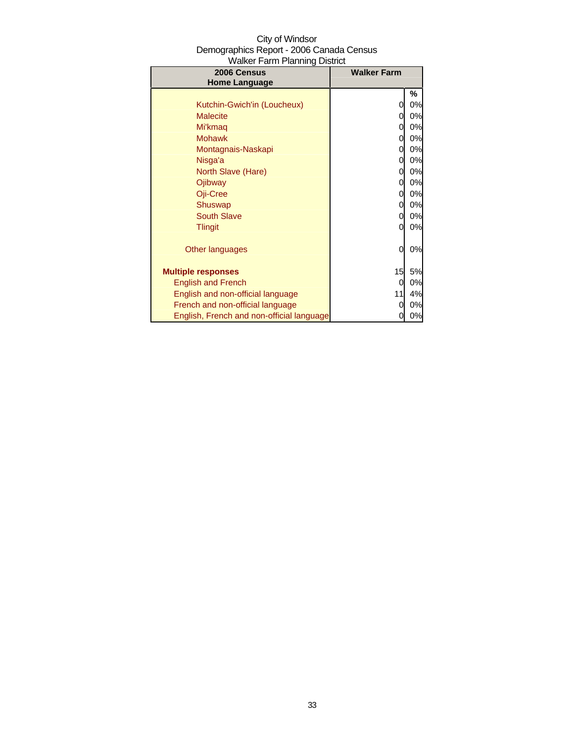City of Windsor
Demographics Report - 2006 Canada Census
Walker Farm Planning District

| 2006 Census<br>Home Language | Walker Farm | |
|---|---|---|
| | | % |
| Kutchin-Gwich'in (Loucheux) | 0 | 0% |
| Malecite | 0 | 0% |
| Mi'kmaq | 0 | 0% |
| Mohawk | 0 | 0% |
| Montagnais-Naskapi | 0 | 0% |
| Nisga'a | 0 | 0% |
| North Slave (Hare) | 0 | 0% |
| Ojibway | 0 | 0% |
| Oji-Cree | 0 | 0% |
| Shuswap | 0 | 0% |
| South Slave | 0 | 0% |
| Tlingit | 0 | 0% |
| Other languages | 0 | 0% |
| **Multiple responses** | 15 | 5% |
| English and French | 0 | 0% |
| English and non-official language | 11 | 4% |
| French and non-official language | 0 | 0% |
| English, French and non-official language | 0 | 0% |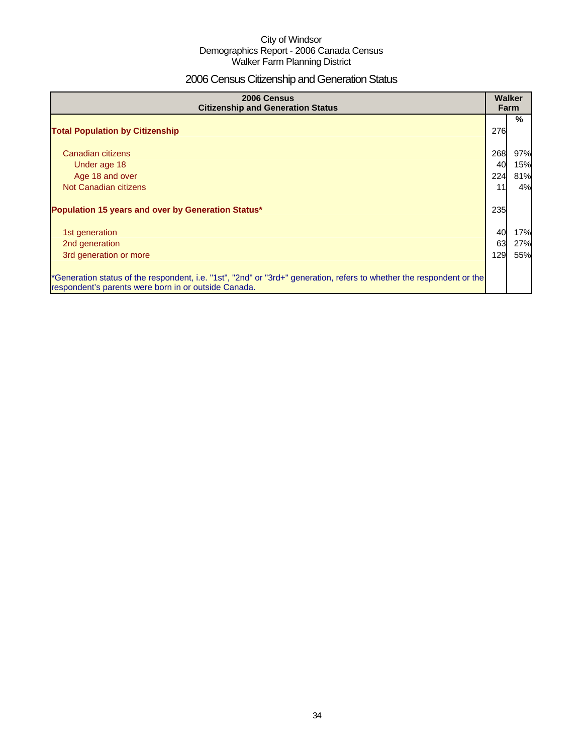City of Windsor
Demographics Report - 2006 Canada Census
Walker Farm Planning District

# 2006 Census Citizenship and Generation Status

| 2006 Census Citizenship and Generation Status | Walker Farm | |
|---|---|---|
| | | % |
| **Total Population by Citizenship** | 276 | |
| Canadian citizens | 268 | 97% |
| Under age 18 | 40 | 15% |
| Age 18 and over | 224 | 81% |
| Not Canadian citizens | 11 | 4% |
| **Population 15 years and over by Generation Status*** | 235 | |
| 1st generation | 40 | 17% |
| 2nd generation | 63 | 27% |
| 3rd generation or more | 129 | 55% |
| *Generation status of the respondent, i.e. "1st", "2nd" or "3rd+" generation, refers to whether the respondent or the respondent's parents were born in or outside Canada. | | |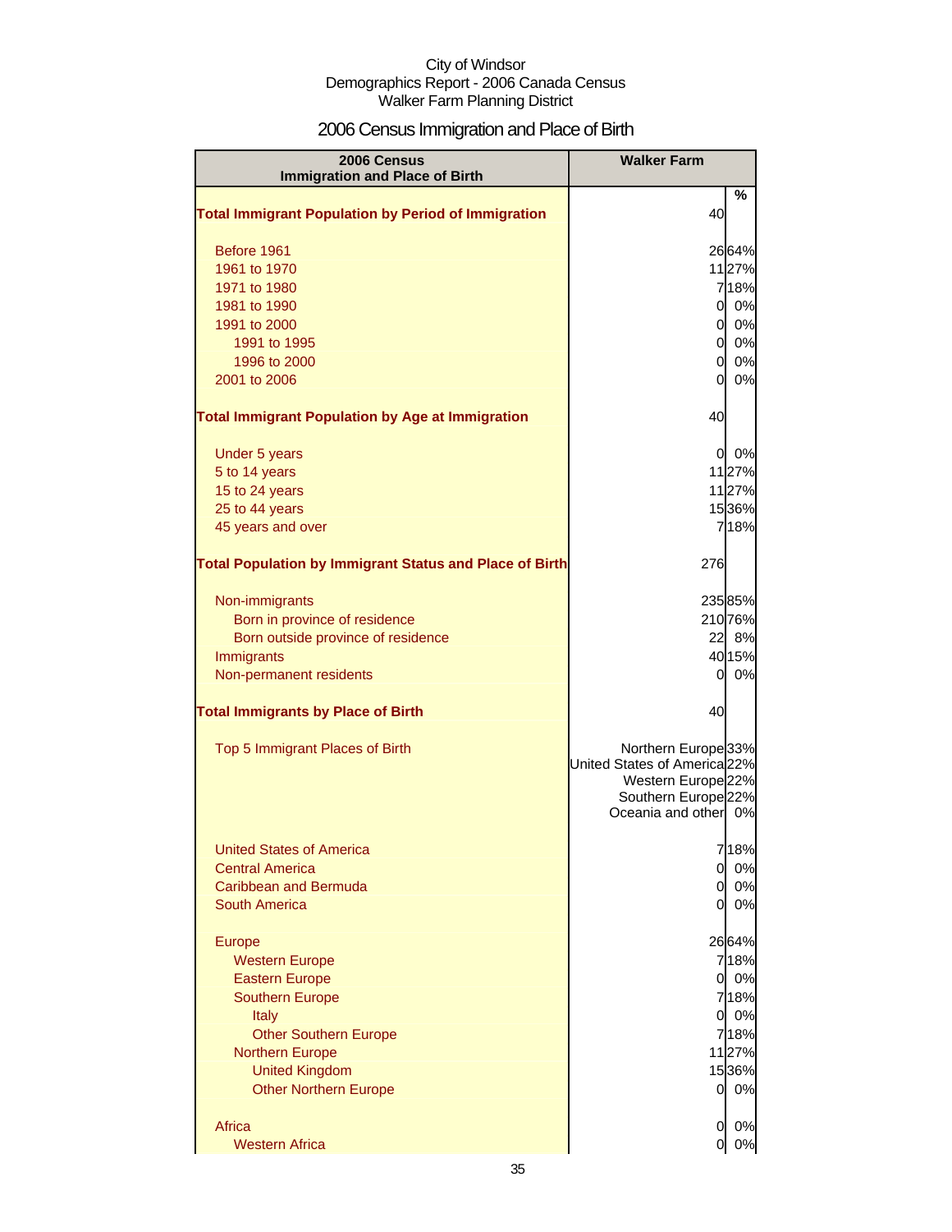City of Windsor
Demographics Report - 2006 Canada Census
Walker Farm Planning District

# 2006 Census Immigration and Place of Birth

| 2006 Census Immigration and Place of Birth | Walker Farm | % |
|---|---|---|
| **Total Immigrant Population by Period of Immigration** | 40 | |
| Before 1961 | 26 | 64% |
| 1961 to 1970 | 11 | 27% |
| 1971 to 1980 | 7 | 18% |
| 1981 to 1990 | 0 | 0% |
| 1991 to 2000 | 0 | 0% |
| 1991 to 1995 | 0 | 0% |
| 1996 to 2000 | 0 | 0% |
| 2001 to 2006 | 0 | 0% |
| **Total Immigrant Population by Age at Immigration** | 40 | |
| Under 5 years | 0 | 0% |
| 5 to 14 years | 11 | 27% |
| 15 to 24 years | 11 | 27% |
| 25 to 44 years | 15 | 36% |
| 45 years and over | 7 | 18% |
| **Total Population by Immigrant Status and Place of Birth** | 276 | |
| Non-immigrants | 235 | 85% |
| Born in province of residence | 210 | 76% |
| Born outside province of residence | 22 | 8% |
| Immigrants | 40 | 15% |
| Non-permanent residents | 0 | 0% |
| **Total Immigrants by Place of Birth** | 40 | |
| Top 5 Immigrant Places of Birth | Northern Europe | 33% |
| | United States of America | 22% |
| | Western Europe | 22% |
| | Southern Europe | 22% |
| | Oceania and other | 0% |
| United States of America | 7 | 18% |
| Central America | 0 | 0% |
| Caribbean and Bermuda | 0 | 0% |
| South America | 0 | 0% |
| Europe | 26 | 64% |
| Western Europe | 7 | 18% |
| Eastern Europe | 0 | 0% |
| Southern Europe | 7 | 18% |
| Italy | 0 | 0% |
| Other Southern Europe | 7 | 18% |
| Northern Europe | 11 | 27% |
| United Kingdom | 15 | 36% |
| Other Northern Europe | 0 | 0% |
| Africa | 0 | 0% |
| Western Africa | 0 | 0% |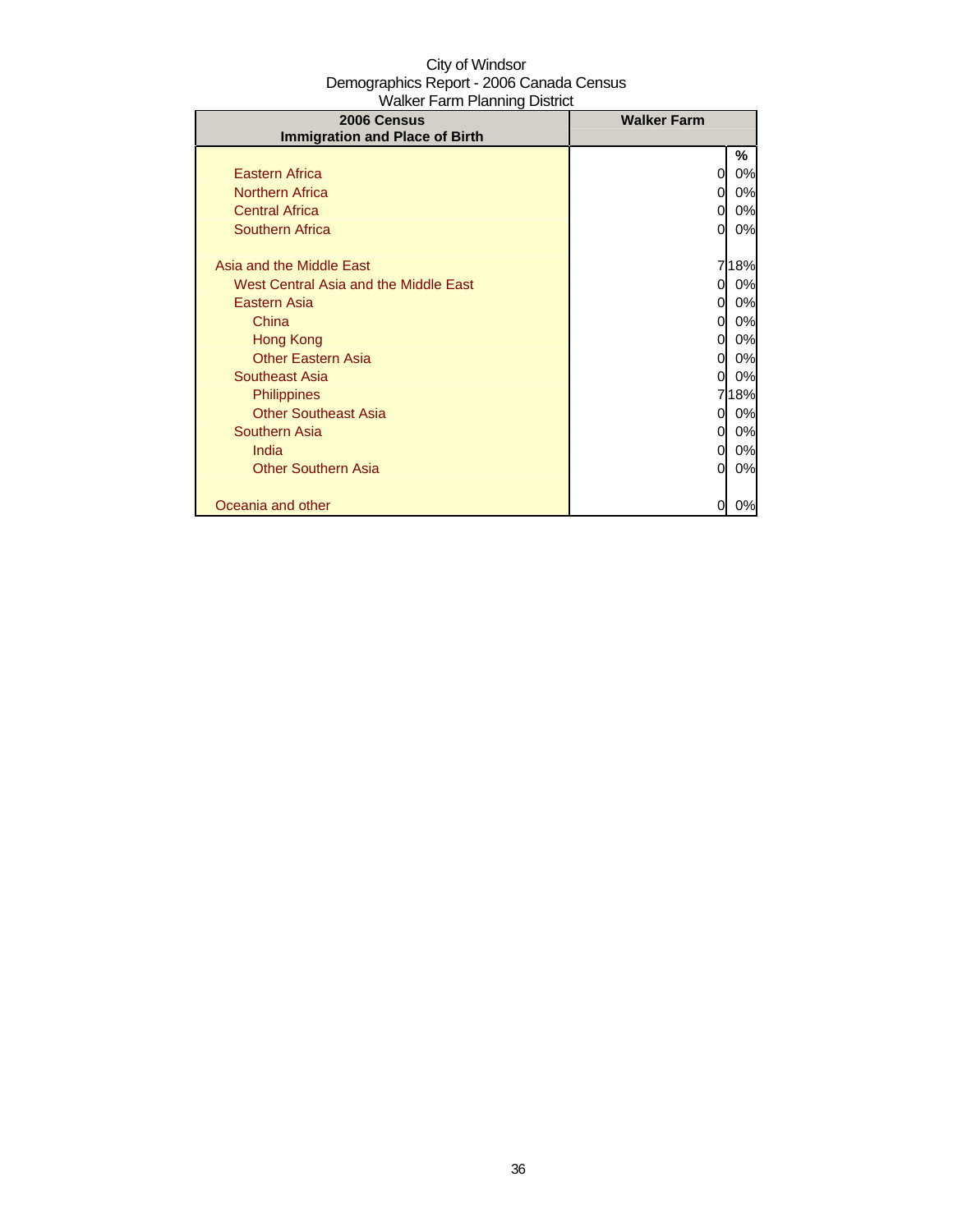City of Windsor
Demographics Report - 2006 Canada Census
Walker Farm Planning District

| 2006 Census<br>Immigration and Place of Birth | Walker Farm | |
|---|---|---|
| | | % |
| Eastern Africa | 0 | 0% |
| Northern Africa | 0 | 0% |
| Central Africa | 0 | 0% |
| Southern Africa | 0 | 0% |
| | | |
| Asia and the Middle East | 7 | 18% |
| West Central Asia and the Middle East | 0 | 0% |
| Eastern Asia | 0 | 0% |
| China | 0 | 0% |
| Hong Kong | 0 | 0% |
| Other Eastern Asia | 0 | 0% |
| Southeast Asia | 0 | 0% |
| Philippines | 7 | 18% |
| Other Southeast Asia | 0 | 0% |
| Southern Asia | 0 | 0% |
| India | 0 | 0% |
| Other Southern Asia | 0 | 0% |
| | | |
| Oceania and other | 0 | 0% |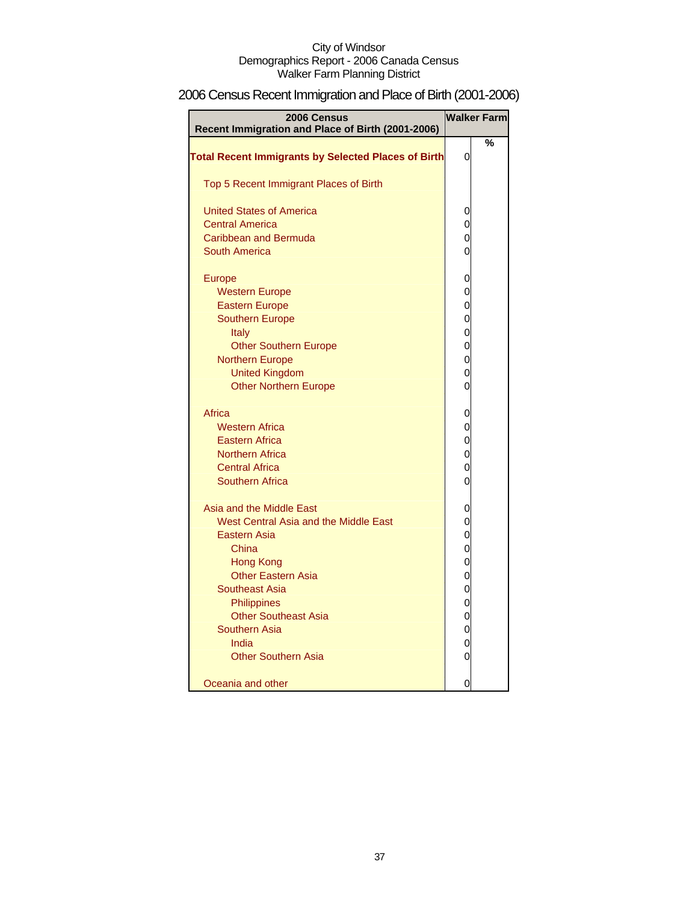City of Windsor
Demographics Report - 2006 Canada Census
Walker Farm Planning District

# 2006 Census Recent Immigration and Place of Birth (2001-2006)

| 2006 Census Recent Immigration and Place of Birth (2001-2006) | Walker Farm | |
|---|---|---|
| | | % |
| **Total Recent Immigrants by Selected Places of Birth** | 0 | |
| Top 5 Recent Immigrant Places of Birth | | |
| United States of America | 0 | |
| Central America | 0 | |
| Caribbean and Bermuda | 0 | |
| South America | 0 | |
| Europe | 0 | |
| Western Europe | 0 | |
| Eastern Europe | 0 | |
| Southern Europe | 0 | |
| Italy | 0 | |
| Other Southern Europe | 0 | |
| Northern Europe | 0 | |
| United Kingdom | 0 | |
| Other Northern Europe | 0 | |
| Africa | 0 | |
| Western Africa | 0 | |
| Eastern Africa | 0 | |
| Northern Africa | 0 | |
| Central Africa | 0 | |
| Southern Africa | 0 | |
| Asia and the Middle East | 0 | |
| West Central Asia and the Middle East | 0 | |
| Eastern Asia | 0 | |
| China | 0 | |
| Hong Kong | 0 | |
| Other Eastern Asia | 0 | |
| Southeast Asia | 0 | |
| Philippines | 0 | |
| Other Southeast Asia | 0 | |
| Southern Asia | 0 | |
| India | 0 | |
| Other Southern Asia | 0 | |
| Oceania and other | 0 | |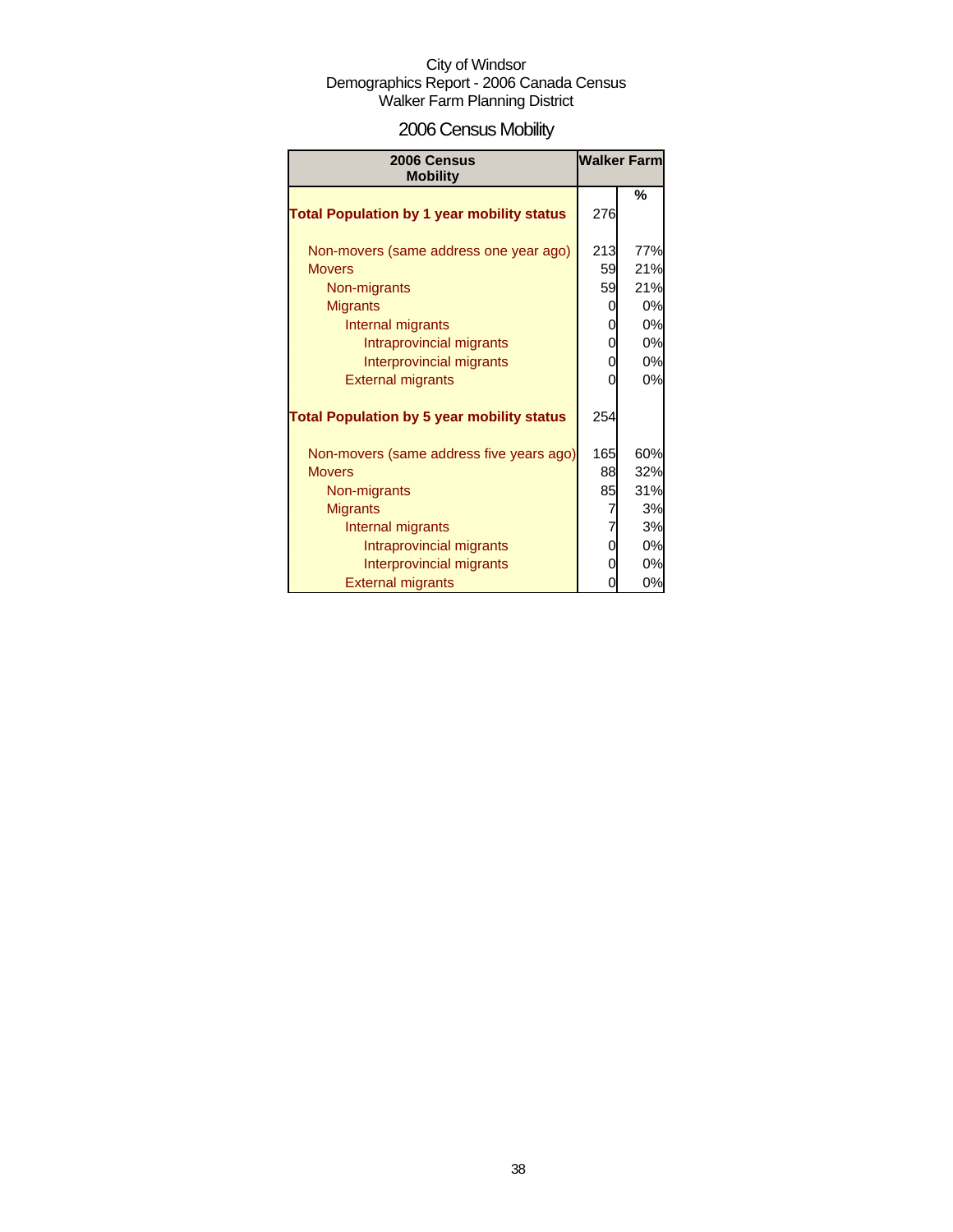City of Windsor
Demographics Report - 2006 Canada Census
Walker Farm Planning District

## 2006 Census Mobility

| 2006 Census Mobility | Walker Farm | |
|---|---|---|
| | | % |
| **Total Population by 1 year mobility status** | 276 | |
| Non-movers (same address one year ago) | 213 | 77% |
| Movers | 59 | 21% |
| Non-migrants | 59 | 21% |
| Migrants | 0 | 0% |
| Internal migrants | 0 | 0% |
| Intraprovincial migrants | 0 | 0% |
| Interprovincial migrants | 0 | 0% |
| External migrants | 0 | 0% |
| **Total Population by 5 year mobility status** | 254 | |
| Non-movers (same address five years ago) | 165 | 60% |
| Movers | 88 | 32% |
| Non-migrants | 85 | 31% |
| Migrants | 7 | 3% |
| Internal migrants | 7 | 3% |
| Intraprovincial migrants | 0 | 0% |
| Interprovincial migrants | 0 | 0% |
| External migrants | 0 | 0% |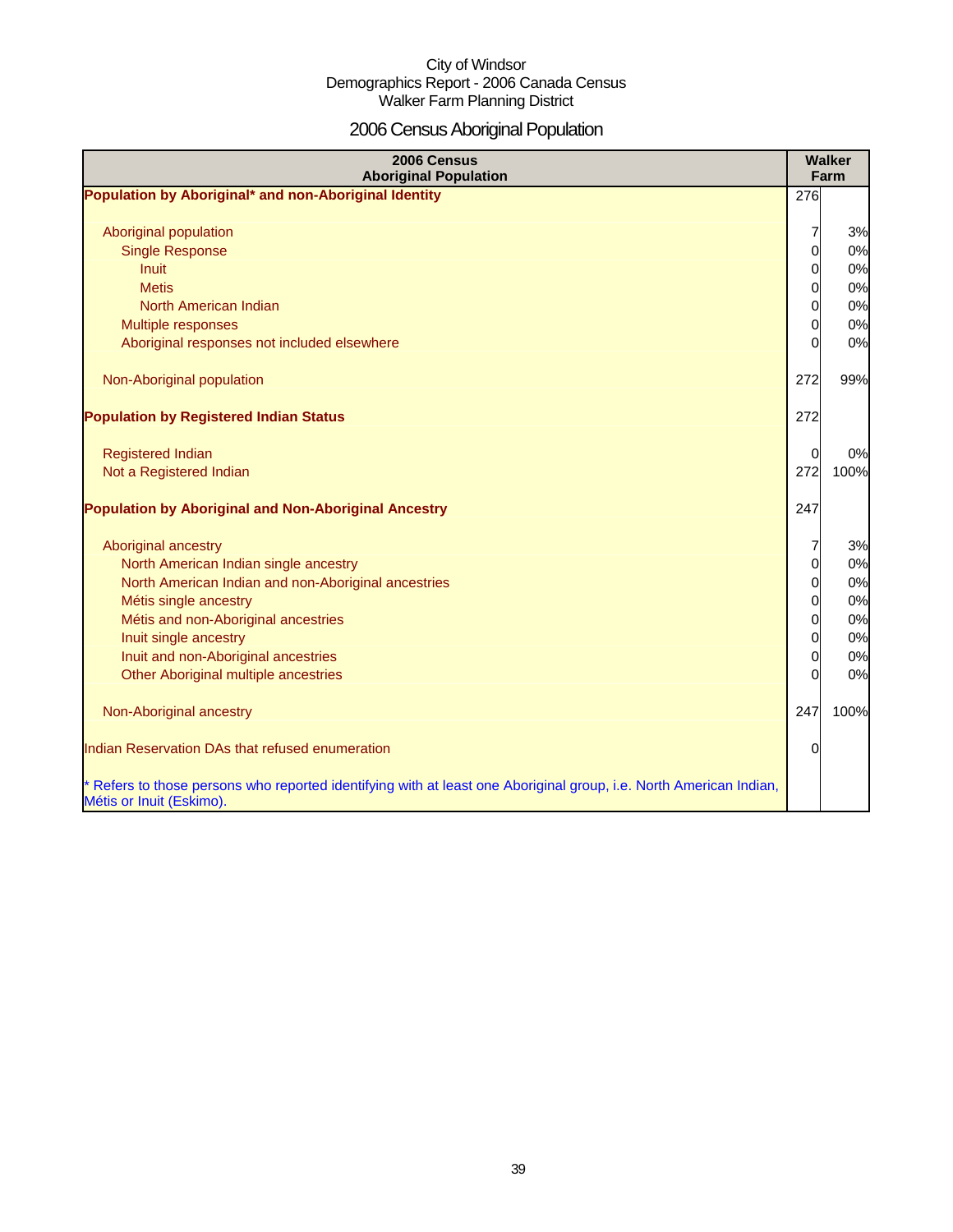City of Windsor
Demographics Report - 2006 Canada Census
Walker Farm Planning District

# 2006 Census Aboriginal Population

| 2006 Census Aboriginal Population | Walker Farm | |
|---|---|---|
| **Population by Aboriginal* and non-Aboriginal Identity** | 276 | |
| | | |
| Aboriginal population | 7 | 3% |
| Single Response | 0 | 0% |
| Inuit | 0 | 0% |
| Metis | 0 | 0% |
| North American Indian | 0 | 0% |
| Multiple responses | 0 | 0% |
| Aboriginal responses not included elsewhere | 0 | 0% |
| | | |
| Non-Aboriginal population | 272 | 99% |
| | | |
| **Population by Registered Indian Status** | 272 | |
| | | |
| Registered Indian | 0 | 0% |
| Not a Registered Indian | 272 | 100% |
| | | |
| **Population by Aboriginal and Non-Aboriginal Ancestry** | 247 | |
| | | |
| Aboriginal ancestry | 7 | 3% |
| North American Indian single ancestry | 0 | 0% |
| North American Indian and non-Aboriginal ancestries | 0 | 0% |
| Métis single ancestry | 0 | 0% |
| Métis and non-Aboriginal ancestries | 0 | 0% |
| Inuit single ancestry | 0 | 0% |
| Inuit and non-Aboriginal ancestries | 0 | 0% |
| Other Aboriginal multiple ancestries | 0 | 0% |
| | | |
| Non-Aboriginal ancestry | 247 | 100% |
| | | |
| Indian Reservation DAs that refused enumeration | 0 | |
| | | |
| * Refers to those persons who reported identifying with at least one Aboriginal group, i.e. North American Indian, Métis or Inuit (Eskimo). | | |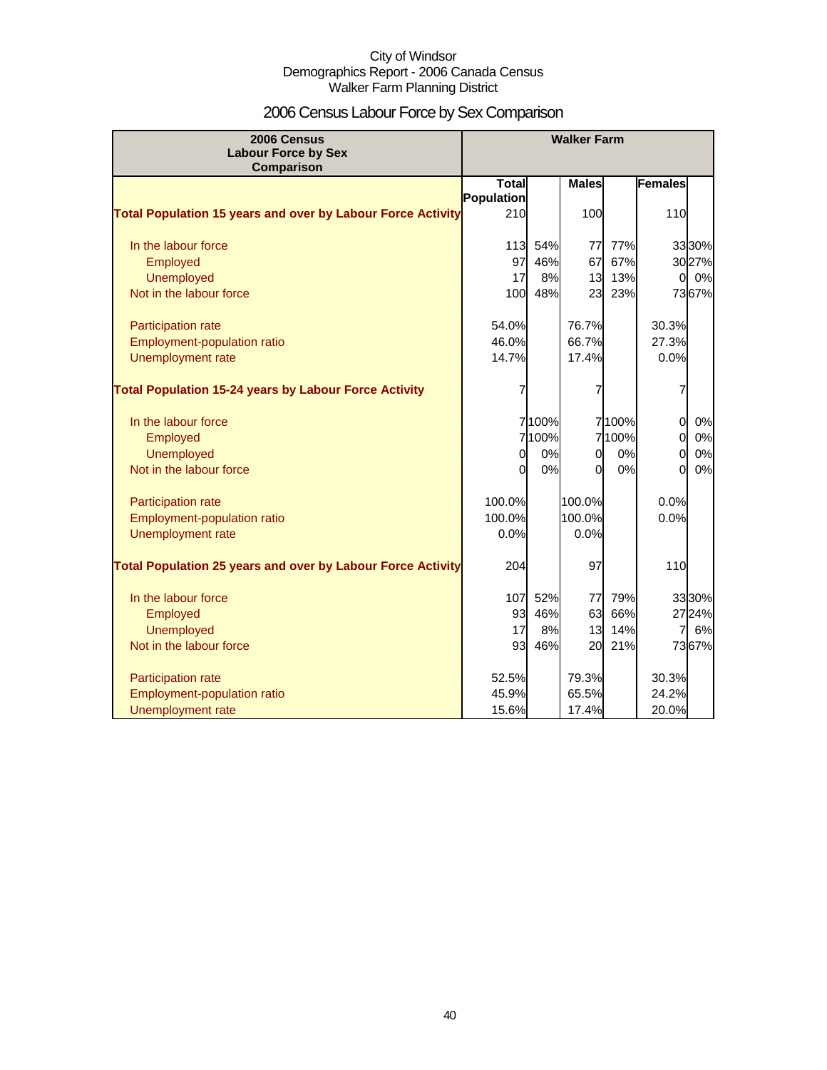City of Windsor
Demographics Report - 2006 Canada Census
Walker Farm Planning District

# 2006 Census Labour Force by Sex Comparison

| 2006 Census Labour Force by Sex Comparison | Walker Farm | | | | | |
|---|---|---|---|---|---|---|
| | Total Population | | Males | | Females | |
| **Total Population 15 years and over by Labour Force Activity** | 210 | | 100 | | 110 | |
| In the labour force | 113 | 54% | 77 | 77% | 33 | 30% |
| Employed | 97 | 46% | 67 | 67% | 30 | 27% |
| Unemployed | 17 | 8% | 13 | 13% | 0 | 0% |
| Not in the labour force | 100 | 48% | 23 | 23% | 73 | 67% |
| Participation rate | 54.0% | | 76.7% | | 30.3% | |
| Employment-population ratio | 46.0% | | 66.7% | | 27.3% | |
| Unemployment rate | 14.7% | | 17.4% | | 0.0% | |
| **Total Population 15-24 years by Labour Force Activity** | 7 | | 7 | | 7 | |
| In the labour force | 7 | 100% | 7 | 100% | 0 | 0% |
| Employed | 7 | 100% | 7 | 100% | 0 | 0% |
| Unemployed | 0 | 0% | 0 | 0% | 0 | 0% |
| Not in the labour force | 0 | 0% | 0 | 0% | 0 | 0% |
| Participation rate | 100.0% | | 100.0% | | 0.0% | |
| Employment-population ratio | 100.0% | | 100.0% | | 0.0% | |
| Unemployment rate | 0.0% | | 0.0% | | | |
| **Total Population 25 years and over by Labour Force Activity** | 204 | | 97 | | 110 | |
| In the labour force | 107 | 52% | 77 | 79% | 33 | 30% |
| Employed | 93 | 46% | 63 | 66% | 27 | 24% |
| Unemployed | 17 | 8% | 13 | 14% | 7 | 6% |
| Not in the labour force | 93 | 46% | 20 | 21% | 73 | 67% |
| Participation rate | 52.5% | | 79.3% | | 30.3% | |
| Employment-population ratio | 45.9% | | 65.5% | | 24.2% | |
| Unemployment rate | 15.6% | | 17.4% | | 20.0% | |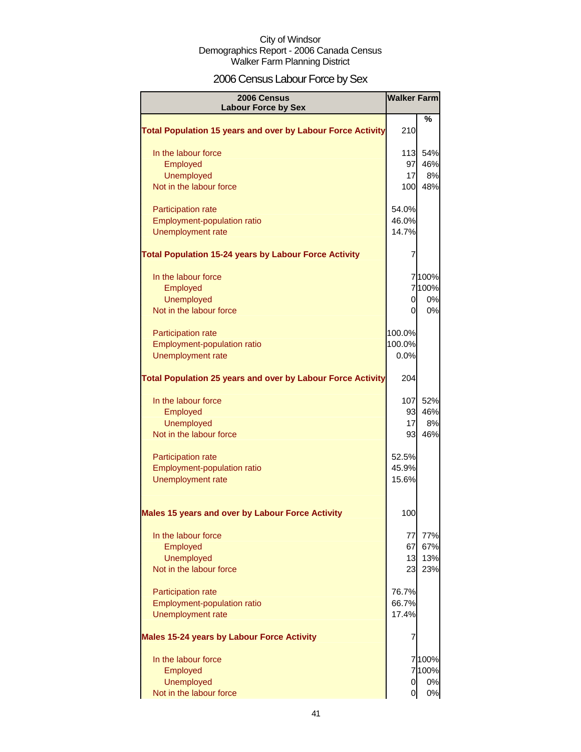City of Windsor
Demographics Report - 2006 Canada Census
Walker Farm Planning District

# 2006 Census Labour Force by Sex

| 2006 Census Labour Force by Sex | Walker Farm | |
|---|---|---|
| | | % |
| **Total Population 15 years and over by Labour Force Activity** | 210 | |
| In the labour force | 113 | 54% |
| Employed | 97 | 46% |
| Unemployed | 17 | 8% |
| Not in the labour force | 100 | 48% |
| Participation rate | 54.0% | |
| Employment-population ratio | 46.0% | |
| Unemployment rate | 14.7% | |
| **Total Population 15-24 years by Labour Force Activity** | 7 | |
| In the labour force | 7 | 100% |
| Employed | 7 | 100% |
| Unemployed | 0 | 0% |
| Not in the labour force | 0 | 0% |
| Participation rate | 100.0% | |
| Employment-population ratio | 100.0% | |
| Unemployment rate | 0.0% | |
| **Total Population 25 years and over by Labour Force Activity** | 204 | |
| In the labour force | 107 | 52% |
| Employed | 93 | 46% |
| Unemployed | 17 | 8% |
| Not in the labour force | 93 | 46% |
| Participation rate | 52.5% | |
| Employment-population ratio | 45.9% | |
| Unemployment rate | 15.6% | |
| **Males 15 years and over by Labour Force Activity** | 100 | |
| In the labour force | 77 | 77% |
| Employed | 67 | 67% |
| Unemployed | 13 | 13% |
| Not in the labour force | 23 | 23% |
| Participation rate | 76.7% | |
| Employment-population ratio | 66.7% | |
| Unemployment rate | 17.4% | |
| **Males 15-24 years by Labour Force Activity** | 7 | |
| In the labour force | 7 | 100% |
| Employed | 7 | 100% |
| Unemployed | 0 | 0% |
| Not in the labour force | 0 | 0% |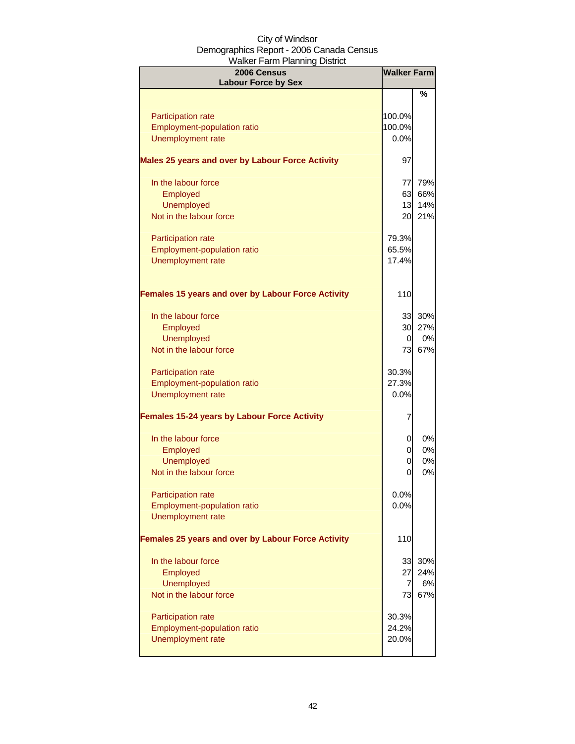City of Windsor
Demographics Report - 2006 Canada Census
Walker Farm Planning District

| 2006 Census Labour Force by Sex | Walker Farm | |
|---|---|---|
| | | % |
| Participation rate | 100.0% | |
| Employment-population ratio | 100.0% | |
| Unemployment rate | 0.0% | |
| **Males 25 years and over by Labour Force Activity** | 97 | |
| In the labour force | 77 | 79% |
| Employed | 63 | 66% |
| Unemployed | 13 | 14% |
| Not in the labour force | 20 | 21% |
| Participation rate | 79.3% | |
| Employment-population ratio | 65.5% | |
| Unemployment rate | 17.4% | |
| **Females 15 years and over by Labour Force Activity** | 110 | |
| In the labour force | 33 | 30% |
| Employed | 30 | 27% |
| Unemployed | 0 | 0% |
| Not in the labour force | 73 | 67% |
| Participation rate | 30.3% | |
| Employment-population ratio | 27.3% | |
| Unemployment rate | 0.0% | |
| **Females 15-24 years by Labour Force Activity** | 7 | |
| In the labour force | 0 | 0% |
| Employed | 0 | 0% |
| Unemployed | 0 | 0% |
| Not in the labour force | 0 | 0% |
| Participation rate | 0.0% | |
| Employment-population ratio | 0.0% | |
| Unemployment rate | | |
| **Females 25 years and over by Labour Force Activity** | 110 | |
| In the labour force | 33 | 30% |
| Employed | 27 | 24% |
| Unemployed | 7 | 6% |
| Not in the labour force | 73 | 67% |
| Participation rate | 30.3% | |
| Employment-population ratio | 24.2% | |
| Unemployment rate | 20.0% | |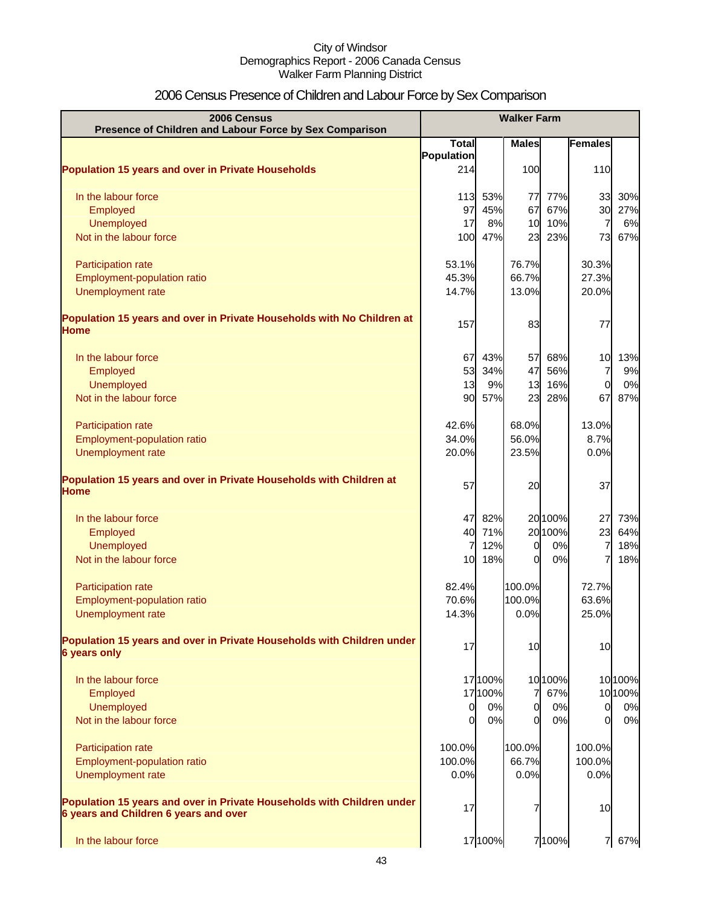City of Windsor
Demographics Report - 2006 Canada Census
Walker Farm Planning District

# 2006 Census Presence of Children and Labour Force by Sex Comparison

| 2006 Census<br>Presence of Children and Labour Force by Sex Comparison | Walker Farm | | | | | |
|---|---|---|---|---|---|---|
| | Total Population | | Males | | Females | |
| **Population 15 years and over in Private Households** | 214 | | 100 | | 110 | |
| In the labour force | 113 | 53% | 77 | 77% | 33 | 30% |
| Employed | 97 | 45% | 67 | 67% | 30 | 27% |
| Unemployed | 17 | 8% | 10 | 10% | 7 | 6% |
| Not in the labour force | 100 | 47% | 23 | 23% | 73 | 67% |
| Participation rate | 53.1% | | 76.7% | | 30.3% | |
| Employment-population ratio | 45.3% | | 66.7% | | 27.3% | |
| Unemployment rate | 14.7% | | 13.0% | | 20.0% | |
| **Population 15 years and over in Private Households with No Children at Home** | 157 | | 83 | | 77 | |
| In the labour force | 67 | 43% | 57 | 68% | 10 | 13% |
| Employed | 53 | 34% | 47 | 56% | 7 | 9% |
| Unemployed | 13 | 9% | 13 | 16% | 0 | 0% |
| Not in the labour force | 90 | 57% | 23 | 28% | 67 | 87% |
| Participation rate | 42.6% | | 68.0% | | 13.0% | |
| Employment-population ratio | 34.0% | | 56.0% | | 8.7% | |
| Unemployment rate | 20.0% | | 23.5% | | 0.0% | |
| **Population 15 years and over in Private Households with Children at Home** | 57 | | 20 | | 37 | |
| In the labour force | 47 | 82% | 20 | 100% | 27 | 73% |
| Employed | 40 | 71% | 20 | 100% | 23 | 64% |
| Unemployed | 7 | 12% | 0 | 0% | 7 | 18% |
| Not in the labour force | 10 | 18% | 0 | 0% | 7 | 18% |
| Participation rate | 82.4% | | 100.0% | | 72.7% | |
| Employment-population ratio | 70.6% | | 100.0% | | 63.6% | |
| Unemployment rate | 14.3% | | 0.0% | | 25.0% | |
| **Population 15 years and over in Private Households with Children under 6 years only** | 17 | | 10 | | 10 | |
| In the labour force | 17 | 100% | 10 | 100% | 10 | 100% |
| Employed | 17 | 100% | 7 | 67% | 10 | 100% |
| Unemployed | 0 | 0% | 0 | 0% | 0 | 0% |
| Not in the labour force | 0 | 0% | 0 | 0% | 0 | 0% |
| Participation rate | 100.0% | | 100.0% | | 100.0% | |
| Employment-population ratio | 100.0% | | 66.7% | | 100.0% | |
| Unemployment rate | 0.0% | | 0.0% | | 0.0% | |
| **Population 15 years and over in Private Households with Children under 6 years and Children 6 years and over** | 17 | | 7 | | 10 | |
| In the labour force | 17 | 100% | 7 | 100% | 7 | 67% |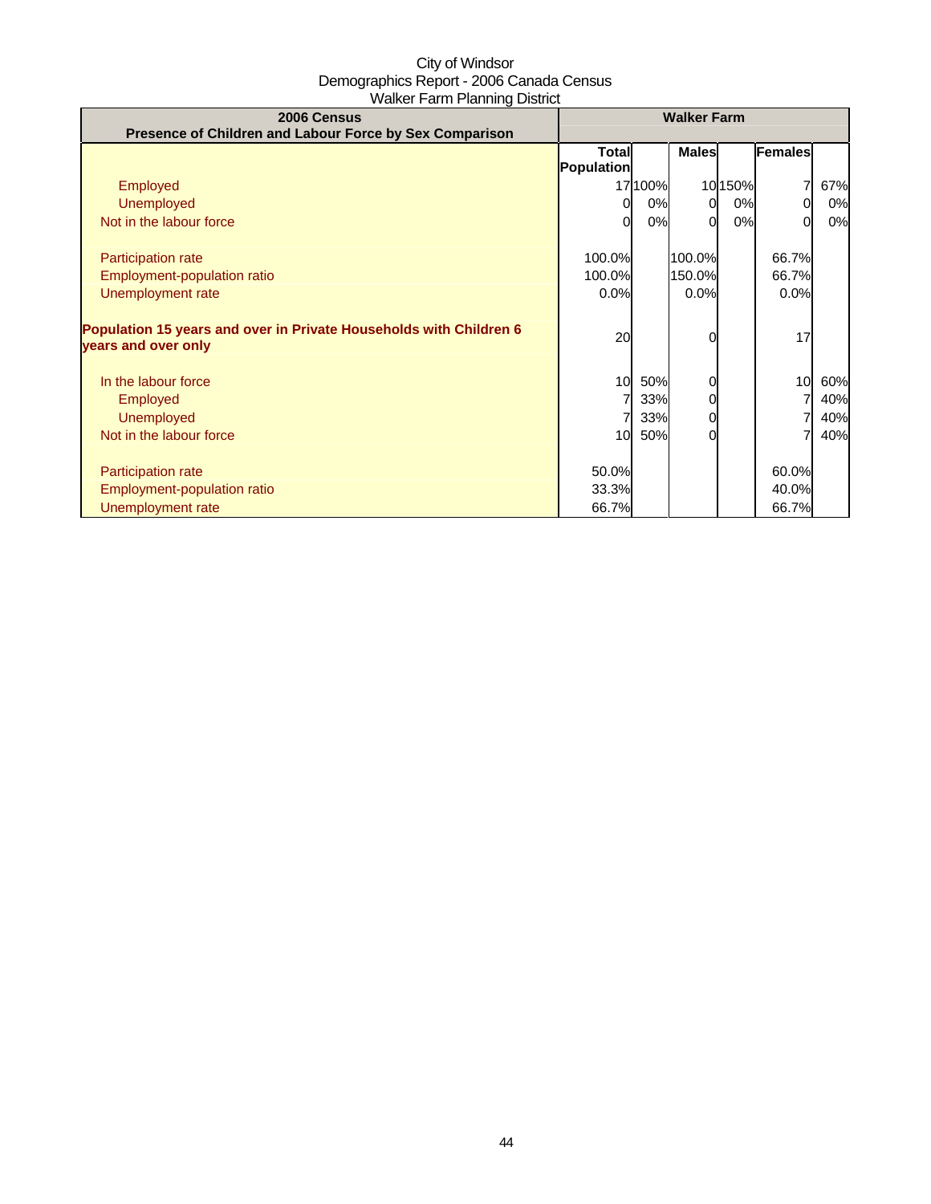City of Windsor
Demographics Report - 2006 Canada Census
Walker Farm Planning District

| 2006 Census<br>Presence of Children and Labour Force by Sex Comparison | Walker Farm | | | | | |
|---|---|---|---|---|---|---|
| | Total Population | | Males | | Females | |
| Employed | 17 | 100% | 10 | 150% | 7 | 67% |
| Unemployed | 0 | 0% | 0 | 0% | 0 | 0% |
| Not in the labour force | 0 | 0% | 0 | 0% | 0 | 0% |
| | | | | | | |
| Participation rate | 100.0% | | 100.0% | | 66.7% | |
| Employment-population ratio | 100.0% | | 150.0% | | 66.7% | |
| Unemployment rate | 0.0% | | 0.0% | | 0.0% | |
| | | | | | | |
| **Population 15 years and over in Private Households with Children 6 years and over only** | 20 | | 0 | | 17 | |
| | | | | | | |
| In the labour force | 10 | 50% | 0 | | 10 | 60% |
| Employed | 7 | 33% | 0 | | 7 | 40% |
| Unemployed | 7 | 33% | 0 | | 7 | 40% |
| Not in the labour force | 10 | 50% | 0 | | 7 | 40% |
| | | | | | | |
| Participation rate | 50.0% | | | | 60.0% | |
| Employment-population ratio | 33.3% | | | | 40.0% | |
| Unemployment rate | 66.7% | | | | 66.7% | |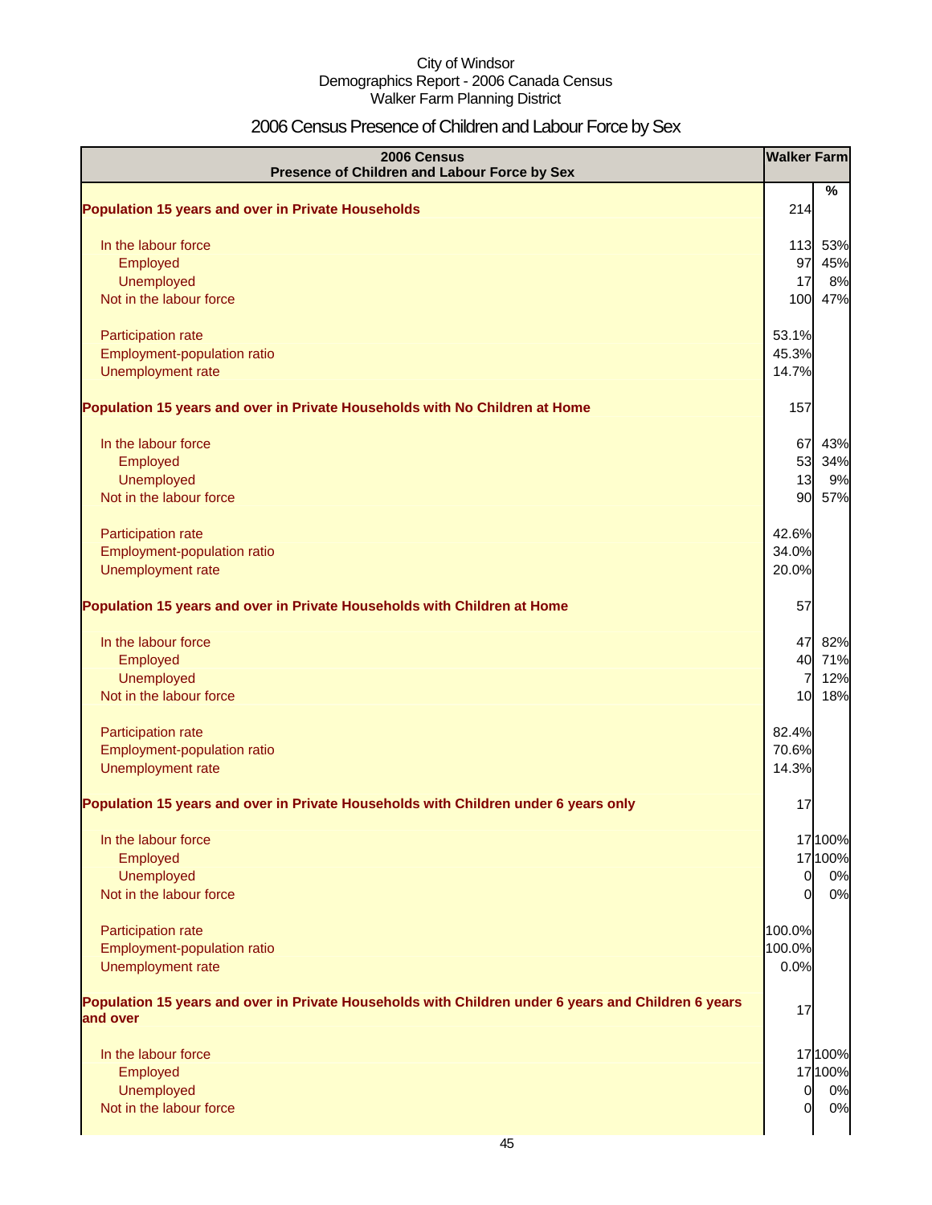City of Windsor
Demographics Report - 2006 Canada Census
Walker Farm Planning District

# 2006 Census Presence of Children and Labour Force by Sex

| 2006 Census<br>Presence of Children and Labour Force by Sex | Walker Farm | |
|---|---|---|
| | | % |
| **Population 15 years and over in Private Households** | 214 | |
| In the labour force | 113 | 53% |
| Employed | 97 | 45% |
| Unemployed | 17 | 8% |
| Not in the labour force | 100 | 47% |
| Participation rate | 53.1% | |
| Employment-population ratio | 45.3% | |
| Unemployment rate | 14.7% | |
| **Population 15 years and over in Private Households with No Children at Home** | 157 | |
| In the labour force | 67 | 43% |
| Employed | 53 | 34% |
| Unemployed | 13 | 9% |
| Not in the labour force | 90 | 57% |
| Participation rate | 42.6% | |
| Employment-population ratio | 34.0% | |
| Unemployment rate | 20.0% | |
| **Population 15 years and over in Private Households with Children at Home** | 57 | |
| In the labour force | 47 | 82% |
| Employed | 40 | 71% |
| Unemployed | 7 | 12% |
| Not in the labour force | 10 | 18% |
| Participation rate | 82.4% | |
| Employment-population ratio | 70.6% | |
| Unemployment rate | 14.3% | |
| **Population 15 years and over in Private Households with Children under 6 years only** | 17 | |
| In the labour force | 17 | 100% |
| Employed | 17 | 100% |
| Unemployed | 0 | 0% |
| Not in the labour force | 0 | 0% |
| Participation rate | 100.0% | |
| Employment-population ratio | 100.0% | |
| Unemployment rate | 0.0% | |
| **Population 15 years and over in Private Households with Children under 6 years and Children 6 years and over** | 17 | |
| In the labour force | 17 | 100% |
| Employed | 17 | 100% |
| Unemployed | 0 | 0% |
| Not in the labour force | 0 | 0% |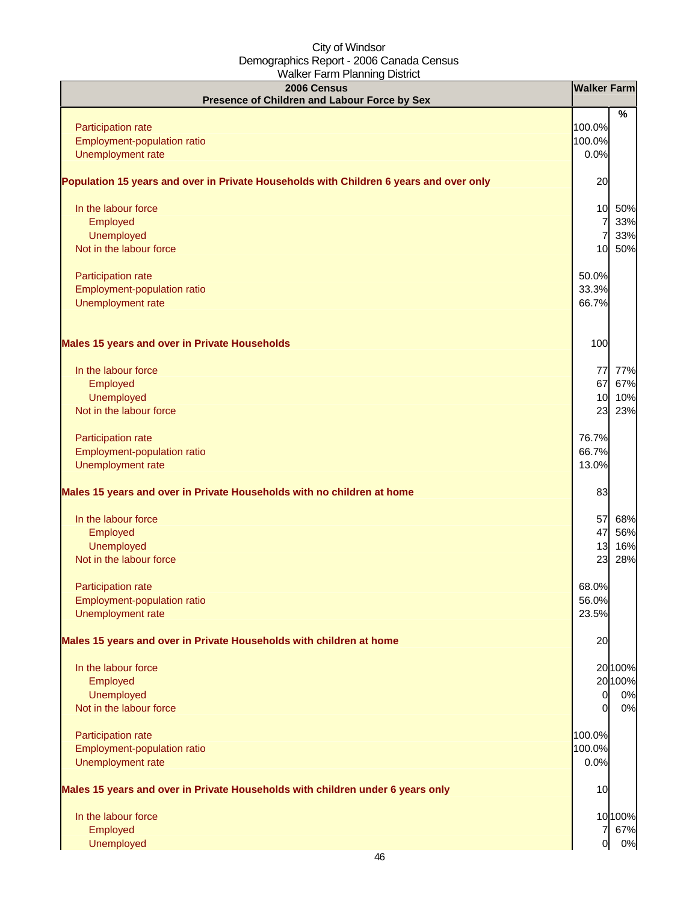City of Windsor
Demographics Report - 2006 Canada Census
Walker Farm Planning District

| 2006 Census<br>Presence of Children and Labour Force by Sex | Walker Farm | |
|---|---|---|
| | | % |
| Participation rate | 100.0% | |
| Employment-population ratio | 100.0% | |
| Unemployment rate | 0.0% | |
| **Population 15 years and over in Private Households with Children 6 years and over only** | 20 | |
| In the labour force | 10 | 50% |
| Employed | 7 | 33% |
| Unemployed | 7 | 33% |
| Not in the labour force | 10 | 50% |
| Participation rate | 50.0% | |
| Employment-population ratio | 33.3% | |
| Unemployment rate | 66.7% | |
| **Males 15 years and over in Private Households** | 100 | |
| In the labour force | 77 | 77% |
| Employed | 67 | 67% |
| Unemployed | 10 | 10% |
| Not in the labour force | 23 | 23% |
| Participation rate | 76.7% | |
| Employment-population ratio | 66.7% | |
| Unemployment rate | 13.0% | |
| **Males 15 years and over in Private Households with no children at home** | 83 | |
| In the labour force | 57 | 68% |
| Employed | 47 | 56% |
| Unemployed | 13 | 16% |
| Not in the labour force | 23 | 28% |
| Participation rate | 68.0% | |
| Employment-population ratio | 56.0% | |
| Unemployment rate | 23.5% | |
| **Males 15 years and over in Private Households with children at home** | 20 | |
| In the labour force | 20 | 100% |
| Employed | 20 | 100% |
| Unemployed | 0 | 0% |
| Not in the labour force | 0 | 0% |
| Participation rate | 100.0% | |
| Employment-population ratio | 100.0% | |
| Unemployment rate | 0.0% | |
| **Males 15 years and over in Private Households with children under 6 years only** | 10 | |
| In the labour force | 10 | 100% |
| Employed | 7 | 67% |
| Unemployed | 0 | 0% |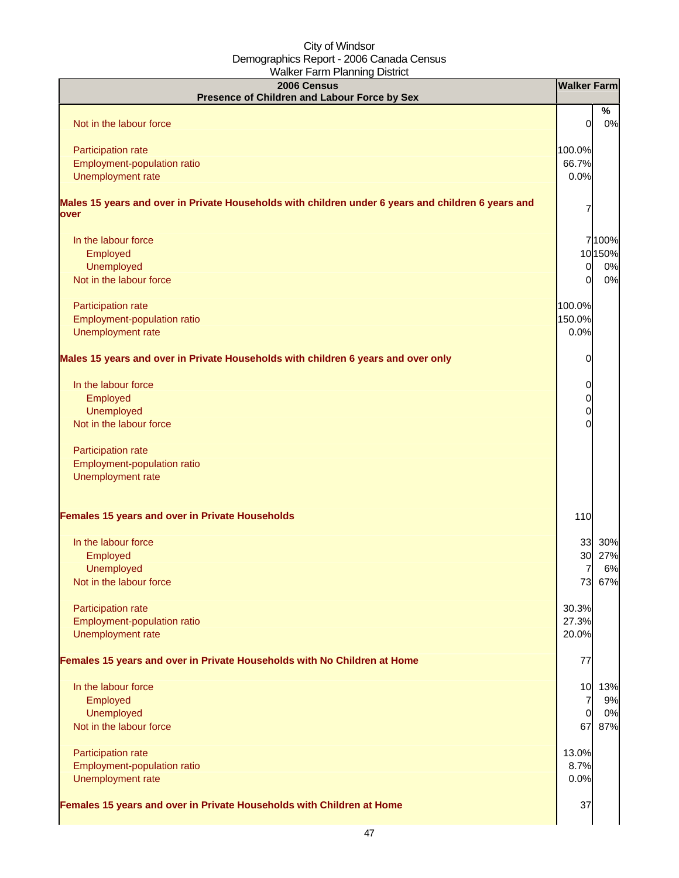City of Windsor
Demographics Report - 2006 Canada Census
Walker Farm Planning District

| 2006 Census<br>Presence of Children and Labour Force by Sex | Walker Farm | |
|---|---|---|
| | | % |
| Not in the labour force | 0 | 0% |
| | | |
| Participation rate | 100.0% | |
| Employment-population ratio | 66.7% | |
| Unemployment rate | 0.0% | |
| | | |
| **Males 15 years and over in Private Households with children under 6 years and children 6 years and over** | 7 | |
| | | |
| In the labour force | 7 | 100% |
| Employed | 10 | 150% |
| Unemployed | 0 | 0% |
| Not in the labour force | 0 | 0% |
| | | |
| Participation rate | 100.0% | |
| Employment-population ratio | 150.0% | |
| Unemployment rate | 0.0% | |
| | | |
| **Males 15 years and over in Private Households with children 6 years and over only** | 0 | |
| | | |
| In the labour force | 0 | |
| Employed | 0 | |
| Unemployed | 0 | |
| Not in the labour force | 0 | |
| | | |
| Participation rate | | |
| Employment-population ratio | | |
| Unemployment rate | | |
| | | |
| **Females 15 years and over in Private Households** | 110 | |
| | | |
| In the labour force | 33 | 30% |
| Employed | 30 | 27% |
| Unemployed | 7 | 6% |
| Not in the labour force | 73 | 67% |
| | | |
| Participation rate | 30.3% | |
| Employment-population ratio | 27.3% | |
| Unemployment rate | 20.0% | |
| | | |
| **Females 15 years and over in Private Households with No Children at Home** | 77 | |
| | | |
| In the labour force | 10 | 13% |
| Employed | 7 | 9% |
| Unemployed | 0 | 0% |
| Not in the labour force | 67 | 87% |
| | | |
| Participation rate | 13.0% | |
| Employment-population ratio | 8.7% | |
| Unemployment rate | 0.0% | |
| | | |
| **Females 15 years and over in Private Households with Children at Home** | 37 | |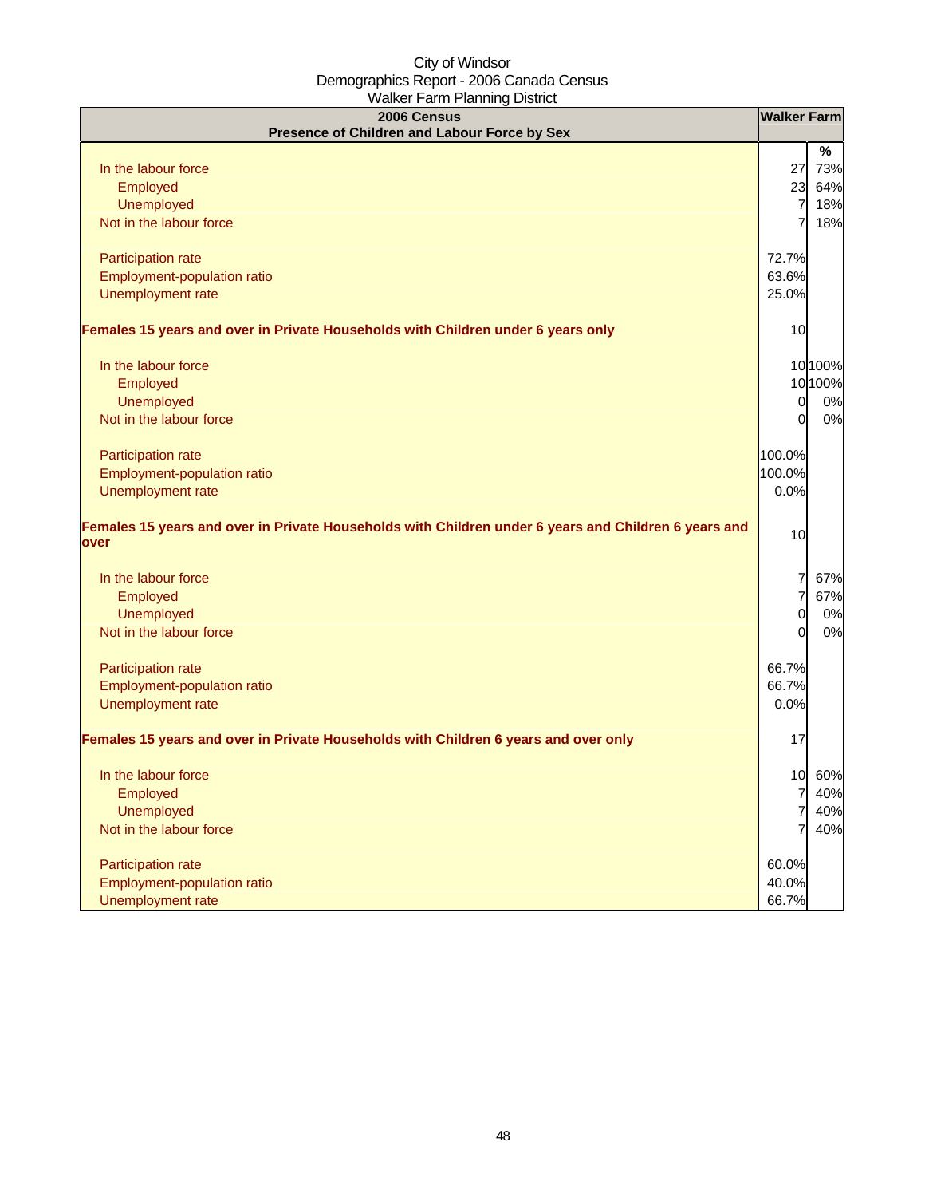City of Windsor
Demographics Report - 2006 Canada Census
Walker Farm Planning District

| 2006 Census<br>Presence of Children and Labour Force by Sex | Walker Farm | |
|---|---|---|
| | | % |
| In the labour force | 27 | 73% |
| Employed | 23 | 64% |
| Unemployed | 7 | 18% |
| Not in the labour force | 7 | 18% |
| | | |
| Participation rate | 72.7% | |
| Employment-population ratio | 63.6% | |
| Unemployment rate | 25.0% | |
| | | |
| **Females 15 years and over in Private Households with Children under 6 years only** | 10 | |
| | | |
| In the labour force | 10 | 100% |
| Employed | 10 | 100% |
| Unemployed | 0 | 0% |
| Not in the labour force | 0 | 0% |
| | | |
| Participation rate | 100.0% | |
| Employment-population ratio | 100.0% | |
| Unemployment rate | 0.0% | |
| | | |
| **Females 15 years and over in Private Households with Children under 6 years and Children 6 years and over** | 10 | |
| | | |
| In the labour force | 7 | 67% |
| Employed | 7 | 67% |
| Unemployed | 0 | 0% |
| Not in the labour force | 0 | 0% |
| | | |
| Participation rate | 66.7% | |
| Employment-population ratio | 66.7% | |
| Unemployment rate | 0.0% | |
| | | |
| **Females 15 years and over in Private Households with Children 6 years and over only** | 17 | |
| | | |
| In the labour force | 10 | 60% |
| Employed | 7 | 40% |
| Unemployed | 7 | 40% |
| Not in the labour force | 7 | 40% |
| | | |
| Participation rate | 60.0% | |
| Employment-population ratio | 40.0% | |
| Unemployment rate | 66.7% | |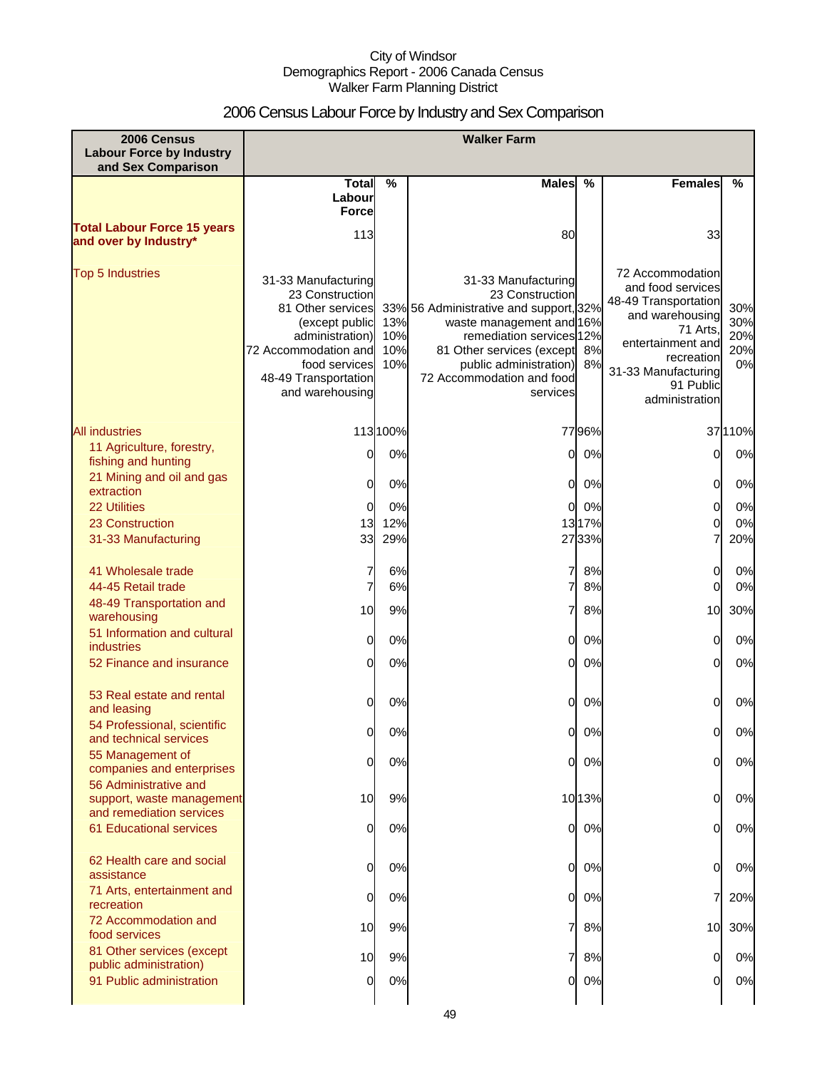City of Windsor
Demographics Report - 2006 Canada Census
Walker Farm Planning District

# 2006 Census Labour Force by Industry and Sex Comparison

| 2006 Census Labour Force by Industry and Sex Comparison | Walker Farm | | | | | |
|---|---|---|---|---|---|---|
| | Total Labour Force | % | Males | % | Females | % |
| **Total Labour Force 15 years and over by Industry*** | 113 | | 80 | | 33 | |
| Top 5 Industries | 31-33 Manufacturing<br>23 Construction<br>81 Other services (except public administration)<br>72 Accommodation and food services<br>48-49 Transportation and warehousing | 33%<br>13%<br>10%<br>10%<br>10% | 31-33 Manufacturing<br>23 Construction<br>56 Administrative and support, waste management and remediation services<br>81 Other services (except public administration)<br>72 Accommodation and food services | 32%<br>16%<br>12%<br>8%<br>8% | 72 Accommodation and food services<br>48-49 Transportation and warehousing<br>71 Arts, entertainment and recreation<br>31-33 Manufacturing<br>91 Public administration | 30%<br>30%<br>20%<br>20%<br>0% |
| All industries | 113 | 100% | 77 | 96% | 37 | 110% |
| 11 Agriculture, forestry, fishing and hunting | 0 | 0% | 0 | 0% | 0 | 0% |
| 21 Mining and oil and gas extraction | 0 | 0% | 0 | 0% | 0 | 0% |
| 22 Utilities | 0 | 0% | 0 | 0% | 0 | 0% |
| 23 Construction | 13 | 12% | 13 | 17% | 0 | 0% |
| 31-33 Manufacturing | 33 | 29% | 27 | 33% | 7 | 20% |
| 41 Wholesale trade | 7 | 6% | 7 | 8% | 0 | 0% |
| 44-45 Retail trade | 7 | 6% | 7 | 8% | 0 | 0% |
| 48-49 Transportation and warehousing | 10 | 9% | 7 | 8% | 10 | 30% |
| 51 Information and cultural industries | 0 | 0% | 0 | 0% | 0 | 0% |
| 52 Finance and insurance | 0 | 0% | 0 | 0% | 0 | 0% |
| 53 Real estate and rental and leasing | 0 | 0% | 0 | 0% | 0 | 0% |
| 54 Professional, scientific and technical services | 0 | 0% | 0 | 0% | 0 | 0% |
| 55 Management of companies and enterprises | 0 | 0% | 0 | 0% | 0 | 0% |
| 56 Administrative and support, waste management and remediation services | 10 | 9% | 10 | 13% | 0 | 0% |
| 61 Educational services | 0 | 0% | 0 | 0% | 0 | 0% |
| 62 Health care and social assistance | 0 | 0% | 0 | 0% | 0 | 0% |
| 71 Arts, entertainment and recreation | 0 | 0% | 0 | 0% | 7 | 20% |
| 72 Accommodation and food services | 10 | 9% | 7 | 8% | 10 | 30% |
| 81 Other services (except public administration) | 10 | 9% | 7 | 8% | 0 | 0% |
| 91 Public administration | 0 | 0% | 0 | 0% | 0 | 0% |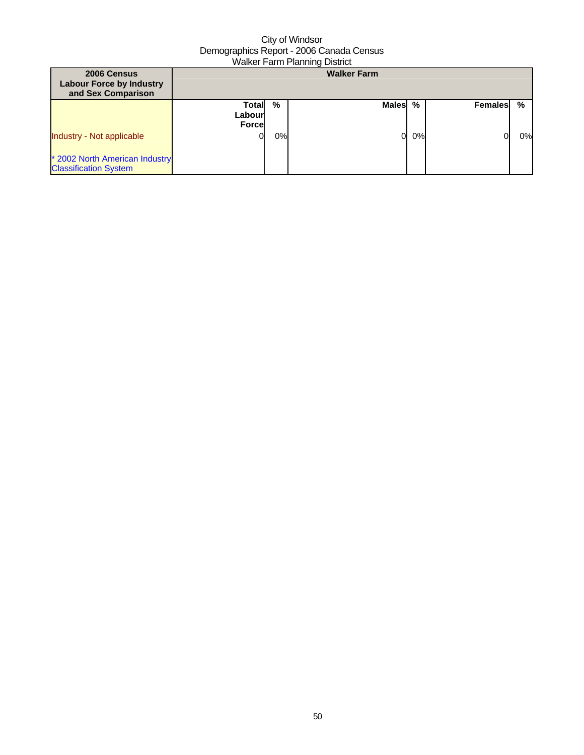City of Windsor
Demographics Report - 2006 Canada Census
Walker Farm Planning District

| 2006 Census Labour Force by Industry and Sex Comparison | Walker Farm | | | | | |
|---|---|---|---|---|---|---|
| | Total Labour Force | % | Males | % | Females | % |
| Industry - Not applicable | 0 | 0% | 0 | 0% | 0 | 0% |
| * 2002 North American Industry Classification System | | | | | | |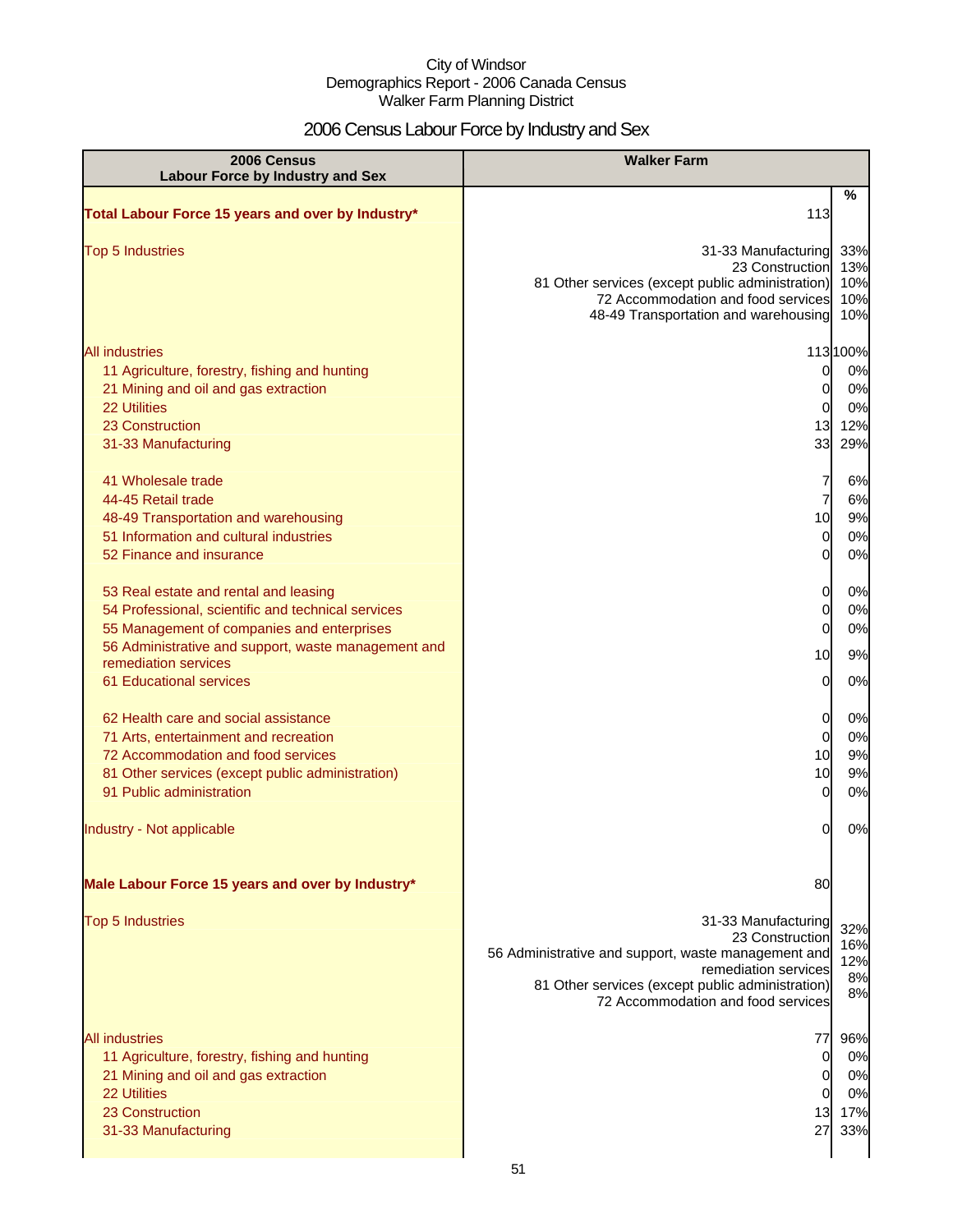City of Windsor
Demographics Report - 2006 Canada Census
Walker Farm Planning District

# 2006 Census Labour Force by Industry and Sex

| 2006 Census Labour Force by Industry and Sex | Walker Farm | % |
|---|---|---|
| **Total Labour Force 15 years and over by Industry*** | 113 | |
| Top 5 Industries | 31-33 Manufacturing | 33% |
| | 23 Construction | 13% |
| | 81 Other services (except public administration) | 10% |
| | 72 Accommodation and food services | 10% |
| | 48-49 Transportation and warehousing | 10% |
| All industries | 113 | 100% |
| 11 Agriculture, forestry, fishing and hunting | 0 | 0% |
| 21 Mining and oil and gas extraction | 0 | 0% |
| 22 Utilities | 0 | 0% |
| 23 Construction | 13 | 12% |
| 31-33 Manufacturing | 33 | 29% |
| 41 Wholesale trade | 7 | 6% |
| 44-45 Retail trade | 7 | 6% |
| 48-49 Transportation and warehousing | 10 | 9% |
| 51 Information and cultural industries | 0 | 0% |
| 52 Finance and insurance | 0 | 0% |
| 53 Real estate and rental and leasing | 0 | 0% |
| 54 Professional, scientific and technical services | 0 | 0% |
| 55 Management of companies and enterprises | 0 | 0% |
| 56 Administrative and support, waste management and remediation services | 10 | 9% |
| 61 Educational services | 0 | 0% |
| 62 Health care and social assistance | 0 | 0% |
| 71 Arts, entertainment and recreation | 0 | 0% |
| 72 Accommodation and food services | 10 | 9% |
| 81 Other services (except public administration) | 10 | 9% |
| 91 Public administration | 0 | 0% |
| Industry - Not applicable | 0 | 0% |
| **Male Labour Force 15 years and over by Industry*** | 80 | |
| Top 5 Industries | 31-33 Manufacturing | 32% |
| | 23 Construction | 16% |
| | 56 Administrative and support, waste management and remediation services | 12% |
| | 81 Other services (except public administration) | 8% |
| | 72 Accommodation and food services | 8% |
| All industries | 77 | 96% |
| 11 Agriculture, forestry, fishing and hunting | 0 | 0% |
| 21 Mining and oil and gas extraction | 0 | 0% |
| 22 Utilities | 0 | 0% |
| 23 Construction | 13 | 17% |
| 31-33 Manufacturing | 27 | 33% |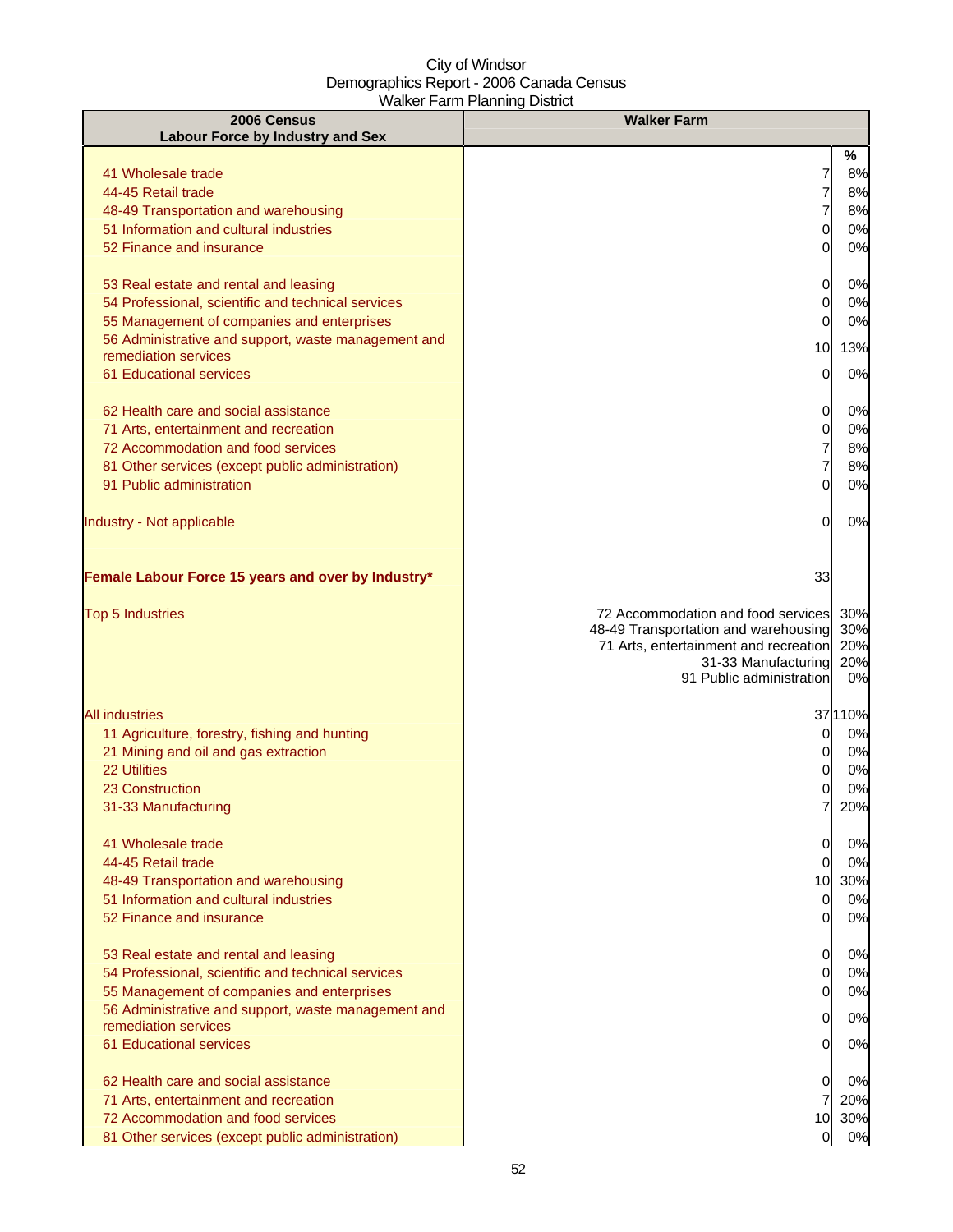| 2006 Census<br>Labour Force by Industry and Sex | Walker Farm | |
|---|---|---|
| | | % |
| 41 Wholesale trade | 7 | 8% |
| 44-45 Retail trade | 7 | 8% |
| 48-49 Transportation and warehousing | 7 | 8% |
| 51 Information and cultural industries | 0 | 0% |
| 52 Finance and insurance | 0 | 0% |
| 53 Real estate and rental and leasing | 0 | 0% |
| 54 Professional, scientific and technical services | 0 | 0% |
| 55 Management of companies and enterprises | 0 | 0% |
| 56 Administrative and support, waste management and remediation services | 10 | 13% |
| 61 Educational services | 0 | 0% |
| 62 Health care and social assistance | 0 | 0% |
| 71 Arts, entertainment and recreation | 0 | 0% |
| 72 Accommodation and food services | 7 | 8% |
| 81 Other services (except public administration) | 7 | 8% |
| 91 Public administration | 0 | 0% |
| Industry - Not applicable | 0 | 0% |
| **Female Labour Force 15 years and over by Industry*** | 33 | |
| Top 5 Industries | 72 Accommodation and food services | 30% |
| | 48-49 Transportation and warehousing | 30% |
| | 71 Arts, entertainment and recreation | 20% |
| | 31-33 Manufacturing | 20% |
| | 91 Public administration | 0% |
| All industries | 37 | 110% |
| 11 Agriculture, forestry, fishing and hunting | 0 | 0% |
| 21 Mining and oil and gas extraction | 0 | 0% |
| 22 Utilities | 0 | 0% |
| 23 Construction | 0 | 0% |
| 31-33 Manufacturing | 7 | 20% |
| 41 Wholesale trade | 0 | 0% |
| 44-45 Retail trade | 0 | 0% |
| 48-49 Transportation and warehousing | 10 | 30% |
| 51 Information and cultural industries | 0 | 0% |
| 52 Finance and insurance | 0 | 0% |
| 53 Real estate and rental and leasing | 0 | 0% |
| 54 Professional, scientific and technical services | 0 | 0% |
| 55 Management of companies and enterprises | 0 | 0% |
| 56 Administrative and support, waste management and remediation services | 0 | 0% |
| 61 Educational services | 0 | 0% |
| 62 Health care and social assistance | 0 | 0% |
| 71 Arts, entertainment and recreation | 7 | 20% |
| 72 Accommodation and food services | 10 | 30% |
| 81 Other services (except public administration) | 0 | 0% |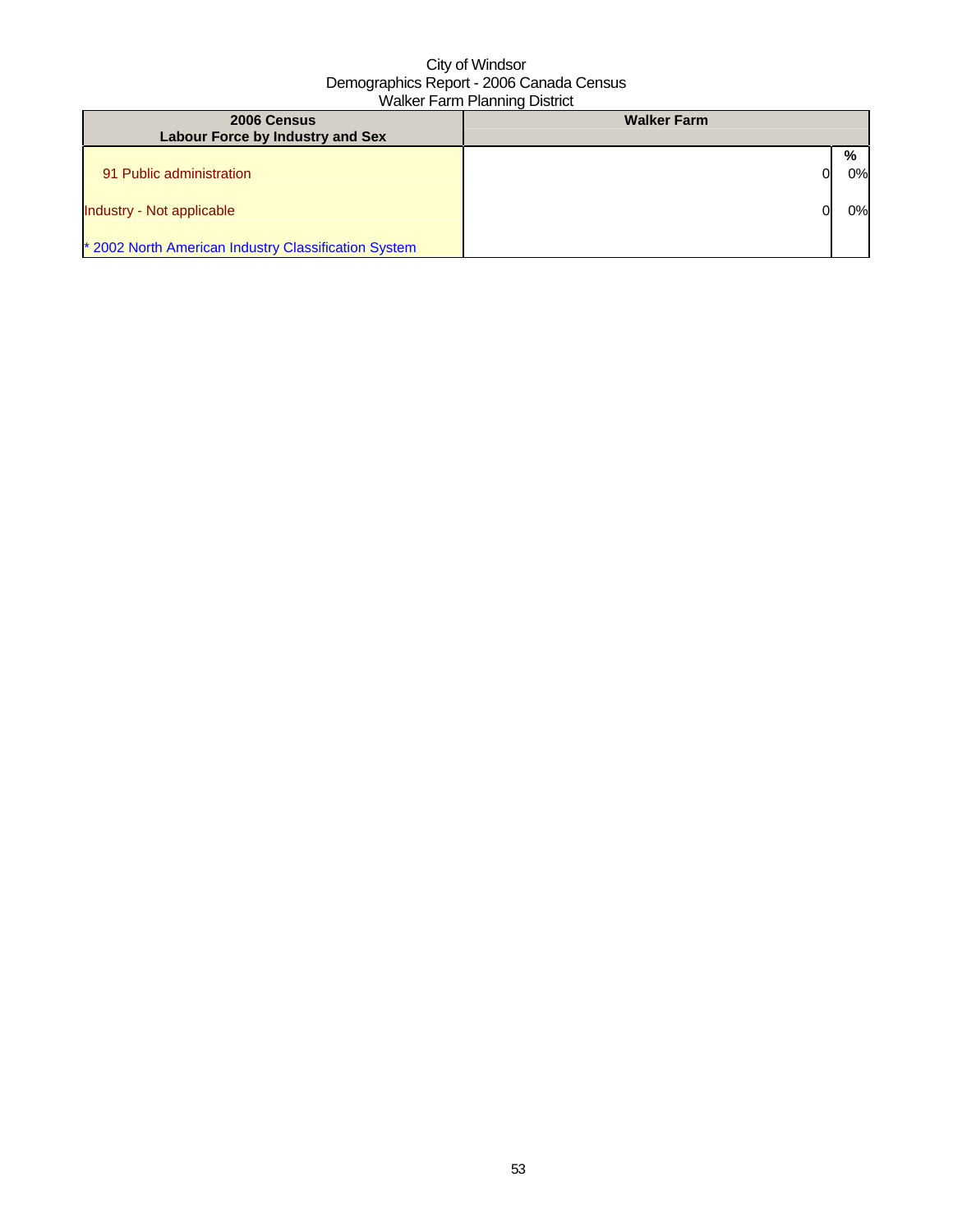City of Windsor
Demographics Report - 2006 Canada Census
Walker Farm Planning District

| 2006 Census Labour Force by Industry and Sex | Walker Farm | % |
|---|---|---|
| 91 Public administration | 0 | 0% |
| Industry - Not applicable | 0 | 0% |
| * 2002 North American Industry Classification System | | |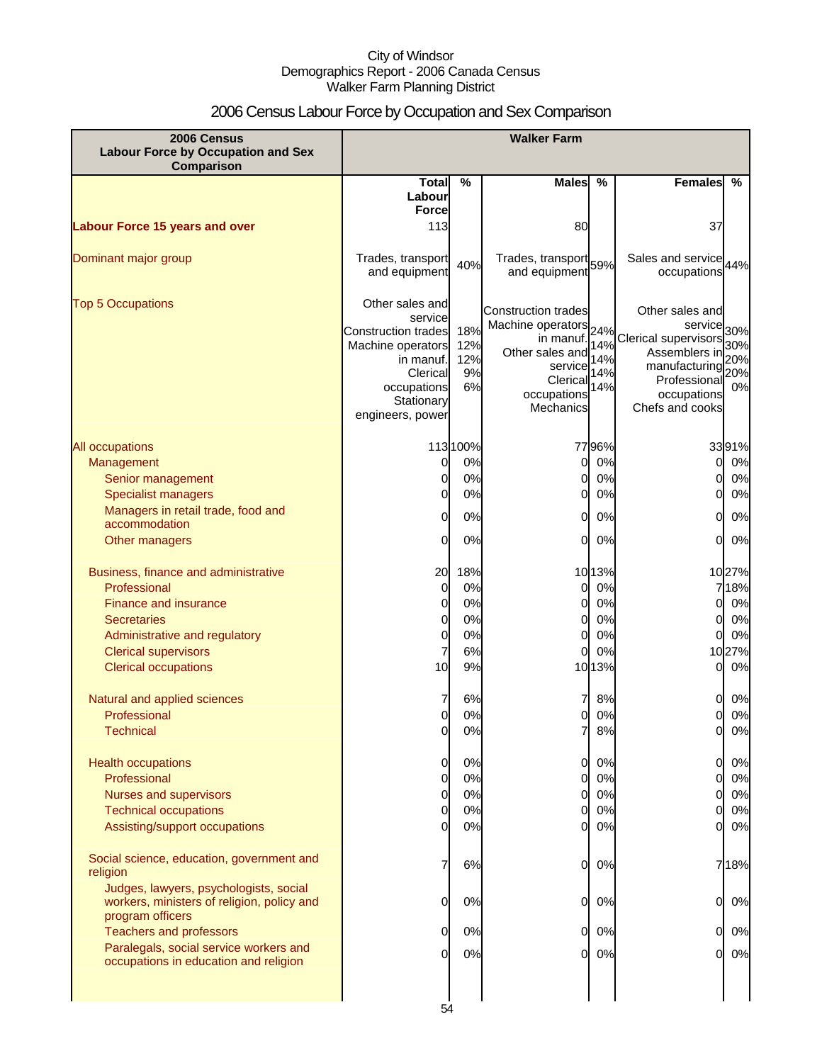City of Windsor
Demographics Report - 2006 Canada Census
Walker Farm Planning District

## 2006 Census Labour Force by Occupation and Sex Comparison

| 2006 Census Labour Force by Occupation and Sex Comparison | Walker Farm | | | | | |
|---|---|---|---|---|---|---|
| | Total Labour Force | % | Males | % | Females | % |
| **Labour Force 15 years and over** | 113 | | 80 | | 37 | |
| Dominant major group | Trades, transport and equipment | 40% | Trades, transport and equipment | 59% | Sales and service occupations | 44% |
| Top 5 Occupations | Other sales and service<br>Construction trades<br>Machine operators in manuf.<br>Clerical occupations<br>Stationary engineers, power | 18%<br>12%<br>12%<br>9%<br>6% | Construction trades<br>Machine operators in manuf.<br>Other sales and service<br>Clerical occupations<br>Mechanics | 24%<br>14%<br>14%<br>14%<br>14% | Other sales and service<br>Clerical supervisors<br>Assemblers in manufacturing<br>Professional occupations<br>Chefs and cooks | 30%<br>30%<br>20%<br>20%<br>0% |
| All occupations | 113 | 100% | 77 | 96% | 33 | 91% |
| Management | 0 | 0% | 0 | 0% | 0 | 0% |
| Senior management | 0 | 0% | 0 | 0% | 0 | 0% |
| Specialist managers | 0 | 0% | 0 | 0% | 0 | 0% |
| Managers in retail trade, food and accommodation | 0 | 0% | 0 | 0% | 0 | 0% |
| Other managers | 0 | 0% | 0 | 0% | 0 | 0% |
| Business, finance and administrative | 20 | 18% | 10 | 13% | 10 | 27% |
| Professional | 0 | 0% | 0 | 0% | 7 | 18% |
| Finance and insurance | 0 | 0% | 0 | 0% | 0 | 0% |
| Secretaries | 0 | 0% | 0 | 0% | 0 | 0% |
| Administrative and regulatory | 0 | 0% | 0 | 0% | 0 | 0% |
| Clerical supervisors | 7 | 6% | 0 | 0% | 10 | 27% |
| Clerical occupations | 10 | 9% | 10 | 13% | 0 | 0% |
| Natural and applied sciences | 7 | 6% | 7 | 8% | 0 | 0% |
| Professional | 0 | 0% | 0 | 0% | 0 | 0% |
| Technical | 0 | 0% | 7 | 8% | 0 | 0% |
| Health occupations | 0 | 0% | 0 | 0% | 0 | 0% |
| Professional | 0 | 0% | 0 | 0% | 0 | 0% |
| Nurses and supervisors | 0 | 0% | 0 | 0% | 0 | 0% |
| Technical occupations | 0 | 0% | 0 | 0% | 0 | 0% |
| Assisting/support occupations | 0 | 0% | 0 | 0% | 0 | 0% |
| Social science, education, government and religion | 7 | 6% | 0 | 0% | 7 | 18% |
| Judges, lawyers, psychologists, social workers, ministers of religion, policy and program officers | 0 | 0% | 0 | 0% | 0 | 0% |
| Teachers and professors | 0 | 0% | 0 | 0% | 0 | 0% |
| Paralegals, social service workers and occupations in education and religion | 0 | 0% | 0 | 0% | 0 | 0% |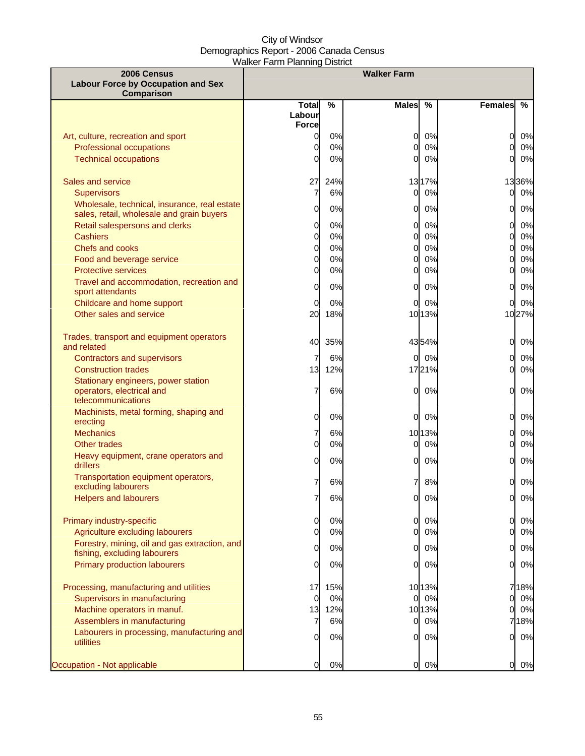City of Windsor
Demographics Report - 2006 Canada Census
Walker Farm Planning District

| 2006 Census<br>Labour Force by Occupation and Sex Comparison | Walker Farm | | | | | |
|---|---|---|---|---|---|---|
| | Total Labour Force | % | Males | % | Females | % |
| Art, culture, recreation and sport | 0 | 0% | 0 | 0% | 0 | 0% |
| Professional occupations | 0 | 0% | 0 | 0% | 0 | 0% |
| Technical occupations | 0 | 0% | 0 | 0% | 0 | 0% |
| Sales and service | 27 | 24% | 13 | 17% | 13 | 36% |
| Supervisors | 7 | 6% | 0 | 0% | 0 | 0% |
| Wholesale, technical, insurance, real estate sales, retail, wholesale and grain buyers | 0 | 0% | 0 | 0% | 0 | 0% |
| Retail salespersons and clerks | 0 | 0% | 0 | 0% | 0 | 0% |
| Cashiers | 0 | 0% | 0 | 0% | 0 | 0% |
| Chefs and cooks | 0 | 0% | 0 | 0% | 0 | 0% |
| Food and beverage service | 0 | 0% | 0 | 0% | 0 | 0% |
| Protective services | 0 | 0% | 0 | 0% | 0 | 0% |
| Travel and accommodation, recreation and sport attendants | 0 | 0% | 0 | 0% | 0 | 0% |
| Childcare and home support | 0 | 0% | 0 | 0% | 0 | 0% |
| Other sales and service | 20 | 18% | 10 | 13% | 10 | 27% |
| Trades, transport and equipment operators and related | 40 | 35% | 43 | 54% | 0 | 0% |
| Contractors and supervisors | 7 | 6% | 0 | 0% | 0 | 0% |
| Construction trades | 13 | 12% | 17 | 21% | 0 | 0% |
| Stationary engineers, power station operators, electrical and telecommunications | 7 | 6% | 0 | 0% | 0 | 0% |
| Machinists, metal forming, shaping and erecting | 0 | 0% | 0 | 0% | 0 | 0% |
| Mechanics | 7 | 6% | 10 | 13% | 0 | 0% |
| Other trades | 0 | 0% | 0 | 0% | 0 | 0% |
| Heavy equipment, crane operators and drillers | 0 | 0% | 0 | 0% | 0 | 0% |
| Transportation equipment operators, excluding labourers | 7 | 6% | 7 | 8% | 0 | 0% |
| Helpers and labourers | 7 | 6% | 0 | 0% | 0 | 0% |
| Primary industry-specific | 0 | 0% | 0 | 0% | 0 | 0% |
| Agriculture excluding labourers | 0 | 0% | 0 | 0% | 0 | 0% |
| Forestry, mining, oil and gas extraction, and fishing, excluding labourers | 0 | 0% | 0 | 0% | 0 | 0% |
| Primary production labourers | 0 | 0% | 0 | 0% | 0 | 0% |
| Processing, manufacturing and utilities | 17 | 15% | 10 | 13% | 7 | 18% |
| Supervisors in manufacturing | 0 | 0% | 0 | 0% | 0 | 0% |
| Machine operators in manuf. | 13 | 12% | 10 | 13% | 0 | 0% |
| Assemblers in manufacturing | 7 | 6% | 0 | 0% | 7 | 18% |
| Labourers in processing, manufacturing and utilities | 0 | 0% | 0 | 0% | 0 | 0% |
| Occupation - Not applicable | 0 | 0% | 0 | 0% | 0 | 0% |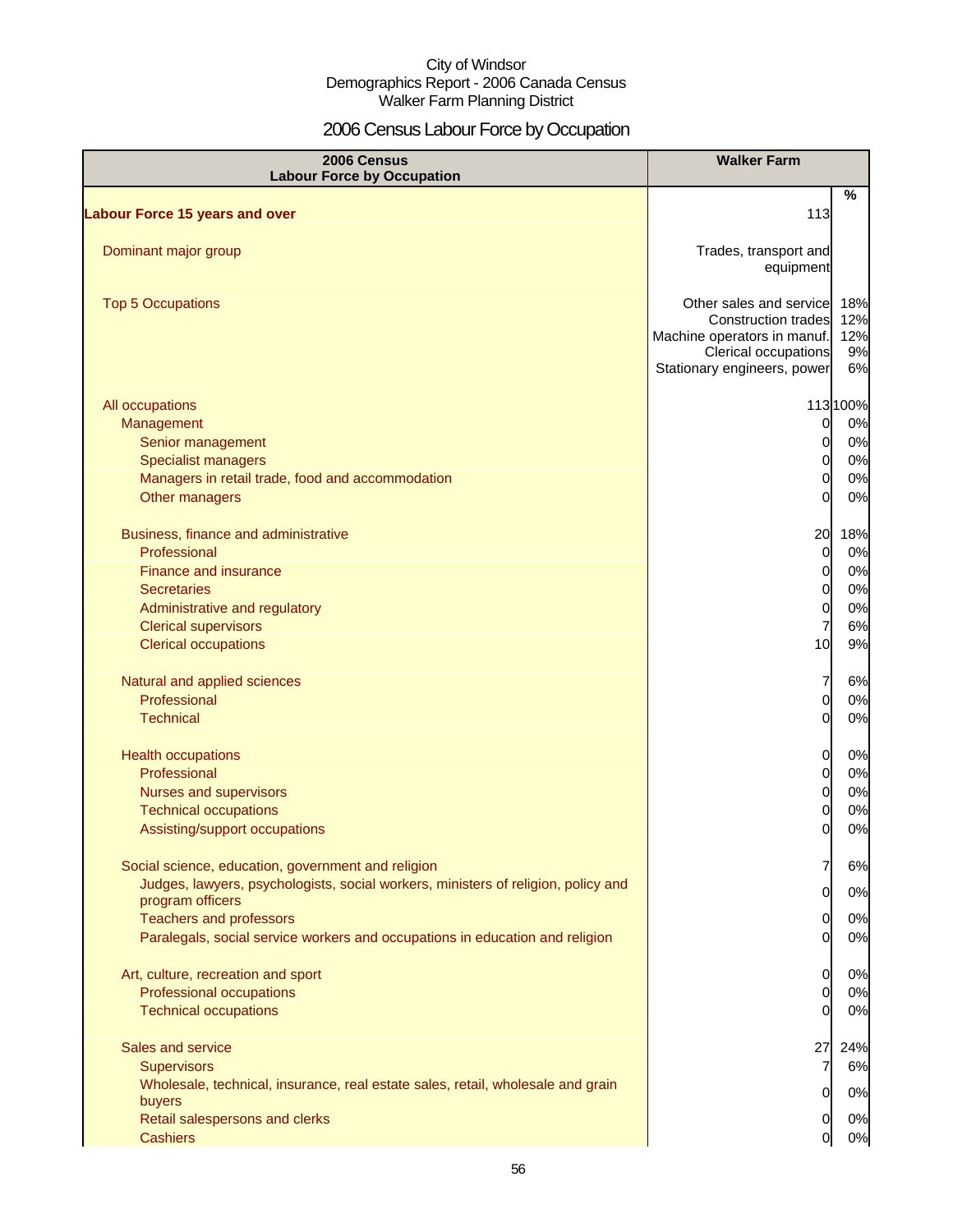City of Windsor
Demographics Report - 2006 Canada Census
Walker Farm Planning District

# 2006 Census Labour Force by Occupation

| 2006 Census Labour Force by Occupation | Walker Farm | % |
|---|---|---|
| **Labour Force 15 years and over** | 113 | |
| Dominant major group | Trades, transport and equipment | |
| Top 5 Occupations | Other sales and service | 18% |
| | Construction trades | 12% |
| | Machine operators in manuf. | 12% |
| | Clerical occupations | 9% |
| | Stationary engineers, power | 6% |
| All occupations | 113 | 100% |
| Management | 0 | 0% |
| Senior management | 0 | 0% |
| Specialist managers | 0 | 0% |
| Managers in retail trade, food and accommodation | 0 | 0% |
| Other managers | 0 | 0% |
| Business, finance and administrative | 20 | 18% |
| Professional | 0 | 0% |
| Finance and insurance | 0 | 0% |
| Secretaries | 0 | 0% |
| Administrative and regulatory | 0 | 0% |
| Clerical supervisors | 7 | 6% |
| Clerical occupations | 10 | 9% |
| Natural and applied sciences | 7 | 6% |
| Professional | 0 | 0% |
| Technical | 0 | 0% |
| Health occupations | 0 | 0% |
| Professional | 0 | 0% |
| Nurses and supervisors | 0 | 0% |
| Technical occupations | 0 | 0% |
| Assisting/support occupations | 0 | 0% |
| Social science, education, government and religion | 7 | 6% |
| Judges, lawyers, psychologists, social workers, ministers of religion, policy and program officers | 0 | 0% |
| Teachers and professors | 0 | 0% |
| Paralegals, social service workers and occupations in education and religion | 0 | 0% |
| Art, culture, recreation and sport | 0 | 0% |
| Professional occupations | 0 | 0% |
| Technical occupations | 0 | 0% |
| Sales and service | 27 | 24% |
| Supervisors | 7 | 6% |
| Wholesale, technical, insurance, real estate sales, retail, wholesale and grain buyers | 0 | 0% |
| Retail salespersons and clerks | 0 | 0% |
| Cashiers | 0 | 0% |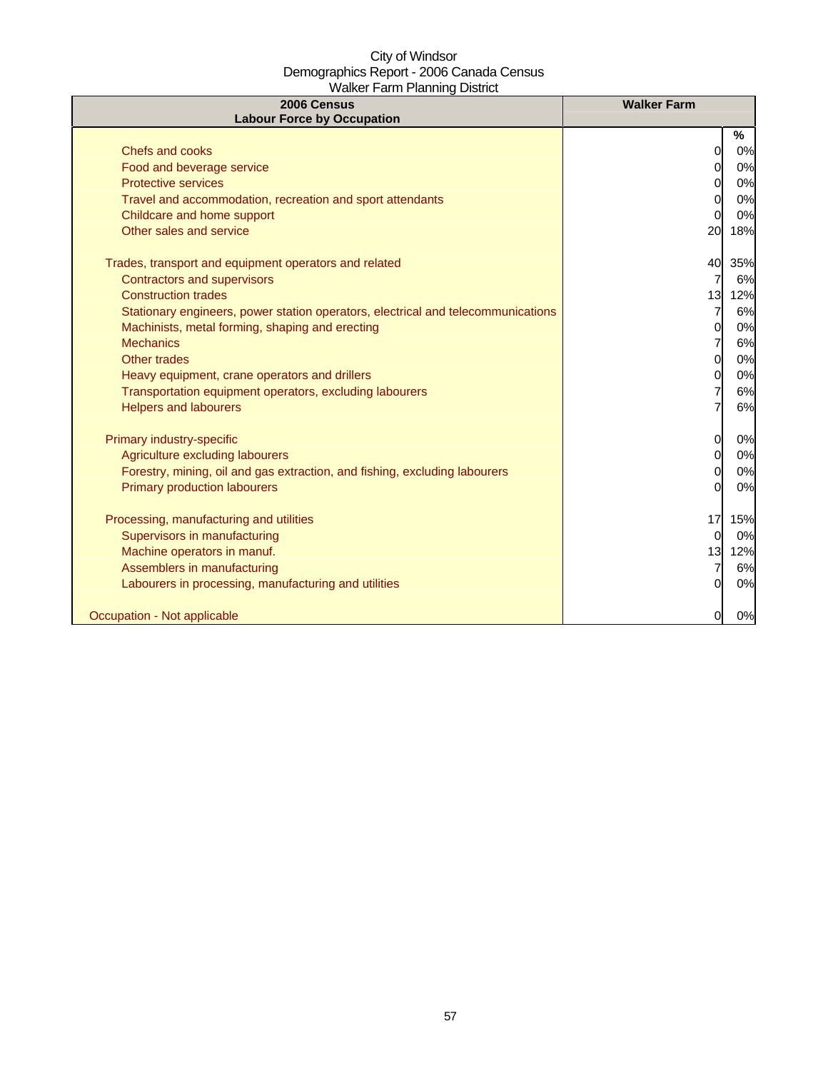City of Windsor
Demographics Report - 2006 Canada Census
Walker Farm Planning District

| 2006 Census<br>Labour Force by Occupation | Walker Farm | |
|---|---|---|
| | | % |
| Chefs and cooks | 0 | 0% |
| Food and beverage service | 0 | 0% |
| Protective services | 0 | 0% |
| Travel and accommodation, recreation and sport attendants | 0 | 0% |
| Childcare and home support | 0 | 0% |
| Other sales and service | 20 | 18% |
| | | |
| Trades, transport and equipment operators and related | 40 | 35% |
| Contractors and supervisors | 7 | 6% |
| Construction trades | 13 | 12% |
| Stationary engineers, power station operators, electrical and telecommunications | 7 | 6% |
| Machinists, metal forming, shaping and erecting | 0 | 0% |
| Mechanics | 7 | 6% |
| Other trades | 0 | 0% |
| Heavy equipment, crane operators and drillers | 0 | 0% |
| Transportation equipment operators, excluding labourers | 7 | 6% |
| Helpers and labourers | 7 | 6% |
| | | |
| Primary industry-specific | 0 | 0% |
| Agriculture excluding labourers | 0 | 0% |
| Forestry, mining, oil and gas extraction, and fishing, excluding labourers | 0 | 0% |
| Primary production labourers | 0 | 0% |
| | | |
| Processing, manufacturing and utilities | 17 | 15% |
| Supervisors in manufacturing | 0 | 0% |
| Machine operators in manuf. | 13 | 12% |
| Assemblers in manufacturing | 7 | 6% |
| Labourers in processing, manufacturing and utilities | 0 | 0% |
| | | |
| Occupation - Not applicable | 0 | 0% |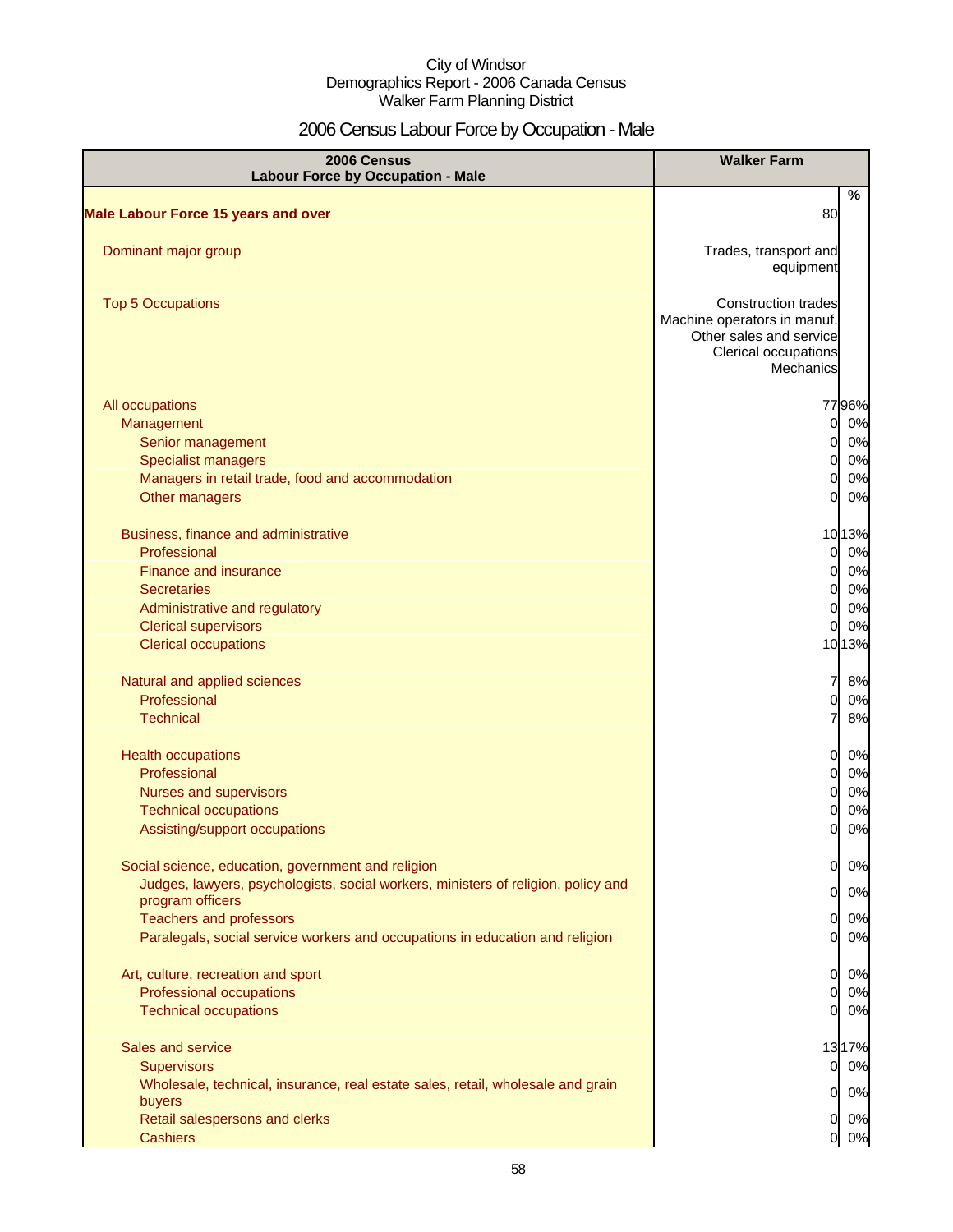City of Windsor
Demographics Report - 2006 Canada Census
Walker Farm Planning District

# 2006 Census Labour Force by Occupation - Male

| 2006 Census Labour Force by Occupation - Male | Walker Farm | |
|---|---|---|
| | | % |
| **Male Labour Force 15 years and over** | 80 | |
| Dominant major group | Trades, transport and equipment | |
| Top 5 Occupations | Construction trades<br>Machine operators in manuf.<br>Other sales and service<br>Clerical occupations<br>Mechanics | |
| All occupations | 77 | 96% |
| Management | 0 | 0% |
| Senior management | 0 | 0% |
| Specialist managers | 0 | 0% |
| Managers in retail trade, food and accommodation | 0 | 0% |
| Other managers | 0 | 0% |
| Business, finance and administrative | 10 | 13% |
| Professional | 0 | 0% |
| Finance and insurance | 0 | 0% |
| Secretaries | 0 | 0% |
| Administrative and regulatory | 0 | 0% |
| Clerical supervisors | 0 | 0% |
| Clerical occupations | 10 | 13% |
| Natural and applied sciences | 7 | 8% |
| Professional | 0 | 0% |
| Technical | 7 | 8% |
| Health occupations | 0 | 0% |
| Professional | 0 | 0% |
| Nurses and supervisors | 0 | 0% |
| Technical occupations | 0 | 0% |
| Assisting/support occupations | 0 | 0% |
| Social science, education, government and religion | 0 | 0% |
| Judges, lawyers, psychologists, social workers, ministers of religion, policy and program officers | 0 | 0% |
| Teachers and professors | 0 | 0% |
| Paralegals, social service workers and occupations in education and religion | 0 | 0% |
| Art, culture, recreation and sport | 0 | 0% |
| Professional occupations | 0 | 0% |
| Technical occupations | 0 | 0% |
| Sales and service | 13 | 17% |
| Supervisors | 0 | 0% |
| Wholesale, technical, insurance, real estate sales, retail, wholesale and grain buyers | 0 | 0% |
| Retail salespersons and clerks | 0 | 0% |
| Cashiers | 0 | 0% |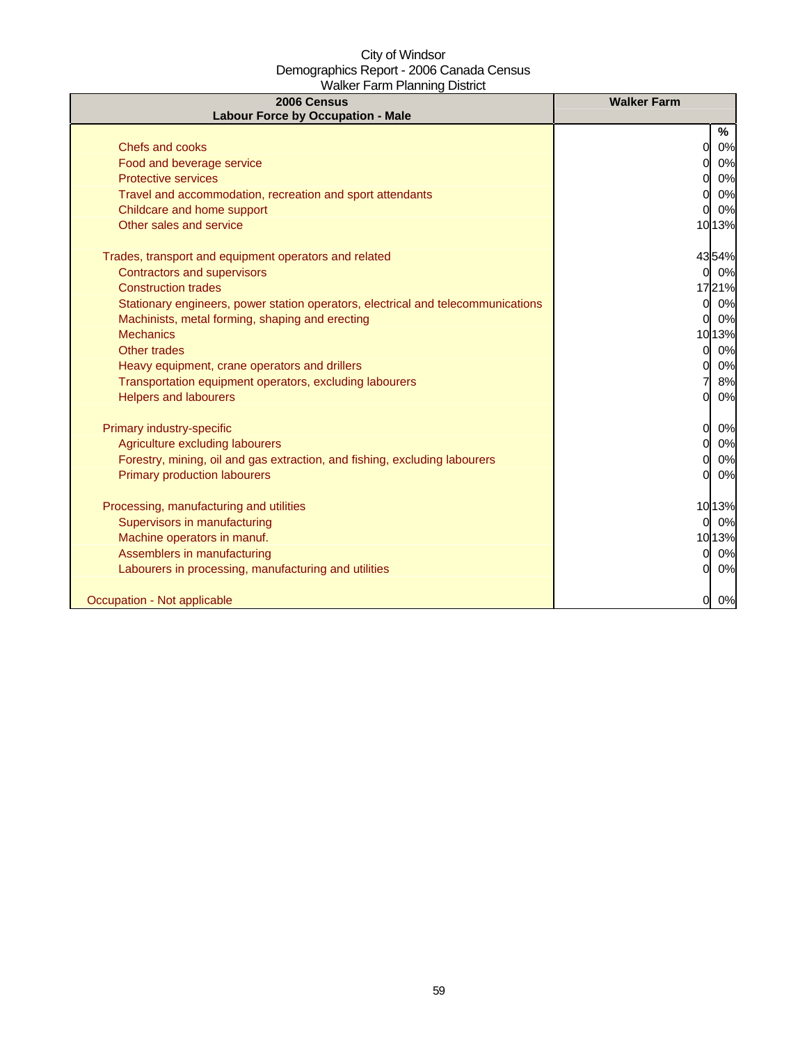City of Windsor
Demographics Report - 2006 Canada Census
Walker Farm Planning District

| 2006 Census<br>Labour Force by Occupation - Male | Walker Farm | |
|---|---|---|
| | | % |
| Chefs and cooks | 0 | 0% |
| Food and beverage service | 0 | 0% |
| Protective services | 0 | 0% |
| Travel and accommodation, recreation and sport attendants | 0 | 0% |
| Childcare and home support | 0 | 0% |
| Other sales and service | 10 | 13% |
| | | |
| Trades, transport and equipment operators and related | 43 | 54% |
| Contractors and supervisors | 0 | 0% |
| Construction trades | 17 | 21% |
| Stationary engineers, power station operators, electrical and telecommunications | 0 | 0% |
| Machinists, metal forming, shaping and erecting | 0 | 0% |
| Mechanics | 10 | 13% |
| Other trades | 0 | 0% |
| Heavy equipment, crane operators and drillers | 0 | 0% |
| Transportation equipment operators, excluding labourers | 7 | 8% |
| Helpers and labourers | 0 | 0% |
| | | |
| Primary industry-specific | 0 | 0% |
| Agriculture excluding labourers | 0 | 0% |
| Forestry, mining, oil and gas extraction, and fishing, excluding labourers | 0 | 0% |
| Primary production labourers | 0 | 0% |
| | | |
| Processing, manufacturing and utilities | 10 | 13% |
| Supervisors in manufacturing | 0 | 0% |
| Machine operators in manuf. | 10 | 13% |
| Assemblers in manufacturing | 0 | 0% |
| Labourers in processing, manufacturing and utilities | 0 | 0% |
| | | |
| Occupation - Not applicable | 0 | 0% |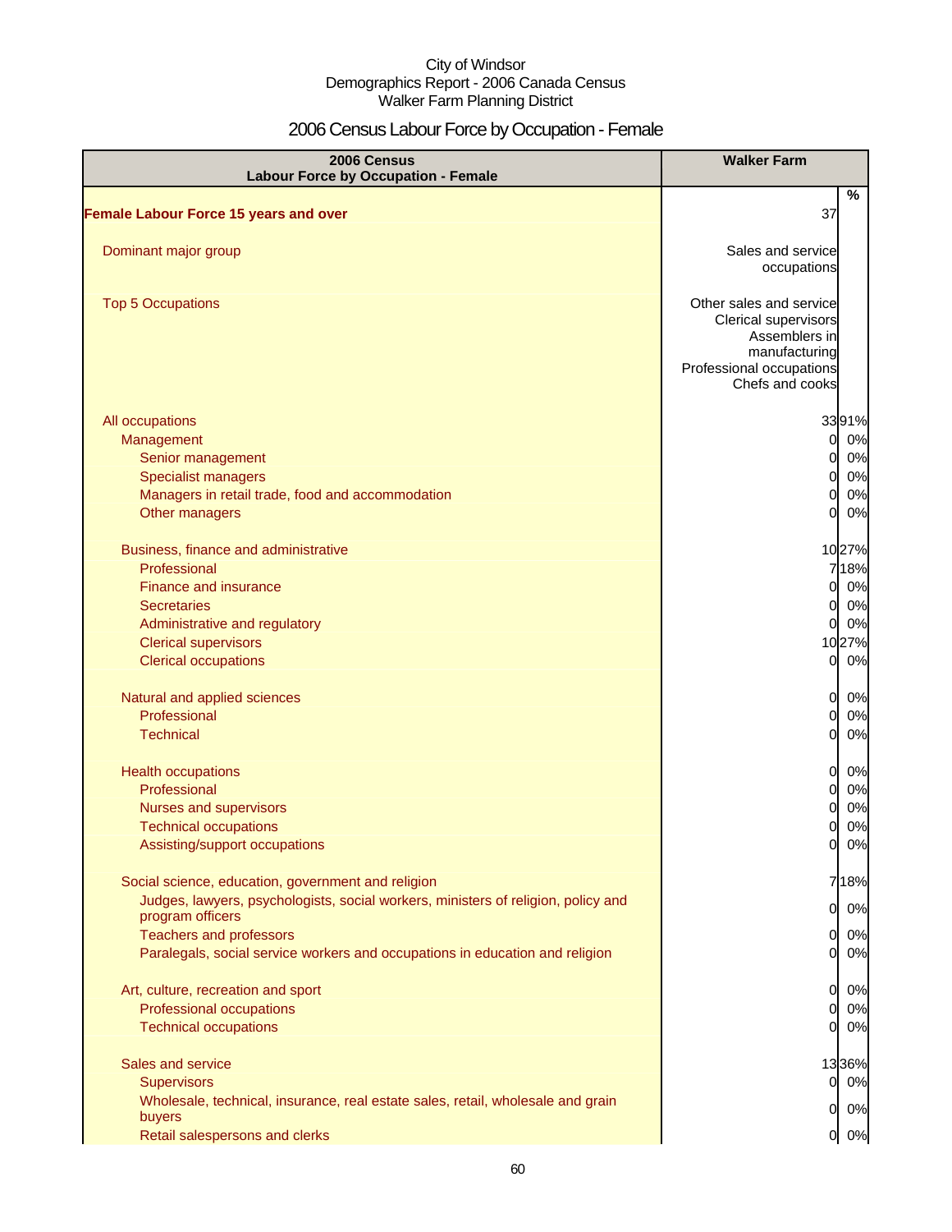City of Windsor
Demographics Report - 2006 Canada Census
Walker Farm Planning District

# 2006 Census Labour Force by Occupation - Female

| 2006 Census<br>Labour Force by Occupation - Female | Walker Farm | |
|---|---|---|
| | | % |
| **Female Labour Force 15 years and over** | 37 | |
| Dominant major group | Sales and service occupations | |
| Top 5 Occupations | Other sales and service<br>Clerical supervisors<br>Assemblers in manufacturing<br>Professional occupations<br>Chefs and cooks | |
| All occupations | 33 | 91% |
| Management | 0 | 0% |
| Senior management | 0 | 0% |
| Specialist managers | 0 | 0% |
| Managers in retail trade, food and accommodation | 0 | 0% |
| Other managers | 0 | 0% |
| Business, finance and administrative | 10 | 27% |
| Professional | 7 | 18% |
| Finance and insurance | 0 | 0% |
| Secretaries | 0 | 0% |
| Administrative and regulatory | 0 | 0% |
| Clerical supervisors | 10 | 27% |
| Clerical occupations | 0 | 0% |
| Natural and applied sciences | 0 | 0% |
| Professional | 0 | 0% |
| Technical | 0 | 0% |
| Health occupations | 0 | 0% |
| Professional | 0 | 0% |
| Nurses and supervisors | 0 | 0% |
| Technical occupations | 0 | 0% |
| Assisting/support occupations | 0 | 0% |
| Social science, education, government and religion | 7 | 18% |
| Judges, lawyers, psychologists, social workers, ministers of religion, policy and program officers | 0 | 0% |
| Teachers and professors | 0 | 0% |
| Paralegals, social service workers and occupations in education and religion | 0 | 0% |
| Art, culture, recreation and sport | 0 | 0% |
| Professional occupations | 0 | 0% |
| Technical occupations | 0 | 0% |
| Sales and service | 13 | 36% |
| Supervisors | 0 | 0% |
| Wholesale, technical, insurance, real estate sales, retail, wholesale and grain buyers | 0 | 0% |
| Retail salespersons and clerks | 0 | 0% |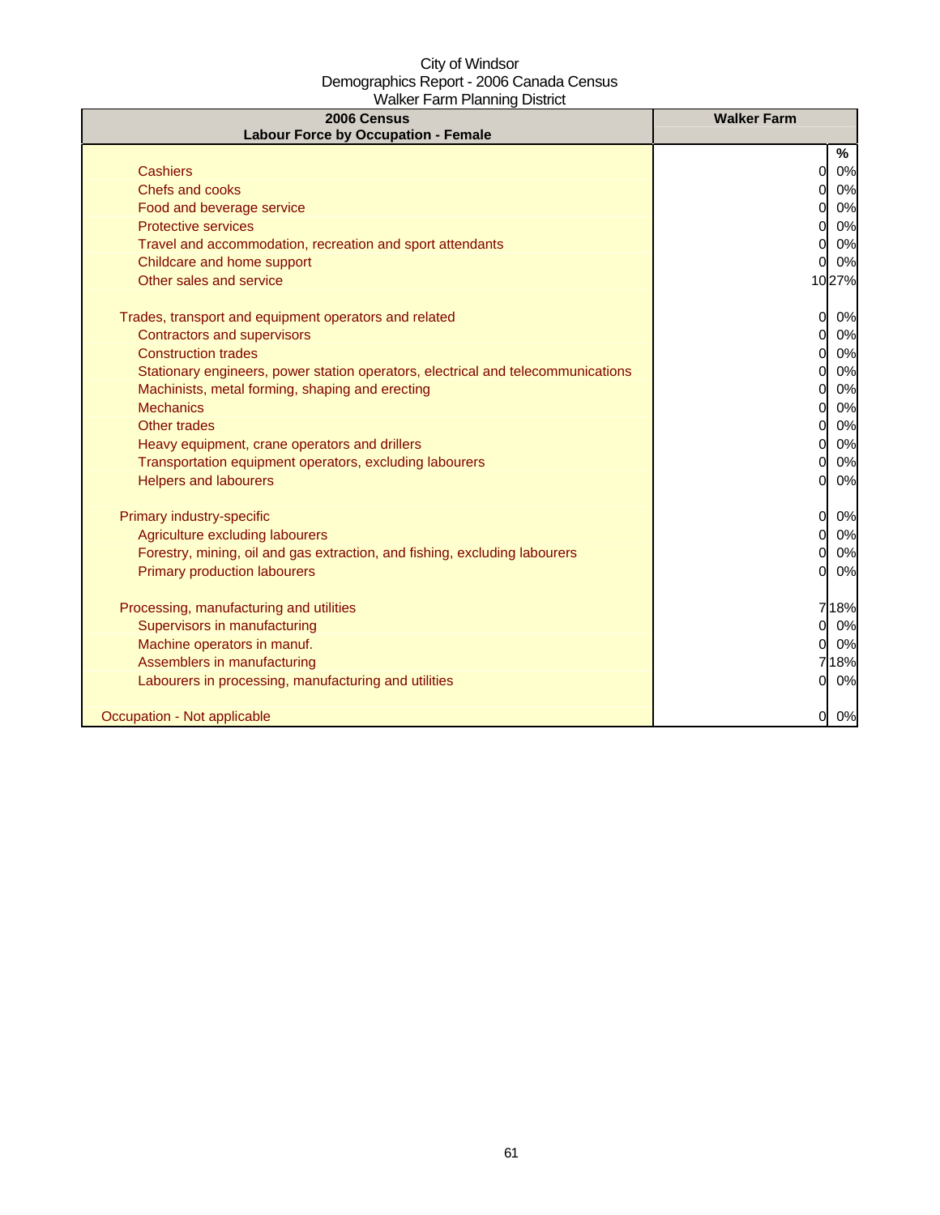City of Windsor
Demographics Report - 2006 Canada Census
Walker Farm Planning District

| 2006 Census<br>Labour Force by Occupation - Female | Walker Farm | |
|---|---|---|
| | | % |
| Cashiers | 0 | 0% |
| Chefs and cooks | 0 | 0% |
| Food and beverage service | 0 | 0% |
| Protective services | 0 | 0% |
| Travel and accommodation, recreation and sport attendants | 0 | 0% |
| Childcare and home support | 0 | 0% |
| Other sales and service | 10 | 27% |
| | | |
| Trades, transport and equipment operators and related | 0 | 0% |
| Contractors and supervisors | 0 | 0% |
| Construction trades | 0 | 0% |
| Stationary engineers, power station operators, electrical and telecommunications | 0 | 0% |
| Machinists, metal forming, shaping and erecting | 0 | 0% |
| Mechanics | 0 | 0% |
| Other trades | 0 | 0% |
| Heavy equipment, crane operators and drillers | 0 | 0% |
| Transportation equipment operators, excluding labourers | 0 | 0% |
| Helpers and labourers | 0 | 0% |
| | | |
| Primary industry-specific | 0 | 0% |
| Agriculture excluding labourers | 0 | 0% |
| Forestry, mining, oil and gas extraction, and fishing, excluding labourers | 0 | 0% |
| Primary production labourers | 0 | 0% |
| | | |
| Processing, manufacturing and utilities | 7 | 18% |
| Supervisors in manufacturing | 0 | 0% |
| Machine operators in manuf. | 0 | 0% |
| Assemblers in manufacturing | 7 | 18% |
| Labourers in processing, manufacturing and utilities | 0 | 0% |
| | | |
| Occupation - Not applicable | 0 | 0% |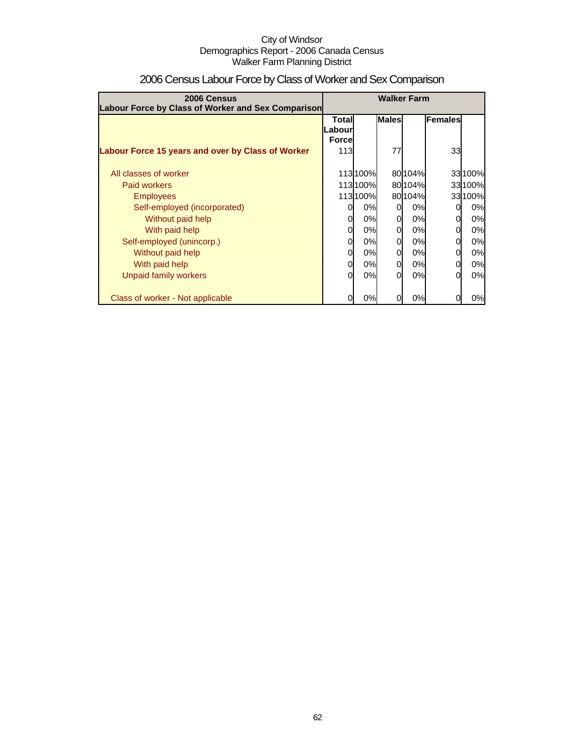City of Windsor
Demographics Report - 2006 Canada Census
Walker Farm Planning District

# 2006 Census Labour Force by Class of Worker and Sex Comparison

| 2006 Census<br>Labour Force by Class of Worker and Sex Comparison | Walker Farm | | | | | |
|---|---|---|---|---|---|---|
| | Total Labour Force | | Males | | Females | |
| **Labour Force 15 years and over by Class of Worker** | 113 | | 77 | | 33 | |
| All classes of worker | 113 | 100% | 80 | 104% | 33 | 100% |
| Paid workers | 113 | 100% | 80 | 104% | 33 | 100% |
| Employees | 113 | 100% | 80 | 104% | 33 | 100% |
| Self-employed (incorporated) | 0 | 0% | 0 | 0% | 0 | 0% |
| Without paid help | 0 | 0% | 0 | 0% | 0 | 0% |
| With paid help | 0 | 0% | 0 | 0% | 0 | 0% |
| Self-employed (unincorp.) | 0 | 0% | 0 | 0% | 0 | 0% |
| Without paid help | 0 | 0% | 0 | 0% | 0 | 0% |
| With paid help | 0 | 0% | 0 | 0% | 0 | 0% |
| Unpaid family workers | 0 | 0% | 0 | 0% | 0 | 0% |
| Class of worker - Not applicable | 0 | 0% | 0 | 0% | 0 | 0% |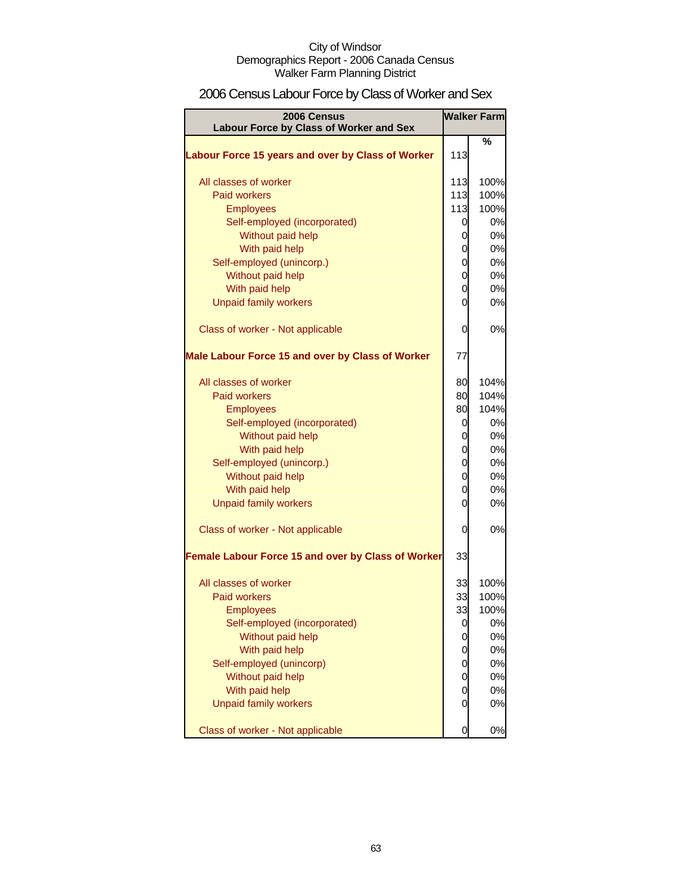City of Windsor
Demographics Report - 2006 Canada Census
Walker Farm Planning District

# 2006 Census Labour Force by Class of Worker and Sex

| 2006 Census Labour Force by Class of Worker and Sex | Walker Farm | |
|---|---|---|
| | | % |
| **Labour Force 15 years and over by Class of Worker** | 113 | |
| All classes of worker | 113 | 100% |
| Paid workers | 113 | 100% |
| Employees | 113 | 100% |
| Self-employed (incorporated) | 0 | 0% |
| Without paid help | 0 | 0% |
| With paid help | 0 | 0% |
| Self-employed (unincorp.) | 0 | 0% |
| Without paid help | 0 | 0% |
| With paid help | 0 | 0% |
| Unpaid family workers | 0 | 0% |
| Class of worker - Not applicable | 0 | 0% |
| **Male Labour Force 15 and over by Class of Worker** | 77 | |
| All classes of worker | 80 | 104% |
| Paid workers | 80 | 104% |
| Employees | 80 | 104% |
| Self-employed (incorporated) | 0 | 0% |
| Without paid help | 0 | 0% |
| With paid help | 0 | 0% |
| Self-employed (unincorp.) | 0 | 0% |
| Without paid help | 0 | 0% |
| With paid help | 0 | 0% |
| Unpaid family workers | 0 | 0% |
| Class of worker - Not applicable | 0 | 0% |
| **Female Labour Force 15 and over by Class of Worker** | 33 | |
| All classes of worker | 33 | 100% |
| Paid workers | 33 | 100% |
| Employees | 33 | 100% |
| Self-employed (incorporated) | 0 | 0% |
| Without paid help | 0 | 0% |
| With paid help | 0 | 0% |
| Self-employed (unincorp) | 0 | 0% |
| Without paid help | 0 | 0% |
| With paid help | 0 | 0% |
| Unpaid family workers | 0 | 0% |
| Class of worker - Not applicable | 0 | 0% |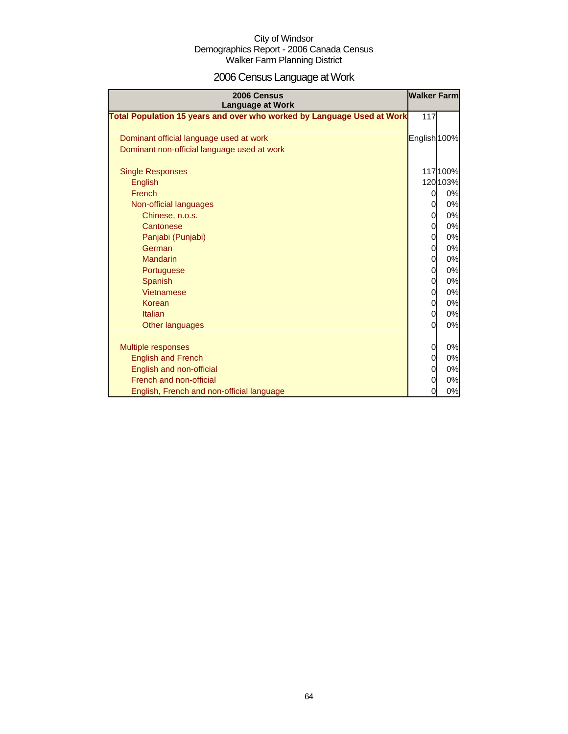City of Windsor
Demographics Report - 2006 Canada Census
Walker Farm Planning District

# 2006 Census Language at Work

| 2006 Census Language at Work | Walker Farm | |
|---|---|---|
| **Total Population 15 years and over who worked by Language Used at Work** | 117 | |
| | | |
| Dominant official language used at work | English | 100% |
| Dominant non-official language used at work | | |
| | | |
| Single Responses | 117 | 100% |
| English | 120 | 103% |
| French | 0 | 0% |
| Non-official languages | 0 | 0% |
| Chinese, n.o.s. | 0 | 0% |
| Cantonese | 0 | 0% |
| Panjabi (Punjabi) | 0 | 0% |
| German | 0 | 0% |
| Mandarin | 0 | 0% |
| Portuguese | 0 | 0% |
| Spanish | 0 | 0% |
| Vietnamese | 0 | 0% |
| Korean | 0 | 0% |
| Italian | 0 | 0% |
| Other languages | 0 | 0% |
| | | |
| Multiple responses | 0 | 0% |
| English and French | 0 | 0% |
| English and non-official | 0 | 0% |
| French and non-official | 0 | 0% |
| English, French and non-official language | 0 | 0% |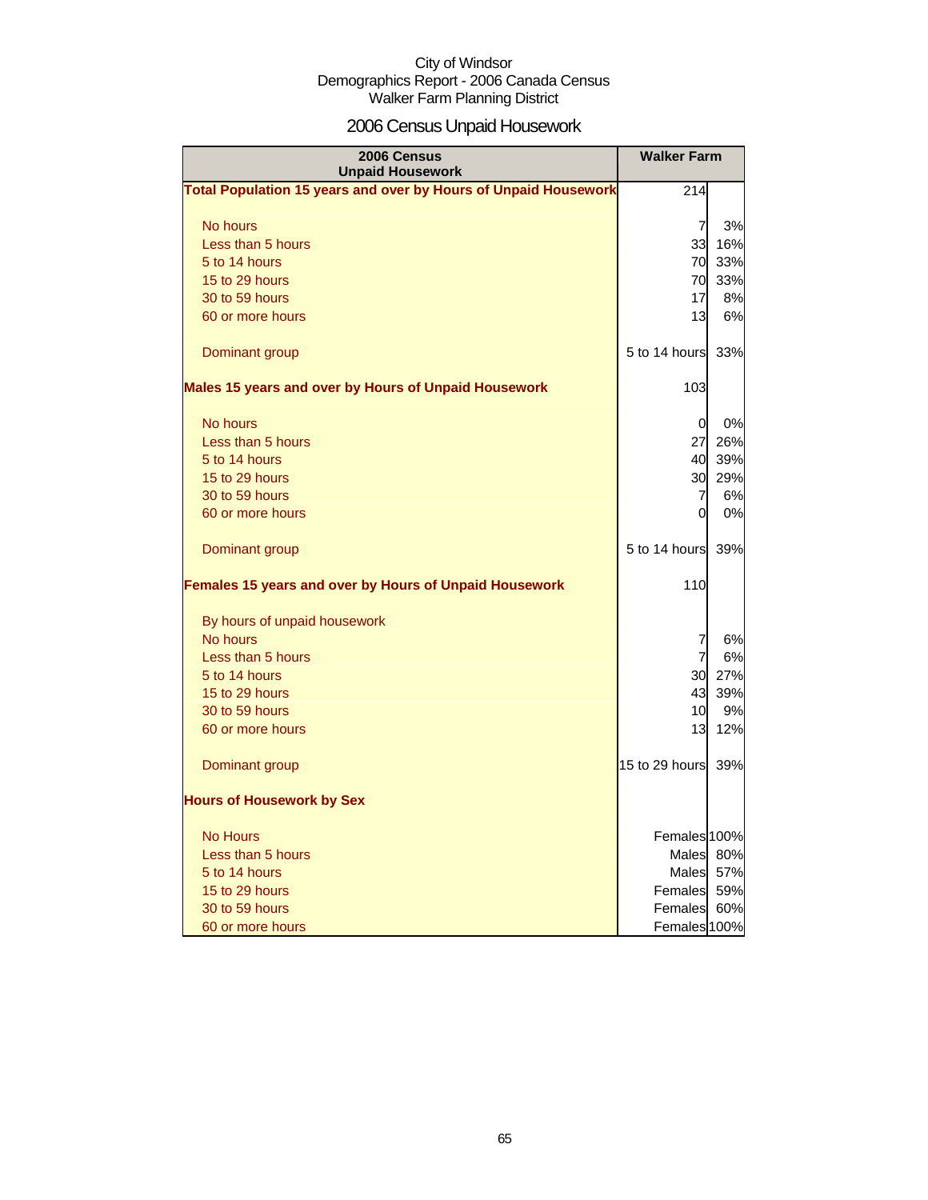City of Windsor
Demographics Report - 2006 Canada Census
Walker Farm Planning District

# 2006 Census Unpaid Housework

| 2006 Census Unpaid Housework | Walker Farm | |
|---|---|---|
| **Total Population 15 years and over by Hours of Unpaid Housework** | 214 | |
| No hours | 7 | 3% |
| Less than 5 hours | 33 | 16% |
| 5 to 14 hours | 70 | 33% |
| 15 to 29 hours | 70 | 33% |
| 30 to 59 hours | 17 | 8% |
| 60 or more hours | 13 | 6% |
| Dominant group | 5 to 14 hours | 33% |
| **Males 15 years and over by Hours of Unpaid Housework** | 103 | |
| No hours | 0 | 0% |
| Less than 5 hours | 27 | 26% |
| 5 to 14 hours | 40 | 39% |
| 15 to 29 hours | 30 | 29% |
| 30 to 59 hours | 7 | 6% |
| 60 or more hours | 0 | 0% |
| Dominant group | 5 to 14 hours | 39% |
| **Females 15 years and over by Hours of Unpaid Housework** | 110 | |
| By hours of unpaid housework | | |
| No hours | 7 | 6% |
| Less than 5 hours | 7 | 6% |
| 5 to 14 hours | 30 | 27% |
| 15 to 29 hours | 43 | 39% |
| 30 to 59 hours | 10 | 9% |
| 60 or more hours | 13 | 12% |
| Dominant group | 15 to 29 hours | 39% |
| **Hours of Housework by Sex** | | |
| No Hours | Females | 100% |
| Less than 5 hours | Males | 80% |
| 5 to 14 hours | Males | 57% |
| 15 to 29 hours | Females | 59% |
| 30 to 59 hours | Females | 60% |
| 60 or more hours | Females | 100% |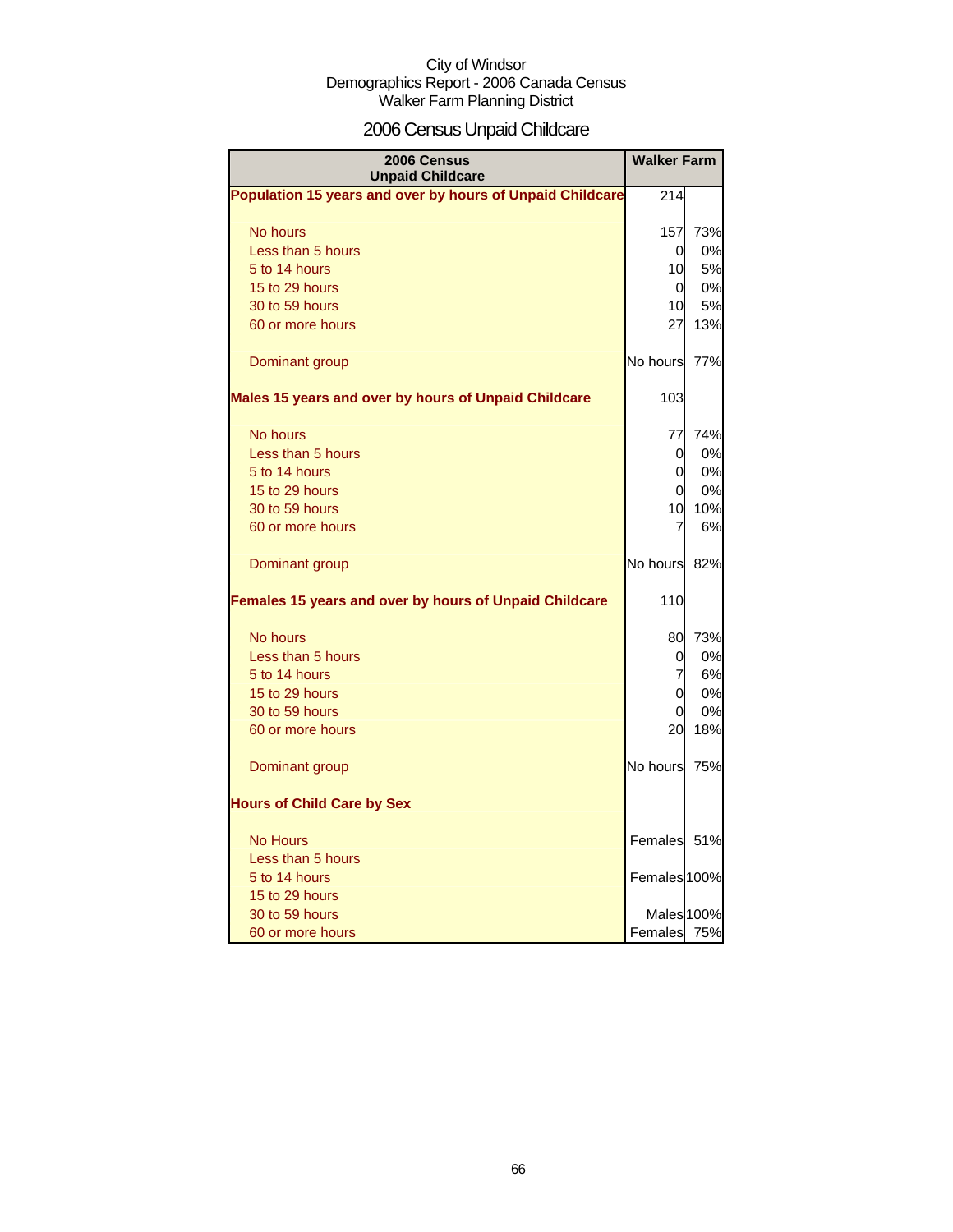City of Windsor
Demographics Report - 2006 Canada Census
Walker Farm Planning District

# 2006 Census Unpaid Childcare

| 2006 Census Unpaid Childcare | Walker Farm | |
|---|---|---|
| **Population 15 years and over by hours of Unpaid Childcare** | 214 | |
| No hours | 157 | 73% |
| Less than 5 hours | 0 | 0% |
| 5 to 14 hours | 10 | 5% |
| 15 to 29 hours | 0 | 0% |
| 30 to 59 hours | 10 | 5% |
| 60 or more hours | 27 | 13% |
| Dominant group | No hours | 77% |
| **Males 15 years and over by hours of Unpaid Childcare** | 103 | |
| No hours | 77 | 74% |
| Less than 5 hours | 0 | 0% |
| 5 to 14 hours | 0 | 0% |
| 15 to 29 hours | 0 | 0% |
| 30 to 59 hours | 10 | 10% |
| 60 or more hours | 7 | 6% |
| Dominant group | No hours | 82% |
| **Females 15 years and over by hours of Unpaid Childcare** | 110 | |
| No hours | 80 | 73% |
| Less than 5 hours | 0 | 0% |
| 5 to 14 hours | 7 | 6% |
| 15 to 29 hours | 0 | 0% |
| 30 to 59 hours | 0 | 0% |
| 60 or more hours | 20 | 18% |
| Dominant group | No hours | 75% |
| **Hours of Child Care by Sex** | | |
| No Hours | Females | 51% |
| Less than 5 hours | | |
| 5 to 14 hours | Females | 100% |
| 15 to 29 hours | | |
| 30 to 59 hours | Males | 100% |
| 60 or more hours | Females | 75% |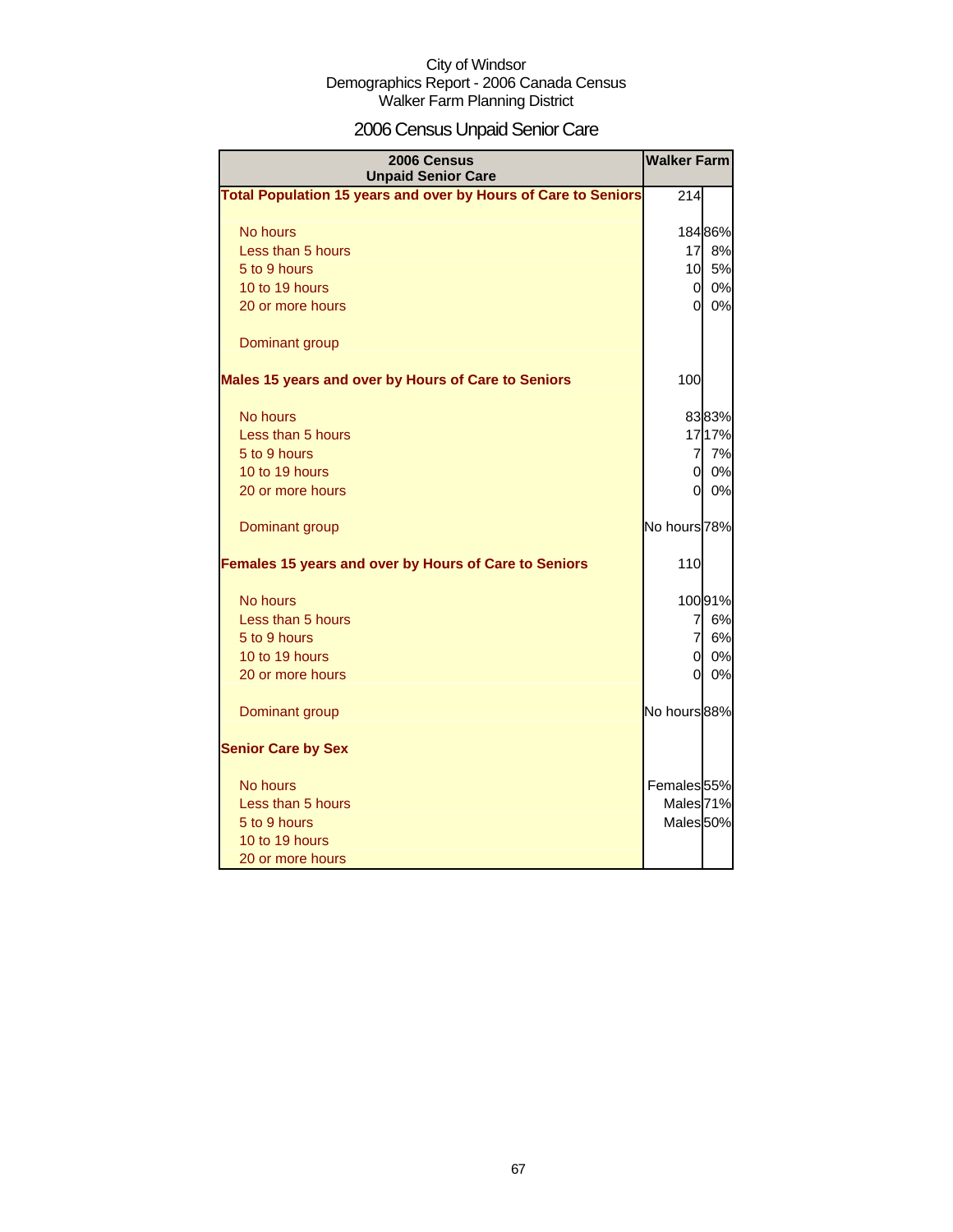City of Windsor
Demographics Report - 2006 Canada Census
Walker Farm Planning District

# 2006 Census Unpaid Senior Care

| 2006 Census Unpaid Senior Care | Walker Farm | |
|---|---|---|
| **Total Population 15 years and over by Hours of Care to Seniors** | 214 | |
| No hours | 184 | 86% |
| Less than 5 hours | 17 | 8% |
| 5 to 9 hours | 10 | 5% |
| 10 to 19 hours | 0 | 0% |
| 20 or more hours | 0 | 0% |
| Dominant group | | |
| **Males 15 years and over by Hours of Care to Seniors** | 100 | |
| No hours | 83 | 83% |
| Less than 5 hours | 17 | 17% |
| 5 to 9 hours | 7 | 7% |
| 10 to 19 hours | 0 | 0% |
| 20 or more hours | 0 | 0% |
| Dominant group | No hours | 78% |
| **Females 15 years and over by Hours of Care to Seniors** | 110 | |
| No hours | 100 | 91% |
| Less than 5 hours | 7 | 6% |
| 5 to 9 hours | 7 | 6% |
| 10 to 19 hours | 0 | 0% |
| 20 or more hours | 0 | 0% |
| Dominant group | No hours | 88% |
| **Senior Care by Sex** | | |
| No hours | Females | 55% |
| Less than 5 hours | Males | 71% |
| 5 to 9 hours | Males | 50% |
| 10 to 19 hours | | |
| 20 or more hours | | |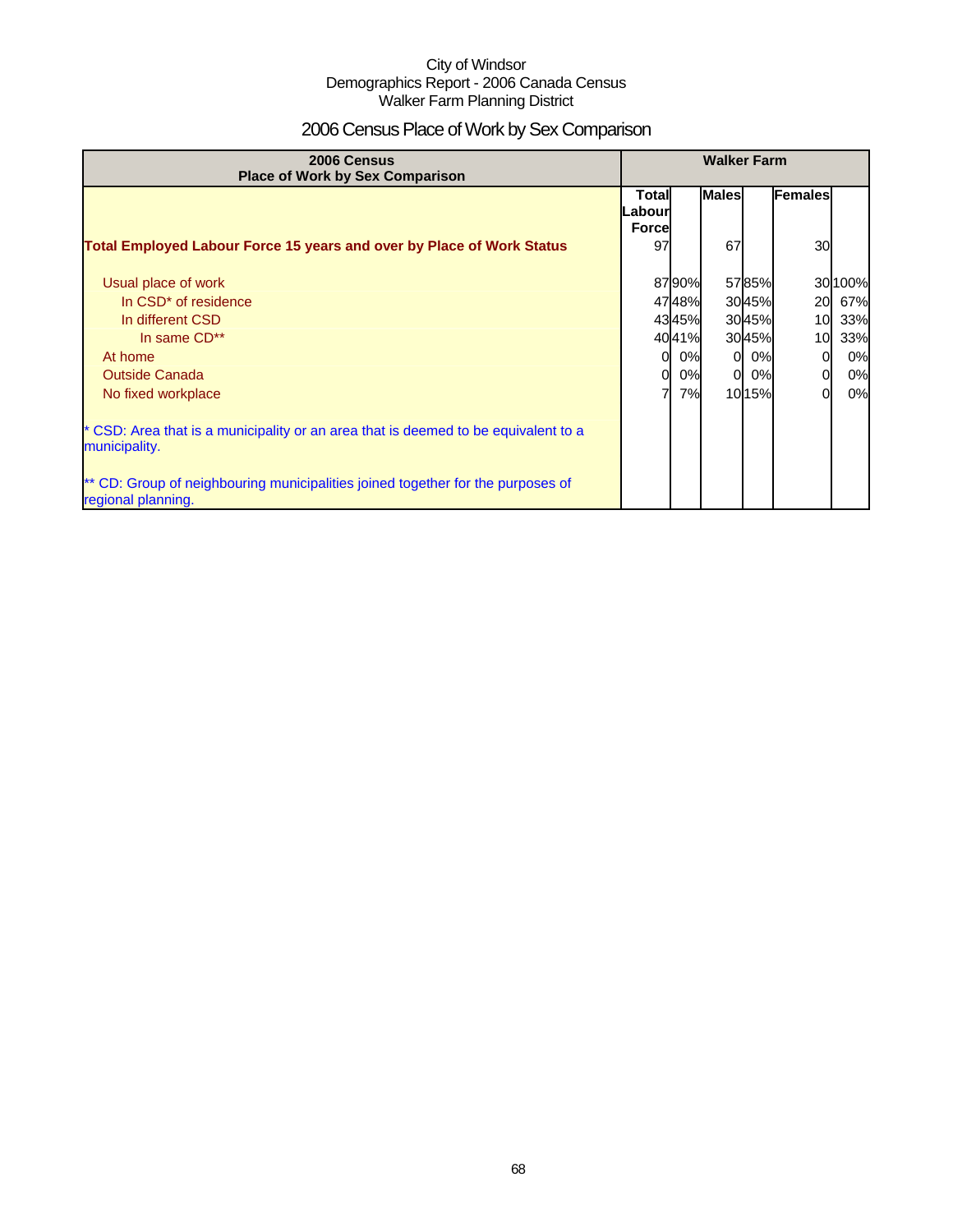City of Windsor
Demographics Report - 2006 Canada Census
Walker Farm Planning District

# 2006 Census Place of Work by Sex Comparison

| 2006 Census Place of Work by Sex Comparison | Walker Farm | | | | | |
|---|---|---|---|---|---|---|
| | Total Labour Force | | Males | | Females | |
| **Total Employed Labour Force 15 years and over by Place of Work Status** | 97 | | 67 | | 30 | |
| Usual place of work | 87 | 90% | 57 | 85% | 30 | 100% |
| In CSD* of residence | 47 | 48% | 30 | 45% | 20 | 67% |
| In different CSD | 43 | 45% | 30 | 45% | 10 | 33% |
| In same CD** | 40 | 41% | 30 | 45% | 10 | 33% |
| At home | 0 | 0% | 0 | 0% | 0 | 0% |
| Outside Canada | 0 | 0% | 0 | 0% | 0 | 0% |
| No fixed workplace | 7 | 7% | 10 | 15% | 0 | 0% |

* CSD: Area that is a municipality or an area that is deemed to be equivalent to a municipality.

** CD: Group of neighbouring municipalities joined together for the purposes of regional planning.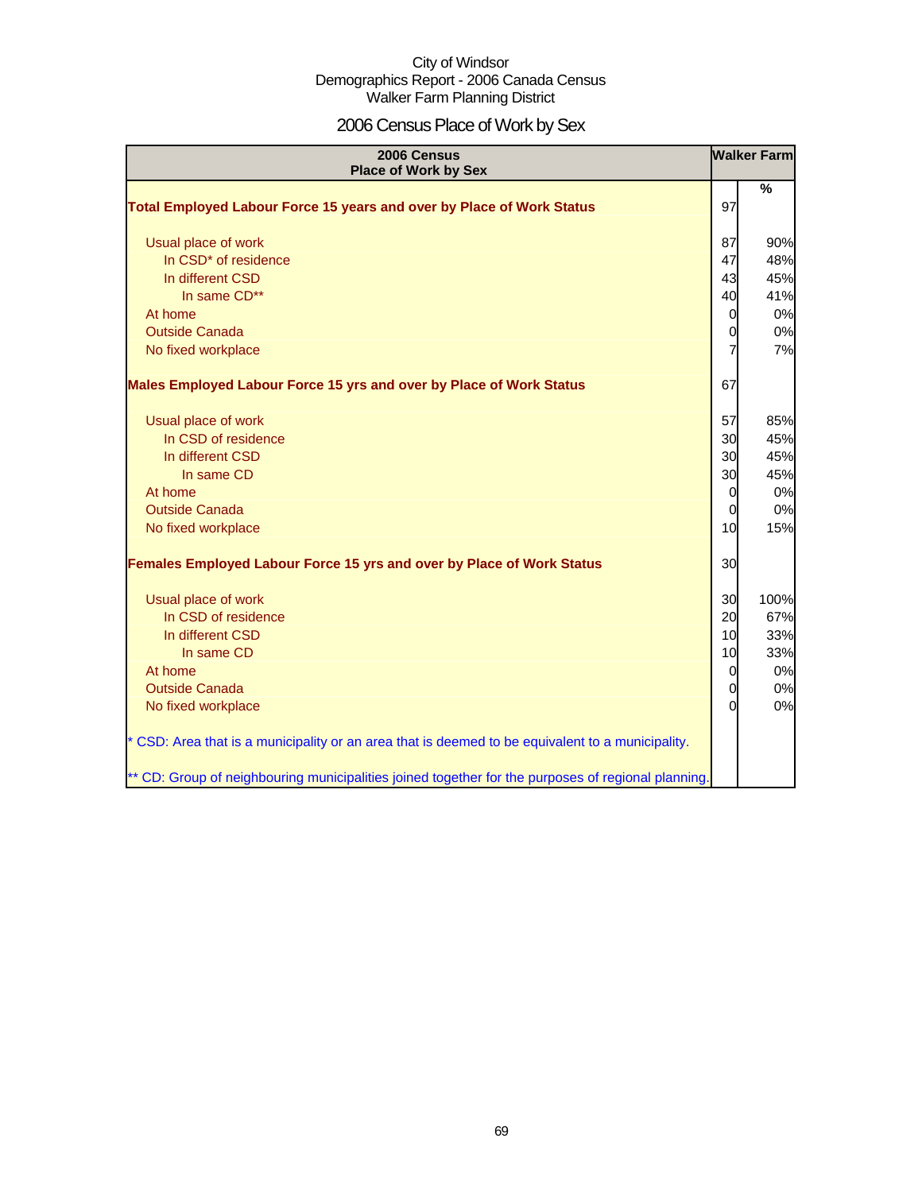City of Windsor
Demographics Report - 2006 Canada Census
Walker Farm Planning District

# 2006 Census Place of Work by Sex

| 2006 Census Place of Work by Sex | Walker Farm | |
|---|---|---|
| | | % |
| **Total Employed Labour Force 15 years and over by Place of Work Status** | 97 | |
| Usual place of work | 87 | 90% |
| In CSD* of residence | 47 | 48% |
| In different CSD | 43 | 45% |
| In same CD** | 40 | 41% |
| At home | 0 | 0% |
| Outside Canada | 0 | 0% |
| No fixed workplace | 7 | 7% |
| **Males Employed Labour Force 15 yrs and over by Place of Work Status** | 67 | |
| Usual place of work | 57 | 85% |
| In CSD of residence | 30 | 45% |
| In different CSD | 30 | 45% |
| In same CD | 30 | 45% |
| At home | 0 | 0% |
| Outside Canada | 0 | 0% |
| No fixed workplace | 10 | 15% |
| **Females Employed Labour Force 15 yrs and over by Place of Work Status** | 30 | |
| Usual place of work | 30 | 100% |
| In CSD of residence | 20 | 67% |
| In different CSD | 10 | 33% |
| In same CD | 10 | 33% |
| At home | 0 | 0% |
| Outside Canada | 0 | 0% |
| No fixed workplace | 0 | 0% |

* CSD: Area that is a municipality or an area that is deemed to be equivalent to a municipality.

** CD: Group of neighbouring municipalities joined together for the purposes of regional planning.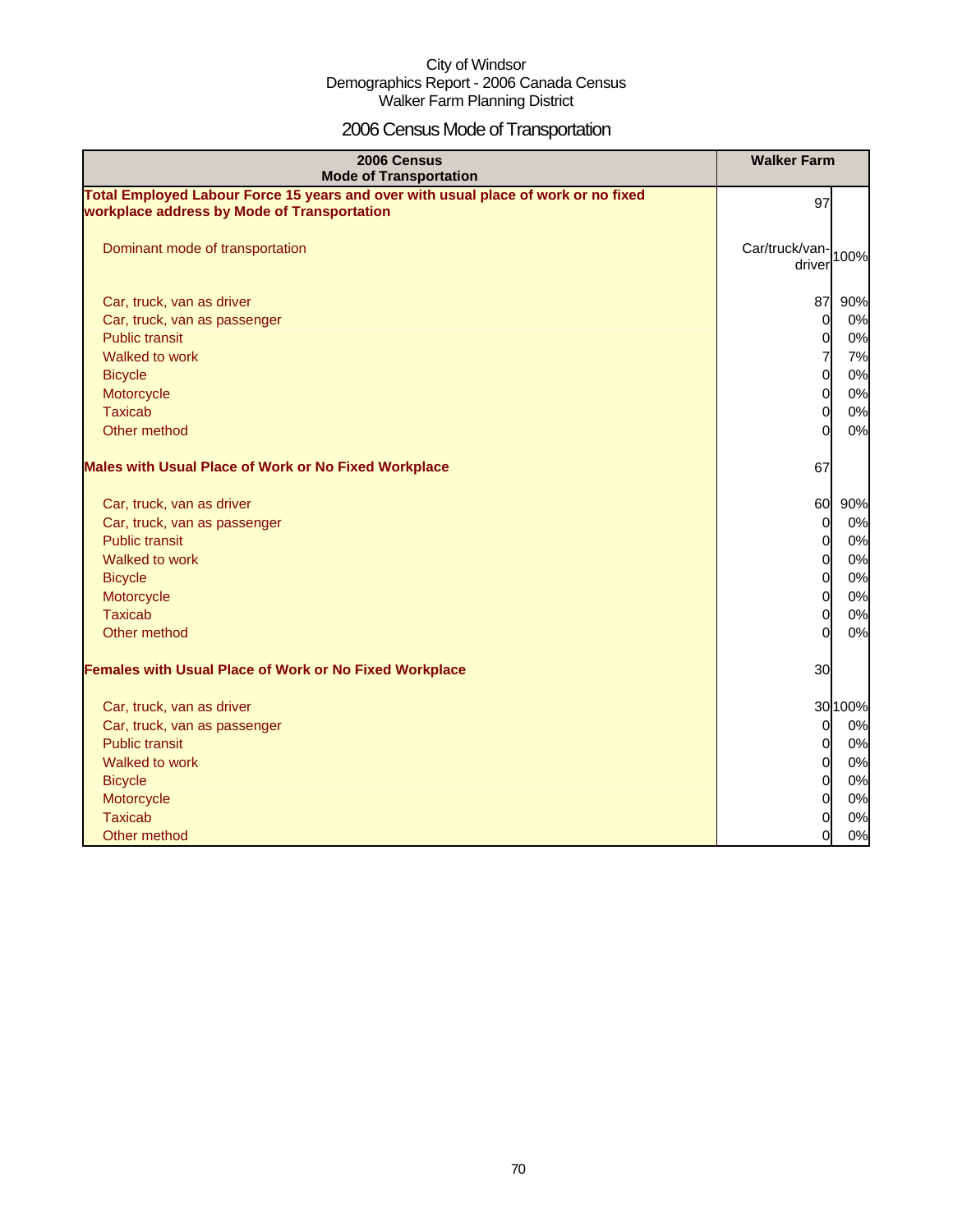City of Windsor
Demographics Report - 2006 Canada Census
Walker Farm Planning District

# 2006 Census Mode of Transportation

| 2006 Census Mode of Transportation | Walker Farm | |
|---|---|---|
| **Total Employed Labour Force 15 years and over with usual place of work or no fixed workplace address by Mode of Transportation** | 97 | |
| Dominant mode of transportation | Car/truck/van-driver | 100% |
| Car, truck, van as driver | 87 | 90% |
| Car, truck, van as passenger | 0 | 0% |
| Public transit | 0 | 0% |
| Walked to work | 7 | 7% |
| Bicycle | 0 | 0% |
| Motorcycle | 0 | 0% |
| Taxicab | 0 | 0% |
| Other method | 0 | 0% |
| **Males with Usual Place of Work or No Fixed Workplace** | 67 | |
| Car, truck, van as driver | 60 | 90% |
| Car, truck, van as passenger | 0 | 0% |
| Public transit | 0 | 0% |
| Walked to work | 0 | 0% |
| Bicycle | 0 | 0% |
| Motorcycle | 0 | 0% |
| Taxicab | 0 | 0% |
| Other method | 0 | 0% |
| **Females with Usual Place of Work or No Fixed Workplace** | 30 | |
| Car, truck, van as driver | 30 | 100% |
| Car, truck, van as passenger | 0 | 0% |
| Public transit | 0 | 0% |
| Walked to work | 0 | 0% |
| Bicycle | 0 | 0% |
| Motorcycle | 0 | 0% |
| Taxicab | 0 | 0% |
| Other method | 0 | 0% |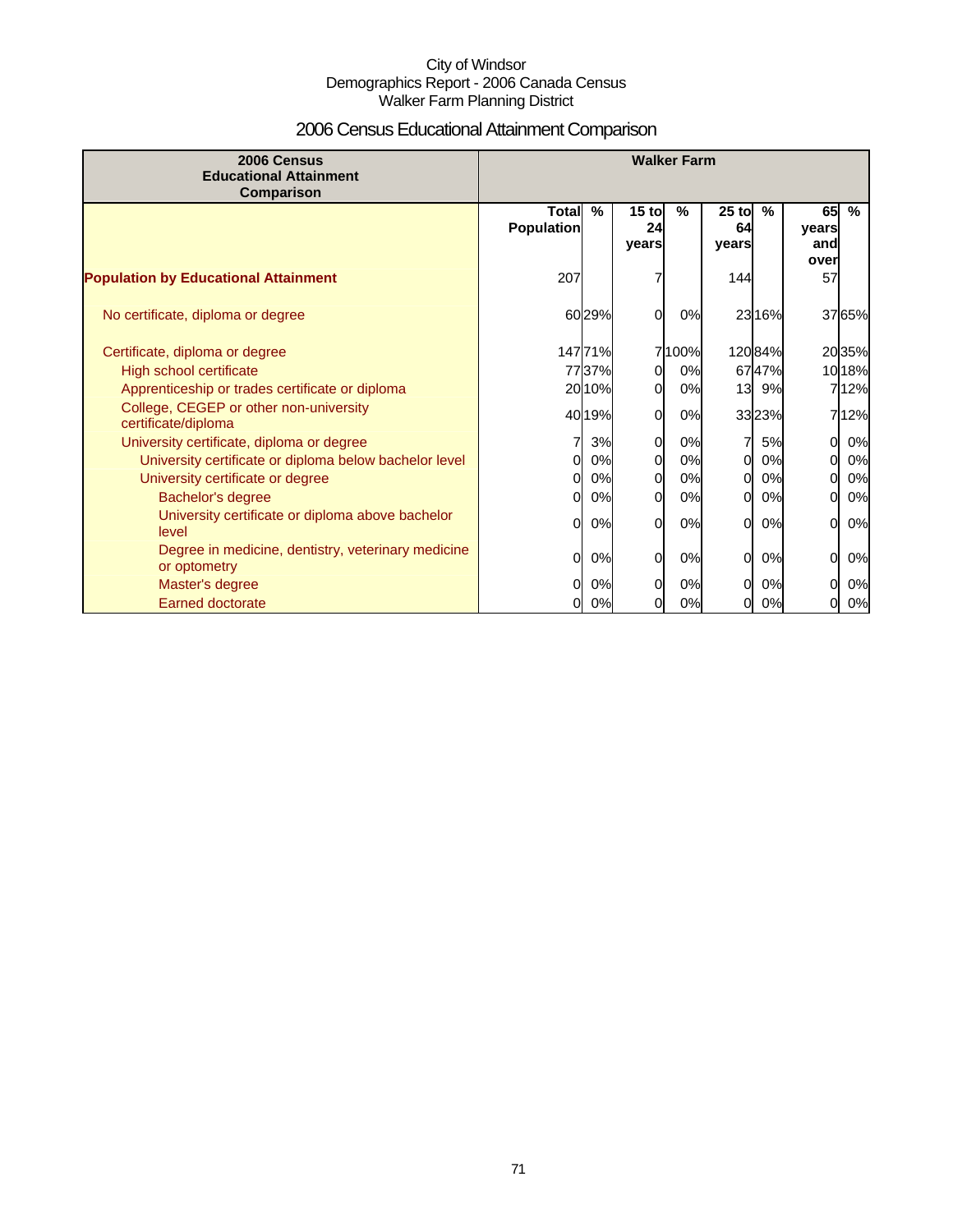City of Windsor
Demographics Report - 2006 Canada Census
Walker Farm Planning District

# 2006 Census Educational Attainment Comparison

| 2006 Census Educational Attainment Comparison | Walker Farm | | | | | | | |
|---|---|---|---|---|---|---|---|---|
| | Total Population | % | 15 to 24 years | % | 25 to 64 years | % | 65 years and over | % |
| **Population by Educational Attainment** | 207 | | 7 | | 144 | | 57 | |
| No certificate, diploma or degree | 60 | 29% | 0 | 0% | 23 | 16% | 37 | 65% |
| Certificate, diploma or degree | 147 | 71% | 7 | 100% | 120 | 84% | 20 | 35% |
| High school certificate | 77 | 37% | 0 | 0% | 67 | 47% | 10 | 18% |
| Apprenticeship or trades certificate or diploma | 20 | 10% | 0 | 0% | 13 | 9% | 7 | 12% |
| College, CEGEP or other non-university certificate/diploma | 40 | 19% | 0 | 0% | 33 | 23% | 7 | 12% |
| University certificate, diploma or degree | 7 | 3% | 0 | 0% | 7 | 5% | 0 | 0% |
| University certificate or diploma below bachelor level | 0 | 0% | 0 | 0% | 0 | 0% | 0 | 0% |
| University certificate or degree | 0 | 0% | 0 | 0% | 0 | 0% | 0 | 0% |
| Bachelor's degree | 0 | 0% | 0 | 0% | 0 | 0% | 0 | 0% |
| University certificate or diploma above bachelor level | 0 | 0% | 0 | 0% | 0 | 0% | 0 | 0% |
| Degree in medicine, dentistry, veterinary medicine or optometry | 0 | 0% | 0 | 0% | 0 | 0% | 0 | 0% |
| Master's degree | 0 | 0% | 0 | 0% | 0 | 0% | 0 | 0% |
| Earned doctorate | 0 | 0% | 0 | 0% | 0 | 0% | 0 | 0% |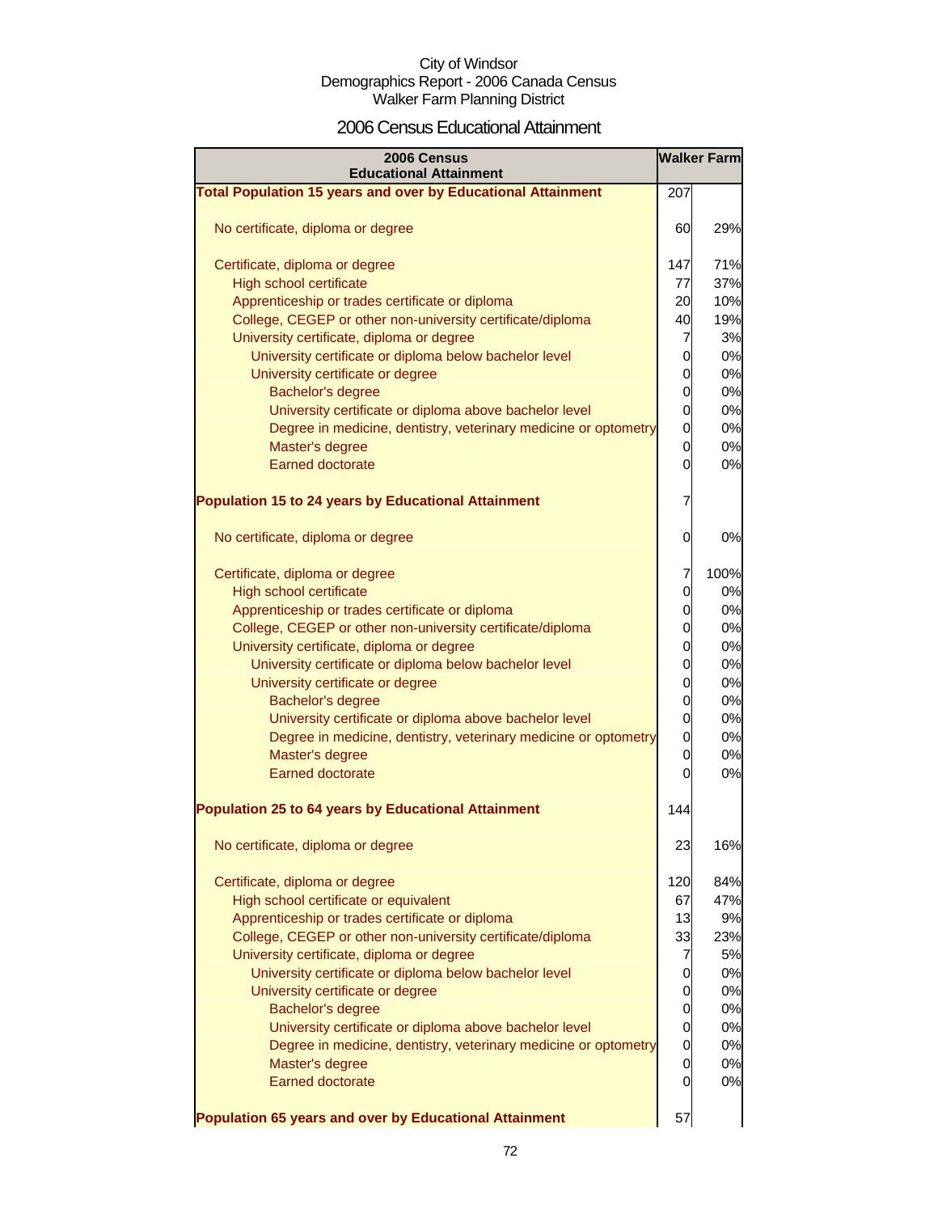City of Windsor
Demographics Report - 2006 Canada Census
Walker Farm Planning District

## 2006 Census Educational Attainment

| 2006 Census Educational Attainment | Walker Farm | |
|---|---|---|
| **Total Population 15 years and over by Educational Attainment** | 207 | |
| No certificate, diploma or degree | 60 | 29% |
| Certificate, diploma or degree | 147 | 71% |
| High school certificate | 77 | 37% |
| Apprenticeship or trades certificate or diploma | 20 | 10% |
| College, CEGEP or other non-university certificate/diploma | 40 | 19% |
| University certificate, diploma or degree | 7 | 3% |
| University certificate or diploma below bachelor level | 0 | 0% |
| University certificate or degree | 0 | 0% |
| Bachelor's degree | 0 | 0% |
| University certificate or diploma above bachelor level | 0 | 0% |
| Degree in medicine, dentistry, veterinary medicine or optometry | 0 | 0% |
| Master's degree | 0 | 0% |
| Earned doctorate | 0 | 0% |
| **Population 15 to 24 years by Educational Attainment** | 7 | |
| No certificate, diploma or degree | 0 | 0% |
| Certificate, diploma or degree | 7 | 100% |
| High school certificate | 0 | 0% |
| Apprenticeship or trades certificate or diploma | 0 | 0% |
| College, CEGEP or other non-university certificate/diploma | 0 | 0% |
| University certificate, diploma or degree | 0 | 0% |
| University certificate or diploma below bachelor level | 0 | 0% |
| University certificate or degree | 0 | 0% |
| Bachelor's degree | 0 | 0% |
| University certificate or diploma above bachelor level | 0 | 0% |
| Degree in medicine, dentistry, veterinary medicine or optometry | 0 | 0% |
| Master's degree | 0 | 0% |
| Earned doctorate | 0 | 0% |
| **Population 25 to 64 years by Educational Attainment** | 144 | |
| No certificate, diploma or degree | 23 | 16% |
| Certificate, diploma or degree | 120 | 84% |
| High school certificate or equivalent | 67 | 47% |
| Apprenticeship or trades certificate or diploma | 13 | 9% |
| College, CEGEP or other non-university certificate/diploma | 33 | 23% |
| University certificate, diploma or degree | 7 | 5% |
| University certificate or diploma below bachelor level | 0 | 0% |
| University certificate or degree | 0 | 0% |
| Bachelor's degree | 0 | 0% |
| University certificate or diploma above bachelor level | 0 | 0% |
| Degree in medicine, dentistry, veterinary medicine or optometry | 0 | 0% |
| Master's degree | 0 | 0% |
| Earned doctorate | 0 | 0% |
| **Population 65 years and over by Educational Attainment** | 57 | |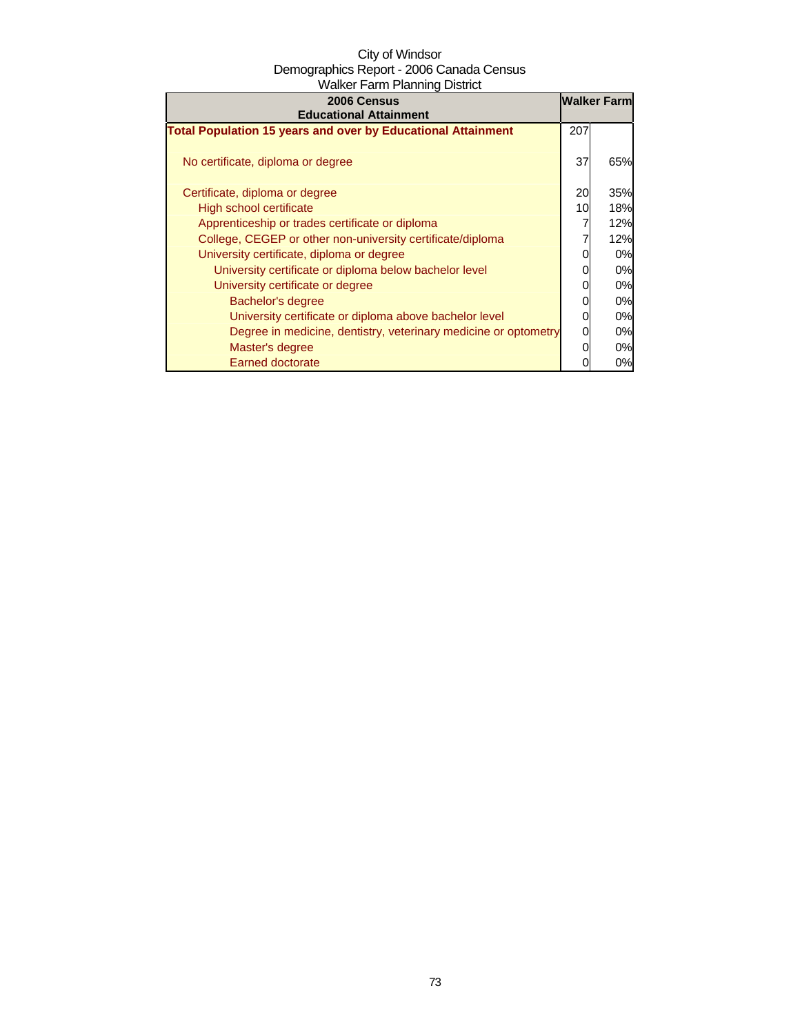City of Windsor
Demographics Report - 2006 Canada Census
Walker Farm Planning District

| 2006 Census<br>Educational Attainment | Walker Farm | |
|---|---|---|
| **Total Population 15 years and over by Educational Attainment** | 207 | |
| No certificate, diploma or degree | 37 | 65% |
| Certificate, diploma or degree | 20 | 35% |
| High school certificate | 10 | 18% |
| Apprenticeship or trades certificate or diploma | 7 | 12% |
| College, CEGEP or other non-university certificate/diploma | 7 | 12% |
| University certificate, diploma or degree | 0 | 0% |
| University certificate or diploma below bachelor level | 0 | 0% |
| University certificate or degree | 0 | 0% |
| Bachelor's degree | 0 | 0% |
| University certificate or diploma above bachelor level | 0 | 0% |
| Degree in medicine, dentistry, veterinary medicine or optometry | 0 | 0% |
| Master's degree | 0 | 0% |
| Earned doctorate | 0 | 0% |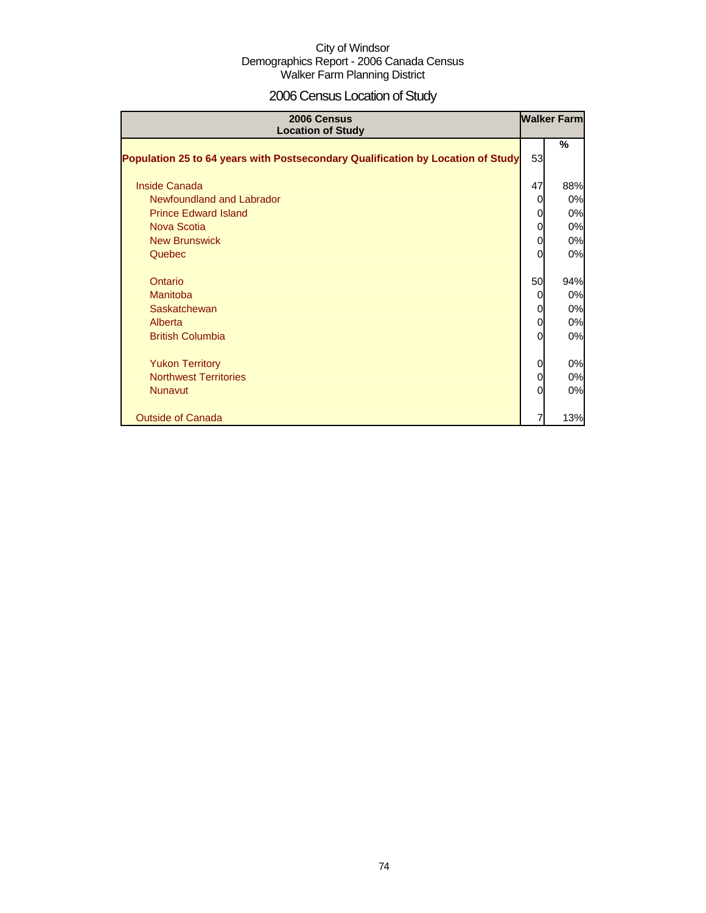City of Windsor
Demographics Report - 2006 Canada Census
Walker Farm Planning District

# 2006 Census Location of Study

| 2006 Census Location of Study | Walker Farm | |
|---|---|---|
| | | % |
| **Population 25 to 64 years with Postsecondary Qualification by Location of Study** | 53 | |
| Inside Canada | 47 | 88% |
| Newfoundland and Labrador | 0 | 0% |
| Prince Edward Island | 0 | 0% |
| Nova Scotia | 0 | 0% |
| New Brunswick | 0 | 0% |
| Quebec | 0 | 0% |
| Ontario | 50 | 94% |
| Manitoba | 0 | 0% |
| Saskatchewan | 0 | 0% |
| Alberta | 0 | 0% |
| British Columbia | 0 | 0% |
| Yukon Territory | 0 | 0% |
| Northwest Territories | 0 | 0% |
| Nunavut | 0 | 0% |
| Outside of Canada | 7 | 13% |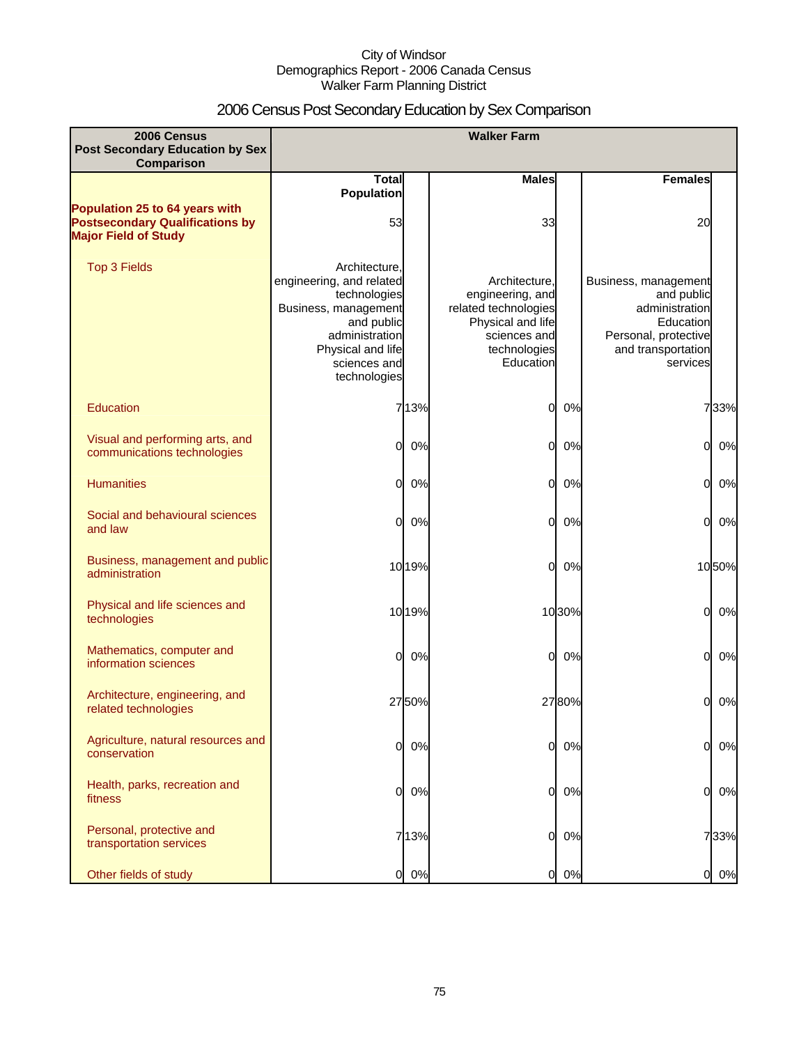City of Windsor
Demographics Report - 2006 Canada Census
Walker Farm Planning District

# 2006 Census Post Secondary Education by Sex Comparison

| 2006 Census Post Secondary Education by Sex Comparison | Walker Farm | | | | | |
|---|---|---|---|---|---|---|
| | Total Population | | Males | | Females | |
| **Population 25 to 64 years with Postsecondary Qualifications by Major Field of Study** | 53 | | 33 | | 20 | |
| Top 3 Fields | Architecture, engineering, and related technologies<br>Business, management and public administration<br>Physical and life sciences and technologies | | Architecture, engineering, and related technologies<br>Physical and life sciences and technologies<br>Education | | Business, management and public administration<br>Education<br>Personal, protective and transportation services | |
| Education | 7 | 13% | 0 | 0% | 7 | 33% |
| Visual and performing arts, and communications technologies | 0 | 0% | 0 | 0% | 0 | 0% |
| Humanities | 0 | 0% | 0 | 0% | 0 | 0% |
| Social and behavioural sciences and law | 0 | 0% | 0 | 0% | 0 | 0% |
| Business, management and public administration | 10 | 19% | 0 | 0% | 10 | 50% |
| Physical and life sciences and technologies | 10 | 19% | 10 | 30% | 0 | 0% |
| Mathematics, computer and information sciences | 0 | 0% | 0 | 0% | 0 | 0% |
| Architecture, engineering, and related technologies | 27 | 50% | 27 | 80% | 0 | 0% |
| Agriculture, natural resources and conservation | 0 | 0% | 0 | 0% | 0 | 0% |
| Health, parks, recreation and fitness | 0 | 0% | 0 | 0% | 0 | 0% |
| Personal, protective and transportation services | 7 | 13% | 0 | 0% | 7 | 33% |
| Other fields of study | 0 | 0% | 0 | 0% | 0 | 0% |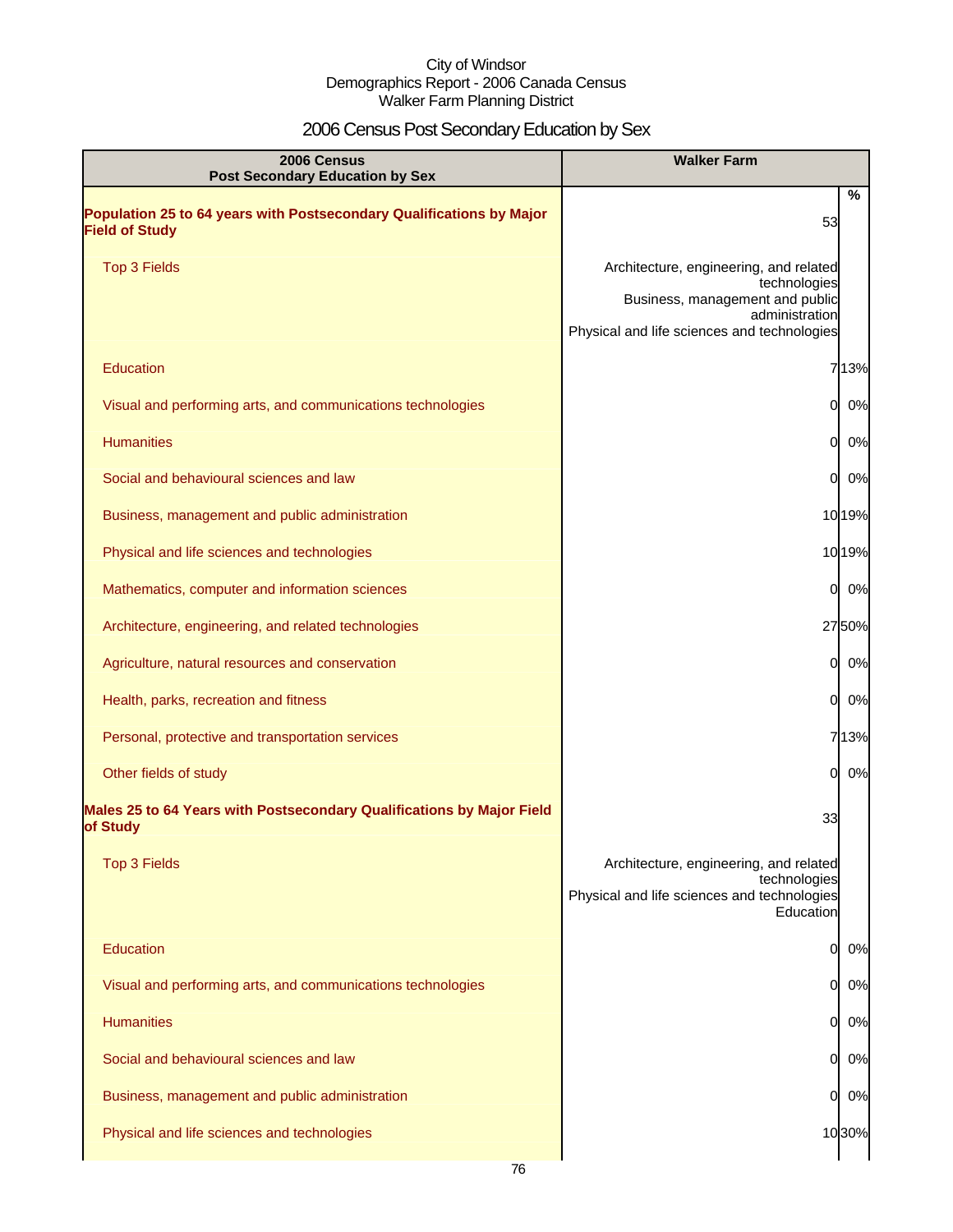City of Windsor
Demographics Report - 2006 Canada Census
Walker Farm Planning District

## 2006 Census Post Secondary Education by Sex

| 2006 Census Post Secondary Education by Sex | Walker Farm | |
|---|---|---|
| | | % |
| **Population 25 to 64 years with Postsecondary Qualifications by Major Field of Study** | 53 | |
| Top 3 Fields | Architecture, engineering, and related technologies<br>Business, management and public administration<br>Physical and life sciences and technologies | |
| Education | 7 | 13% |
| Visual and performing arts, and communications technologies | 0 | 0% |
| Humanities | 0 | 0% |
| Social and behavioural sciences and law | 0 | 0% |
| Business, management and public administration | 10 | 19% |
| Physical and life sciences and technologies | 10 | 19% |
| Mathematics, computer and information sciences | 0 | 0% |
| Architecture, engineering, and related technologies | 27 | 50% |
| Agriculture, natural resources and conservation | 0 | 0% |
| Health, parks, recreation and fitness | 0 | 0% |
| Personal, protective and transportation services | 7 | 13% |
| Other fields of study | 0 | 0% |
| **Males 25 to 64 Years with Postsecondary Qualifications by Major Field of Study** | 33 | |
| Top 3 Fields | Architecture, engineering, and related technologies<br>Physical and life sciences and technologies<br>Education | |
| Education | 0 | 0% |
| Visual and performing arts, and communications technologies | 0 | 0% |
| Humanities | 0 | 0% |
| Social and behavioural sciences and law | 0 | 0% |
| Business, management and public administration | 0 | 0% |
| Physical and life sciences and technologies | 10 | 30% |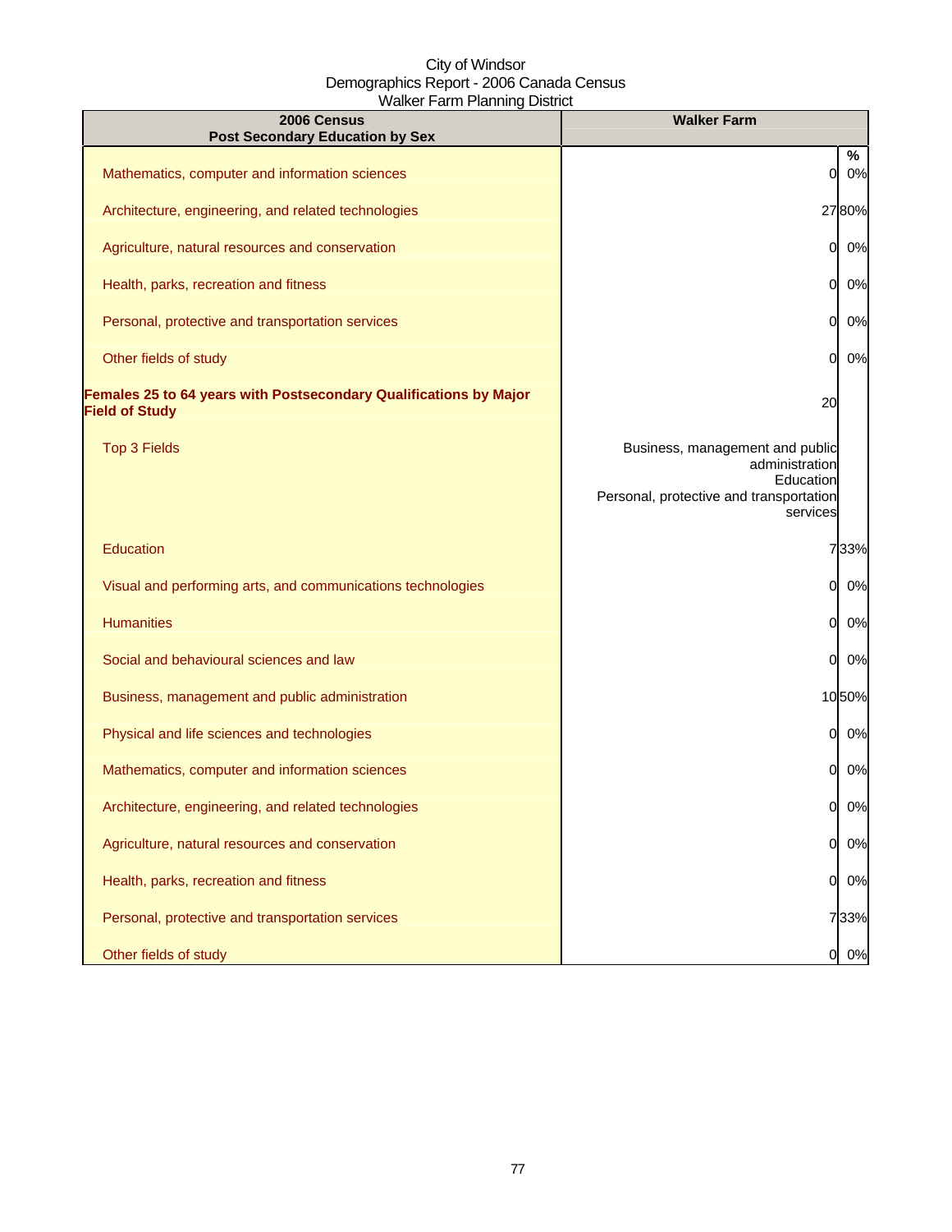City of Windsor
Demographics Report - 2006 Canada Census
Walker Farm Planning District

| 2006 Census<br>Post Secondary Education by Sex | Walker Farm | % |
|---|---|---|
| Mathematics, computer and information sciences | 0 | 0% |
| Architecture, engineering, and related technologies | 27 | 80% |
| Agriculture, natural resources and conservation | 0 | 0% |
| Health, parks, recreation and fitness | 0 | 0% |
| Personal, protective and transportation services | 0 | 0% |
| Other fields of study | 0 | 0% |
| **Females 25 to 64 years with Postsecondary Qualifications by Major Field of Study** | 20 | |
| Top 3 Fields | Business, management and public administration<br>Education<br>Personal, protective and transportation services | |
| Education | 7 | 33% |
| Visual and performing arts, and communications technologies | 0 | 0% |
| Humanities | 0 | 0% |
| Social and behavioural sciences and law | 0 | 0% |
| Business, management and public administration | 10 | 50% |
| Physical and life sciences and technologies | 0 | 0% |
| Mathematics, computer and information sciences | 0 | 0% |
| Architecture, engineering, and related technologies | 0 | 0% |
| Agriculture, natural resources and conservation | 0 | 0% |
| Health, parks, recreation and fitness | 0 | 0% |
| Personal, protective and transportation services | 7 | 33% |
| Other fields of study | 0 | 0% |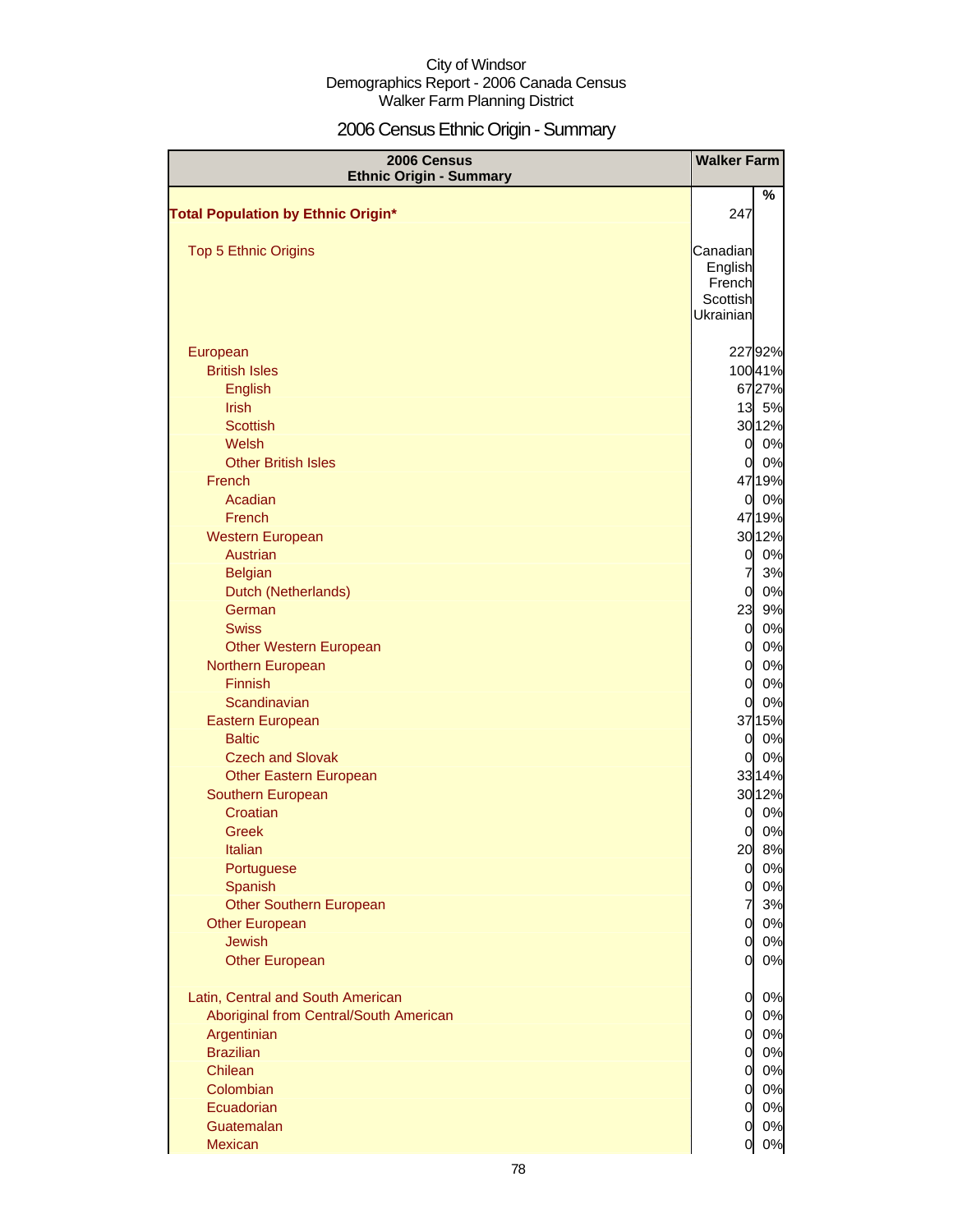City of Windsor
Demographics Report - 2006 Canada Census
Walker Farm Planning District

# 2006 Census Ethnic Origin - Summary

| 2006 Census Ethnic Origin - Summary | Walker Farm | |
|---|---|---|
| | | % |
| **Total Population by Ethnic Origin*** | 247 | |
| Top 5 Ethnic Origins | Canadian<br>English<br>French<br>Scottish<br>Ukrainian | |
| European | 227 | 92% |
| British Isles | 100 | 41% |
| English | 67 | 27% |
| Irish | 13 | 5% |
| Scottish | 30 | 12% |
| Welsh | 0 | 0% |
| Other British Isles | 0 | 0% |
| French | 47 | 19% |
| Acadian | 0 | 0% |
| French | 47 | 19% |
| Western European | 30 | 12% |
| Austrian | 0 | 0% |
| Belgian | 7 | 3% |
| Dutch (Netherlands) | 0 | 0% |
| German | 23 | 9% |
| Swiss | 0 | 0% |
| Other Western European | 0 | 0% |
| Northern European | 0 | 0% |
| Finnish | 0 | 0% |
| Scandinavian | 0 | 0% |
| Eastern European | 37 | 15% |
| Baltic | 0 | 0% |
| Czech and Slovak | 0 | 0% |
| Other Eastern European | 33 | 14% |
| Southern European | 30 | 12% |
| Croatian | 0 | 0% |
| Greek | 0 | 0% |
| Italian | 20 | 8% |
| Portuguese | 0 | 0% |
| Spanish | 0 | 0% |
| Other Southern European | 7 | 3% |
| Other European | 0 | 0% |
| Jewish | 0 | 0% |
| Other European | 0 | 0% |
| Latin, Central and South American | 0 | 0% |
| Aboriginal from Central/South American | 0 | 0% |
| Argentinian | 0 | 0% |
| Brazilian | 0 | 0% |
| Chilean | 0 | 0% |
| Colombian | 0 | 0% |
| Ecuadorian | 0 | 0% |
| Guatemalan | 0 | 0% |
| Mexican | 0 | 0% |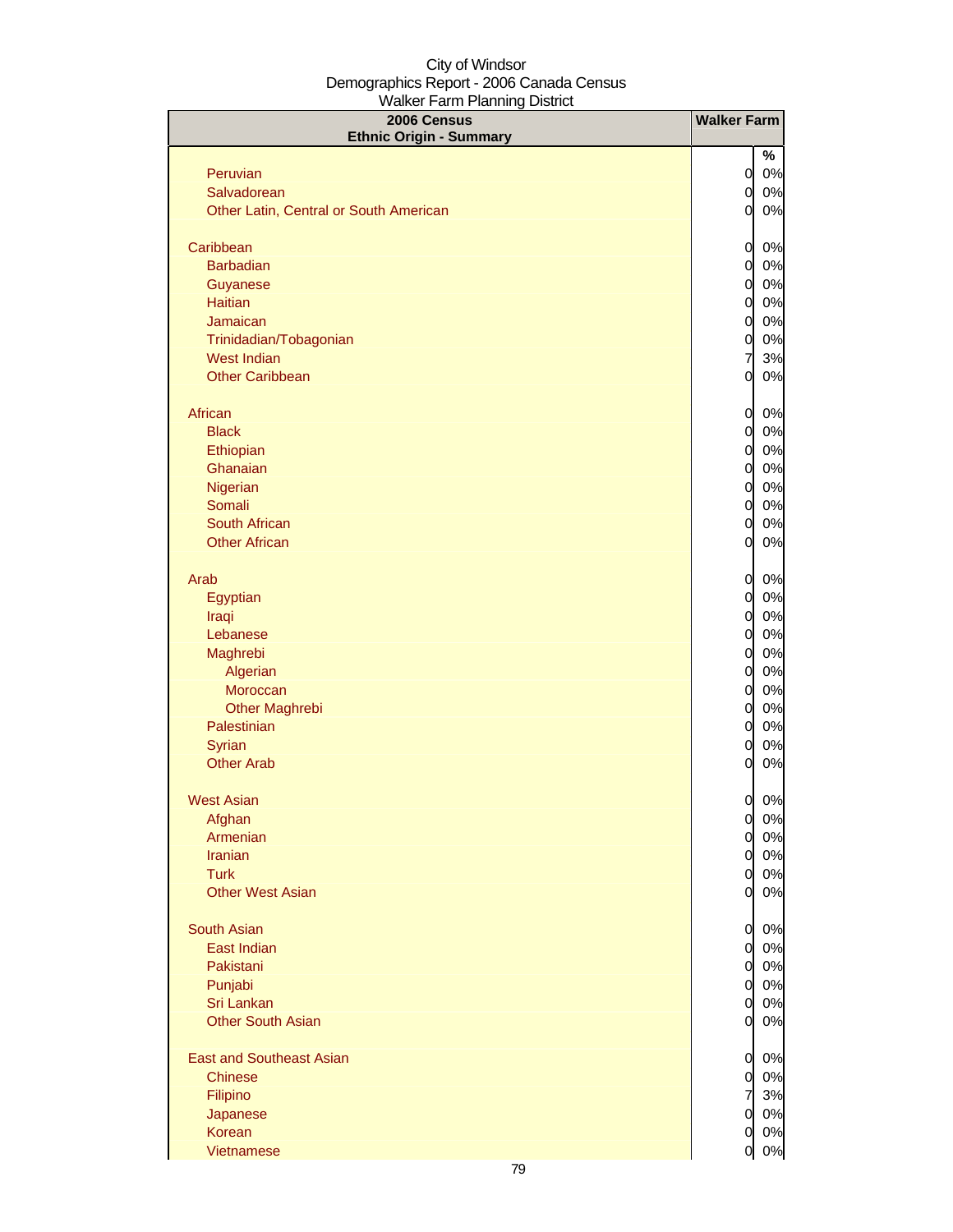City of Windsor
Demographics Report - 2006 Canada Census
Walker Farm Planning District

| 2006 Census Ethnic Origin - Summary | Walker Farm | |
|---|---|---|
| | | % |
| Peruvian | 0 | 0% |
| Salvadorean | 0 | 0% |
| Other Latin, Central or South American | 0 | 0% |
| | | |
| Caribbean | 0 | 0% |
| Barbadian | 0 | 0% |
| Guyanese | 0 | 0% |
| Haitian | 0 | 0% |
| Jamaican | 0 | 0% |
| Trinidadian/Tobagonian | 0 | 0% |
| West Indian | 7 | 3% |
| Other Caribbean | 0 | 0% |
| | | |
| African | 0 | 0% |
| Black | 0 | 0% |
| Ethiopian | 0 | 0% |
| Ghanaian | 0 | 0% |
| Nigerian | 0 | 0% |
| Somali | 0 | 0% |
| South African | 0 | 0% |
| Other African | 0 | 0% |
| | | |
| Arab | 0 | 0% |
| Egyptian | 0 | 0% |
| Iraqi | 0 | 0% |
| Lebanese | 0 | 0% |
| Maghrebi | 0 | 0% |
| Algerian | 0 | 0% |
| Moroccan | 0 | 0% |
| Other Maghrebi | 0 | 0% |
| Palestinian | 0 | 0% |
| Syrian | 0 | 0% |
| Other Arab | 0 | 0% |
| | | |
| West Asian | 0 | 0% |
| Afghan | 0 | 0% |
| Armenian | 0 | 0% |
| Iranian | 0 | 0% |
| Turk | 0 | 0% |
| Other West Asian | 0 | 0% |
| | | |
| South Asian | 0 | 0% |
| East Indian | 0 | 0% |
| Pakistani | 0 | 0% |
| Punjabi | 0 | 0% |
| Sri Lankan | 0 | 0% |
| Other South Asian | 0 | 0% |
| | | |
| East and Southeast Asian | 0 | 0% |
| Chinese | 0 | 0% |
| Filipino | 7 | 3% |
| Japanese | 0 | 0% |
| Korean | 0 | 0% |
| Vietnamese | 0 | 0% |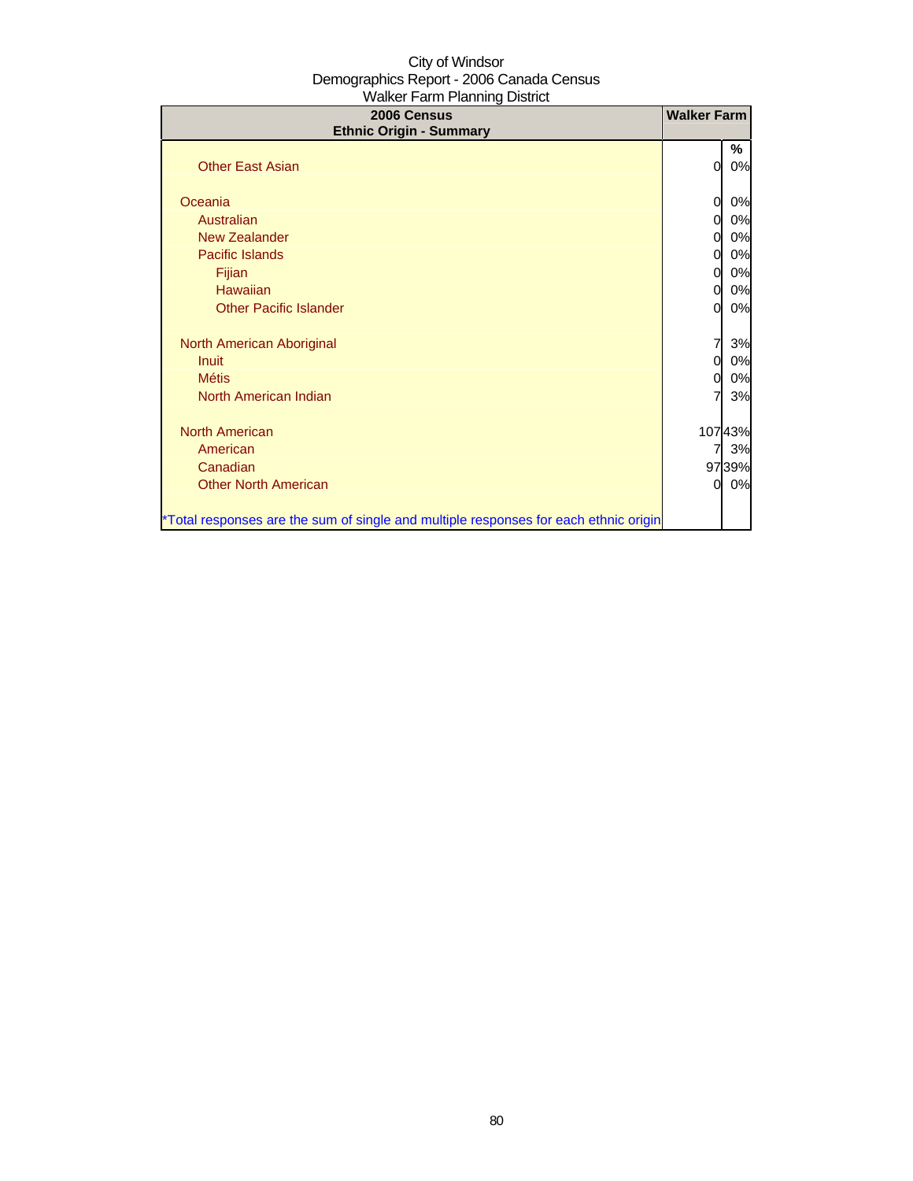City of Windsor
Demographics Report - 2006 Canada Census
Walker Farm Planning District

| 2006 Census<br>Ethnic Origin - Summary | Walker Farm | |
|---|---|---|
| | | % |
| Other East Asian | 0 | 0% |
| | | |
| Oceania | 0 | 0% |
| Australian | 0 | 0% |
| New Zealander | 0 | 0% |
| Pacific Islands | 0 | 0% |
| Fijian | 0 | 0% |
| Hawaiian | 0 | 0% |
| Other Pacific Islander | 0 | 0% |
| | | |
| North American Aboriginal | 7 | 3% |
| Inuit | 0 | 0% |
| Métis | 0 | 0% |
| North American Indian | 7 | 3% |
| | | |
| North American | 107 | 43% |
| American | 7 | 3% |
| Canadian | 97 | 39% |
| Other North American | 0 | 0% |
| | | |
| *Total responses are the sum of single and multiple responses for each ethnic origin | | |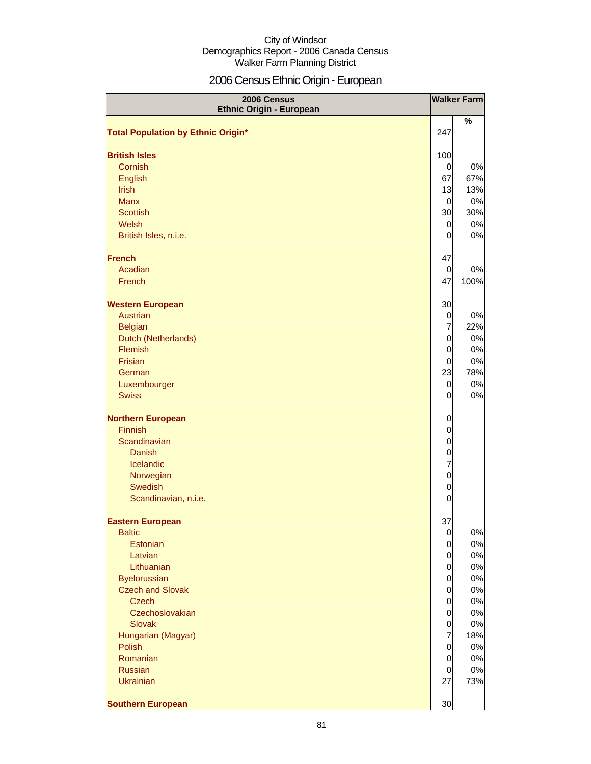City of Windsor
Demographics Report - 2006 Canada Census
Walker Farm Planning District

# 2006 Census Ethnic Origin - European

| 2006 Census Ethnic Origin - European | Walker Farm | |
|---|---|---|
| | | % |
| **Total Population by Ethnic Origin*** | 247 | |
| | | |
| **British Isles** | 100 | |
| Cornish | 0 | 0% |
| English | 67 | 67% |
| Irish | 13 | 13% |
| Manx | 0 | 0% |
| Scottish | 30 | 30% |
| Welsh | 0 | 0% |
| British Isles, n.i.e. | 0 | 0% |
| | | |
| **French** | 47 | |
| Acadian | 0 | 0% |
| French | 47 | 100% |
| | | |
| **Western European** | 30 | |
| Austrian | 0 | 0% |
| Belgian | 7 | 22% |
| Dutch (Netherlands) | 0 | 0% |
| Flemish | 0 | 0% |
| Frisian | 0 | 0% |
| German | 23 | 78% |
| Luxembourger | 0 | 0% |
| Swiss | 0 | 0% |
| | | |
| **Northern European** | 0 | |
| Finnish | 0 | |
| Scandinavian | 0 | |
| Danish | 0 | |
| Icelandic | 7 | |
| Norwegian | 0 | |
| Swedish | 0 | |
| Scandinavian, n.i.e. | 0 | |
| | | |
| **Eastern European** | 37 | |
| Baltic | 0 | 0% |
| Estonian | 0 | 0% |
| Latvian | 0 | 0% |
| Lithuanian | 0 | 0% |
| Byelorussian | 0 | 0% |
| Czech and Slovak | 0 | 0% |
| Czech | 0 | 0% |
| Czechoslovakian | 0 | 0% |
| Slovak | 0 | 0% |
| Hungarian (Magyar) | 7 | 18% |
| Polish | 0 | 0% |
| Romanian | 0 | 0% |
| Russian | 0 | 0% |
| Ukrainian | 27 | 73% |
| | | |
| **Southern European** | 30 | |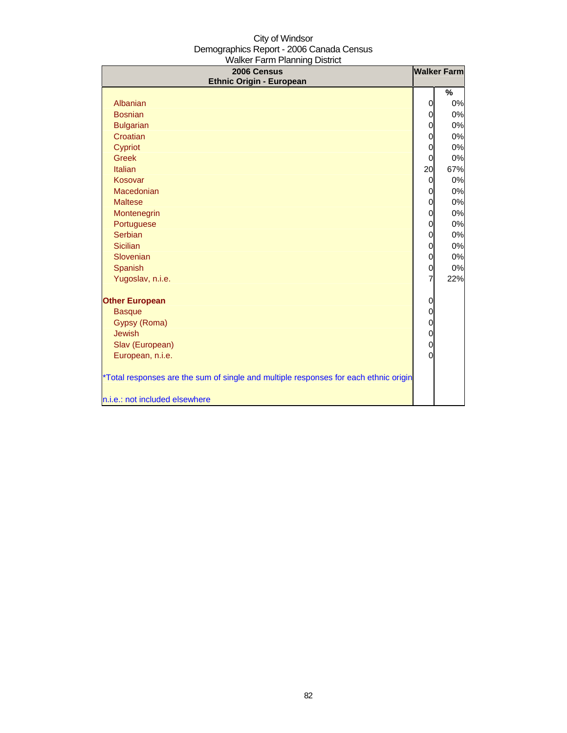City of Windsor
Demographics Report - 2006 Canada Census
Walker Farm Planning District

| 2006 Census<br>Ethnic Origin - European | Walker Farm | |
|---|---|---|
| | | % |
| Albanian | 0 | 0% |
| Bosnian | 0 | 0% |
| Bulgarian | 0 | 0% |
| Croatian | 0 | 0% |
| Cypriot | 0 | 0% |
| Greek | 0 | 0% |
| Italian | 20 | 67% |
| Kosovar | 0 | 0% |
| Macedonian | 0 | 0% |
| Maltese | 0 | 0% |
| Montenegrin | 0 | 0% |
| Portuguese | 0 | 0% |
| Serbian | 0 | 0% |
| Sicilian | 0 | 0% |
| Slovenian | 0 | 0% |
| Spanish | 0 | 0% |
| Yugoslav, n.i.e. | 7 | 22% |
| **Other European** | 0 | |
| Basque | 0 | |
| Gypsy (Roma) | 0 | |
| Jewish | 0 | |
| Slav (European) | 0 | |
| European, n.i.e. | 0 | |

*Total responses are the sum of single and multiple responses for each ethnic origin

n.i.e.: not included elsewhere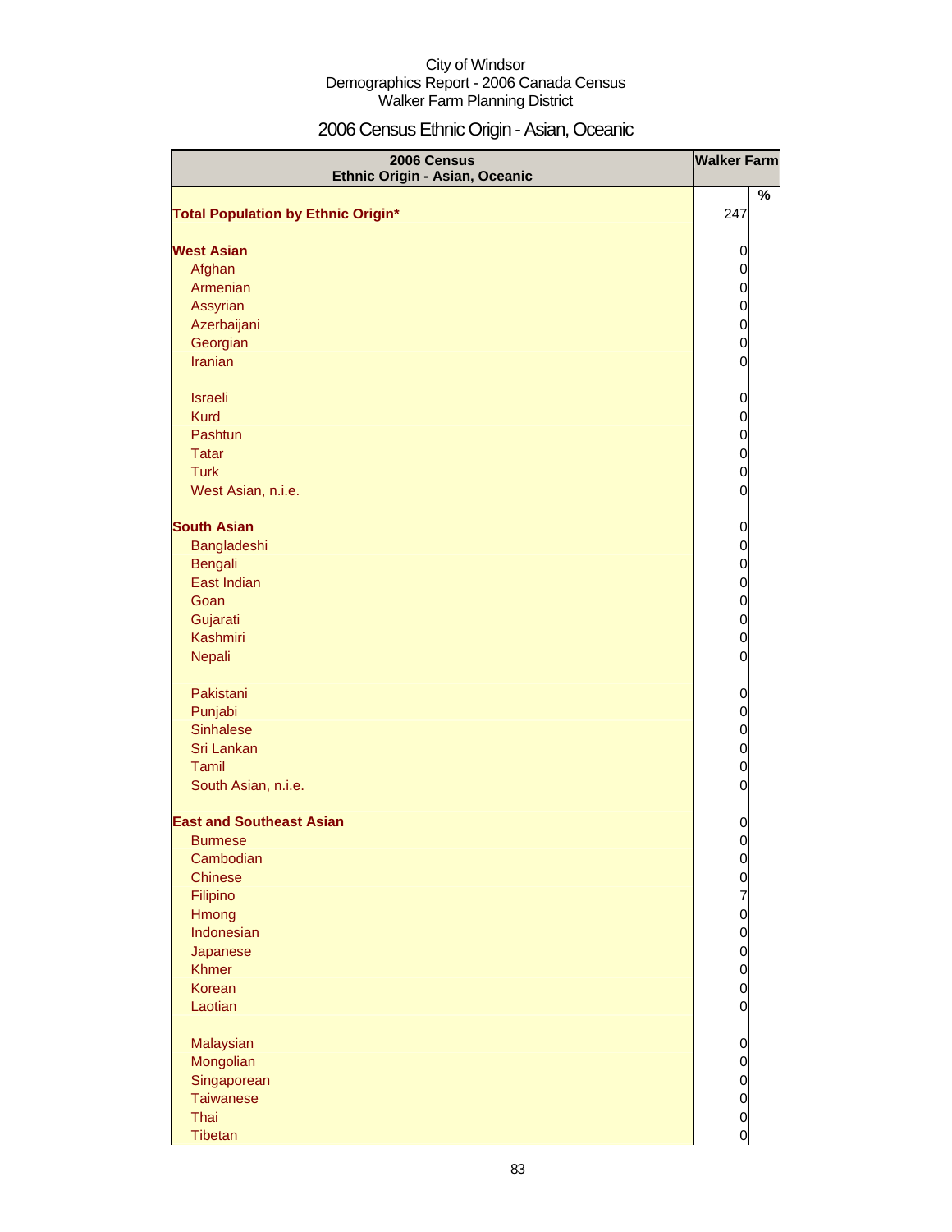City of Windsor
Demographics Report - 2006 Canada Census
Walker Farm Planning District

# 2006 Census Ethnic Origin - Asian, Oceanic

| 2006 Census Ethnic Origin - Asian, Oceanic | Walker Farm | |
|---|---|---|
| | | % |
| **Total Population by Ethnic Origin*** | 247 | |
| **West Asian** | 0 | |
| Afghan | 0 | |
| Armenian | 0 | |
| Assyrian | 0 | |
| Azerbaijani | 0 | |
| Georgian | 0 | |
| Iranian | 0 | |
| Israeli | 0 | |
| Kurd | 0 | |
| Pashtun | 0 | |
| Tatar | 0 | |
| Turk | 0 | |
| West Asian, n.i.e. | 0 | |
| **South Asian** | 0 | |
| Bangladeshi | 0 | |
| Bengali | 0 | |
| East Indian | 0 | |
| Goan | 0 | |
| Gujarati | 0 | |
| Kashmiri | 0 | |
| Nepali | 0 | |
| Pakistani | 0 | |
| Punjabi | 0 | |
| Sinhalese | 0 | |
| Sri Lankan | 0 | |
| Tamil | 0 | |
| South Asian, n.i.e. | 0 | |
| **East and Southeast Asian** | 0 | |
| Burmese | 0 | |
| Cambodian | 0 | |
| Chinese | 0 | |
| Filipino | 7 | |
| Hmong | 0 | |
| Indonesian | 0 | |
| Japanese | 0 | |
| Khmer | 0 | |
| Korean | 0 | |
| Laotian | 0 | |
| Malaysian | 0 | |
| Mongolian | 0 | |
| Singaporean | 0 | |
| Taiwanese | 0 | |
| Thai | 0 | |
| Tibetan | 0 | |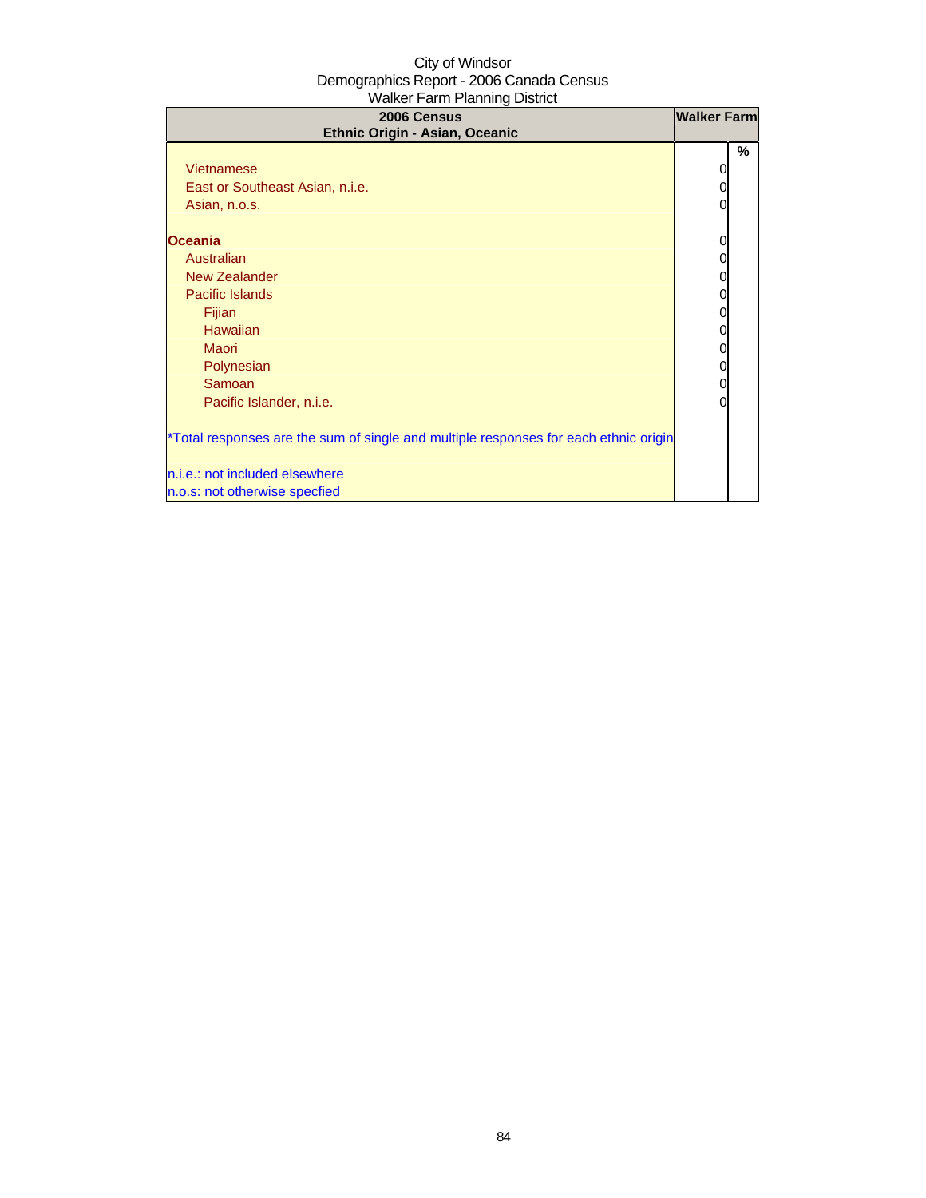City of Windsor
Demographics Report - 2006 Canada Census
Walker Farm Planning District

| 2006 Census<br>Ethnic Origin - Asian, Oceanic | Walker Farm | |
|---|---|---|
| | | % |
| Vietnamese | 0 | |
| East or Southeast Asian, n.i.e. | 0 | |
| Asian, n.o.s. | 0 | |
| | | |
| **Oceania** | 0 | |
| Australian | 0 | |
| New Zealander | 0 | |
| Pacific Islands | 0 | |
| Fijian | 0 | |
| Hawaiian | 0 | |
| Maori | 0 | |
| Polynesian | 0 | |
| Samoan | 0 | |
| Pacific Islander, n.i.e. | 0 | |
| | | |
| *Total responses are the sum of single and multiple responses for each ethnic origin | | |
| | | |
| n.i.e.: not included elsewhere | | |
| n.o.s: not otherwise specfied | | |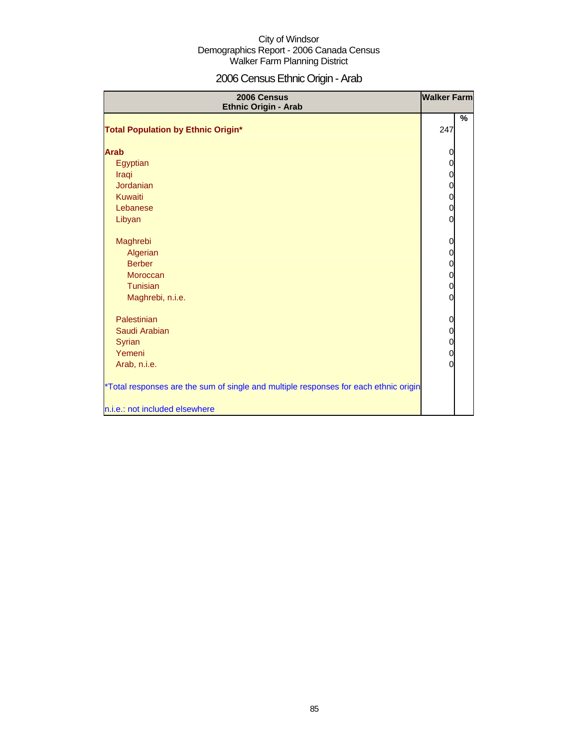City of Windsor
Demographics Report - 2006 Canada Census
Walker Farm Planning District

# 2006 Census Ethnic Origin - Arab

| 2006 Census<br>Ethnic Origin - Arab | Walker Farm | |
|---|---|---|
| | | % |
| **Total Population by Ethnic Origin*** | 247 | |
| **Arab** | 0 | |
| Egyptian | 0 | |
| Iraqi | 0 | |
| Jordanian | 0 | |
| Kuwaiti | 0 | |
| Lebanese | 0 | |
| Libyan | 0 | |
| Maghrebi | 0 | |
| Algerian | 0 | |
| Berber | 0 | |
| Moroccan | 0 | |
| Tunisian | 0 | |
| Maghrebi, n.i.e. | 0 | |
| Palestinian | 0 | |
| Saudi Arabian | 0 | |
| Syrian | 0 | |
| Yemeni | 0 | |
| Arab, n.i.e. | 0 | |

*Total responses are the sum of single and multiple responses for each ethnic origin

n.i.e.: not included elsewhere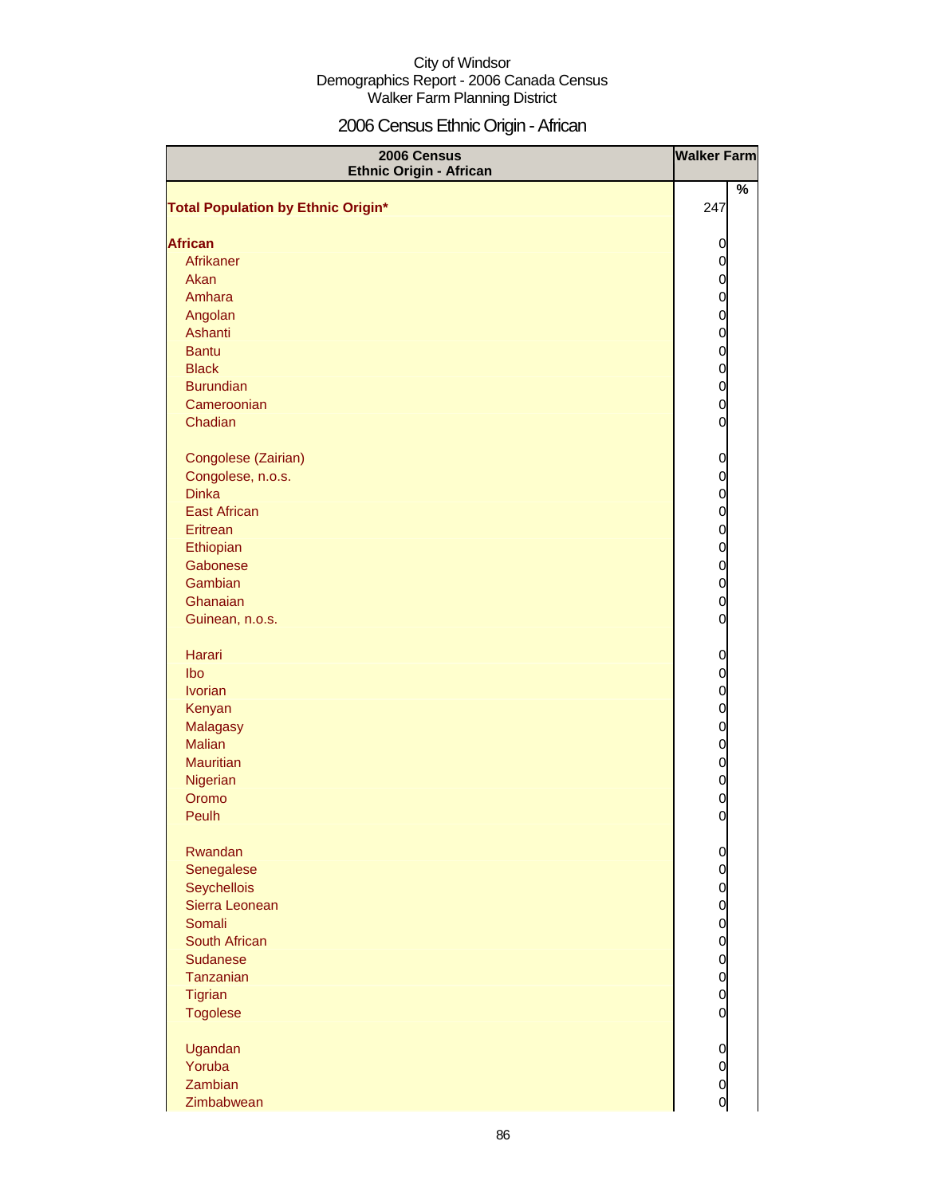City of Windsor
Demographics Report - 2006 Canada Census
Walker Farm Planning District

# 2006 Census Ethnic Origin - African

| 2006 Census Ethnic Origin - African | Walker Farm | |
|---|---|---|
| | | % |
| **Total Population by Ethnic Origin*** | 247 | |
| **African** | 0 | |
| Afrikaner | 0 | |
| Akan | 0 | |
| Amhara | 0 | |
| Angolan | 0 | |
| Ashanti | 0 | |
| Bantu | 0 | |
| Black | 0 | |
| Burundian | 0 | |
| Cameroonian | 0 | |
| Chadian | 0 | |
| Congolese (Zairian) | 0 | |
| Congolese, n.o.s. | 0 | |
| Dinka | 0 | |
| East African | 0 | |
| Eritrean | 0 | |
| Ethiopian | 0 | |
| Gabonese | 0 | |
| Gambian | 0 | |
| Ghanaian | 0 | |
| Guinean, n.o.s. | 0 | |
| Harari | 0 | |
| Ibo | 0 | |
| Ivorian | 0 | |
| Kenyan | 0 | |
| Malagasy | 0 | |
| Malian | 0 | |
| Mauritian | 0 | |
| Nigerian | 0 | |
| Oromo | 0 | |
| Peulh | 0 | |
| Rwandan | 0 | |
| Senegalese | 0 | |
| Seychellois | 0 | |
| Sierra Leonean | 0 | |
| Somali | 0 | |
| South African | 0 | |
| Sudanese | 0 | |
| Tanzanian | 0 | |
| Tigrian | 0 | |
| Togolese | 0 | |
| Ugandan | 0 | |
| Yoruba | 0 | |
| Zambian | 0 | |
| Zimbabwean | 0 | |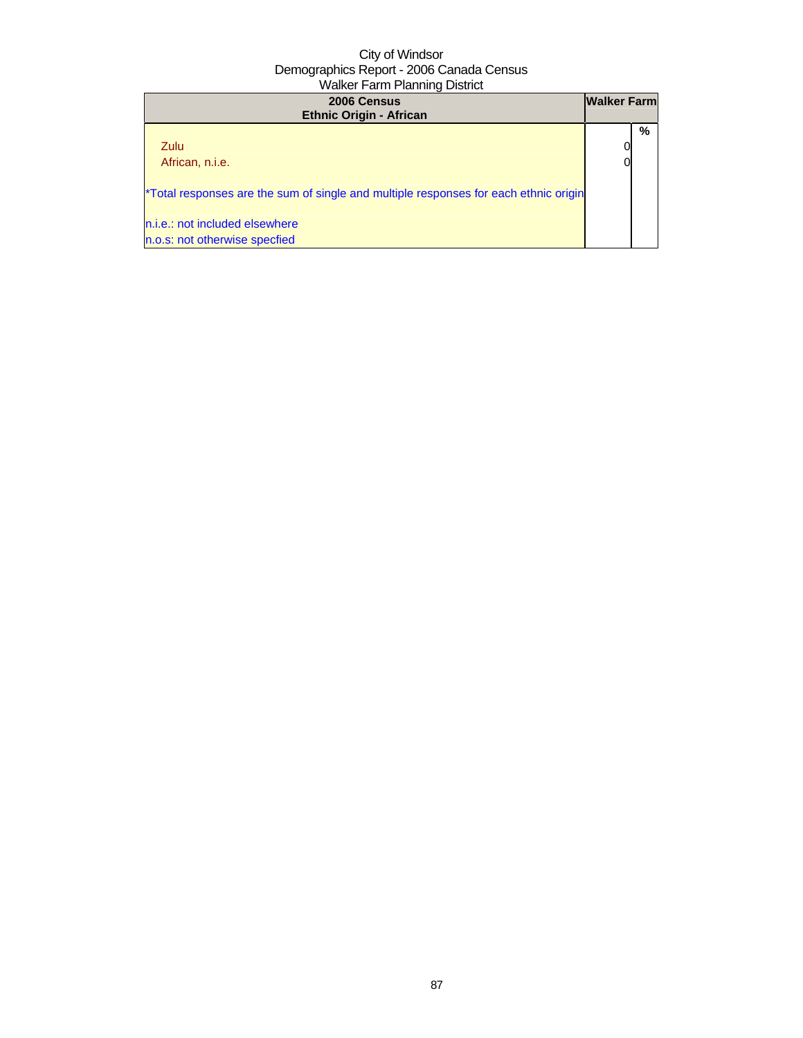City of Windsor
Demographics Report - 2006 Canada Census
Walker Farm Planning District

| 2006 Census<br>Ethnic Origin - African | Walker Farm | |
|---|---|---|
| | | % |
| Zulu | 0 | |
| African, n.i.e. | 0 | |
| *Total responses are the sum of single and multiple responses for each ethnic origin | | |
| n.i.e.: not included elsewhere | | |
| n.o.s: not otherwise specfied | | |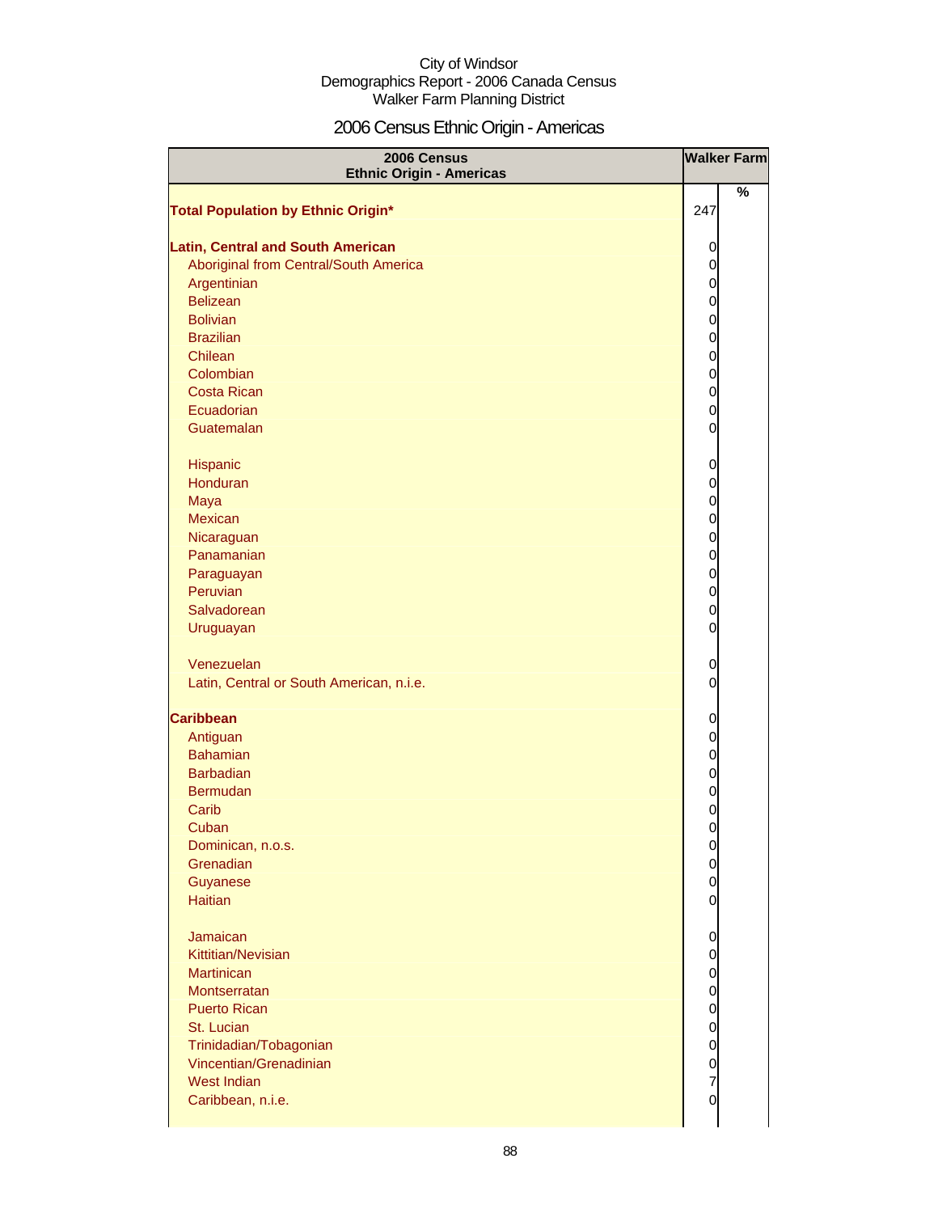City of Windsor
Demographics Report - 2006 Canada Census
Walker Farm Planning District

# 2006 Census Ethnic Origin - Americas

| 2006 Census Ethnic Origin - Americas | Walker Farm | |
|---|---|---|
| | | % |
| **Total Population by Ethnic Origin*** | 247 | |
| | | |
| **Latin, Central and South American** | 0 | |
| Aboriginal from Central/South America | 0 | |
| Argentinian | 0 | |
| Belizean | 0 | |
| Bolivian | 0 | |
| Brazilian | 0 | |
| Chilean | 0 | |
| Colombian | 0 | |
| Costa Rican | 0 | |
| Ecuadorian | 0 | |
| Guatemalan | 0 | |
| | | |
| Hispanic | 0 | |
| Honduran | 0 | |
| Maya | 0 | |
| Mexican | 0 | |
| Nicaraguan | 0 | |
| Panamanian | 0 | |
| Paraguayan | 0 | |
| Peruvian | 0 | |
| Salvadorean | 0 | |
| Uruguayan | 0 | |
| | | |
| Venezuelan | 0 | |
| Latin, Central or South American, n.i.e. | 0 | |
| | | |
| **Caribbean** | 0 | |
| Antiguan | 0 | |
| Bahamian | 0 | |
| Barbadian | 0 | |
| Bermudan | 0 | |
| Carib | 0 | |
| Cuban | 0 | |
| Dominican, n.o.s. | 0 | |
| Grenadian | 0 | |
| Guyanese | 0 | |
| Haitian | 0 | |
| | | |
| Jamaican | 0 | |
| Kittitian/Nevisian | 0 | |
| Martinican | 0 | |
| Montserratan | 0 | |
| Puerto Rican | 0 | |
| St. Lucian | 0 | |
| Trinidadian/Tobagonian | 0 | |
| Vincentian/Grenadinian | 0 | |
| West Indian | 7 | |
| Caribbean, n.i.e. | 0 | |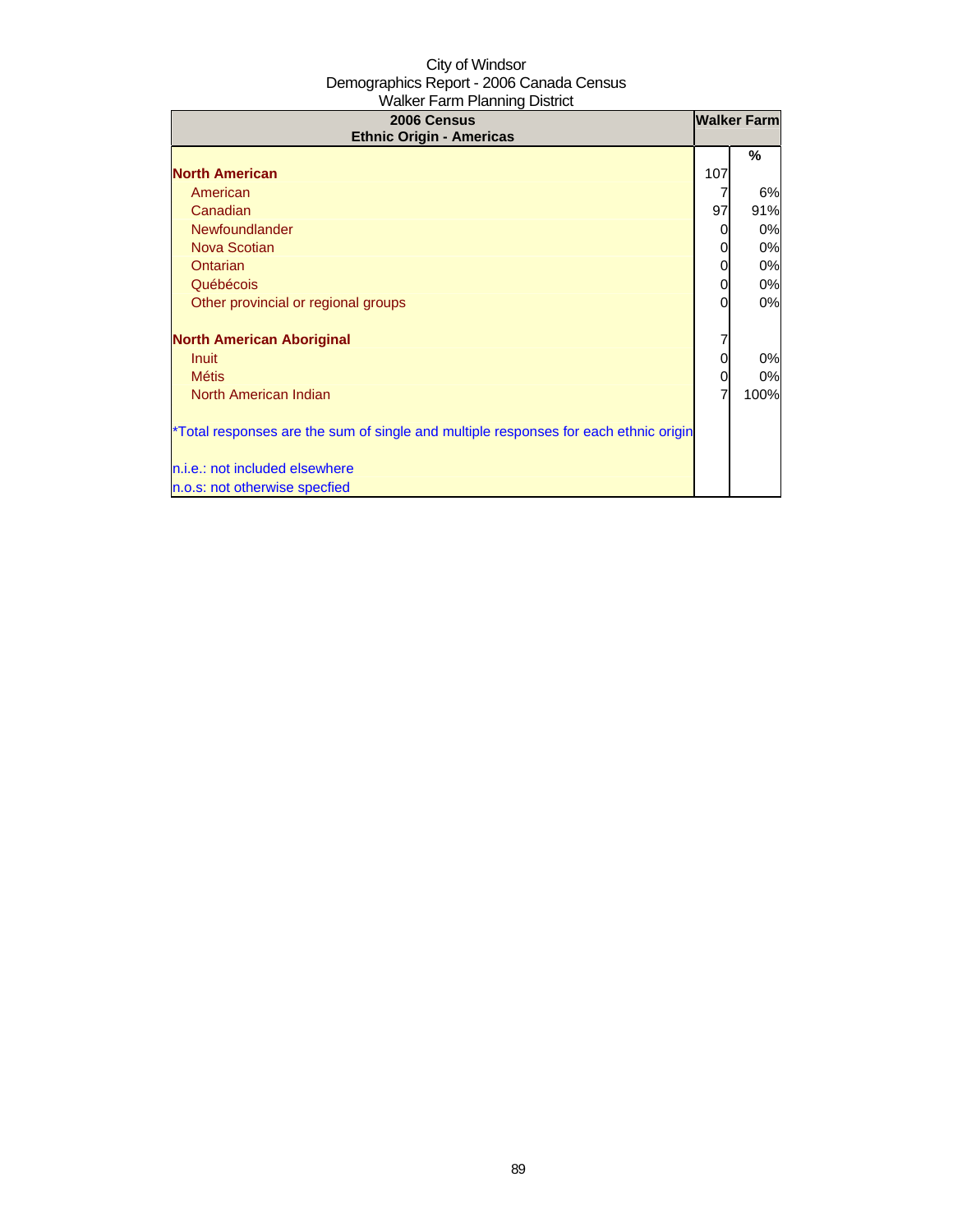City of Windsor
Demographics Report - 2006 Canada Census
Walker Farm Planning District

| 2006 Census<br>Ethnic Origin - Americas | Walker Farm | |
|---|---|---|
| | | % |
| **North American** | 107 | |
| American | 7 | 6% |
| Canadian | 97 | 91% |
| Newfoundlander | 0 | 0% |
| Nova Scotian | 0 | 0% |
| Ontarian | 0 | 0% |
| Québécois | 0 | 0% |
| Other provincial or regional groups | 0 | 0% |
| | | |
| **North American Aboriginal** | 7 | |
| Inuit | 0 | 0% |
| Métis | 0 | 0% |
| North American Indian | 7 | 100% |
| | | |
| *Total responses are the sum of single and multiple responses for each ethnic origin | | |
| | | |
| n.i.e.: not included elsewhere | | |
| n.o.s: not otherwise specfied | | |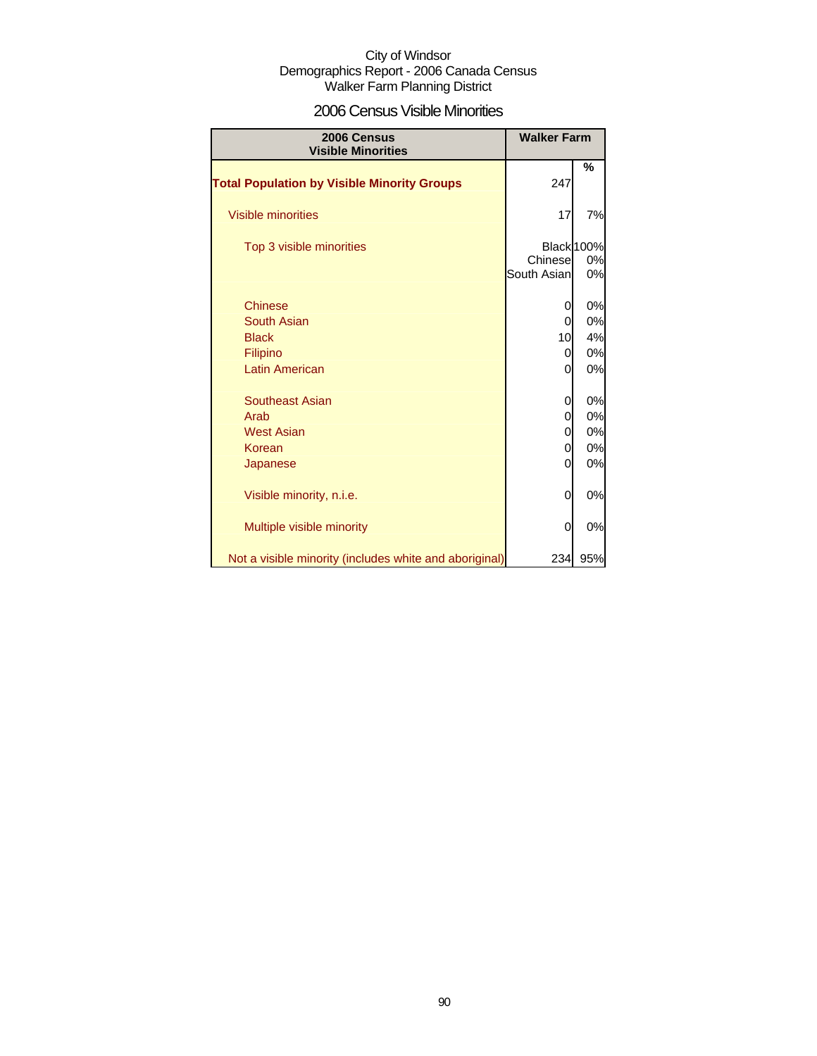City of Windsor
Demographics Report - 2006 Canada Census
Walker Farm Planning District

## 2006 Census Visible Minorities

| 2006 Census Visible Minorities | Walker Farm | % |
|---|---|---|
| **Total Population by Visible Minority Groups** | 247 | |
| Visible minorities | 17 | 7% |
| Top 3 visible minorities | Black | 100% |
| | Chinese | 0% |
| | South Asian | 0% |
| Chinese | 0 | 0% |
| South Asian | 0 | 0% |
| Black | 10 | 4% |
| Filipino | 0 | 0% |
| Latin American | 0 | 0% |
| Southeast Asian | 0 | 0% |
| Arab | 0 | 0% |
| West Asian | 0 | 0% |
| Korean | 0 | 0% |
| Japanese | 0 | 0% |
| Visible minority, n.i.e. | 0 | 0% |
| Multiple visible minority | 0 | 0% |
| Not a visible minority (includes white and aboriginal) | 234 | 95% |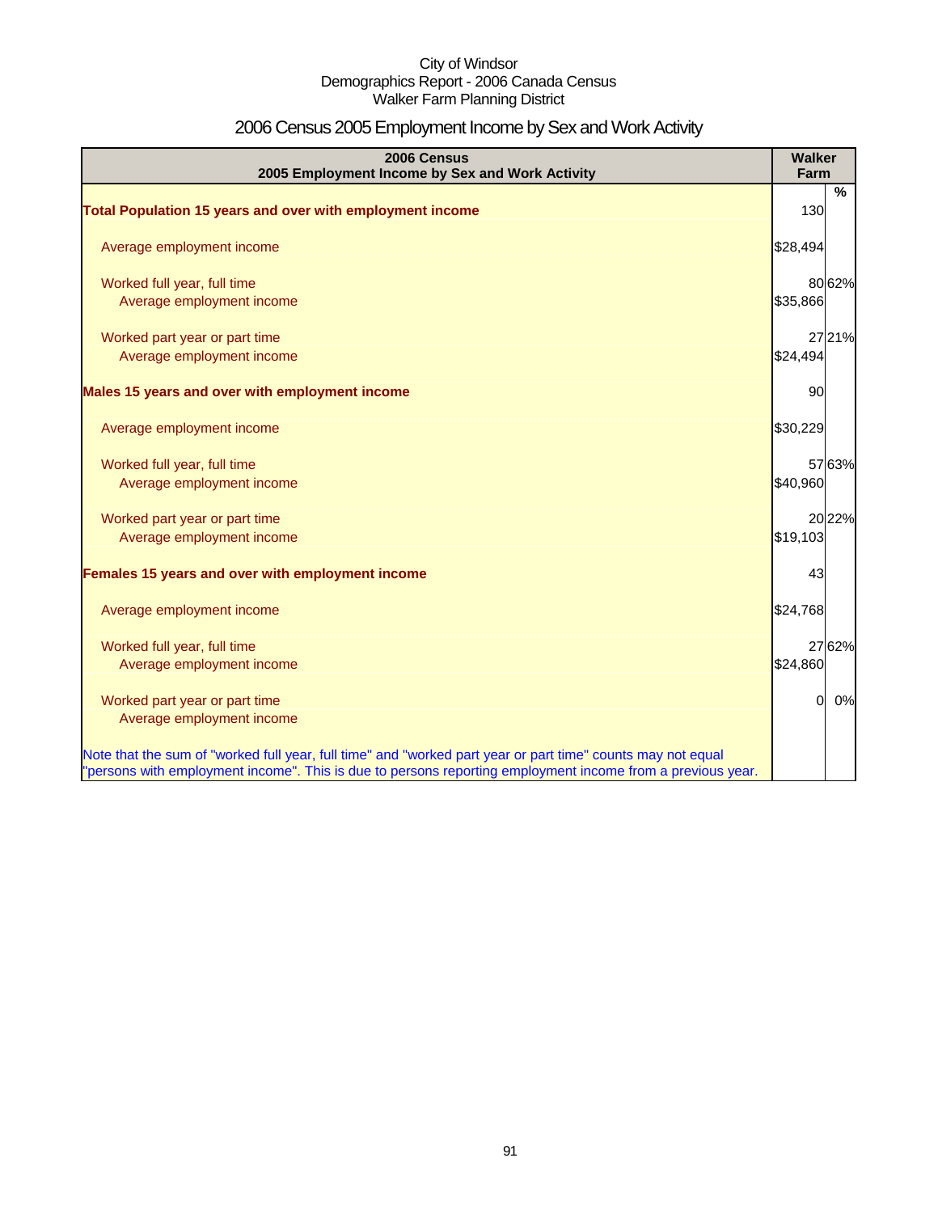City of Windsor
Demographics Report - 2006 Canada Census
Walker Farm Planning District

# 2006 Census 2005 Employment Income by Sex and Work Activity

| 2006 Census<br>2005 Employment Income by Sex and Work Activity | Walker Farm | % |
|---|---|---|
| **Total Population 15 years and over with employment income** | 130 | |
| Average employment income | $28,494 | |
| Worked full year, full time | 80 | 62% |
| Average employment income | $35,866 | |
| Worked part year or part time | 27 | 21% |
| Average employment income | $24,494 | |
| **Males 15 years and over with employment income** | 90 | |
| Average employment income | $30,229 | |
| Worked full year, full time | 57 | 63% |
| Average employment income | $40,960 | |
| Worked part year or part time | 20 | 22% |
| Average employment income | $19,103 | |
| **Females 15 years and over with employment income** | 43 | |
| Average employment income | $24,768 | |
| Worked full year, full time | 27 | 62% |
| Average employment income | $24,860 | |
| Worked part year or part time | 0 | 0% |
| Average employment income | | |

Note that the sum of "worked full year, full time" and "worked part year or part time" counts may not equal "persons with employment income". This is due to persons reporting employment income from a previous year.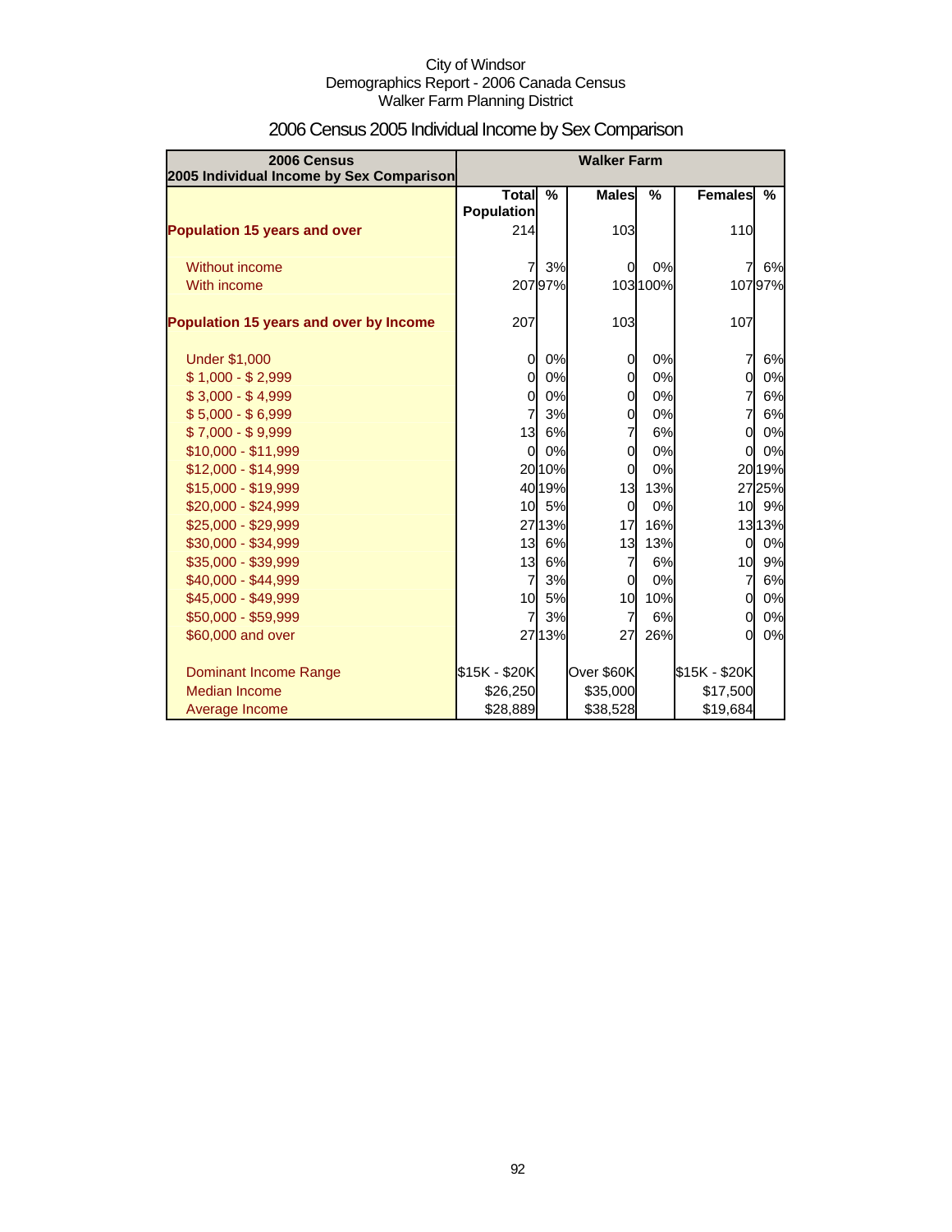City of Windsor
Demographics Report - 2006 Canada Census
Walker Farm Planning District

# 2006 Census 2005 Individual Income by Sex Comparison

| 2006 Census 2005 Individual Income by Sex Comparison | Walker Farm | | | | | |
|---|---|---|---|---|---|---|
| | Total Population | % | Males | % | Females | % |
| **Population 15 years and over** | 214 | | 103 | | 110 | |
| Without income | 7 | 3% | 0 | 0% | 7 | 6% |
| With income | 207 | 97% | 103 | 100% | 107 | 97% |
| **Population 15 years and over by Income** | 207 | | 103 | | 107 | |
| Under $1,000 | 0 | 0% | 0 | 0% | 7 | 6% |
| $ 1,000 - $ 2,999 | 0 | 0% | 0 | 0% | 0 | 0% |
| $ 3,000 - $ 4,999 | 0 | 0% | 0 | 0% | 7 | 6% |
| $ 5,000 - $ 6,999 | 7 | 3% | 0 | 0% | 7 | 6% |
| $ 7,000 - $ 9,999 | 13 | 6% | 7 | 6% | 0 | 0% |
| $10,000 - $11,999 | 0 | 0% | 0 | 0% | 0 | 0% |
| $12,000 - $14,999 | 20 | 10% | 0 | 0% | 20 | 19% |
| $15,000 - $19,999 | 40 | 19% | 13 | 13% | 27 | 25% |
| $20,000 - $24,999 | 10 | 5% | 0 | 0% | 10 | 9% |
| $25,000 - $29,999 | 27 | 13% | 17 | 16% | 13 | 13% |
| $30,000 - $34,999 | 13 | 6% | 13 | 13% | 0 | 0% |
| $35,000 - $39,999 | 13 | 6% | 7 | 6% | 10 | 9% |
| $40,000 - $44,999 | 7 | 3% | 0 | 0% | 7 | 6% |
| $45,000 - $49,999 | 10 | 5% | 10 | 10% | 0 | 0% |
| $50,000 - $59,999 | 7 | 3% | 7 | 6% | 0 | 0% |
| $60,000 and over | 27 | 13% | 27 | 26% | 0 | 0% |
| Dominant Income Range | $15K - $20K | | Over $60K | | $15K - $20K | |
| Median Income | $26,250 | | $35,000 | | $17,500 | |
| Average Income | $28,889 | | $38,528 | | $19,684 | |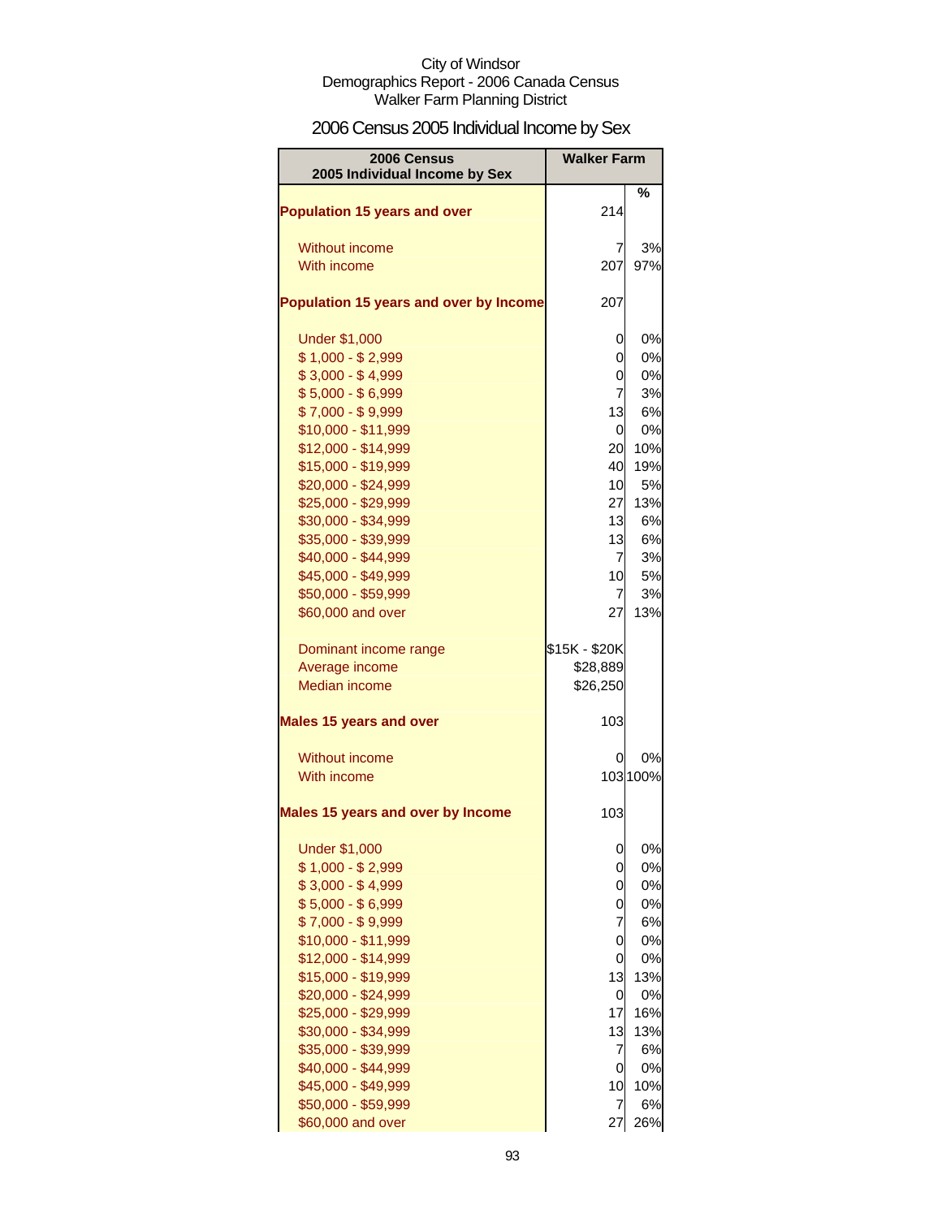City of Windsor
Demographics Report - 2006 Canada Census
Walker Farm Planning District

# 2006 Census 2005 Individual Income by Sex

| 2006 Census 2005 Individual Income by Sex | Walker Farm | % |
|---|---|---|
| **Population 15 years and over** | 214 | |
| Without income | 7 | 3% |
| With income | 207 | 97% |
| **Population 15 years and over by Income** | 207 | |
| Under $1,000 | 0 | 0% |
| $ 1,000 - $ 2,999 | 0 | 0% |
| $ 3,000 - $ 4,999 | 0 | 0% |
| $ 5,000 - $ 6,999 | 7 | 3% |
| $ 7,000 - $ 9,999 | 13 | 6% |
| $10,000 - $11,999 | 0 | 0% |
| $12,000 - $14,999 | 20 | 10% |
| $15,000 - $19,999 | 40 | 19% |
| $20,000 - $24,999 | 10 | 5% |
| $25,000 - $29,999 | 27 | 13% |
| $30,000 - $34,999 | 13 | 6% |
| $35,000 - $39,999 | 13 | 6% |
| $40,000 - $44,999 | 7 | 3% |
| $45,000 - $49,999 | 10 | 5% |
| $50,000 - $59,999 | 7 | 3% |
| $60,000 and over | 27 | 13% |
| Dominant income range | $15K - $20K | |
| Average income | $28,889 | |
| Median income | $26,250 | |
| **Males 15 years and over** | 103 | |
| Without income | 0 | 0% |
| With income | 103 | 100% |
| **Males 15 years and over by Income** | 103 | |
| Under $1,000 | 0 | 0% |
| $ 1,000 - $ 2,999 | 0 | 0% |
| $ 3,000 - $ 4,999 | 0 | 0% |
| $ 5,000 - $ 6,999 | 0 | 0% |
| $ 7,000 - $ 9,999 | 7 | 6% |
| $10,000 - $11,999 | 0 | 0% |
| $12,000 - $14,999 | 0 | 0% |
| $15,000 - $19,999 | 13 | 13% |
| $20,000 - $24,999 | 0 | 0% |
| $25,000 - $29,999 | 17 | 16% |
| $30,000 - $34,999 | 13 | 13% |
| $35,000 - $39,999 | 7 | 6% |
| $40,000 - $44,999 | 0 | 0% |
| $45,000 - $49,999 | 10 | 10% |
| $50,000 - $59,999 | 7 | 6% |
| $60,000 and over | 27 | 26% |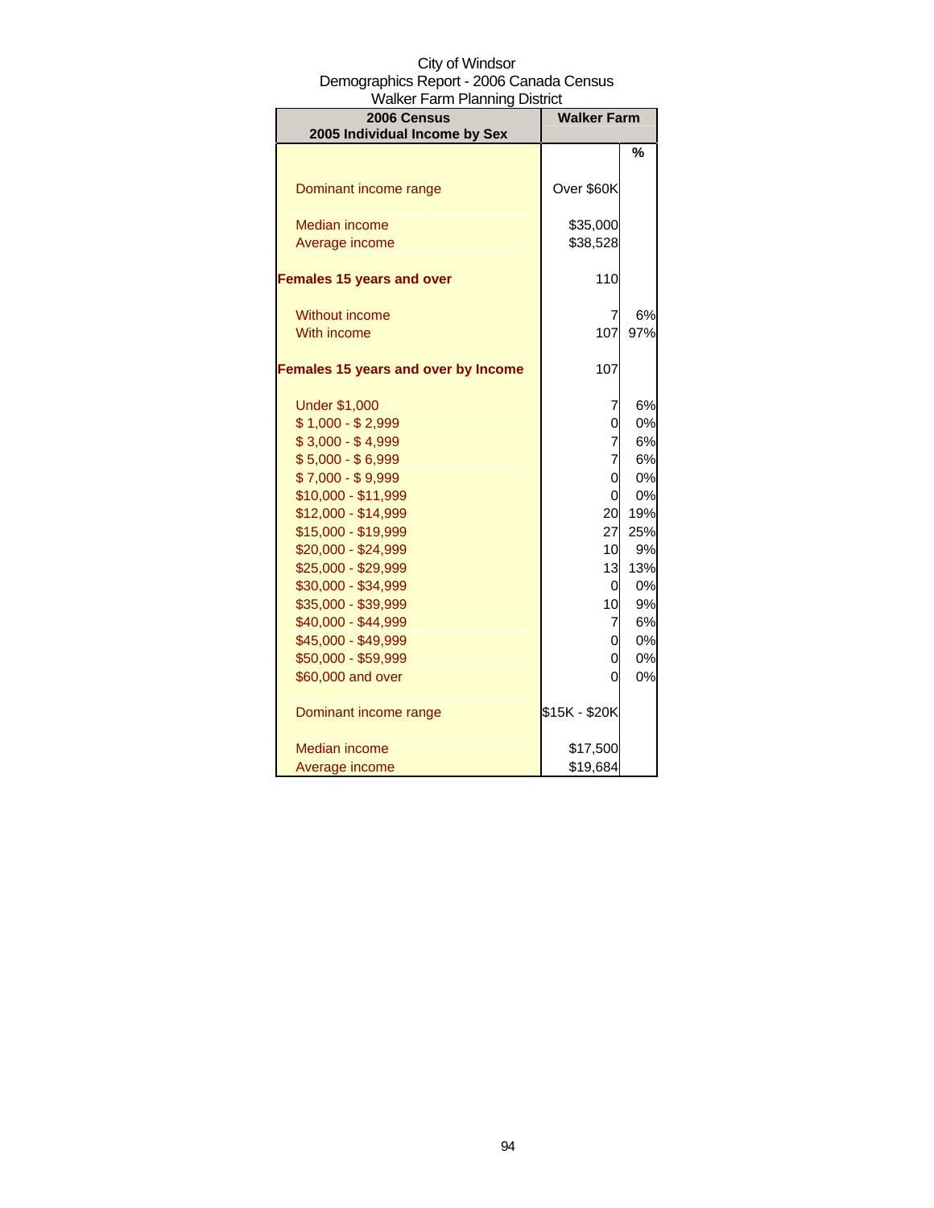City of Windsor
Demographics Report - 2006 Canada Census
Walker Farm Planning District

| 2006 Census<br>2005 Individual Income by Sex | Walker Farm | |
|---|---|---|
| | | % |
| Dominant income range | Over $60K | |
| Median income | $35,000 | |
| Average income | $38,528 | |
| **Females 15 years and over** | 110 | |
| Without income | 7 | 6% |
| With income | 107 | 97% |
| **Females 15 years and over by Income** | 107 | |
| Under $1,000 | 7 | 6% |
| $ 1,000 - $ 2,999 | 0 | 0% |
| $ 3,000 - $ 4,999 | 7 | 6% |
| $ 5,000 - $ 6,999 | 7 | 6% |
| $ 7,000 - $ 9,999 | 0 | 0% |
| $10,000 - $11,999 | 0 | 0% |
| $12,000 - $14,999 | 20 | 19% |
| $15,000 - $19,999 | 27 | 25% |
| $20,000 - $24,999 | 10 | 9% |
| $25,000 - $29,999 | 13 | 13% |
| $30,000 - $34,999 | 0 | 0% |
| $35,000 - $39,999 | 10 | 9% |
| $40,000 - $44,999 | 7 | 6% |
| $45,000 - $49,999 | 0 | 0% |
| $50,000 - $59,999 | 0 | 0% |
| $60,000 and over | 0 | 0% |
| Dominant income range | $15K - $20K | |
| Median income | $17,500 | |
| Average income | $19,684 | |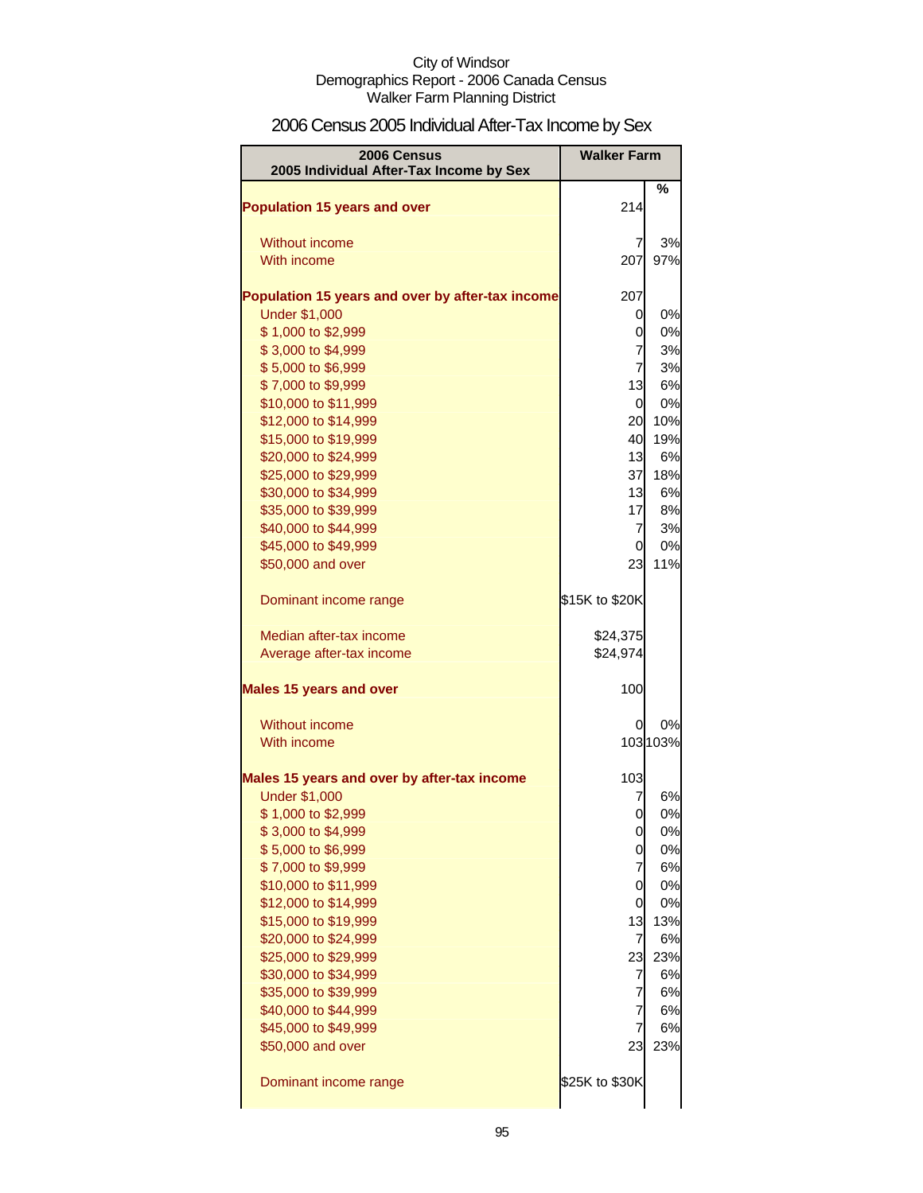City of Windsor
Demographics Report - 2006 Canada Census
Walker Farm Planning District

# 2006 Census 2005 Individual After-Tax Income by Sex

| 2006 Census 2005 Individual After-Tax Income by Sex | Walker Farm | |
|---|---|---|
| | | % |
| **Population 15 years and over** | 214 | |
| Without income | 7 | 3% |
| With income | 207 | 97% |
| **Population 15 years and over by after-tax income** | 207 | |
| Under $1,000 | 0 | 0% |
| $ 1,000 to $2,999 | 0 | 0% |
| $ 3,000 to $4,999 | 7 | 3% |
| $ 5,000 to $6,999 | 7 | 3% |
| $ 7,000 to $9,999 | 13 | 6% |
| $10,000 to $11,999 | 0 | 0% |
| $12,000 to $14,999 | 20 | 10% |
| $15,000 to $19,999 | 40 | 19% |
| $20,000 to $24,999 | 13 | 6% |
| $25,000 to $29,999 | 37 | 18% |
| $30,000 to $34,999 | 13 | 6% |
| $35,000 to $39,999 | 17 | 8% |
| $40,000 to $44,999 | 7 | 3% |
| $45,000 to $49,999 | 0 | 0% |
| $50,000 and over | 23 | 11% |
| Dominant income range | $15K to $20K | |
| Median after-tax income | $24,375 | |
| Average after-tax income | $24,974 | |
| **Males 15 years and over** | 100 | |
| Without income | 0 | 0% |
| With income | 103 | 103% |
| **Males 15 years and over by after-tax income** | 103 | |
| Under $1,000 | 7 | 6% |
| $ 1,000 to $2,999 | 0 | 0% |
| $ 3,000 to $4,999 | 0 | 0% |
| $ 5,000 to $6,999 | 0 | 0% |
| $ 7,000 to $9,999 | 7 | 6% |
| $10,000 to $11,999 | 0 | 0% |
| $12,000 to $14,999 | 0 | 0% |
| $15,000 to $19,999 | 13 | 13% |
| $20,000 to $24,999 | 7 | 6% |
| $25,000 to $29,999 | 23 | 23% |
| $30,000 to $34,999 | 7 | 6% |
| $35,000 to $39,999 | 7 | 6% |
| $40,000 to $44,999 | 7 | 6% |
| $45,000 to $49,999 | 7 | 6% |
| $50,000 and over | 23 | 23% |
| Dominant income range | $25K to $30K | |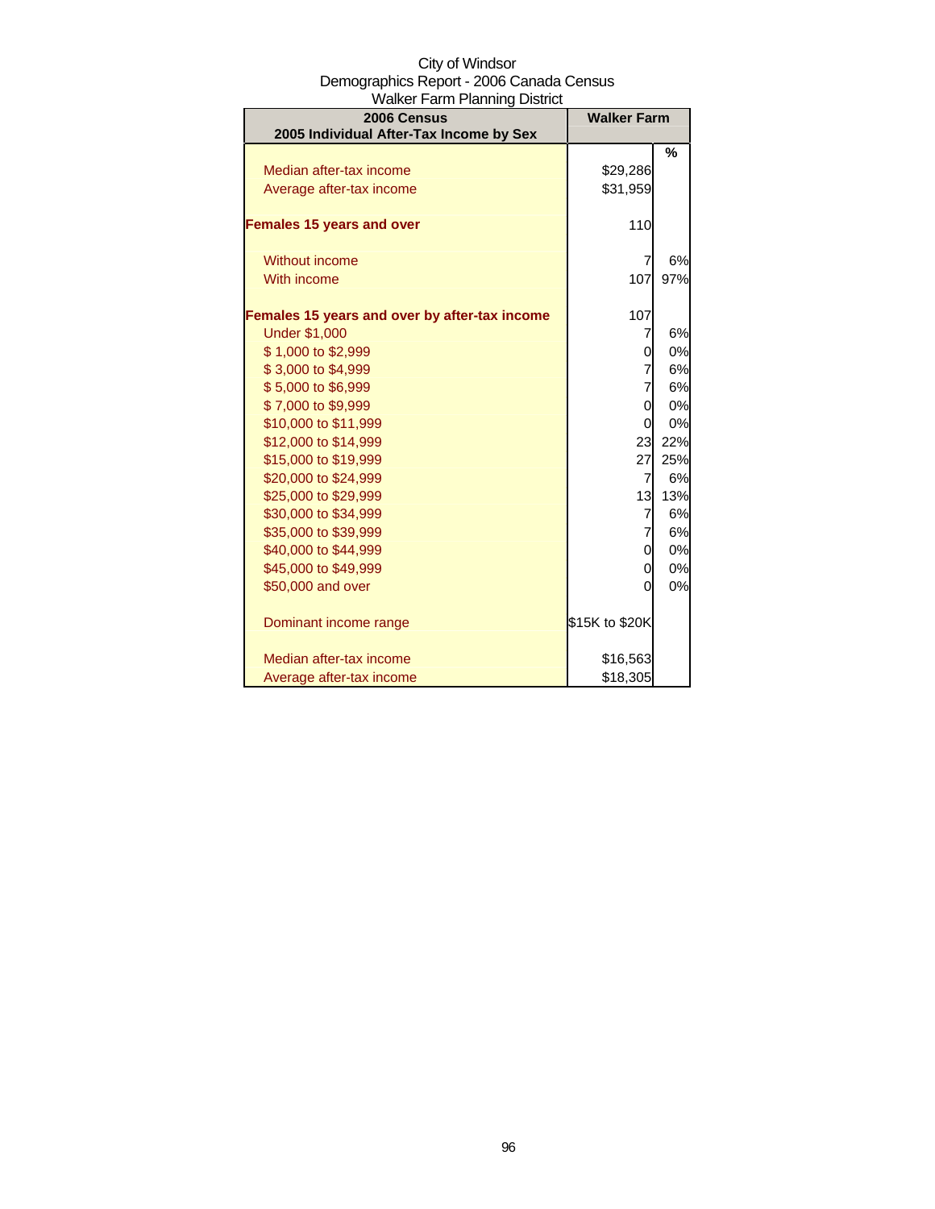City of Windsor
Demographics Report - 2006 Canada Census
Walker Farm Planning District

| 2006 Census<br>2005 Individual After-Tax Income by Sex | Walker Farm | |
|---|---|---|
| | | % |
| Median after-tax income | $29,286 | |
| Average after-tax income | $31,959 | |
| **Females 15 years and over** | 110 | |
| Without income | 7 | 6% |
| With income | 107 | 97% |
| **Females 15 years and over by after-tax income** | 107 | |
| Under $1,000 | 7 | 6% |
| $ 1,000 to $2,999 | 0 | 0% |
| $ 3,000 to $4,999 | 7 | 6% |
| $ 5,000 to $6,999 | 7 | 6% |
| $ 7,000 to $9,999 | 0 | 0% |
| $10,000 to $11,999 | 0 | 0% |
| $12,000 to $14,999 | 23 | 22% |
| $15,000 to $19,999 | 27 | 25% |
| $20,000 to $24,999 | 7 | 6% |
| $25,000 to $29,999 | 13 | 13% |
| $30,000 to $34,999 | 7 | 6% |
| $35,000 to $39,999 | 7 | 6% |
| $40,000 to $44,999 | 0 | 0% |
| $45,000 to $49,999 | 0 | 0% |
| $50,000 and over | 0 | 0% |
| Dominant income range | $15K to $20K | |
| Median after-tax income | $16,563 | |
| Average after-tax income | $18,305 | |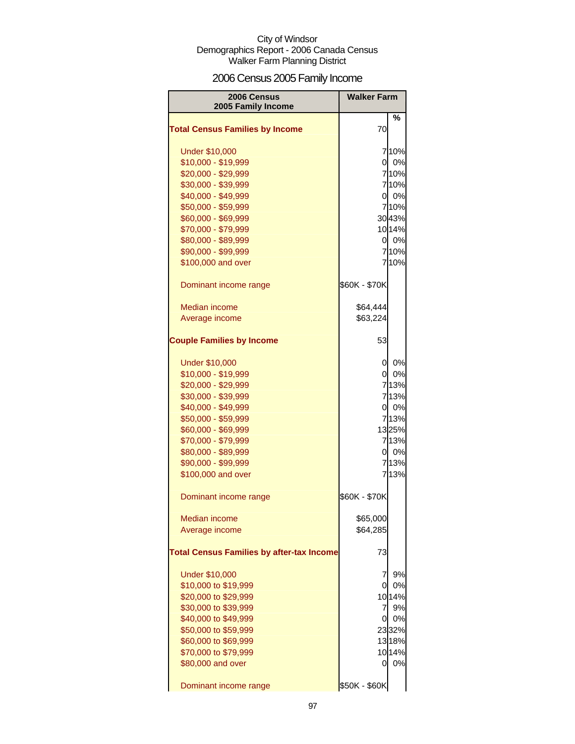City of Windsor
Demographics Report - 2006 Canada Census
Walker Farm Planning District

# 2006 Census 2005 Family Income

| 2006 Census 2005 Family Income | Walker Farm | |
|---|---|---|
| | | % |
| **Total Census Families by Income** | 70 | |
| Under $10,000 | 7 | 10% |
| $10,000 - $19,999 | 0 | 0% |
| $20,000 - $29,999 | 7 | 10% |
| $30,000 - $39,999 | 7 | 10% |
| $40,000 - $49,999 | 0 | 0% |
| $50,000 - $59,999 | 7 | 10% |
| $60,000 - $69,999 | 30 | 43% |
| $70,000 - $79,999 | 10 | 14% |
| $80,000 - $89,999 | 0 | 0% |
| $90,000 - $99,999 | 7 | 10% |
| $100,000 and over | 7 | 10% |
| Dominant income range | $60K - $70K | |
| Median income | $64,444 | |
| Average income | $63,224 | |
| **Couple Families by Income** | 53 | |
| Under $10,000 | 0 | 0% |
| $10,000 - $19,999 | 0 | 0% |
| $20,000 - $29,999 | 7 | 13% |
| $30,000 - $39,999 | 7 | 13% |
| $40,000 - $49,999 | 0 | 0% |
| $50,000 - $59,999 | 7 | 13% |
| $60,000 - $69,999 | 13 | 25% |
| $70,000 - $79,999 | 7 | 13% |
| $80,000 - $89,999 | 0 | 0% |
| $90,000 - $99,999 | 7 | 13% |
| $100,000 and over | 7 | 13% |
| Dominant income range | $60K - $70K | |
| Median income | $65,000 | |
| Average income | $64,285 | |
| **Total Census Families by after-tax Income** | 73 | |
| Under $10,000 | 7 | 9% |
| $10,000 to $19,999 | 0 | 0% |
| $20,000 to $29,999 | 10 | 14% |
| $30,000 to $39,999 | 7 | 9% |
| $40,000 to $49,999 | 0 | 0% |
| $50,000 to $59,999 | 23 | 32% |
| $60,000 to $69,999 | 13 | 18% |
| $70,000 to $79,999 | 10 | 14% |
| $80,000 and over | 0 | 0% |
| Dominant income range | $50K - $60K | |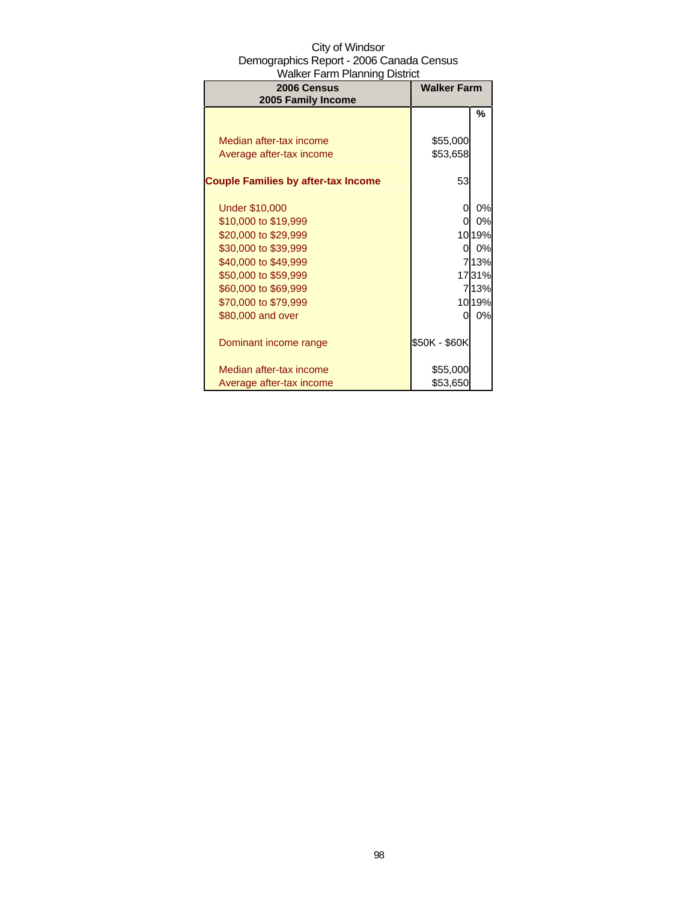City of Windsor
Demographics Report - 2006 Canada Census
Walker Farm Planning District

| 2006 Census 2005 Family Income | Walker Farm | |
|---|---|---|
| | | % |
| Median after-tax income | $55,000 | |
| Average after-tax income | $53,658 | |
| **Couple Families by after-tax Income** | 53 | |
| Under $10,000 | 0 | 0% |
| $10,000 to $19,999 | 0 | 0% |
| $20,000 to $29,999 | 10 | 19% |
| $30,000 to $39,999 | 0 | 0% |
| $40,000 to $49,999 | 7 | 13% |
| $50,000 to $59,999 | 17 | 31% |
| $60,000 to $69,999 | 7 | 13% |
| $70,000 to $79,999 | 10 | 19% |
| $80,000 and over | 0 | 0% |
| Dominant income range | $50K - $60K | |
| Median after-tax income | $55,000 | |
| Average after-tax income | $53,650 | |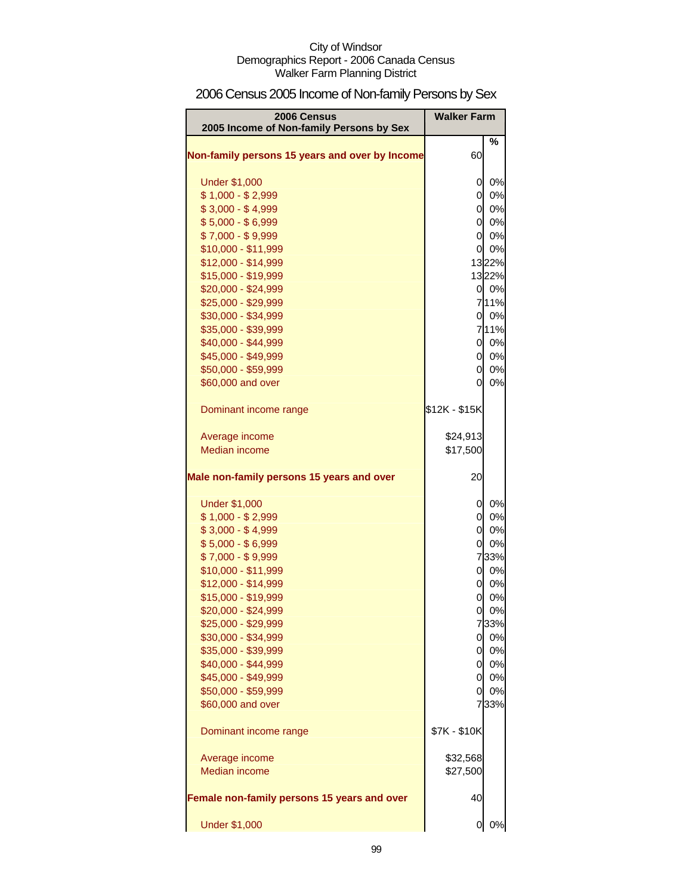City of Windsor
Demographics Report - 2006 Canada Census
Walker Farm Planning District

# 2006 Census 2005 Income of Non-family Persons by Sex

| 2006 Census 2005 Income of Non-family Persons by Sex | Walker Farm | |
|---|---|---|
| | | % |
| **Non-family persons 15 years and over by Income** | 60 | |
| Under $1,000 | 0 | 0% |
| $ 1,000 - $ 2,999 | 0 | 0% |
| $ 3,000 - $ 4,999 | 0 | 0% |
| $ 5,000 - $ 6,999 | 0 | 0% |
| $ 7,000 - $ 9,999 | 0 | 0% |
| $10,000 - $11,999 | 0 | 0% |
| $12,000 - $14,999 | 13 | 22% |
| $15,000 - $19,999 | 13 | 22% |
| $20,000 - $24,999 | 0 | 0% |
| $25,000 - $29,999 | 7 | 11% |
| $30,000 - $34,999 | 0 | 0% |
| $35,000 - $39,999 | 7 | 11% |
| $40,000 - $44,999 | 0 | 0% |
| $45,000 - $49,999 | 0 | 0% |
| $50,000 - $59,999 | 0 | 0% |
| $60,000 and over | 0 | 0% |
| Dominant income range | $12K - $15K | |
| Average income | $24,913 | |
| Median income | $17,500 | |
| **Male non-family persons 15 years and over** | 20 | |
| Under $1,000 | 0 | 0% |
| $ 1,000 - $ 2,999 | 0 | 0% |
| $ 3,000 - $ 4,999 | 0 | 0% |
| $ 5,000 - $ 6,999 | 0 | 0% |
| $ 7,000 - $ 9,999 | 7 | 33% |
| $10,000 - $11,999 | 0 | 0% |
| $12,000 - $14,999 | 0 | 0% |
| $15,000 - $19,999 | 0 | 0% |
| $20,000 - $24,999 | 0 | 0% |
| $25,000 - $29,999 | 7 | 33% |
| $30,000 - $34,999 | 0 | 0% |
| $35,000 - $39,999 | 0 | 0% |
| $40,000 - $44,999 | 0 | 0% |
| $45,000 - $49,999 | 0 | 0% |
| $50,000 - $59,999 | 0 | 0% |
| $60,000 and over | 7 | 33% |
| Dominant income range | $7K - $10K | |
| Average income | $32,568 | |
| Median income | $27,500 | |
| **Female non-family persons 15 years and over** | 40 | |
| Under $1,000 | 0 | 0% |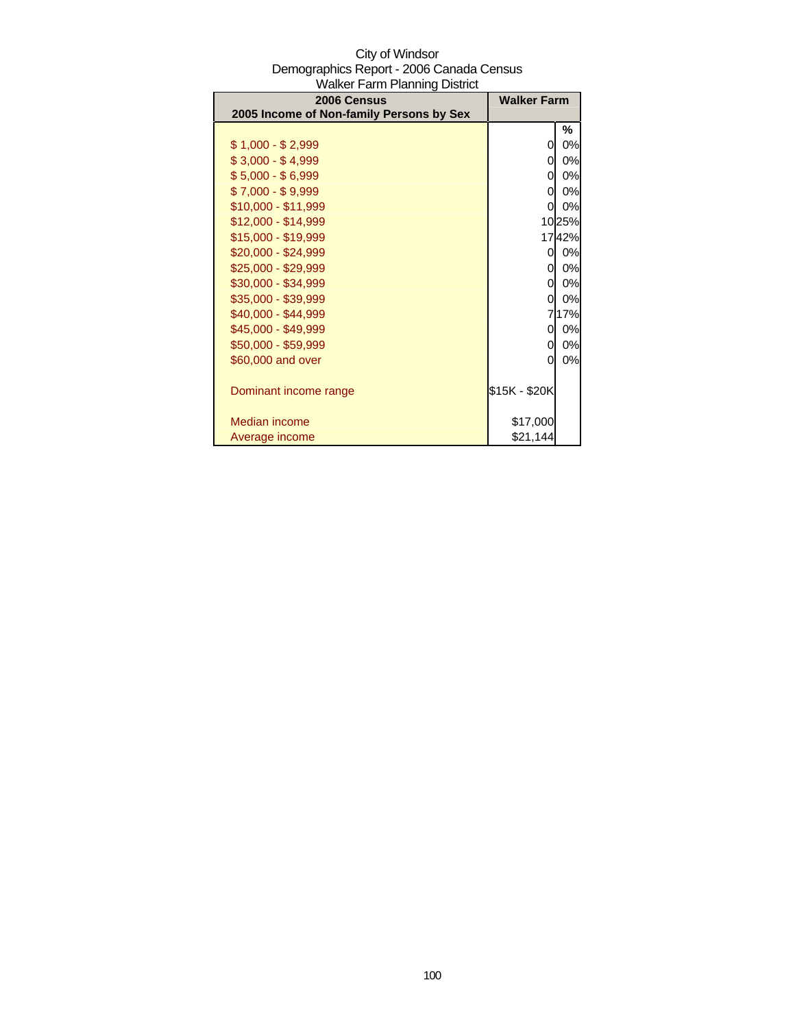City of Windsor
Demographics Report - 2006 Canada Census
Walker Farm Planning District

| 2006 Census<br>2005 Income of Non-family Persons by Sex | Walker Farm | |
|---|---|---|
| | | % |
| $ 1,000 - $ 2,999 | 0 | 0% |
| $ 3,000 - $ 4,999 | 0 | 0% |
| $ 5,000 - $ 6,999 | 0 | 0% |
| $ 7,000 - $ 9,999 | 0 | 0% |
| $10,000 - $11,999 | 0 | 0% |
| $12,000 - $14,999 | 10 | 25% |
| $15,000 - $19,999 | 17 | 42% |
| $20,000 - $24,999 | 0 | 0% |
| $25,000 - $29,999 | 0 | 0% |
| $30,000 - $34,999 | 0 | 0% |
| $35,000 - $39,999 | 0 | 0% |
| $40,000 - $44,999 | 7 | 17% |
| $45,000 - $49,999 | 0 | 0% |
| $50,000 - $59,999 | 0 | 0% |
| $60,000 and over | 0 | 0% |
| Dominant income range | $15K - $20K | |
| Median income | $17,000 | |
| Average income | $21,144 | |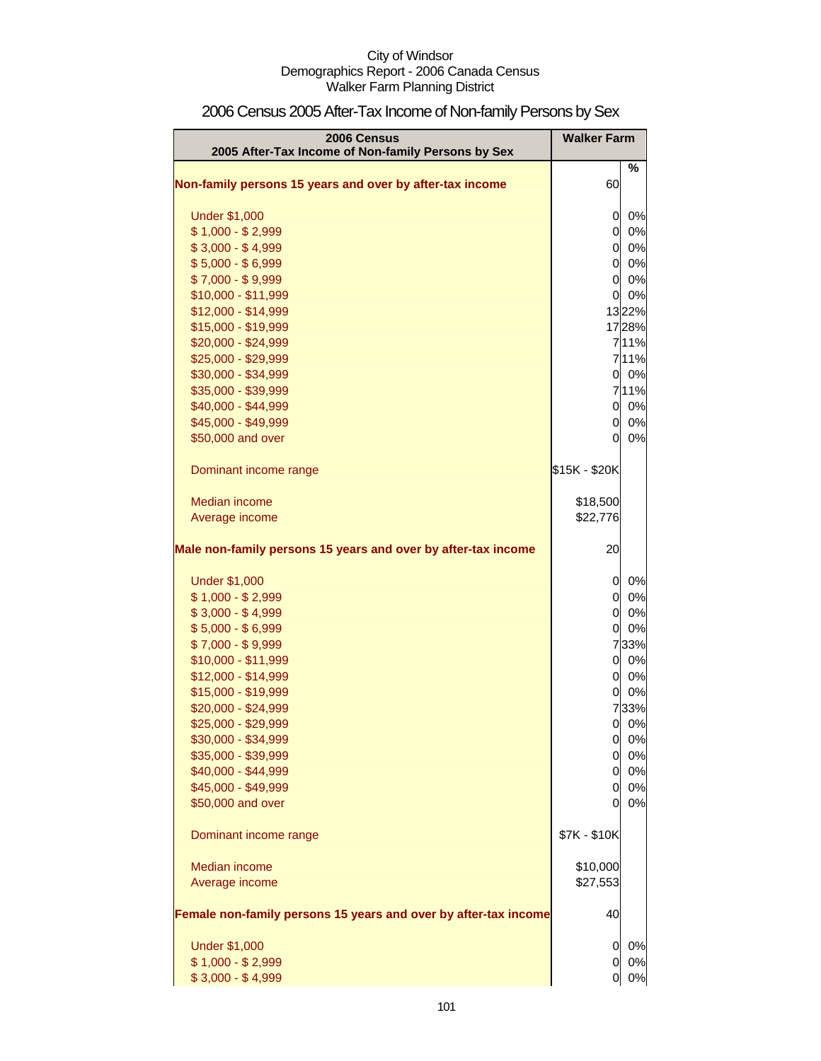City of Windsor
Demographics Report - 2006 Canada Census
Walker Farm Planning District

# 2006 Census 2005 After-Tax Income of Non-family Persons by Sex

| 2006 Census<br>2005 After-Tax Income of Non-family Persons by Sex | Walker Farm | % |
|---|---|---|
| **Non-family persons 15 years and over by after-tax income** | 60 | |
| Under $1,000 | 0 | 0% |
| $ 1,000 - $ 2,999 | 0 | 0% |
| $ 3,000 - $ 4,999 | 0 | 0% |
| $ 5,000 - $ 6,999 | 0 | 0% |
| $ 7,000 - $ 9,999 | 0 | 0% |
| $10,000 - $11,999 | 0 | 0% |
| $12,000 - $14,999 | 13 | 22% |
| $15,000 - $19,999 | 17 | 28% |
| $20,000 - $24,999 | 7 | 11% |
| $25,000 - $29,999 | 7 | 11% |
| $30,000 - $34,999 | 0 | 0% |
| $35,000 - $39,999 | 7 | 11% |
| $40,000 - $44,999 | 0 | 0% |
| $45,000 - $49,999 | 0 | 0% |
| $50,000 and over | 0 | 0% |
| Dominant income range | $15K - $20K | |
| Median income | $18,500 | |
| Average income | $22,776 | |
| **Male non-family persons 15 years and over by after-tax income** | 20 | |
| Under $1,000 | 0 | 0% |
| $ 1,000 - $ 2,999 | 0 | 0% |
| $ 3,000 - $ 4,999 | 0 | 0% |
| $ 5,000 - $ 6,999 | 0 | 0% |
| $ 7,000 - $ 9,999 | 7 | 33% |
| $10,000 - $11,999 | 0 | 0% |
| $12,000 - $14,999 | 0 | 0% |
| $15,000 - $19,999 | 0 | 0% |
| $20,000 - $24,999 | 7 | 33% |
| $25,000 - $29,999 | 0 | 0% |
| $30,000 - $34,999 | 0 | 0% |
| $35,000 - $39,999 | 0 | 0% |
| $40,000 - $44,999 | 0 | 0% |
| $45,000 - $49,999 | 0 | 0% |
| $50,000 and over | 0 | 0% |
| Dominant income range | $7K - $10K | |
| Median income | $10,000 | |
| Average income | $27,553 | |
| **Female non-family persons 15 years and over by after-tax income** | 40 | |
| Under $1,000 | 0 | 0% |
| $ 1,000 - $ 2,999 | 0 | 0% |
| $ 3,000 - $ 4,999 | 0 | 0% |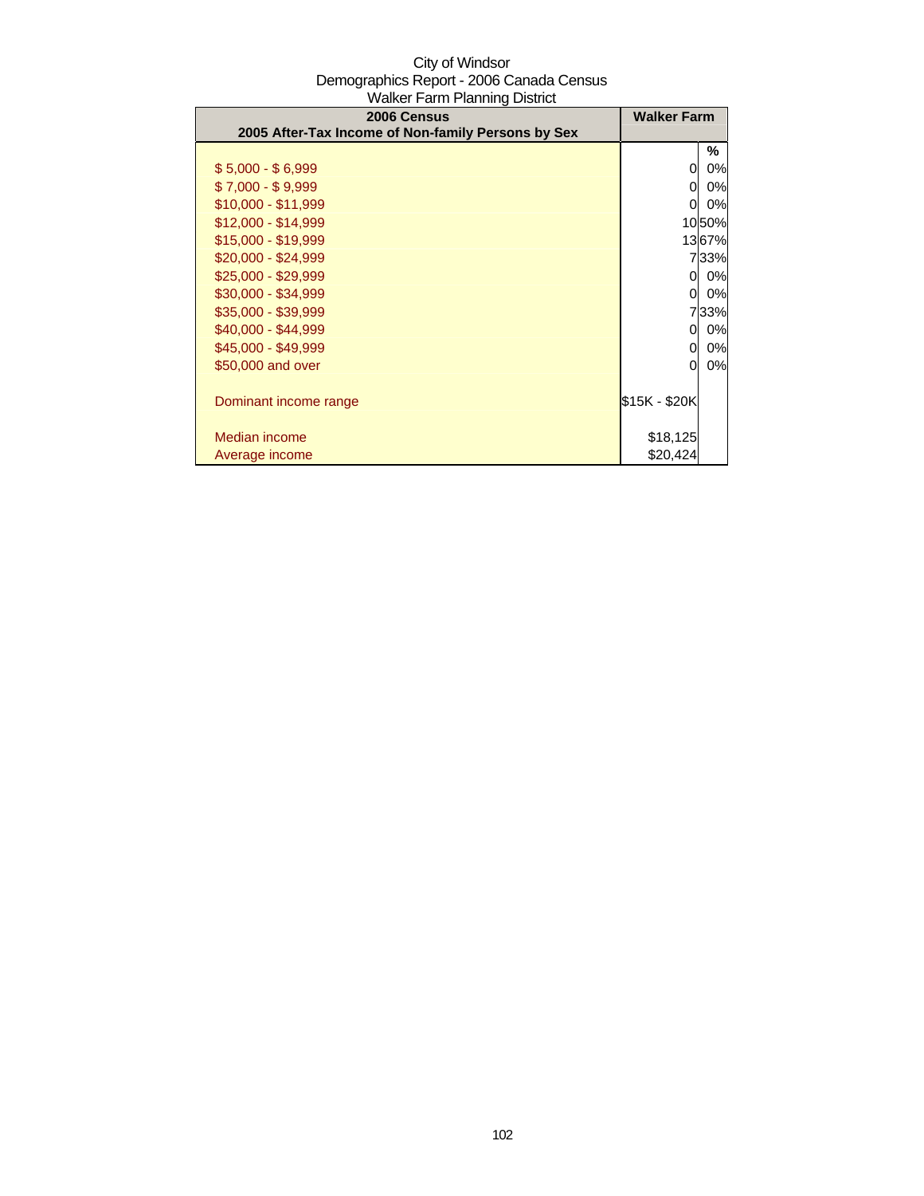City of Windsor
Demographics Report - 2006 Canada Census
Walker Farm Planning District

| 2006 Census<br>2005 After-Tax Income of Non-family Persons by Sex | Walker Farm | |
|---|---|---|
| | | % |
| $ 5,000 - $ 6,999 | 0 | 0% |
| $ 7,000 - $ 9,999 | 0 | 0% |
| $10,000 - $11,999 | 0 | 0% |
| $12,000 - $14,999 | 10 | 50% |
| $15,000 - $19,999 | 13 | 67% |
| $20,000 - $24,999 | 7 | 33% |
| $25,000 - $29,999 | 0 | 0% |
| $30,000 - $34,999 | 0 | 0% |
| $35,000 - $39,999 | 7 | 33% |
| $40,000 - $44,999 | 0 | 0% |
| $45,000 - $49,999 | 0 | 0% |
| $50,000 and over | 0 | 0% |
| Dominant income range | $15K - $20K | |
| Median income | $18,125 | |
| Average income | $20,424 | |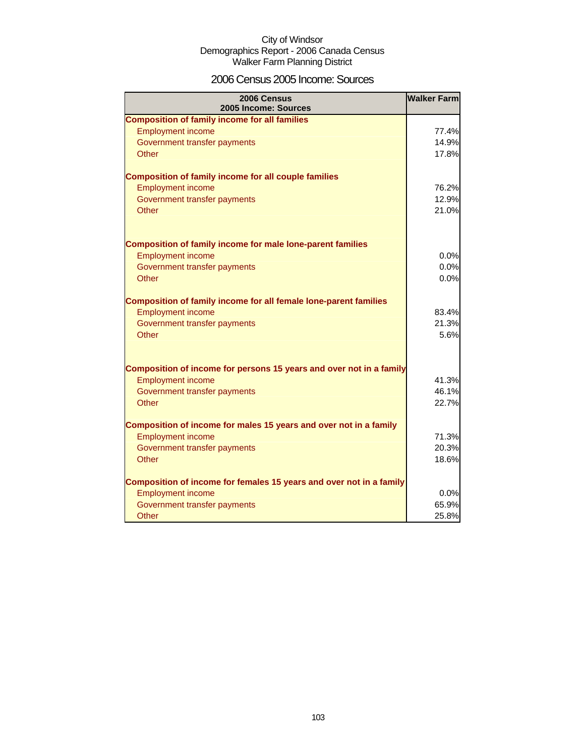City of Windsor
Demographics Report - 2006 Canada Census
Walker Farm Planning District

## 2006 Census 2005 Income: Sources

| 2006 Census<br>2005 Income: Sources | Walker Farm |
|---|---|
| **Composition of family income for all families** | |
| Employment income | 77.4% |
| Government transfer payments | 14.9% |
| Other | 17.8% |
| | |
| **Composition of family income for all couple families** | |
| Employment income | 76.2% |
| Government transfer payments | 12.9% |
| Other | 21.0% |
| | |
| **Composition of family income for male lone-parent families** | |
| Employment income | 0.0% |
| Government transfer payments | 0.0% |
| Other | 0.0% |
| | |
| **Composition of family income for all female lone-parent families** | |
| Employment income | 83.4% |
| Government transfer payments | 21.3% |
| Other | 5.6% |
| | |
| **Composition of income for persons 15 years and over not in a family** | |
| Employment income | 41.3% |
| Government transfer payments | 46.1% |
| Other | 22.7% |
| | |
| **Composition of income for males 15 years and over not in a family** | |
| Employment income | 71.3% |
| Government transfer payments | 20.3% |
| Other | 18.6% |
| | |
| **Composition of income for females 15 years and over not in a family** | |
| Employment income | 0.0% |
| Government transfer payments | 65.9% |
| Other | 25.8% |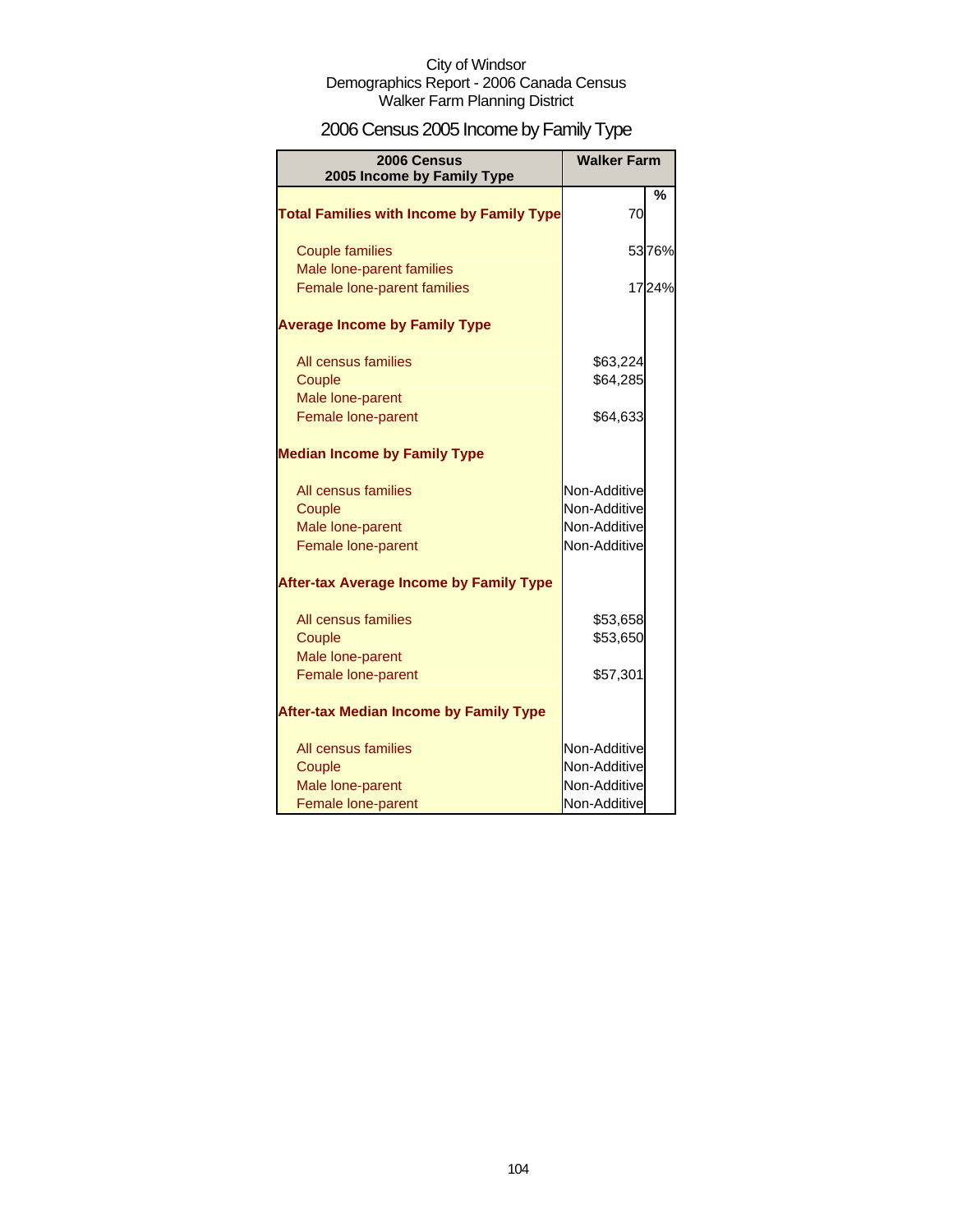City of Windsor
Demographics Report - 2006 Canada Census
Walker Farm Planning District

# 2006 Census 2005 Income by Family Type

| 2006 Census 2005 Income by Family Type | Walker Farm | % |
|---|---|---|
| **Total Families with Income by Family Type** | 70 | |
| Couple families | 53 | 76% |
| Male lone-parent families | | |
| Female lone-parent families | 17 | 24% |
| **Average Income by Family Type** | | |
| All census families | $63,224 | |
| Couple | $64,285 | |
| Male lone-parent | | |
| Female lone-parent | $64,633 | |
| **Median Income by Family Type** | | |
| All census families | Non-Additive | |
| Couple | Non-Additive | |
| Male lone-parent | Non-Additive | |
| Female lone-parent | Non-Additive | |
| **After-tax Average Income by Family Type** | | |
| All census families | $53,658 | |
| Couple | $53,650 | |
| Male lone-parent | | |
| Female lone-parent | $57,301 | |
| **After-tax Median Income by Family Type** | | |
| All census families | Non-Additive | |
| Couple | Non-Additive | |
| Male lone-parent | Non-Additive | |
| Female lone-parent | Non-Additive | |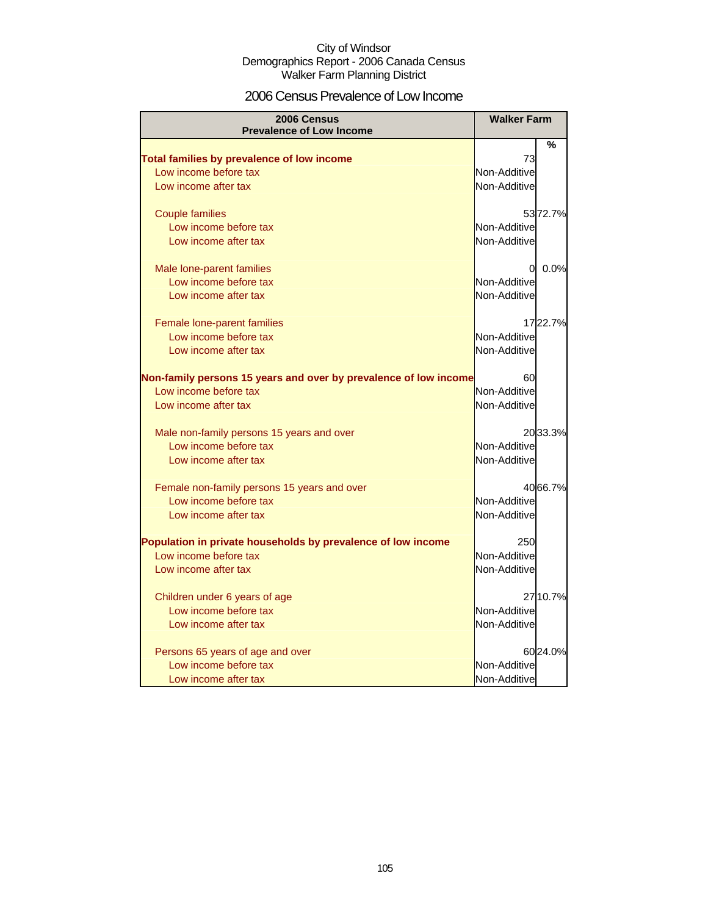City of Windsor
Demographics Report - 2006 Canada Census
Walker Farm Planning District

# 2006 Census Prevalence of Low Income

| 2006 Census<br>Prevalence of Low Income | Walker Farm | |
|---|---|---|
| | | % |
| **Total families by prevalence of low income** | 73 | |
| Low income before tax | Non-Additive | |
| Low income after tax | Non-Additive | |
| Couple families | 53 | 72.7% |
| Low income before tax | Non-Additive | |
| Low income after tax | Non-Additive | |
| Male lone-parent families | 0 | 0.0% |
| Low income before tax | Non-Additive | |
| Low income after tax | Non-Additive | |
| Female lone-parent families | 17 | 22.7% |
| Low income before tax | Non-Additive | |
| Low income after tax | Non-Additive | |
| **Non-family persons 15 years and over by prevalence of low income** | 60 | |
| Low income before tax | Non-Additive | |
| Low income after tax | Non-Additive | |
| Male non-family persons 15 years and over | 20 | 33.3% |
| Low income before tax | Non-Additive | |
| Low income after tax | Non-Additive | |
| Female non-family persons 15 years and over | 40 | 66.7% |
| Low income before tax | Non-Additive | |
| Low income after tax | Non-Additive | |
| **Population in private households by prevalence of low income** | 250 | |
| Low income before tax | Non-Additive | |
| Low income after tax | Non-Additive | |
| Children under 6 years of age | 27 | 10.7% |
| Low income before tax | Non-Additive | |
| Low income after tax | Non-Additive | |
| Persons 65 years of age and over | 60 | 24.0% |
| Low income before tax | Non-Additive | |
| Low income after tax | Non-Additive | |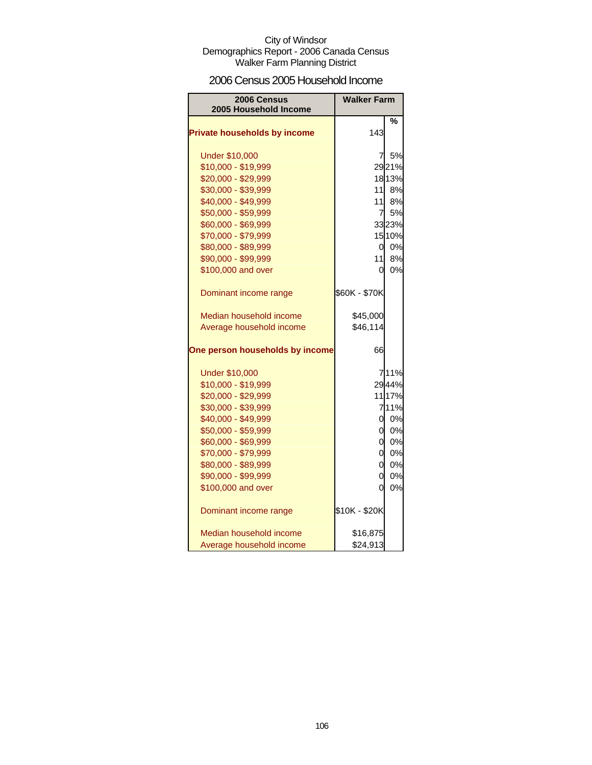City of Windsor
Demographics Report - 2006 Canada Census
Walker Farm Planning District

## 2006 Census 2005 Household Income

| 2006 Census 2005 Household Income | Walker Farm | |
|---|---|---|
| | | % |
| **Private households by income** | 143 | |
| Under $10,000 | 7 | 5% |
| $10,000 - $19,999 | 29 | 21% |
| $20,000 - $29,999 | 18 | 13% |
| $30,000 - $39,999 | 11 | 8% |
| $40,000 - $49,999 | 11 | 8% |
| $50,000 - $59,999 | 7 | 5% |
| $60,000 - $69,999 | 33 | 23% |
| $70,000 - $79,999 | 15 | 10% |
| $80,000 - $89,999 | 0 | 0% |
| $90,000 - $99,999 | 11 | 8% |
| $100,000 and over | 0 | 0% |
| Dominant income range | $60K - $70K | |
| Median household income | $45,000 | |
| Average household income | $46,114 | |
| **One person households by income** | 66 | |
| Under $10,000 | 7 | 11% |
| $10,000 - $19,999 | 29 | 44% |
| $20,000 - $29,999 | 11 | 17% |
| $30,000 - $39,999 | 7 | 11% |
| $40,000 - $49,999 | 0 | 0% |
| $50,000 - $59,999 | 0 | 0% |
| $60,000 - $69,999 | 0 | 0% |
| $70,000 - $79,999 | 0 | 0% |
| $80,000 - $89,999 | 0 | 0% |
| $90,000 - $99,999 | 0 | 0% |
| $100,000 and over | 0 | 0% |
| Dominant income range | $10K - $20K | |
| Median household income | $16,875 | |
| Average household income | $24,913 | |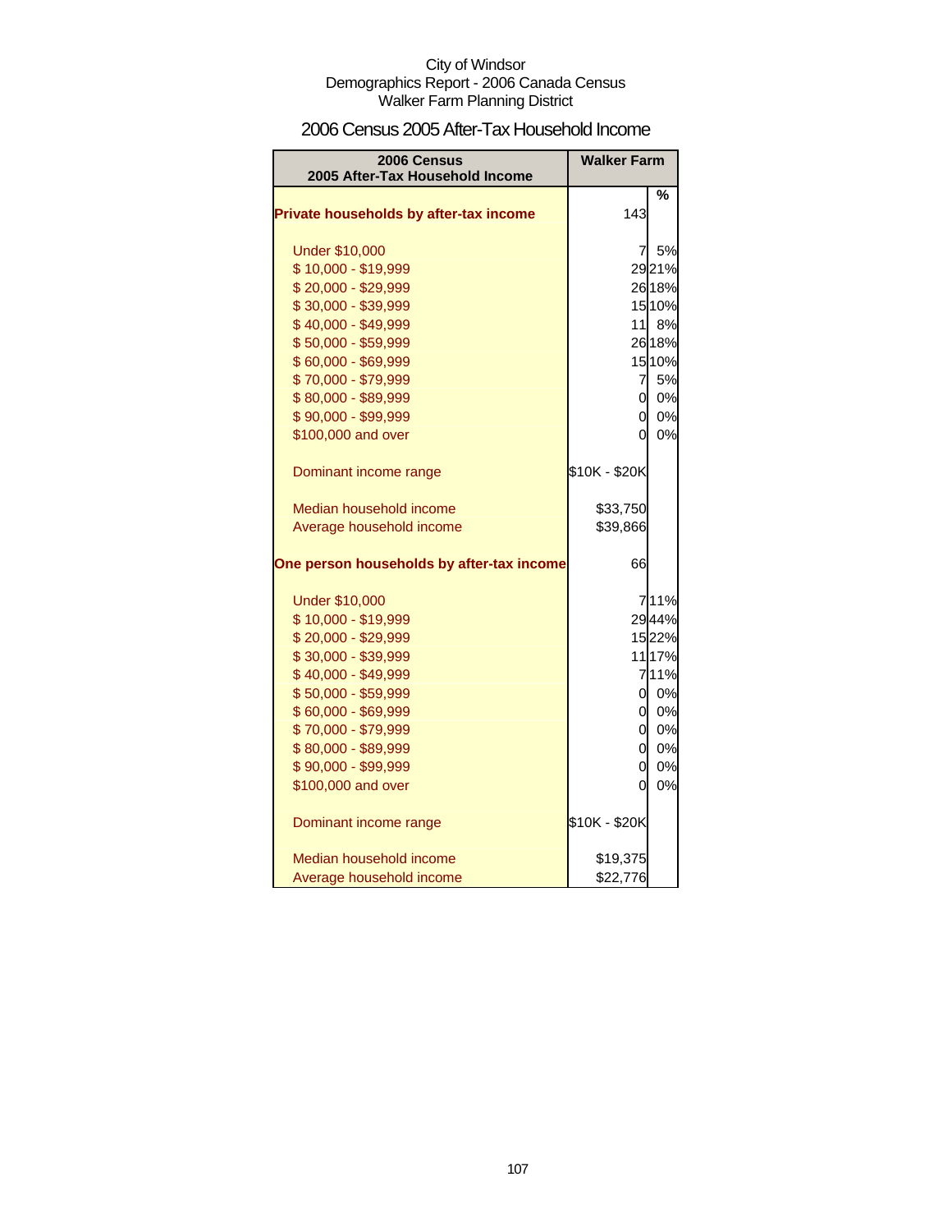City of Windsor
Demographics Report - 2006 Canada Census
Walker Farm Planning District

## 2006 Census 2005 After-Tax Household Income

| 2006 Census 2005 After-Tax Household Income | Walker Farm | |
|---|---|---|
| | | % |
| **Private households by after-tax income** | 143 | |
| Under $10,000 | 7 | 5% |
| $ 10,000 - $19,999 | 29 | 21% |
| $ 20,000 - $29,999 | 26 | 18% |
| $ 30,000 - $39,999 | 15 | 10% |
| $ 40,000 - $49,999 | 11 | 8% |
| $ 50,000 - $59,999 | 26 | 18% |
| $ 60,000 - $69,999 | 15 | 10% |
| $ 70,000 - $79,999 | 7 | 5% |
| $ 80,000 - $89,999 | 0 | 0% |
| $ 90,000 - $99,999 | 0 | 0% |
| $100,000 and over | 0 | 0% |
| Dominant income range | $10K - $20K | |
| Median household income | $33,750 | |
| Average household income | $39,866 | |
| **One person households by after-tax income** | 66 | |
| Under $10,000 | 7 | 11% |
| $ 10,000 - $19,999 | 29 | 44% |
| $ 20,000 - $29,999 | 15 | 22% |
| $ 30,000 - $39,999 | 11 | 17% |
| $ 40,000 - $49,999 | 7 | 11% |
| $ 50,000 - $59,999 | 0 | 0% |
| $ 60,000 - $69,999 | 0 | 0% |
| $ 70,000 - $79,999 | 0 | 0% |
| $ 80,000 - $89,999 | 0 | 0% |
| $ 90,000 - $99,999 | 0 | 0% |
| $100,000 and over | 0 | 0% |
| Dominant income range | $10K - $20K | |
| Median household income | $19,375 | |
| Average household income | $22,776 | |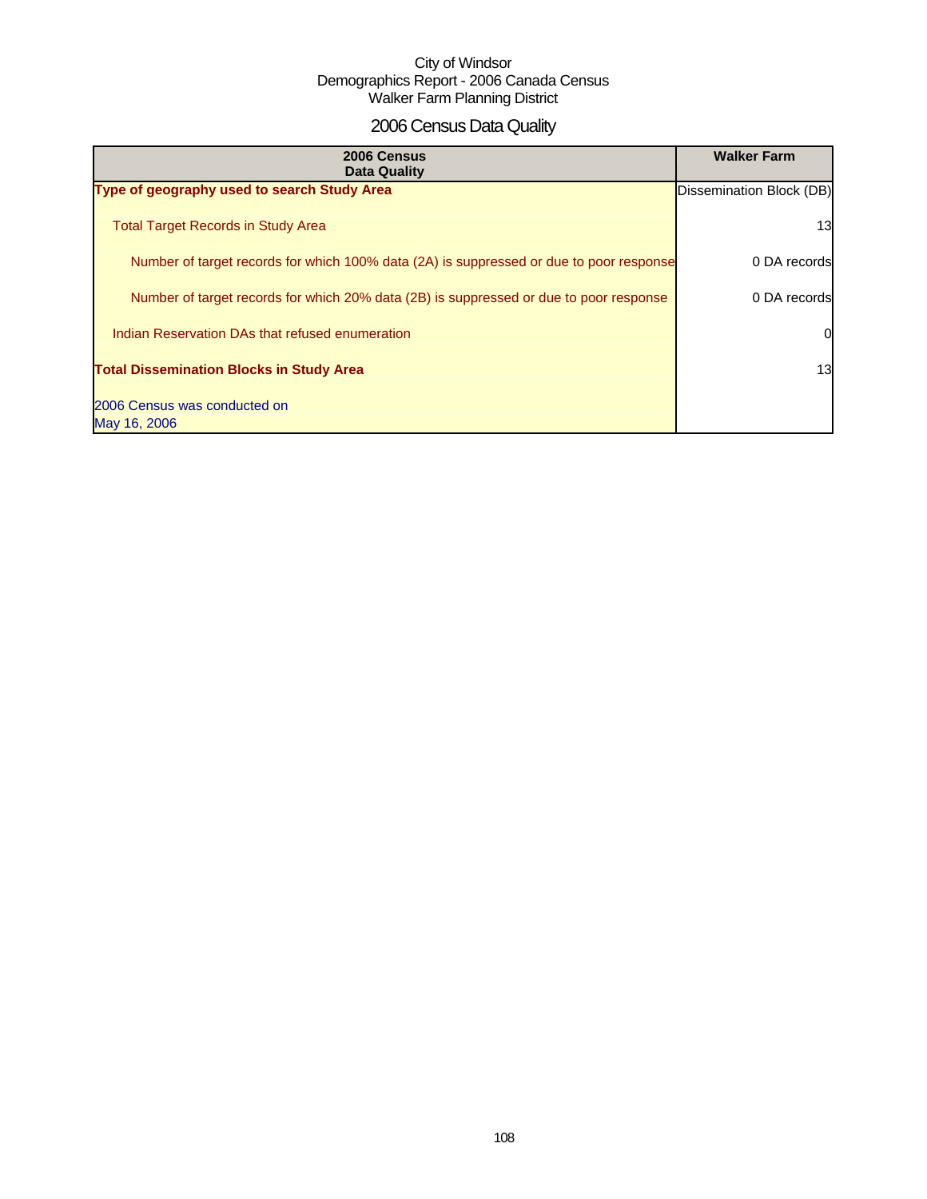City of Windsor
Demographics Report - 2006 Canada Census
Walker Farm Planning District

# 2006 Census Data Quality

| 2006 Census Data Quality | Walker Farm |
|---|---|
| **Type of geography used to search Study Area** | Dissemination Block (DB) |
| Total Target Records in Study Area | 13 |
| Number of target records for which 100% data (2A) is suppressed or due to poor response | 0 DA records |
| Number of target records for which 20% data (2B) is suppressed or due to poor response | 0 DA records |
| Indian Reservation DAs that refused enumeration | 0 |
| **Total Dissemination Blocks in Study Area** | 13 |
| 2006 Census was conducted on May 16, 2006 | |